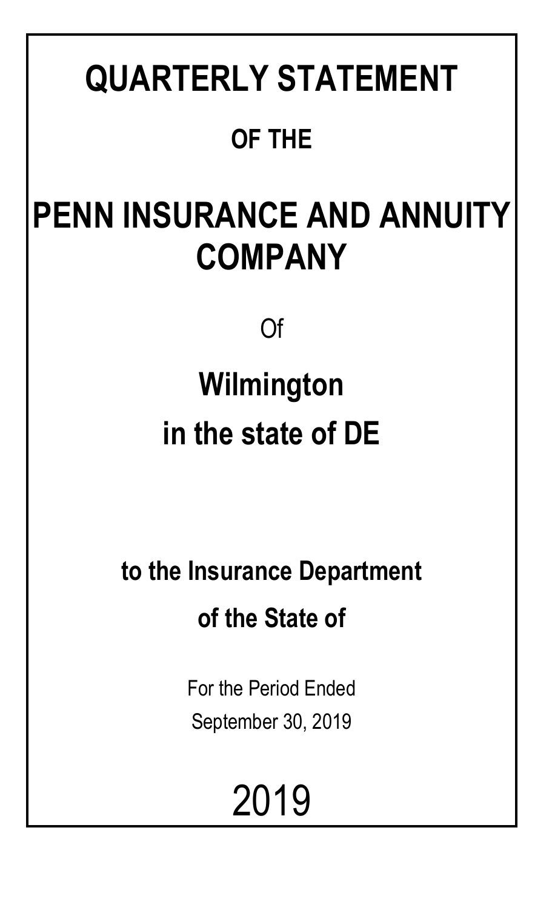# QUARTERLY STATEMENT

## OF THE

# PENN INSURANCE AND ANNUITY COMPANY

Of

## Wilmington

## in the state of DE

**to the Insurance Department**

**of the State of**

For the Period Ended

September 30, 2019

2019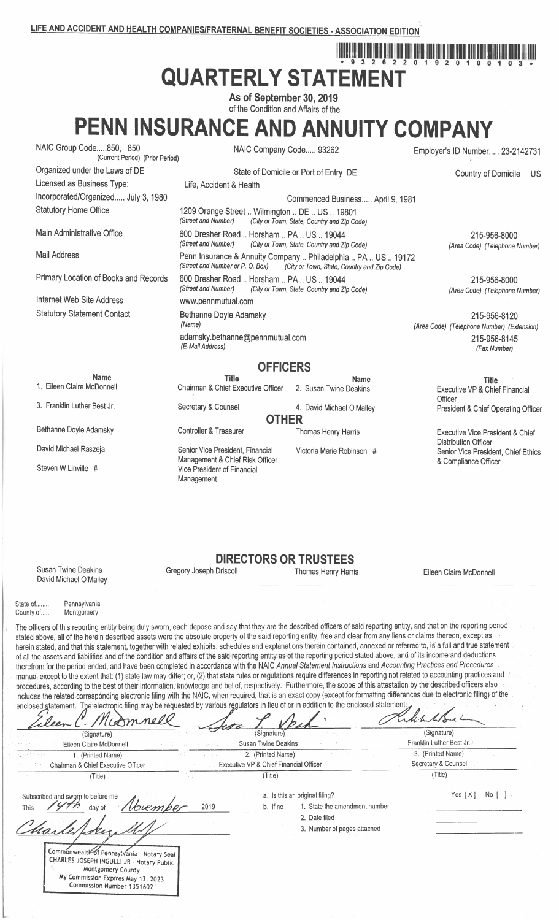LIFE AND ACCIDENT AND HEALTH COMPANIES/FRATERNAL BENEFIT SOCIETIES - ASSOCIATION EDITION

\* 9 3 2 6 2 2 0 1 9 2 0 1 0 0 1 0 3 \*

# QUARTERLY STATEMENT

**As of September 30, 2019**
of the Condition and Affairs of the

# PENN INSURANCE AND ANNUITY COMPANY

| | | |
|---|---|---|
| NAIC Group Code.....850, 850 (Current Period) (Prior Period) | NAIC Company Code..... 93262 | Employer's ID Number..... 23-2142731 |
| Organized under the Laws of DE | State of Domicile or Port of Entry DE | Country of Domicile US |
| Licensed as Business Type: | Life, Accident & Health | |
| Incorporated/Organized..... July 3, 1980 | Commenced Business..... April 9, 1981 | |
| Statutory Home Office | 1209 Orange Street .. Wilmington .. DE .. US .. 19801 *(Street and Number) (City or Town, State, Country and Zip Code)* | |
| Main Administrative Office | 600 Dresher Road .. Horsham .. PA .. US .. 19044 *(Street and Number) (City or Town, State, Country and Zip Code)* | 215-956-8000 *(Area Code) (Telephone Number)* |
| Mail Address | Penn Insurance & Annuity Company .. Philadelphia .. PA .. US .. 19172 *(Street and Number or P. O. Box) (City or Town, State, Country and Zip Code)* | |
| Primary Location of Books and Records | 600 Dresher Road .. Horsham .. PA .. US .. 19044 *(Street and Number) (City or Town, State, Country and Zip Code)* | 215-956-8000 *(Area Code) (Telephone Number)* |
| Internet Web Site Address | www.pennmutual.com | |
| Statutory Statement Contact | Bethanne Doyle Adamsky *(Name)* | 215-956-8120 *(Area Code) (Telephone Number) (Extension)* |
| | adamsky.bethanne@pennmutual.com *(E-Mail Address)* | 215-956-8145 *(Fax Number)* |

## OFFICERS

| Name | Title | Name | Title |
|---|---|---|---|
| 1. Eileen Claire McDonnell | Chairman & Chief Executive Officer | 2. Susan Twine Deakins | Executive VP & Chief Financial Officer |
| 3. Franklin Luther Best Jr. | Secretary & Counsel | 4. David Michael O'Malley | President & Chief Operating Officer |

## OTHER

| | | | |
|---|---|---|---|
| Bethanne Doyle Adamsky | Controller & Treasurer | Thomas Henry Harris | Executive Vice President & Chief Distribution Officer |
| David Michael Raszeja | Senior Vice President, Financial Management & Chief Risk Officer | Victoria Marie Robinson # | Senior Vice President, Chief Ethics & Compliance Officer |
| Steven W Linville # | Vice President of Financial Management | | |

## DIRECTORS OR TRUSTEES

| | | | |
|---|---|---|---|
| Susan Twine Deakins | Gregory Joseph Driscoll | Thomas Henry Harris | Eileen Claire McDonnell |
| David Michael O'Malley | | | |

State of........ Pennsylvania
County of..... Montgomery

The officers of this reporting entity being duly sworn, each depose and say that they are the described officers of said reporting entity, and that on the reporting period stated above, all of the herein described assets were the absolute property of the said reporting entity, free and clear from any liens or claims thereon, except as herein stated, and that this statement, together with related exhibits, schedules and explanations therein contained, annexed or referred to, is a full and true statement of all the assets and liabilities and of the condition and affairs of the said reporting entity as of the reporting period stated above, and of its income and deductions therefrom for the period ended, and have been completed in accordance with the NAIC *Annual Statement Instructions* and *Accounting Practices and Procedures* manual except to the extent that: (1) state law may differ; or, (2) that state rules or regulations require differences in reporting not related to accounting practices and procedures, according to the best of their information, knowledge and belief, respectively. Furthermore, the scope of this attestation by the described officers also includes the related corresponding electronic filing with the NAIC, when required, that is an exact copy (except for formatting differences due to electronic filing) of the enclosed statement. The electronic filing may be requested by various regulators in lieu of or in addition to the enclosed statement.

| | | |
|---|---|---|
| (Signature) | (Signature) | (Signature) |
| Eileen Claire McDonnell | Susan Twine Deakins | Franklin Luther Best Jr. |
| 1. (Printed Name) | 2. (Printed Name) | 3. (Printed Name) |
| Chairman & Chief Executive Officer | Executive VP & Chief Financial Officer | Secretary & Counsel |
| (Title) | (Title) | (Title) |

Subscribed and sworn to before me
This 14th day of November 2019

Commonwealth of Pennsylvania - Notary Seal
CHARLES JOSEPH INGULLI JR - Notary Public
Montgomery County
My Commission Expires May 13, 2023
Commission Number 1351602

a. Is this an original filing? Yes [X] No [ ]

b. If no
1. State the amendment number
2. Date filed
3. Number of pages attached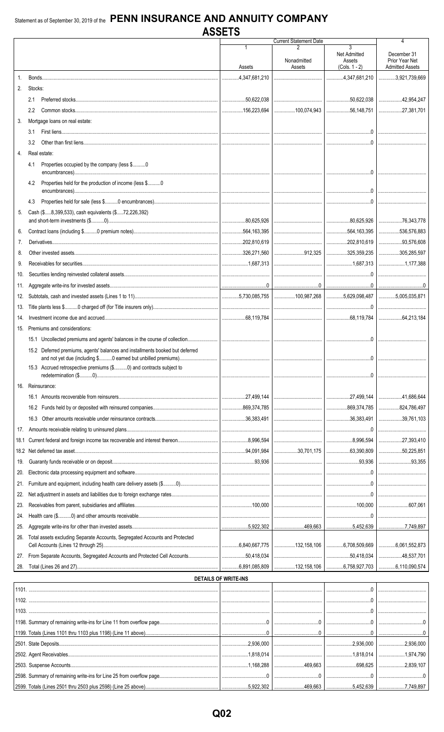Statement as of September 30, 2019 of the **PENN INSURANCE AND ANNUITY COMPANY**

# ASSETS

| | | Current Statement Date 1 Assets | 2 Nonadmitted Assets | 3 Net Admitted Assets (Cols. 1 - 2) | 4 December 31 Prior Year Net Admitted Assets |
|---|---|---|---|---|---|
| 1. | Bonds | 4,347,681,210 | | 4,347,681,210 | 3,921,739,669 |
| 2. | Stocks: | | | | |
| | 2.1 Preferred stocks | 50,622,038 | | 50,622,038 | 42,954,247 |
| | 2.2 Common stocks | 156,223,694 | 100,074,943 | 56,148,751 | 27,381,701 |
| 3. | Mortgage loans on real estate: | | | | |
| | 3.1 First liens | | | 0 | |
| | 3.2 Other than first liens | | | 0 | |
| 4. | Real estate: | | | | |
| | 4.1 Properties occupied by the company (less $..........0 encumbrances) | | | 0 | |
| | 4.2 Properties held for the production of income (less $..........0 encumbrances) | | | 0 | |
| | 4.3 Properties held for sale (less $..........0 encumbrances) | | | 0 | |
| 5. | Cash ($.....8,399,533), cash equivalents ($.....72,226,392) and short-term investments ($..........0) | 80,625,926 | | 80,625,926 | 76,343,778 |
| 6. | Contract loans (including $..........0 premium notes) | 564,163,395 | | 564,163,395 | 536,576,883 |
| 7. | Derivatives | 202,810,619 | | 202,810,619 | 93,576,608 |
| 8. | Other invested assets | 326,271,560 | 912,325 | 325,359,235 | 305,285,597 |
| 9. | Receivables for securities | 1,687,313 | | 1,687,313 | 1,177,388 |
| 10. | Securities lending reinvested collateral assets | | | 0 | |
| 11. | Aggregate write-ins for invested assets | 0 | 0 | 0 | 0 |
| 12. | Subtotals, cash and invested assets (Lines 1 to 11) | 5,730,085,755 | 100,987,268 | 5,629,098,487 | 5,005,035,871 |
| 13. | Title plants less $..........0 charged off (for Title insurers only) | | | 0 | |
| 14. | Investment income due and accrued | 68,119,784 | | 68,119,784 | 64,213,184 |
| 15. | Premiums and considerations: | | | | |
| | 15.1 Uncollected premiums and agents' balances in the course of collection | | | 0 | |
| | 15.2 Deferred premiums, agents' balances and installments booked but deferred and not yet due (including $..........0 earned but unbilled premiums) | | | 0 | |
| | 15.3 Accrued retrospective premiums ($..........0) and contracts subject to redetermination ($..........0) | | | 0 | |
| 16. | Reinsurance: | | | | |
| | 16.1 Amounts recoverable from reinsurers | 27,499,144 | | 27,499,144 | 41,686,644 |
| | 16.2 Funds held by or deposited with reinsured companies | 869,374,785 | | 869,374,785 | 824,786,497 |
| | 16.3 Other amounts receivable under reinsurance contracts | 36,383,491 | | 36,383,491 | 39,761,103 |
| 17. | Amounts receivable relating to uninsured plans | | | 0 | |
| 18.1 | Current federal and foreign income tax recoverable and interest thereon | 8,996,594 | | 8,996,594 | 27,393,410 |
| 18.2 | Net deferred tax asset | 94,091,984 | 30,701,175 | 63,390,809 | 50,225,851 |
| 19. | Guaranty funds receivable or on deposit | 93,936 | | 93,936 | 93,355 |
| 20. | Electronic data processing equipment and software | | | 0 | |
| 21. | Furniture and equipment, including health care delivery assets ($..........0) | | | 0 | |
| 22. | Net adjustment in assets and liabilities due to foreign exchange rates | | | 0 | |
| 23. | Receivables from parent, subsidiaries and affiliates | 100,000 | | 100,000 | 607,061 |
| 24. | Health care ($..........0) and other amounts receivable | | | 0 | |
| 25. | Aggregate write-ins for other than invested assets | 5,922,302 | 469,663 | 5,452,639 | 7,749,897 |
| 26. | Total assets excluding Separate Accounts, Segregated Accounts and Protected Cell Accounts (Lines 12 through 25) | 6,840,667,775 | 132,158,106 | 6,708,509,669 | 6,061,552,873 |
| 27. | From Separate Accounts, Segregated Accounts and Protected Cell Accounts | 50,418,034 | | 50,418,034 | 48,537,701 |
| 28. | Total (Lines 26 and 27) | 6,891,085,809 | 132,158,106 | 6,758,927,703 | 6,110,090,574 |

## DETAILS OF WRITE-INS

| | 1 | 2 | 3 | 4 |
|---|---|---|---|---|
| 1101. | | | 0 | |
| 1102. | | | 0 | |
| 1103. | | | 0 | |
| 1198. Summary of remaining write-ins for Line 11 from overflow page | 0 | 0 | 0 | 0 |
| 1199. Totals (Lines 1101 thru 1103 plus 1198) (Line 11 above) | 0 | 0 | 0 | 0 |
| 2501. State Deposits | 2,936,000 | | 2,936,000 | 2,936,000 |
| 2502. Agent Receivables | 1,818,014 | | 1,818,014 | 1,974,790 |
| 2503. Suspense Accounts | 1,168,288 | 469,663 | 698,625 | 2,839,107 |
| 2598. Summary of remaining write-ins for Line 25 from overflow page | 0 | 0 | 0 | 0 |
| 2599. Totals (Lines 2501 thru 2503 plus 2598) (Line 25 above) | 5,922,302 | 469,663 | 5,452,639 | 7,749,897 |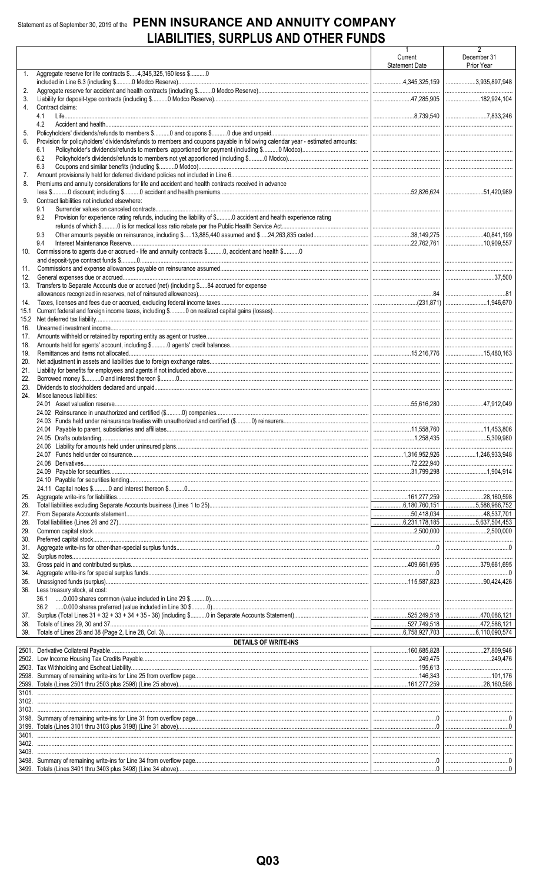# Statement as of September 30, 2019 of the PENN INSURANCE AND ANNUITY COMPANY

## LIABILITIES, SURPLUS AND OTHER FUNDS

| | | 1<br>Current<br>Statement Date | 2<br>December 31<br>Prior Year |
|---|---|---|---|
| 1. | Aggregate reserve for life contracts $.....4,345,325,160 less $..........0 included in Line 6.3 (including $..........0 Modco Reserve) | 4,345,325,159 | 3,935,897,948 |
| 2. | Aggregate reserve for accident and health contracts (including $.........0 Modco Reserve) | | |
| 3. | Liability for deposit-type contracts (including $..........0 Modco Reserve) | 47,285,905 | 182,924,104 |
| 4. | Contract claims: | | |
| | 4.1 Life | 8,739,540 | 7,833,246 |
| | 4.2 Accident and health | | |
| 5. | Policyholders' dividends/refunds to members $..........0 and coupons $..........0 due and unpaid | | |
| 6. | Provision for policyholders' dividends/refunds to members and coupons payable in following calendar year - estimated amounts: | | |
| | 6.1 Policyholder's dividends/refunds to members apportioned for payment (including $..........0 Modco) | | |
| | 6.2 Policyholder's dividends/refunds to members not yet apportioned (including $..........0 Modco) | | |
| | 6.3 Coupons and similar benefits (including $..........0 Modco) | | |
| 7. | Amount provisionally held for deferred dividend policies not included in Line 6 | | |
| 8. | Premiums and annuity considerations for life and accident and health contracts received in advance less $..........0 discount; including $..........0 accident and health premiums | 52,826,624 | 51,420,989 |
| 9. | Contract liabilities not included elsewhere: | | |
| | 9.1 Surrender values on canceled contracts | | |
| | 9.2 Provision for experience rating refunds, including the liability of $..........0 accident and health experience rating refunds of which $..........0 is for medical loss ratio rebate per the Public Health Service Act | | |
| | 9.3 Other amounts payable on reinsurance, including $.....13,885,440 assumed and $.....24,263,835 ceded | 38,149,275 | 40,841,199 |
| | 9.4 Interest Maintenance Reserve | 22,762,761 | 10,909,557 |
| 10. | Commissions to agents due or accrued - life and annuity contracts $..........0, accident and health $..........0 and deposit-type contract funds $..........0 | | |
| 11. | Commissions and expense allowances payable on reinsurance assumed | | |
| 12. | General expenses due or accrued | | 37,500 |
| 13. | Transfers to Separate Accounts due or accrued (net) (including $.....84 accrued for expense allowances recognized in reserves, net of reinsured allowances) | 84 | 81 |
| 14. | Taxes, licenses and fees due or accrued, excluding federal income taxes | (231,871) | 1,946,670 |
| 15.1 | Current federal and foreign income taxes, including $..........0 on realized capital gains (losses) | | |
| 15.2 | Net deferred tax liability | | |
| 16. | Unearned investment income | | |
| 17. | Amounts withheld or retained by reporting entity as agent or trustee | | |
| 18. | Amounts held for agents' account, including $..........0 agents' credit balances | | |
| 19. | Remittances and items not allocated | 15,216,776 | 15,480,163 |
| 20. | Net adjustment in assets and liabilities due to foreign exchange rates | | |
| 21. | Liability for benefits for employees and agents if not included above | | |
| 22. | Borrowed money $..........0 and interest thereon $..........0 | | |
| 23. | Dividends to stockholders declared and unpaid | | |
| 24. | Miscellaneous liabilities: | | |
| | 24.01 Asset valuation reserve | 55,616,280 | 47,912,049 |
| | 24.02 Reinsurance in unauthorized and certified ($..........0) companies | | |
| | 24.03 Funds held under reinsurance treaties with unauthorized and certified ($..........0) reinsurers | | |
| | 24.04 Payable to parent, subsidiaries and affiliates | 11,558,760 | 11,453,806 |
| | 24.05 Drafts outstanding | 1,258,435 | 5,309,980 |
| | 24.06 Liability for amounts held under uninsured plans | | |
| | 24.07 Funds held under coinsurance | 1,316,952,926 | 1,246,933,948 |
| | 24.08 Derivatives | 72,222,940 | |
| | 24.09 Payable for securities | 31,799,298 | 1,904,914 |
| | 24.10 Payable for securities lending | | |
| | 24.11 Capital notes $..........0 and interest thereon $..........0 | | |
| 25. | Aggregate write-ins for liabilities | 161,277,259 | 28,160,598 |
| 26. | Total liabilities excluding Separate Accounts business (Lines 1 to 25) | 6,180,760,151 | 5,588,966,752 |
| 27. | From Separate Accounts statement | 50,418,034 | 48,537,701 |
| 28. | Total liabilities (Lines 26 and 27) | 6,231,178,185 | 5,637,504,453 |
| 29. | Common capital stock | 2,500,000 | 2,500,000 |
| 30. | Preferred capital stock | | |
| 31. | Aggregate write-ins for other-than-special surplus funds | 0 | 0 |
| 32. | Surplus notes | | |
| 33. | Gross paid in and contributed surplus | 409,661,695 | 379,661,695 |
| 34. | Aggregate write-ins for special surplus funds | 0 | 0 |
| 35. | Unassigned funds (surplus) | 115,587,823 | 90,424,426 |
| 36. | Less treasury stock, at cost: | | |
| | 36.1 .....0.000 shares common (value included in Line 29 $..........0) | | |
| | 36.2 .....0.000 shares preferred (value included in Line 30 $..........0) | | |
| 37. | Surplus (Total Lines 31 + 32 + 33 + 34 + 35 - 36) (including $..........0 in Separate Accounts Statement) | 525,249,518 | 470,086,121 |
| 38. | Totals of Lines 29, 30 and 37 | 527,749,518 | 472,586,121 |
| 39. | Totals of Lines 28 and 38 (Page 2, Line 28, Col. 3) | 6,758,927,703 | 6,110,090,574 |
| | **DETAILS OF WRITE-INS** | | |
| 2501. | Derivative Collateral Payable | 160,685,828 | 27,809,946 |
| 2502. | Low Income Housing Tax Credits Payable | 249,475 | 249,476 |
| 2503. | Tax Withholding and Escheat Liability | 195,613 | |
| 2598. | Summary of remaining write-ins for Line 25 from overflow page | 146,343 | 101,176 |
| 2599. | Totals (Lines 2501 thru 2503 plus 2598) (Line 25 above) | 161,277,259 | 28,160,598 |
| 3101. | | | |
| 3102. | | | |
| 3103. | | | |
| 3198. | Summary of remaining write-ins for Line 31 from overflow page | 0 | 0 |
| 3199. | Totals (Lines 3101 thru 3103 plus 3198) (Line 31 above) | 0 | 0 |
| 3401. | | | |
| 3402. | | | |
| 3403. | | | |
| 3498. | Summary of remaining write-ins for Line 34 from overflow page | 0 | 0 |
| 3499. | Totals (Lines 3401 thru 3403 plus 3498) (Line 34 above) | 0 | 0 |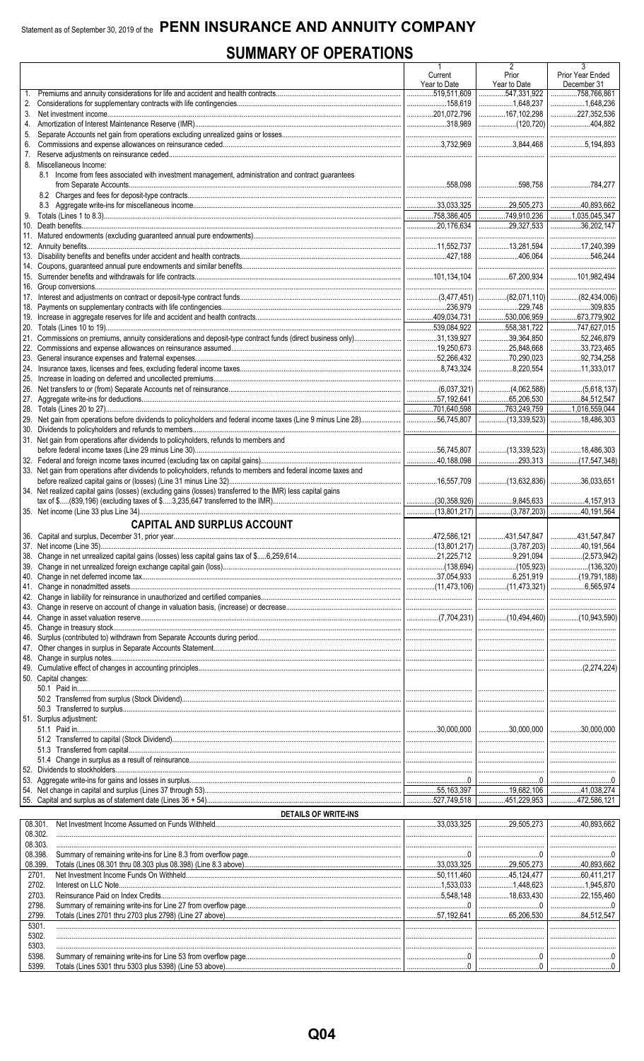Statement as of September 30, 2019 of the **PENN INSURANCE AND ANNUITY COMPANY**

# SUMMARY OF OPERATIONS

| | | 1 Current Year to Date | 2 Prior Year to Date | 3 Prior Year Ended December 31 |
|---|---|---|---|---|
| 1. | Premiums and annuity considerations for life and accident and health contracts | 519,511,609 | 547,331,922 | 758,766,861 |
| 2. | Considerations for supplementary contracts with life contingencies | 158,619 | 1,648,237 | 1,648,236 |
| 3. | Net investment income | 201,072,796 | 167,102,298 | 227,352,536 |
| 4. | Amortization of Interest Maintenance Reserve (IMR) | 318,989 | (120,720) | 404,882 |
| 5. | Separate Accounts net gain from operations excluding unrealized gains or losses | | | |
| 6. | Commissions and expense allowances on reinsurance ceded | 3,732,969 | 3,844,468 | 5,194,893 |
| 7. | Reserve adjustments on reinsurance ceded | | | |
| 8. | Miscellaneous Income: | | | |
| | 8.1 Income from fees associated with investment management, administration and contract guarantees from Separate Accounts | 558,098 | 598,758 | 784,277 |
| | 8.2 Charges and fees for deposit-type contracts | | | |
| | 8.3 Aggregate write-ins for miscellaneous income | 33,033,325 | 29,505,273 | 40,893,662 |
| 9. | Totals (Lines 1 to 8.3) | 758,386,405 | 749,910,236 | 1,035,045,347 |
| 10. | Death benefits | 20,176,634 | 29,327,533 | 36,202,147 |
| 11. | Matured endowments (excluding guaranteed annual pure endowments) | | | |
| 12. | Annuity benefits | 11,552,737 | 13,281,594 | 17,240,399 |
| 13. | Disability benefits and benefits under accident and health contracts | 427,188 | 406,064 | 546,244 |
| 14. | Coupons, guaranteed annual pure endowments and similar benefits | | | |
| 15. | Surrender benefits and withdrawals for life contracts | 101,134,104 | 67,200,934 | 101,982,494 |
| 16. | Group conversions | | | |
| 17. | Interest and adjustments on contract or deposit-type contract funds | (3,477,451) | (82,071,110) | (82,434,006) |
| 18. | Payments on supplementary contracts with life contingencies | 236,979 | 229,748 | 309,835 |
| 19. | Increase in aggregate reserves for life and accident and health contracts | 409,034,731 | 530,006,959 | 673,779,902 |
| 20. | Totals (Lines 10 to 19) | 539,084,922 | 558,381,722 | 747,627,015 |
| 21. | Commissions on premiums, annuity considerations and deposit-type contract funds (direct business only) | 31,139,927 | 39,364,850 | 52,246,879 |
| 22. | Commissions and expense allowances on reinsurance assumed | 19,250,673 | 25,848,668 | 33,723,465 |
| 23. | General insurance expenses and fraternal expenses | 52,266,432 | 70,290,023 | 92,734,258 |
| 24. | Insurance taxes, licenses and fees, excluding federal income taxes | 8,743,324 | 8,220,554 | 11,333,017 |
| 25. | Increase in loading on deferred and uncollected premiums | | | |
| 26. | Net transfers to or (from) Separate Accounts net of reinsurance | (6,037,321) | (4,062,588) | (5,618,137) |
| 27. | Aggregate write-ins for deductions | 57,192,641 | 65,206,530 | 84,512,547 |
| 28. | Totals (Lines 20 to 27) | 701,640,598 | 763,249,759 | 1,016,559,044 |
| 29. | Net gain from operations before dividends to policyholders and federal income taxes (Line 9 minus Line 28) | 56,745,807 | (13,339,523) | 18,486,303 |
| 30. | Dividends to policyholders and refunds to members | | | |
| 31. | Net gain from operations after dividends to policyholders, refunds to members and before federal income taxes (Line 29 minus Line 30) | 56,745,807 | (13,339,523) | 18,486,303 |
| 32. | Federal and foreign income taxes incurred (excluding tax on capital gains) | 40,188,098 | 293,313 | (17,547,348) |
| 33. | Net gain from operations after dividends to policyholders, refunds to members and federal income taxes and before realized capital gains or (losses) (Line 31 minus Line 32) | 16,557,709 | (13,632,836) | 36,033,651 |
| 34. | Net realized capital gains (losses) (excluding gains (losses) transferred to the IMR) less capital gains tax of $.....(839,196) (excluding taxes of $.....3,235,647 transferred to the IMR) | (30,358,926) | 9,845,633 | 4,157,913 |
| 35. | Net income (Line 33 plus Line 34) | (13,801,217) | (3,787,203) | 40,191,564 |
| | **CAPITAL AND SURPLUS ACCOUNT** | | | |
| 36. | Capital and surplus, December 31, prior year | 472,586,121 | 431,547,847 | 431,547,847 |
| 37. | Net income (Line 35) | (13,801,217) | (3,787,203) | 40,191,564 |
| 38. | Change in net unrealized capital gains (losses) less capital gains tax of $.....6,259,614 | 21,225,712 | 9,291,094 | (2,573,942) |
| 39. | Change in net unrealized foreign exchange capital gain (loss) | (138,694) | (105,923) | (136,320) |
| 40. | Change in net deferred income tax | 37,054,933 | 6,251,919 | (19,791,188) |
| 41. | Change in nonadmitted assets | (11,473,106) | (11,473,321) | 6,565,974 |
| 42. | Change in liability for reinsurance in unauthorized and certified companies | | | |
| 43. | Change in reserve on account of change in valuation basis, (increase) or decrease | | | |
| 44. | Change in asset valuation reserve | (7,704,231) | (10,494,460) | (10,943,590) |
| 45. | Change in treasury stock | | | |
| 46. | Surplus (contributed to) withdrawn from Separate Accounts during period | | | |
| 47. | Other changes in surplus in Separate Accounts Statement | | | |
| 48. | Change in surplus notes | | | |
| 49. | Cumulative effect of changes in accounting principles | | | (2,274,224) |
| 50. | Capital changes: | | | |
| | 50.1 Paid in | | | |
| | 50.2 Transferred from surplus (Stock Dividend) | | | |
| | 50.3 Transferred to surplus | | | |
| 51. | Surplus adjustment: | | | |
| | 51.1 Paid in | 30,000,000 | 30,000,000 | 30,000,000 |
| | 51.2 Transferred to capital (Stock Dividend) | | | |
| | 51.3 Transferred from capital | | | |
| | 51.4 Change in surplus as a result of reinsurance | | | |
| 52. | Dividends to stockholders | | | |
| 53. | Aggregate write-ins for gains and losses in surplus | 0 | 0 | 0 |
| 54. | Net change in capital and surplus (Lines 37 through 53) | 55,163,397 | 19,682,106 | 41,038,274 |
| 55. | Capital and surplus as of statement date (Lines 36 + 54) | 527,749,518 | 451,229,953 | 472,586,121 |
| | **DETAILS OF WRITE-INS** | | | |
| 08.301. | Net Investment Income Assumed on Funds Withheld | 33,033,325 | 29,505,273 | 40,893,662 |
| 08.302. | | | | |
| 08.303. | | | | |
| 08.398. | Summary of remaining write-ins for Line 8.3 from overflow page | 0 | 0 | 0 |
| 08.399. | Totals (Lines 08.301 thru 08.303 plus 08.398) (Line 8.3 above) | 33,033,325 | 29,505,273 | 40,893,662 |
| 2701. | Net Investment Income Funds On Withheld | 50,111,460 | 45,124,477 | 60,411,217 |
| 2702. | Interest on LLC Note | 1,533,033 | 1,448,623 | 1,945,870 |
| 2703. | Reinsurance Paid on Index Credits | 5,548,148 | 18,633,430 | 22,155,460 |
| 2798. | Summary of remaining write-ins for Line 27 from overflow page | 0 | 0 | 0 |
| 2799. | Totals (Lines 2701 thru 2703 plus 2798) (Line 27 above) | 57,192,641 | 65,206,530 | 84,512,547 |
| 5301. | | | | |
| 5302. | | | | |
| 5303. | | | | |
| 5398. | Summary of remaining write-ins for Line 53 from overflow page | 0 | 0 | 0 |
| 5399. | Totals (Lines 5301 thru 5303 plus 5398) (Line 53 above) | 0 | 0 | 0 |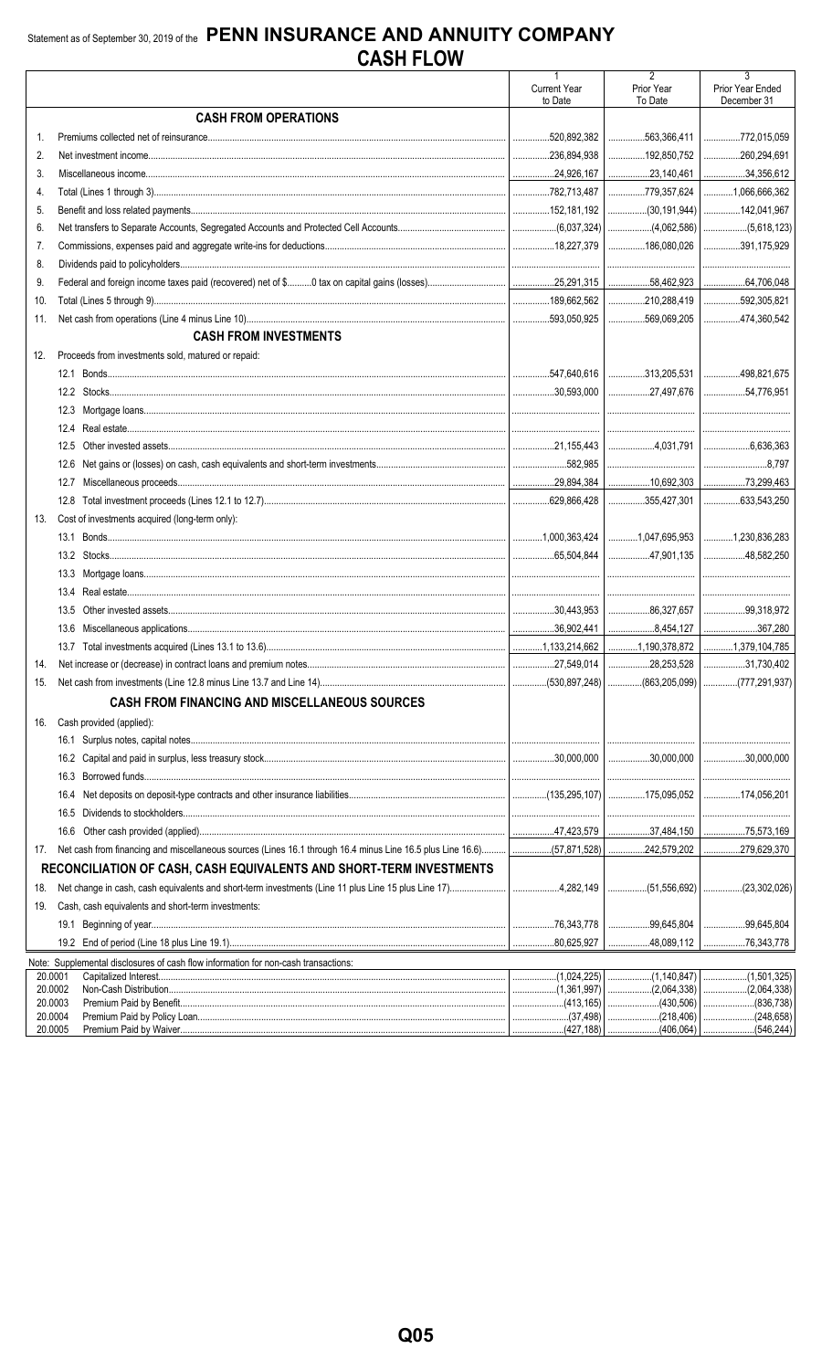Statement as of September 30, 2019 of the **PENN INSURANCE AND ANNUITY COMPANY**

# CASH FLOW

| | | 1<br>Current Year<br>to Date | 2<br>Prior Year<br>To Date | 3<br>Prior Year Ended<br>December 31 |
|---|---|---|---|---|
| | **CASH FROM OPERATIONS** | | | |
| 1. | Premiums collected net of reinsurance | 520,892,382 | 563,366,411 | 772,015,059 |
| 2. | Net investment income | 236,894,938 | 192,850,752 | 260,294,691 |
| 3. | Miscellaneous income | 24,926,167 | 23,140,461 | 34,356,612 |
| 4. | Total (Lines 1 through 3) | 782,713,487 | 779,357,624 | 1,066,666,362 |
| 5. | Benefit and loss related payments | 152,181,192 | (30,191,944) | 142,041,967 |
| 6. | Net transfers to Separate Accounts, Segregated Accounts and Protected Cell Accounts | (6,037,324) | (4,062,586) | (5,618,123) |
| 7. | Commissions, expenses paid and aggregate write-ins for deductions | 18,227,379 | 186,080,026 | 391,175,929 |
| 8. | Dividends paid to policyholders | | | |
| 9. | Federal and foreign income taxes paid (recovered) net of $..........0 tax on capital gains (losses) | 25,291,315 | 58,462,923 | 64,706,048 |
| 10. | Total (Lines 5 through 9) | 189,662,562 | 210,288,419 | 592,305,821 |
| 11. | Net cash from operations (Line 4 minus Line 10) | 593,050,925 | 569,069,205 | 474,360,542 |
| | **CASH FROM INVESTMENTS** | | | |
| 12. | Proceeds from investments sold, matured or repaid: | | | |
| | 12.1 Bonds | 547,640,616 | 313,205,531 | 498,821,675 |
| | 12.2 Stocks | 30,593,000 | 27,497,676 | 54,776,951 |
| | 12.3 Mortgage loans | | | |
| | 12.4 Real estate | | | |
| | 12.5 Other invested assets | 21,155,443 | 4,031,791 | 6,636,363 |
| | 12.6 Net gains or (losses) on cash, cash equivalents and short-term investments | 582,985 | | 8,797 |
| | 12.7 Miscellaneous proceeds | 29,894,384 | 10,692,303 | 73,299,463 |
| | 12.8 Total investment proceeds (Lines 12.1 to 12.7) | 629,866,428 | 355,427,301 | 633,543,250 |
| 13. | Cost of investments acquired (long-term only): | | | |
| | 13.1 Bonds | 1,000,363,424 | 1,047,695,953 | 1,230,836,283 |
| | 13.2 Stocks | 65,504,844 | 47,901,135 | 48,582,250 |
| | 13.3 Mortgage loans | | | |
| | 13.4 Real estate | | | |
| | 13.5 Other invested assets | 30,443,953 | 86,327,657 | 99,318,972 |
| | 13.6 Miscellaneous applications | 36,902,441 | 8,454,127 | 367,280 |
| | 13.7 Total investments acquired (Lines 13.1 to 13.6) | 1,133,214,662 | 1,190,378,872 | 1,379,104,785 |
| 14. | Net increase or (decrease) in contract loans and premium notes | 27,549,014 | 28,253,528 | 31,730,402 |
| 15. | Net cash from investments (Line 12.8 minus Line 13.7 and Line 14) | (530,897,248) | (863,205,099) | (777,291,937) |
| | **CASH FROM FINANCING AND MISCELLANEOUS SOURCES** | | | |
| 16. | Cash provided (applied): | | | |
| | 16.1 Surplus notes, capital notes | | | |
| | 16.2 Capital and paid in surplus, less treasury stock | 30,000,000 | 30,000,000 | 30,000,000 |
| | 16.3 Borrowed funds | | | |
| | 16.4 Net deposits on deposit-type contracts and other insurance liabilities | (135,295,107) | 175,095,052 | 174,056,201 |
| | 16.5 Dividends to stockholders | | | |
| | 16.6 Other cash provided (applied) | 47,423,579 | 37,484,150 | 75,573,169 |
| 17. | Net cash from financing and miscellaneous sources (Lines 16.1 through 16.4 minus Line 16.5 plus Line 16.6) | (57,871,528) | 242,579,202 | 279,629,370 |
| | **RECONCILIATION OF CASH, CASH EQUIVALENTS AND SHORT-TERM INVESTMENTS** | | | |
| 18. | Net change in cash, cash equivalents and short-term investments (Line 11 plus Line 15 plus Line 17) | 4,282,149 | (51,556,692) | (23,302,026) |
| 19. | Cash, cash equivalents and short-term investments: | | | |
| | 19.1 Beginning of year | 76,343,778 | 99,645,804 | 99,645,804 |
| | 19.2 End of period (Line 18 plus Line 19.1) | 80,625,927 | 48,089,112 | 76,343,778 |

Note: Supplemental disclosures of cash flow information for non-cash transactions:

| | | | | |
|---|---|---|---|---|
| 20.0001 | Capitalized Interest | (1,024,225) | (1,140,847) | (1,501,325) |
| 20.0002 | Non-Cash Distribution | (1,361,997) | (2,064,338) | (2,064,338) |
| 20.0003 | Premium Paid by Benefit | (413,165) | (430,506) | (836,738) |
| 20.0004 | Premium Paid by Policy Loan | (37,498) | (218,406) | (248,658) |
| 20.0005 | Premium Paid by Waiver | (427,188) | (406,064) | (546,244) |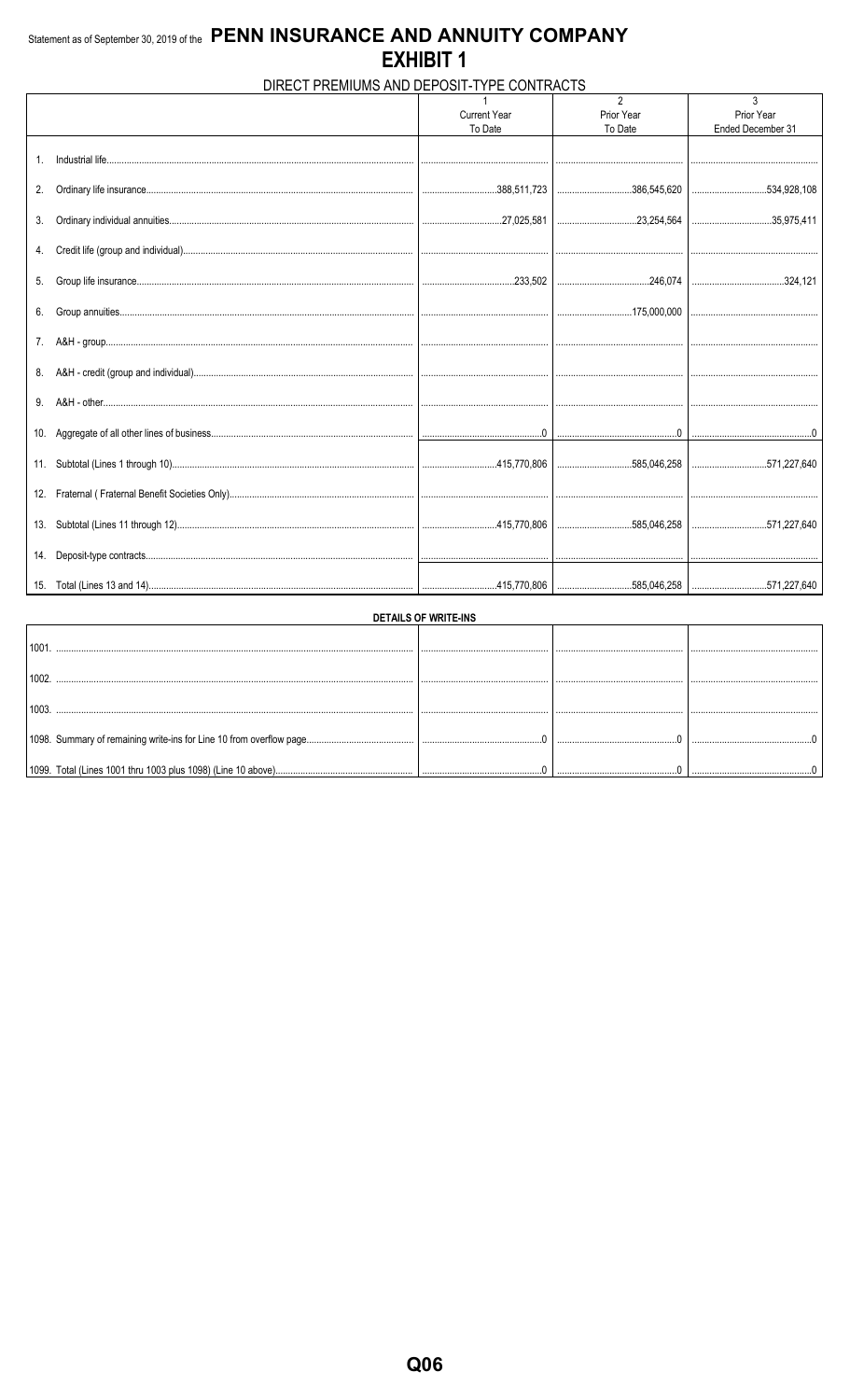Statement as of September 30, 2019 of the **PENN INSURANCE AND ANNUITY COMPANY**

# EXHIBIT 1

## DIRECT PREMIUMS AND DEPOSIT-TYPE CONTRACTS

| | 1<br>Current Year<br>To Date | 2<br>Prior Year<br>To Date | 3<br>Prior Year<br>Ended December 31 |
|---|---|---|---|
| 1. Industrial life | | | |
| 2. Ordinary life insurance | 388,511,723 | 386,545,620 | 534,928,108 |
| 3. Ordinary individual annuities | 27,025,581 | 23,254,564 | 35,975,411 |
| 4. Credit life (group and individual) | | | |
| 5. Group life insurance | 233,502 | 246,074 | 324,121 |
| 6. Group annuities | | 175,000,000 | |
| 7. A&H - group | | | |
| 8. A&H - credit (group and individual) | | | |
| 9. A&H - other | | | |
| 10. Aggregate of all other lines of business | 0 | 0 | 0 |
| 11. Subtotal (Lines 1 through 10) | 415,770,806 | 585,046,258 | 571,227,640 |
| 12. Fraternal ( Fraternal Benefit Societies Only) | | | |
| 13. Subtotal (Lines 11 through 12) | 415,770,806 | 585,046,258 | 571,227,640 |
| 14. Deposit-type contracts | | | |
| 15. Total (Lines 13 and 14) | 415,770,806 | 585,046,258 | 571,227,640 |

**DETAILS OF WRITE-INS**

| | | | |
|---|---|---|---|
| 1001. | | | |
| 1002. | | | |
| 1003. | | | |
| 1098. Summary of remaining write-ins for Line 10 from overflow page | 0 | 0 | 0 |
| 1099. Total (Lines 1001 thru 1003 plus 1098) (Line 10 above) | 0 | 0 | 0 |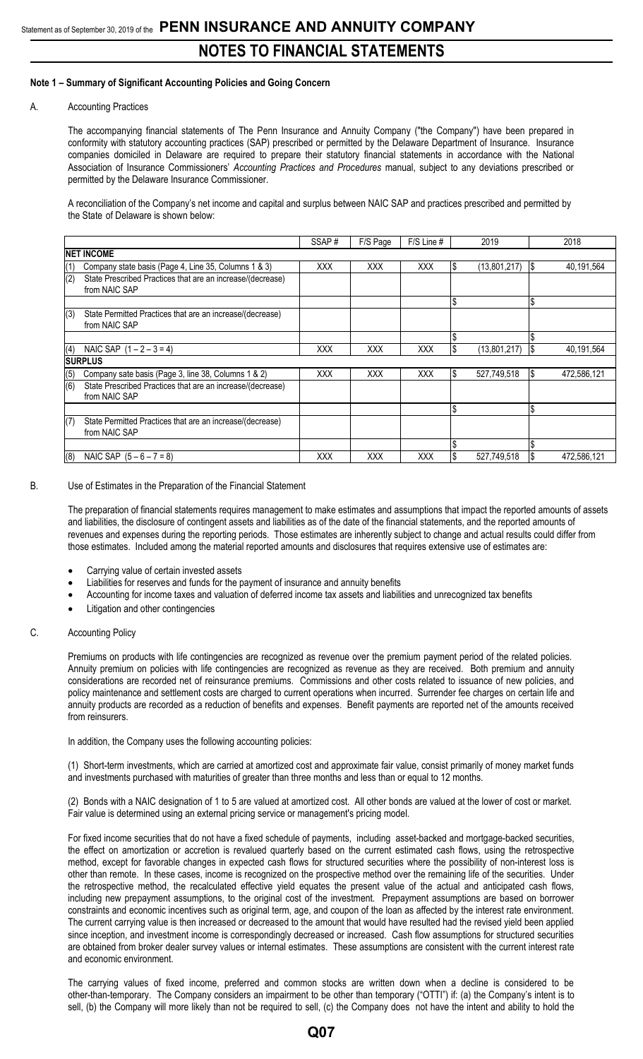# NOTES TO FINANCIAL STATEMENTS

**Note 1 – Summary of Significant Accounting Policies and Going Concern**

A. Accounting Practices

The accompanying financial statements of The Penn Insurance and Annuity Company ("the Company") have been prepared in conformity with statutory accounting practices (SAP) prescribed or permitted by the Delaware Department of Insurance. Insurance companies domiciled in Delaware are required to prepare their statutory financial statements in accordance with the National Association of Insurance Commissioners' *Accounting Practices and Procedures* manual, subject to any deviations prescribed or permitted by the Delaware Insurance Commissioner.

A reconciliation of the Company's net income and capital and surplus between NAIC SAP and practices prescribed and permitted by the State of Delaware is shown below:

| | SSAP # | F/S Page | F/S Line # | 2019 | 2018 |
|---|---|---|---|---|---|
| **NET INCOME** | | | | | |
| (1) Company state basis (Page 4, Line 35, Columns 1 & 3) | XXX | XXX | XXX | $ (13,801,217) | $ 40,191,564 |
| (2) State Prescribed Practices that are an increase/(decrease) from NAIC SAP | | | | | |
| | | | | $ | $ |
| (3) State Permitted Practices that are an increase/(decrease) from NAIC SAP | | | | | |
| | | | | $ | $ |
| (4) NAIC SAP (1 – 2 – 3 = 4) | XXX | XXX | XXX | $ (13,801,217) | $ 40,191,564 |
| **SURPLUS** | | | | | |
| (5) Company sate basis (Page 3, line 38, Columns 1 & 2) | XXX | XXX | XXX | $ 527,749,518 | $ 472,586,121 |
| (6) State Prescribed Practices that are an increase/(decrease) from NAIC SAP | | | | | |
| | | | | $ | $ |
| (7) State Permitted Practices that are an increase/(decrease) from NAIC SAP | | | | | |
| | | | | $ | $ |
| (8) NAIC SAP (5 – 6 – 7 = 8) | XXX | XXX | XXX | $ 527,749,518 | $ 472,586,121 |

B. Use of Estimates in the Preparation of the Financial Statement

The preparation of financial statements requires management to make estimates and assumptions that impact the reported amounts of assets and liabilities, the disclosure of contingent assets and liabilities as of the date of the financial statements, and the reported amounts of revenues and expenses during the reporting periods. Those estimates are inherently subject to change and actual results could differ from those estimates. Included among the material reported amounts and disclosures that requires extensive use of estimates are:

- Carrying value of certain invested assets
- Liabilities for reserves and funds for the payment of insurance and annuity benefits
- Accounting for income taxes and valuation of deferred income tax assets and liabilities and unrecognized tax benefits
- Litigation and other contingencies

C. Accounting Policy

Premiums on products with life contingencies are recognized as revenue over the premium payment period of the related policies. Annuity premium on policies with life contingencies are recognized as revenue as they are received. Both premium and annuity considerations are recorded net of reinsurance premiums. Commissions and other costs related to issuance of new policies, and policy maintenance and settlement costs are charged to current operations when incurred. Surrender fee charges on certain life and annuity products are recorded as a reduction of benefits and expenses. Benefit payments are reported net of the amounts received from reinsurers.

In addition, the Company uses the following accounting policies:

(1) Short-term investments, which are carried at amortized cost and approximate fair value, consist primarily of money market funds and investments purchased with maturities of greater than three months and less than or equal to 12 months.

(2) Bonds with a NAIC designation of 1 to 5 are valued at amortized cost. All other bonds are valued at the lower of cost or market. Fair value is determined using an external pricing service or management's pricing model.

For fixed income securities that do not have a fixed schedule of payments, including asset-backed and mortgage-backed securities, the effect on amortization or accretion is revalued quarterly based on the current estimated cash flows, using the retrospective method, except for favorable changes in expected cash flows for structured securities where the possibility of non-interest loss is other than remote. In these cases, income is recognized on the prospective method over the remaining life of the securities. Under the retrospective method, the recalculated effective yield equates the present value of the actual and anticipated cash flows, including new prepayment assumptions, to the original cost of the investment. Prepayment assumptions are based on borrower constraints and economic incentives such as original term, age, and coupon of the loan as affected by the interest rate environment. The current carrying value is then increased or decreased to the amount that would have resulted had the revised yield been applied since inception, and investment income is correspondingly decreased or increased. Cash flow assumptions for structured securities are obtained from broker dealer survey values or internal estimates. These assumptions are consistent with the current interest rate and economic environment.

The carrying values of fixed income, preferred and common stocks are written down when a decline is considered to be other-than-temporary. The Company considers an impairment to be other than temporary ("OTTI") if: (a) the Company's intent is to sell, (b) the Company will more likely than not be required to sell, (c) the Company does not have the intent and ability to hold the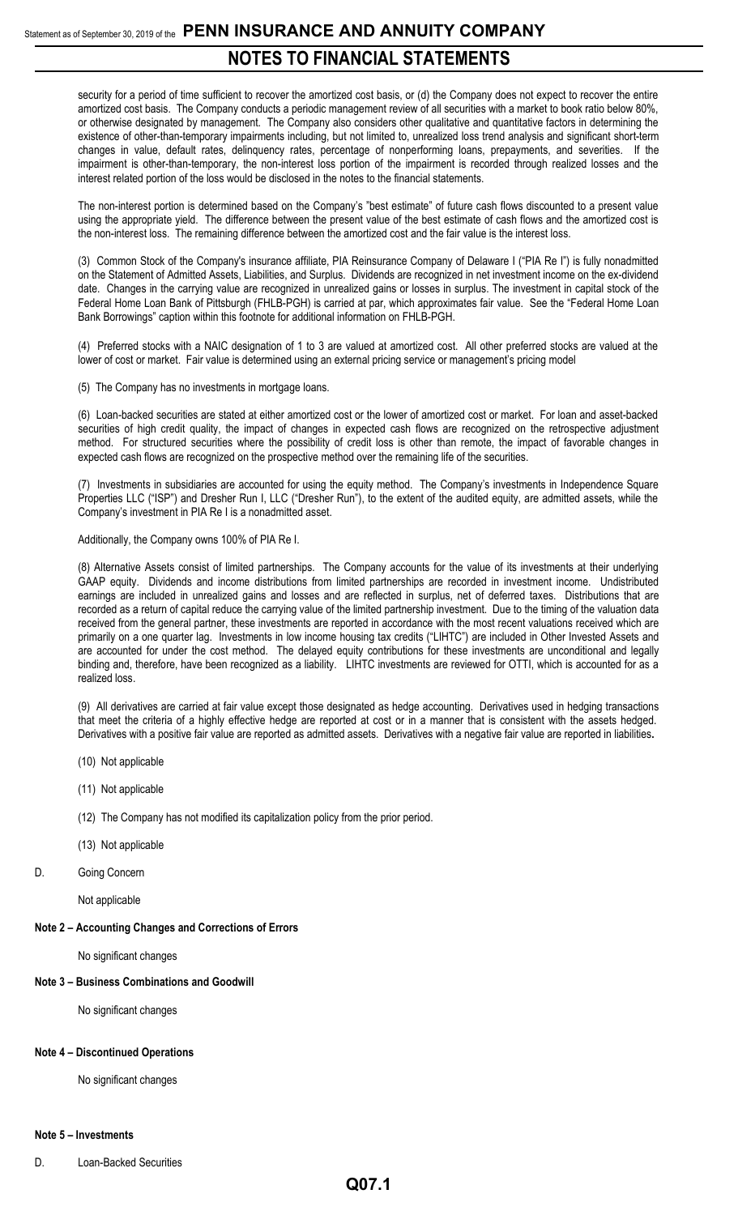security for a period of time sufficient to recover the amortized cost basis, or (d) the Company does not expect to recover the entire amortized cost basis. The Company conducts a periodic management review of all securities with a market to book ratio below 80%, or otherwise designated by management. The Company also considers other qualitative and quantitative factors in determining the existence of other-than-temporary impairments including, but not limited to, unrealized loss trend analysis and significant short-term changes in value, default rates, delinquency rates, percentage of nonperforming loans, prepayments, and severities. If the impairment is other-than-temporary, the non-interest loss portion of the impairment is recorded through realized losses and the interest related portion of the loss would be disclosed in the notes to the financial statements.

The non-interest portion is determined based on the Company's "best estimate" of future cash flows discounted to a present value using the appropriate yield. The difference between the present value of the best estimate of cash flows and the amortized cost is the non-interest loss. The remaining difference between the amortized cost and the fair value is the interest loss.

(3) Common Stock of the Company's insurance affiliate, PIA Reinsurance Company of Delaware I ("PIA Re I") is fully nonadmitted on the Statement of Admitted Assets, Liabilities, and Surplus. Dividends are recognized in net investment income on the ex-dividend date. Changes in the carrying value are recognized in unrealized gains or losses in surplus. The investment in capital stock of the Federal Home Loan Bank of Pittsburgh (FHLB-PGH) is carried at par, which approximates fair value. See the "Federal Home Loan Bank Borrowings" caption within this footnote for additional information on FHLB-PGH.

(4) Preferred stocks with a NAIC designation of 1 to 3 are valued at amortized cost. All other preferred stocks are valued at the lower of cost or market. Fair value is determined using an external pricing service or management's pricing model

(5) The Company has no investments in mortgage loans.

(6) Loan-backed securities are stated at either amortized cost or the lower of amortized cost or market. For loan and asset-backed securities of high credit quality, the impact of changes in expected cash flows are recognized on the retrospective adjustment method. For structured securities where the possibility of credit loss is other than remote, the impact of favorable changes in expected cash flows are recognized on the prospective method over the remaining life of the securities.

(7) Investments in subsidiaries are accounted for using the equity method. The Company's investments in Independence Square Properties LLC ("ISP") and Dresher Run I, LLC ("Dresher Run"), to the extent of the audited equity, are admitted assets, while the Company's investment in PIA Re I is a nonadmitted asset.

Additionally, the Company owns 100% of PIA Re I.

(8) Alternative Assets consist of limited partnerships. The Company accounts for the value of its investments at their underlying GAAP equity. Dividends and income distributions from limited partnerships are recorded in investment income. Undistributed earnings are included in unrealized gains and losses and are reflected in surplus, net of deferred taxes. Distributions that are recorded as a return of capital reduce the carrying value of the limited partnership investment. Due to the timing of the valuation data received from the general partner, these investments are reported in accordance with the most recent valuations received which are primarily on a one quarter lag. Investments in low income housing tax credits ("LIHTC") are included in Other Invested Assets and are accounted for under the cost method. The delayed equity contributions for these investments are unconditional and legally binding and, therefore, have been recognized as a liability. LIHTC investments are reviewed for OTTI, which is accounted for as a realized loss.

(9) All derivatives are carried at fair value except those designated as hedge accounting. Derivatives used in hedging transactions that meet the criteria of a highly effective hedge are reported at cost or in a manner that is consistent with the assets hedged. Derivatives with a positive fair value are reported as admitted assets. Derivatives with a negative fair value are reported in liabilities.

(10) Not applicable

(11) Not applicable

(12) The Company has not modified its capitalization policy from the prior period.

(13) Not applicable

D. Going Concern

Not applicable

**Note 2 – Accounting Changes and Corrections of Errors**

No significant changes

**Note 3 – Business Combinations and Goodwill**

No significant changes

**Note 4 – Discontinued Operations**

No significant changes

**Note 5 – Investments**

D. Loan-Backed Securities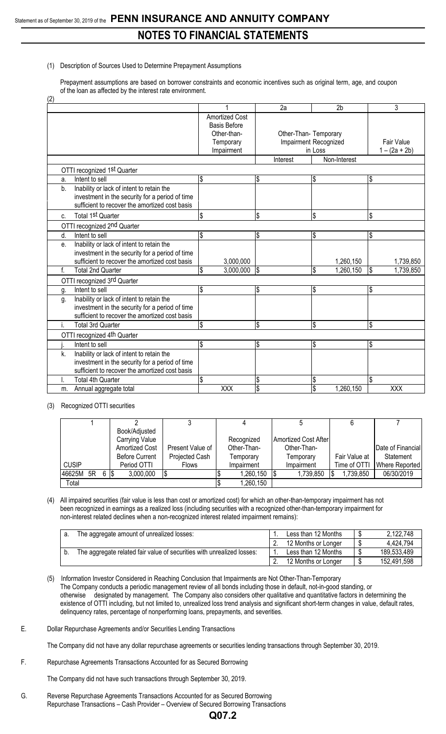(1) Description of Sources Used to Determine Prepayment Assumptions

Prepayment assumptions are based on borrower constraints and economic incentives such as original term, age, and coupon of the loan as affected by the interest rate environment.

(2)

| | 1 | 2a | 2b | 3 |
|---|---|---|---|---|
| | Amortized Cost Basis Before Other-than-Temporary Impairment | Other-Than- Temporary Impairment Recognized in Loss | | Fair Value 1 – (2a + 2b) |
| | | Interest | Non-Interest | |
| **OTTI recognized 1st Quarter** | | | | |
| a. Intent to sell | $ | $ | $ | $ |
| b. Inability or lack of intent to retain the investment in the security for a period of time sufficient to recover the amortized cost basis | | | | |
| c. Total 1st Quarter | $ | $ | $ | $ |
| **OTTI recognized 2nd Quarter** | | | | |
| d. Intent to sell | $ | $ | $ | $ |
| e. Inability or lack of intent to retain the investment in the security for a period of time sufficient to recover the amortized cost basis | 3,000,000 | | 1,260,150 | 1,739,850 |
| f. Total 2nd Quarter | $ 3,000,000 | $ | $ 1,260,150 | $ 1,739,850 |
| **OTTI recognized 3rd Quarter** | | | | |
| g. Intent to sell | $ | $ | $ | $ |
| g. Inability or lack of intent to retain the investment in the security for a period of time sufficient to recover the amortized cost basis | | | | |
| i. Total 3rd Quarter | $ | $ | $ | $ |
| **OTTI recognized 4th Quarter** | | | | |
| j. Intent to sell | $ | $ | $ | $ |
| k. Inability or lack of intent to retain the investment in the security for a period of time sufficient to recover the amortized cost basis | | | | |
| l. Total 4th Quarter | $ | $ | $ | $ |
| m. Annual aggregate total | XXX | $ | $ 1,260,150 | XXX |

(3) Recognized OTTI securities

| 1 | 2 | 3 | 4 | 5 | 6 | 7 |
|---|---|---|---|---|---|---|
| CUSIP | Book/Adjusted Carrying Value Amortized Cost Before Current Period OTTI | Present Value of Projected Cash Flows | Recognized Other-Than-Temporary Impairment | Amortized Cost After Other-Than-Temporary Impairment | Fair Value at Time of OTTI | Date of Financial Statement Where Reported |
| 46625M 5R 6 | $ 3,000,000 | $ | $ 1,260,150 | $ 1,739,850 | $ 1,739,850 | 06/30/2019 |
| Total | | | $ 1,260,150 | | | |

(4) All impaired securities (fair value is less than cost or amortized cost) for which an other-than-temporary impairment has not been recognized in earnings as a realized loss (including securities with a recognized other-than-temporary impairment for non-interest related declines when a non-recognized interest related impairment remains):

| | | | |
|---|---|---|---|
| a. The aggregate amount of unrealized losses: | 1. Less than 12 Months | $ | 2,122,748 |
| | 2. 12 Months or Longer | $ | 4,424,794 |
| b. The aggregate related fair value of securities with unrealized losses: | 1. Less than 12 Months | $ | 189,533,489 |
| | 2. 12 Months or Longer | $ | 152,491,598 |

(5) Information Investor Considered in Reaching Conclusion that Impairments are Not Other-Than-Temporary
The Company conducts a periodic management review of all bonds including those in default, not-in-good standing, or otherwise designated by management. The Company also considers other qualitative and quantitative factors in determining the existence of OTTI including, but not limited to, unrealized loss trend analysis and significant short-term changes in value, default rates, delinquency rates, percentage of nonperforming loans, prepayments, and severities.

E. Dollar Repurchase Agreements and/or Securities Lending Transactions

The Company did not have any dollar repurchase agreements or securities lending transactions through September 30, 2019.

F. Repurchase Agreements Transactions Accounted for as Secured Borrowing

The Company did not have such transactions through September 30, 2019.

G. Reverse Repurchase Agreements Transactions Accounted for as Secured Borrowing
Repurchase Transactions – Cash Provider – Overview of Secured Borrowing Transactions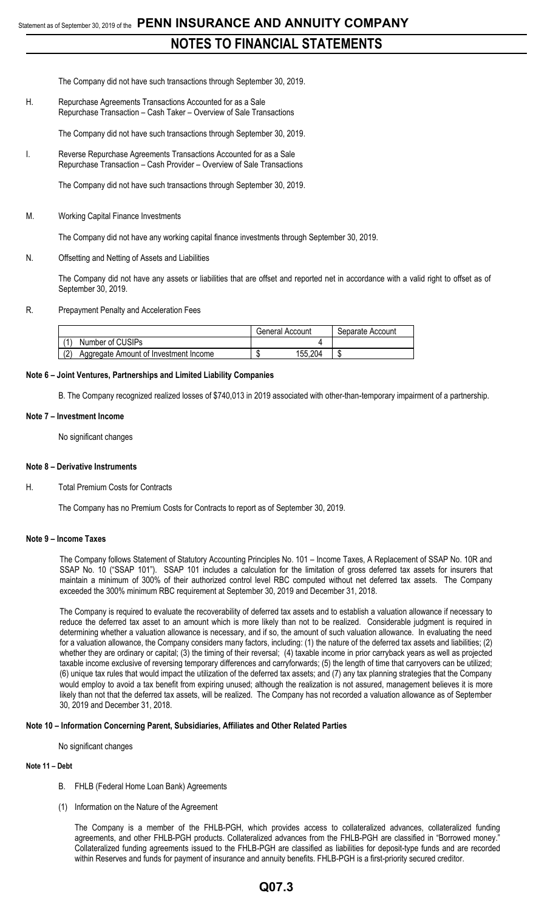The Company did not have such transactions through September 30, 2019.

H. Repurchase Agreements Transactions Accounted for as a Sale
Repurchase Transaction – Cash Taker – Overview of Sale Transactions

The Company did not have such transactions through September 30, 2019.

I. Reverse Repurchase Agreements Transactions Accounted for as a Sale
Repurchase Transaction – Cash Provider – Overview of Sale Transactions

The Company did not have such transactions through September 30, 2019.

M. Working Capital Finance Investments

The Company did not have any working capital finance investments through September 30, 2019.

N. Offsetting and Netting of Assets and Liabilities

The Company did not have any assets or liabilities that are offset and reported net in accordance with a valid right to offset as of September 30, 2019.

R. Prepayment Penalty and Acceleration Fees

| | General Account | Separate Account |
|---|---|---|
| (1) Number of CUSIPs | 4 | |
| (2) Aggregate Amount of Investment Income | $ 155,204 | $ |

**Note 6 – Joint Ventures, Partnerships and Limited Liability Companies**

B. The Company recognized realized losses of $740,013 in 2019 associated with other-than-temporary impairment of a partnership.

**Note 7 – Investment Income**

No significant changes

**Note 8 – Derivative Instruments**

H. Total Premium Costs for Contracts

The Company has no Premium Costs for Contracts to report as of September 30, 2019.

**Note 9 – Income Taxes**

The Company follows Statement of Statutory Accounting Principles No. 101 – Income Taxes, A Replacement of SSAP No. 10R and SSAP No. 10 ("SSAP 101"). SSAP 101 includes a calculation for the limitation of gross deferred tax assets for insurers that maintain a minimum of 300% of their authorized control level RBC computed without net deferred tax assets. The Company exceeded the 300% minimum RBC requirement at September 30, 2019 and December 31, 2018.

The Company is required to evaluate the recoverability of deferred tax assets and to establish a valuation allowance if necessary to reduce the deferred tax asset to an amount which is more likely than not to be realized. Considerable judgment is required in determining whether a valuation allowance is necessary, and if so, the amount of such valuation allowance. In evaluating the need for a valuation allowance, the Company considers many factors, including: (1) the nature of the deferred tax assets and liabilities; (2) whether they are ordinary or capital; (3) the timing of their reversal; (4) taxable income in prior carryback years as well as projected taxable income exclusive of reversing temporary differences and carryforwards; (5) the length of time that carryovers can be utilized; (6) unique tax rules that would impact the utilization of the deferred tax assets; and (7) any tax planning strategies that the Company would employ to avoid a tax benefit from expiring unused; although the realization is not assured, management believes it is more likely than not that the deferred tax assets, will be realized. The Company has not recorded a valuation allowance as of September 30, 2019 and December 31, 2018.

**Note 10 – Information Concerning Parent, Subsidiaries, Affiliates and Other Related Parties**

No significant changes

**Note 11 – Debt**

B. FHLB (Federal Home Loan Bank) Agreements

(1) Information on the Nature of the Agreement

The Company is a member of the FHLB-PGH, which provides access to collateralized advances, collateralized funding agreements, and other FHLB-PGH products. Collateralized advances from the FHLB-PGH are classified in "Borrowed money." Collateralized funding agreements issued to the FHLB-PGH are classified as liabilities for deposit-type funds and are recorded within Reserves and funds for payment of insurance and annuity benefits. FHLB-PGH is a first-priority secured creditor.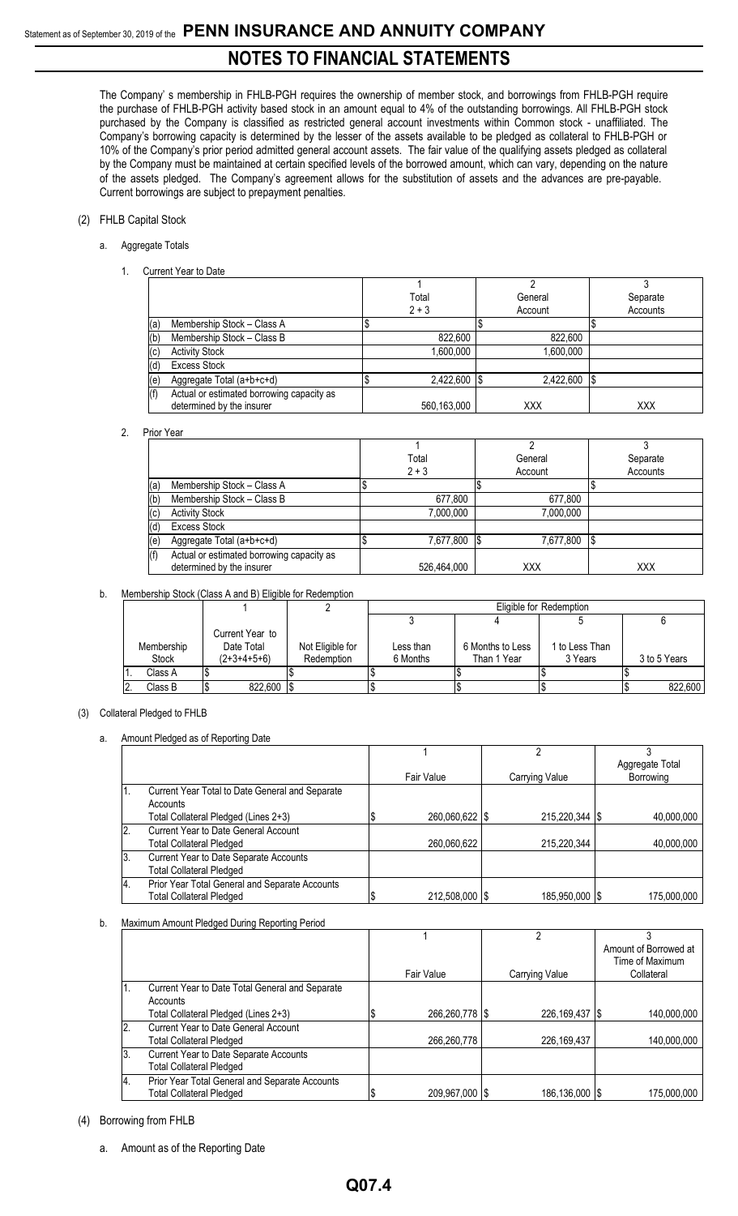The Company' s membership in FHLB-PGH requires the ownership of member stock, and borrowings from FHLB-PGH require the purchase of FHLB-PGH activity based stock in an amount equal to 4% of the outstanding borrowings. All FHLB-PGH stock purchased by the Company is classified as restricted general account investments within Common stock - unaffiliated. The Company's borrowing capacity is determined by the lesser of the assets available to be pledged as collateral to FHLB-PGH or 10% of the Company's prior period admitted general account assets. The fair value of the qualifying assets pledged as collateral by the Company must be maintained at certain specified levels of the borrowed amount, which can vary, depending on the nature of the assets pledged. The Company's agreement allows for the substitution of assets and the advances are pre-payable. Current borrowings are subject to prepayment penalties.

(2) FHLB Capital Stock

a. Aggregate Totals

1. Current Year to Date

| | | 1<br>Total<br>2 + 3 | 2<br>General<br>Account | 3<br>Separate<br>Accounts |
|---|---|---|---|---|
| (a) | Membership Stock – Class A | $ | $ | $ |
| (b) | Membership Stock – Class B | 822,600 | 822,600 | |
| (c) | Activity Stock | 1,600,000 | 1,600,000 | |
| (d) | Excess Stock | | | |
| (e) | Aggregate Total (a+b+c+d) | $ 2,422,600 | $ 2,422,600 | $ |
| (f) | Actual or estimated borrowing capacity as determined by the insurer | 560,163,000 | XXX | XXX |

2. Prior Year

| | | 1<br>Total<br>2 + 3 | 2<br>General<br>Account | 3<br>Separate<br>Accounts |
|---|---|---|---|---|
| (a) | Membership Stock – Class A | $ | $ | $ |
| (b) | Membership Stock – Class B | 677,800 | 677,800 | |
| (c) | Activity Stock | 7,000,000 | 7,000,000 | |
| (d) | Excess Stock | | | |
| (e) | Aggregate Total (a+b+c+d) | $ 7,677,800 | $ 7,677,800 | $ |
| (f) | Actual or estimated borrowing capacity as determined by the insurer | 526,464,000 | XXX | XXX |

b. Membership Stock (Class A and B) Eligible for Redemption

| | | 1 | 2 | Eligible for Redemption | | | |
|---|---|---|---|---|---|---|---|
| | Membership Stock | Current Year to Date Total (2+3+4+5+6) | Not Eligible for Redemption | 3<br>Less than 6 Months | 4<br>6 Months to Less Than 1 Year | 5<br>1 to Less Than 3 Years | 6<br>3 to 5 Years |
| 1. | Class A | $ | $ | $ | $ | $ | $ |
| 2. | Class B | $ 822,600 | $ | $ | $ | $ | $ 822,600 |

(3) Collateral Pledged to FHLB

a. Amount Pledged as of Reporting Date

| | | 1<br>Fair Value | 2<br>Carrying Value | 3<br>Aggregate Total Borrowing |
|---|---|---|---|---|
| 1. | Current Year Total to Date General and Separate Accounts<br>Total Collateral Pledged (Lines 2+3) | $ 260,060,622 | $ 215,220,344 | $ 40,000,000 |
| 2. | Current Year to Date General Account<br>Total Collateral Pledged | 260,060,622 | 215,220,344 | 40,000,000 |
| 3. | Current Year to Date Separate Accounts<br>Total Collateral Pledged | | | |
| 4. | Prior Year Total General and Separate Accounts<br>Total Collateral Pledged | $ 212,508,000 | $ 185,950,000 | $ 175,000,000 |

b. Maximum Amount Pledged During Reporting Period

| | | 1<br>Fair Value | 2<br>Carrying Value | 3<br>Amount of Borrowed at Time of Maximum Collateral |
|---|---|---|---|---|
| 1. | Current Year to Date Total General and Separate Accounts<br>Total Collateral Pledged (Lines 2+3) | $ 266,260,778 | $ 226,169,437 | $ 140,000,000 |
| 2. | Current Year to Date General Account<br>Total Collateral Pledged | 266,260,778 | 226,169,437 | 140,000,000 |
| 3. | Current Year to Date Separate Accounts<br>Total Collateral Pledged | | | |
| 4. | Prior Year Total General and Separate Accounts<br>Total Collateral Pledged | $ 209,967,000 | $ 186,136,000 | $ 175,000,000 |

(4) Borrowing from FHLB

a. Amount as of the Reporting Date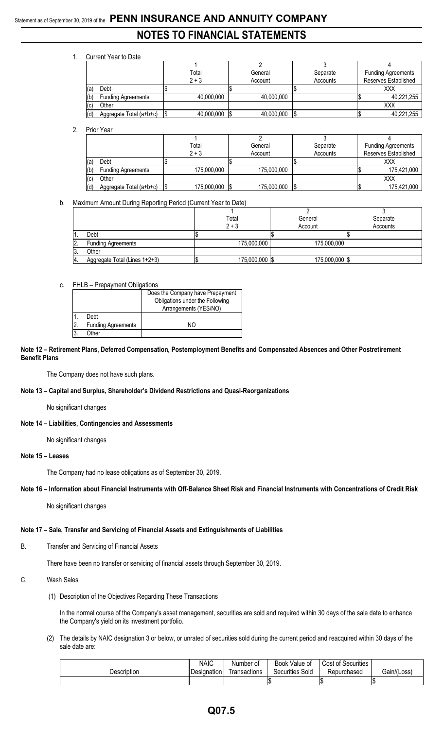1. Current Year to Date

| | | 1<br>Total<br>2 + 3 | 2<br>General<br>Account | 3<br>Separate<br>Accounts | 4<br>Funding Agreements<br>Reserves Established |
|---|---|---|---|---|---|
| (a) | Debt | $ | $ | $ | XXX |
| (b) | Funding Agreements | 40,000,000 | 40,000,000 | | $ 40,221,255 |
| (c) | Other | | | | XXX |
| (d) | Aggregate Total (a+b+c) | $ 40,000,000 | $ 40,000,000 | $ | $ 40,221,255 |

2. Prior Year

| | | 1<br>Total<br>2 + 3 | 2<br>General<br>Account | 3<br>Separate<br>Accounts | 4<br>Funding Agreements<br>Reserves Established |
|---|---|---|---|---|---|
| (a) | Debt | $ | $ | $ | XXX |
| (b) | Funding Agreements | 175,000,000 | 175,000,000 | | $ 175,421,000 |
| (c) | Other | | | | XXX |
| (d) | Aggregate Total (a+b+c) | $ 175,000,000 | $ 175,000,000 | $ | $ 175,421,000 |

b. Maximum Amount During Reporting Period (Current Year to Date)

| | | 1<br>Total<br>2 + 3 | 2<br>General<br>Account | 3<br>Separate<br>Accounts |
|---|---|---|---|---|
| 1. | Debt | $ | $ | $ |
| 2. | Funding Agreements | 175,000,000 | 175,000,000 | |
| 3. | Other | | | |
| 4. | Aggregate Total (Lines 1+2+3) | $ 175,000,000 | $ 175,000,000 | $ |

c. FHLB – Prepayment Obligations

| | | Does the Company have Prepayment Obligations under the Following Arrangements (YES/NO) |
|---|---|---|
| 1. | Debt | |
| 2. | Funding Agreements | NO |
| 3. | Other | |

**Note 12 – Retirement Plans, Deferred Compensation, Postemployment Benefits and Compensated Absences and Other Postretirement Benefit Plans**

The Company does not have such plans.

**Note 13 – Capital and Surplus, Shareholder's Dividend Restrictions and Quasi-Reorganizations**

No significant changes

**Note 14 – Liabilities, Contingencies and Assessments**

No significant changes

**Note 15 – Leases**

The Company had no lease obligations as of September 30, 2019.

**Note 16 – Information about Financial Instruments with Off-Balance Sheet Risk and Financial Instruments with Concentrations of Credit Risk**

No significant changes

**Note 17 – Sale, Transfer and Servicing of Financial Assets and Extinguishments of Liabilities**

B. Transfer and Servicing of Financial Assets

There have been no transfer or servicing of financial assets through September 30, 2019.

C. Wash Sales

(1) Description of the Objectives Regarding These Transactions

In the normal course of the Company's asset management, securities are sold and required within 30 days of the sale date to enhance the Company's yield on its investment portfolio.

(2) The details by NAIC designation 3 or below, or unrated of securities sold during the current period and reacquired within 30 days of the sale date are:

| Description | NAIC Designation | Number of Transactions | Book Value of Securities Sold | Cost of Securities Repurchased | Gain/(Loss) |
|---|---|---|---|---|---|
| | | | $ | $ | $ |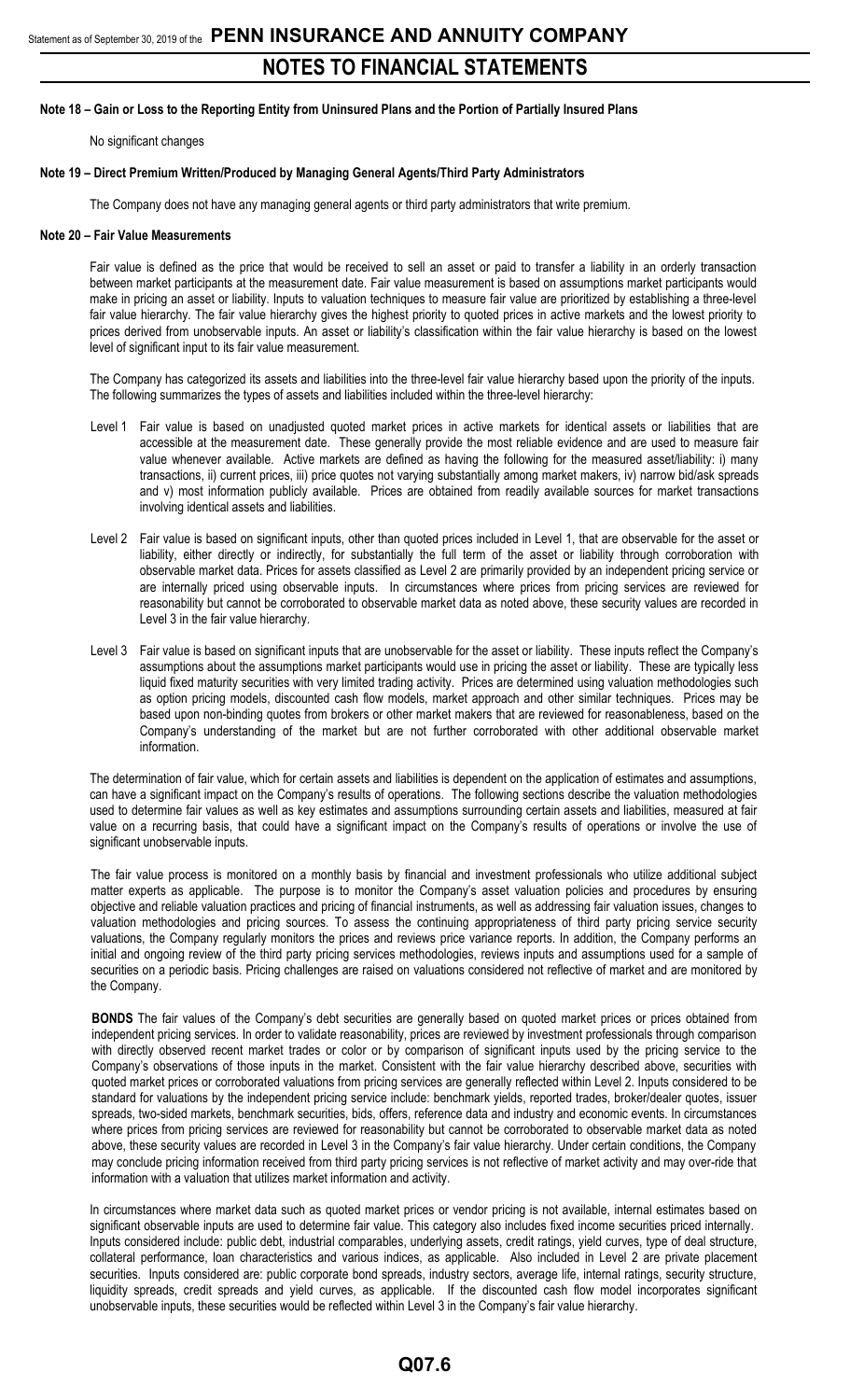**Note 18 – Gain or Loss to the Reporting Entity from Uninsured Plans and the Portion of Partially Insured Plans**

No significant changes

**Note 19 – Direct Premium Written/Produced by Managing General Agents/Third Party Administrators**

The Company does not have any managing general agents or third party administrators that write premium.

**Note 20 – Fair Value Measurements**

Fair value is defined as the price that would be received to sell an asset or paid to transfer a liability in an orderly transaction between market participants at the measurement date. Fair value measurement is based on assumptions market participants would make in pricing an asset or liability. Inputs to valuation techniques to measure fair value are prioritized by establishing a three-level fair value hierarchy. The fair value hierarchy gives the highest priority to quoted prices in active markets and the lowest priority to prices derived from unobservable inputs. An asset or liability's classification within the fair value hierarchy is based on the lowest level of significant input to its fair value measurement.

The Company has categorized its assets and liabilities into the three-level fair value hierarchy based upon the priority of the inputs. The following summarizes the types of assets and liabilities included within the three-level hierarchy:

- Level 1 Fair value is based on unadjusted quoted market prices in active markets for identical assets or liabilities that are accessible at the measurement date. These generally provide the most reliable evidence and are used to measure fair value whenever available. Active markets are defined as having the following for the measured asset/liability: i) many transactions, ii) current prices, iii) price quotes not varying substantially among market makers, iv) narrow bid/ask spreads and v) most information publicly available. Prices are obtained from readily available sources for market transactions involving identical assets and liabilities.

- Level 2 Fair value is based on significant inputs, other than quoted prices included in Level 1, that are observable for the asset or liability, either directly or indirectly, for substantially the full term of the asset or liability through corroboration with observable market data. Prices for assets classified as Level 2 are primarily provided by an independent pricing service or are internally priced using observable inputs. In circumstances where prices from pricing services are reviewed for reasonability but cannot be corroborated to observable market data as noted above, these security values are recorded in Level 3 in the fair value hierarchy.

- Level 3 Fair value is based on significant inputs that are unobservable for the asset or liability. These inputs reflect the Company's assumptions about the assumptions market participants would use in pricing the asset or liability. These are typically less liquid fixed maturity securities with very limited trading activity. Prices are determined using valuation methodologies such as option pricing models, discounted cash flow models, market approach and other similar techniques. Prices may be based upon non-binding quotes from brokers or other market makers that are reviewed for reasonableness, based on the Company's understanding of the market but are not further corroborated with other additional observable market information.

The determination of fair value, which for certain assets and liabilities is dependent on the application of estimates and assumptions, can have a significant impact on the Company's results of operations. The following sections describe the valuation methodologies used to determine fair values as well as key estimates and assumptions surrounding certain assets and liabilities, measured at fair value on a recurring basis, that could have a significant impact on the Company's results of operations or involve the use of significant unobservable inputs.

The fair value process is monitored on a monthly basis by financial and investment professionals who utilize additional subject matter experts as applicable. The purpose is to monitor the Company's asset valuation policies and procedures by ensuring objective and reliable valuation practices and pricing of financial instruments, as well as addressing fair valuation issues, changes to valuation methodologies and pricing sources. To assess the continuing appropriateness of third party pricing service security valuations, the Company regularly monitors the prices and reviews price variance reports. In addition, the Company performs an initial and ongoing review of the third party pricing services methodologies, reviews inputs and assumptions used for a sample of securities on a periodic basis. Pricing challenges are raised on valuations considered not reflective of market and are monitored by the Company.

**BONDS** The fair values of the Company's debt securities are generally based on quoted market prices or prices obtained from independent pricing services. In order to validate reasonability, prices are reviewed by investment professionals through comparison with directly observed recent market trades or color or by comparison of significant inputs used by the pricing service to the Company's observations of those inputs in the market. Consistent with the fair value hierarchy described above, securities with quoted market prices or corroborated valuations from pricing services are generally reflected within Level 2. Inputs considered to be standard for valuations by the independent pricing service include: benchmark yields, reported trades, broker/dealer quotes, issuer spreads, two-sided markets, benchmark securities, bids, offers, reference data and industry and economic events. In circumstances where prices from pricing services are reviewed for reasonability but cannot be corroborated to observable market data as noted above, these security values are recorded in Level 3 in the Company's fair value hierarchy. Under certain conditions, the Company may conclude pricing information received from third party pricing services is not reflective of market activity and may over-ride that information with a valuation that utilizes market information and activity.

In circumstances where market data such as quoted market prices or vendor pricing is not available, internal estimates based on significant observable inputs are used to determine fair value. This category also includes fixed income securities priced internally. Inputs considered include: public debt, industrial comparables, underlying assets, credit ratings, yield curves, type of deal structure, collateral performance, loan characteristics and various indices, as applicable. Also included in Level 2 are private placement securities. Inputs considered are: public corporate bond spreads, industry sectors, average life, internal ratings, security structure, liquidity spreads, credit spreads and yield curves, as applicable. If the discounted cash flow model incorporates significant unobservable inputs, these securities would be reflected within Level 3 in the Company's fair value hierarchy.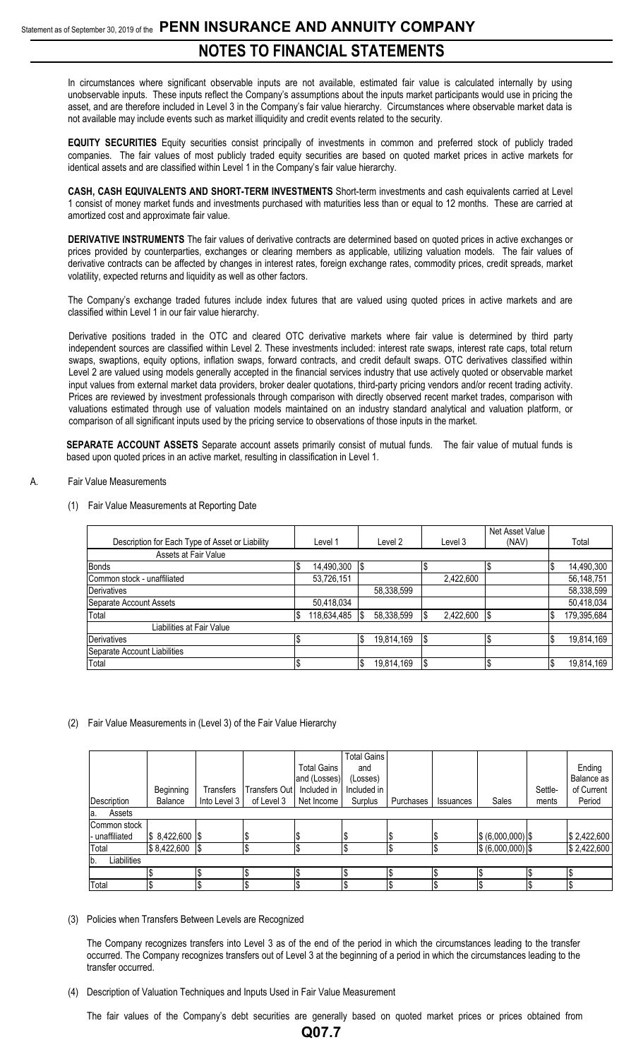In circumstances where significant observable inputs are not available, estimated fair value is calculated internally by using unobservable inputs. These inputs reflect the Company's assumptions about the inputs market participants would use in pricing the asset, and are therefore included in Level 3 in the Company's fair value hierarchy. Circumstances where observable market data is not available may include events such as market illiquidity and credit events related to the security.

**EQUITY SECURITIES** Equity securities consist principally of investments in common and preferred stock of publicly traded companies. The fair values of most publicly traded equity securities are based on quoted market prices in active markets for identical assets and are classified within Level 1 in the Company's fair value hierarchy.

**CASH, CASH EQUIVALENTS AND SHORT-TERM INVESTMENTS** Short-term investments and cash equivalents carried at Level 1 consist of money market funds and investments purchased with maturities less than or equal to 12 months. These are carried at amortized cost and approximate fair value.

**DERIVATIVE INSTRUMENTS** The fair values of derivative contracts are determined based on quoted prices in active exchanges or prices provided by counterparties, exchanges or clearing members as applicable, utilizing valuation models. The fair values of derivative contracts can be affected by changes in interest rates, foreign exchange rates, commodity prices, credit spreads, market volatility, expected returns and liquidity as well as other factors.

The Company's exchange traded futures include index futures that are valued using quoted prices in active markets and are classified within Level 1 in our fair value hierarchy.

Derivative positions traded in the OTC and cleared OTC derivative markets where fair value is determined by third party independent sources are classified within Level 2. These investments included: interest rate swaps, interest rate caps, total return swaps, swaptions, equity options, inflation swaps, forward contracts, and credit default swaps. OTC derivatives classified within Level 2 are valued using models generally accepted in the financial services industry that use actively quoted or observable market input values from external market data providers, broker dealer quotations, third-party pricing vendors and/or recent trading activity. Prices are reviewed by investment professionals through comparison with directly observed recent market trades, comparison with valuations estimated through use of valuation models maintained on an industry standard analytical and valuation platform, or comparison of all significant inputs used by the pricing service to observations of those inputs in the market.

**SEPARATE ACCOUNT ASSETS** Separate account assets primarily consist of mutual funds. The fair value of mutual funds is based upon quoted prices in an active market, resulting in classification in Level 1.

A. Fair Value Measurements

(1) Fair Value Measurements at Reporting Date

| Description for Each Type of Asset or Liability | Level 1 | Level 2 | Level 3 | Net Asset Value (NAV) | Total |
|---|---|---|---|---|---|
| Assets at Fair Value | | | | | |
| Bonds | $ 14,490,300 | $ | $ | $ | $ 14,490,300 |
| Common stock - unaffiliated | 53,726,151 | | 2,422,600 | | 56,148,751 |
| Derivatives | | 58,338,599 | | | 58,338,599 |
| Separate Account Assets | 50,418,034 | | | | 50,418,034 |
| Total | $ 118,634,485 | $ 58,338,599 | $ 2,422,600 | $ | $ 179,395,684 |
| Liabilities at Fair Value | | | | | |
| Derivatives | $ | $ 19,814,169 | $ | $ | $ 19,814,169 |
| Separate Account Liabilities | | | | | |
| Total | $ | $ 19,814,169 | $ | $ | $ 19,814,169 |

(2) Fair Value Measurements in (Level 3) of the Fair Value Hierarchy

| Description | Beginning Balance | Transfers Into Level 3 | Transfers Out of Level 3 | Total Gains and (Losses) Included in Net Income | Total Gains and (Losses) Included in Surplus | Purchases | Issuances | Sales | Settle-ments | Ending Balance as of Current Period |
|---|---|---|---|---|---|---|---|---|---|---|
| a. Assets | | | | | | | | | | |
| Common stock - unaffiliated | $ 8,422,600 | $ | $ | $ | $ | $ | $ | $ (6,000,000) | $ | $ 2,422,600 |
| Total | $ 8,422,600 | $ | $ | $ | $ | $ | $ | $ (6,000,000) | $ | $ 2,422,600 |
| b. Liabilities | | | | | | | | | | |
| | $ | $ | $ | $ | $ | $ | $ | $ | $ | $ |
| Total | $ | $ | $ | $ | $ | $ | $ | $ | $ | $ |

(3) Policies when Transfers Between Levels are Recognized

The Company recognizes transfers into Level 3 as of the end of the period in which the circumstances leading to the transfer occurred. The Company recognizes transfers out of Level 3 at the beginning of a period in which the circumstances leading to the transfer occurred.

(4) Description of Valuation Techniques and Inputs Used in Fair Value Measurement

The fair values of the Company's debt securities are generally based on quoted market prices or prices obtained from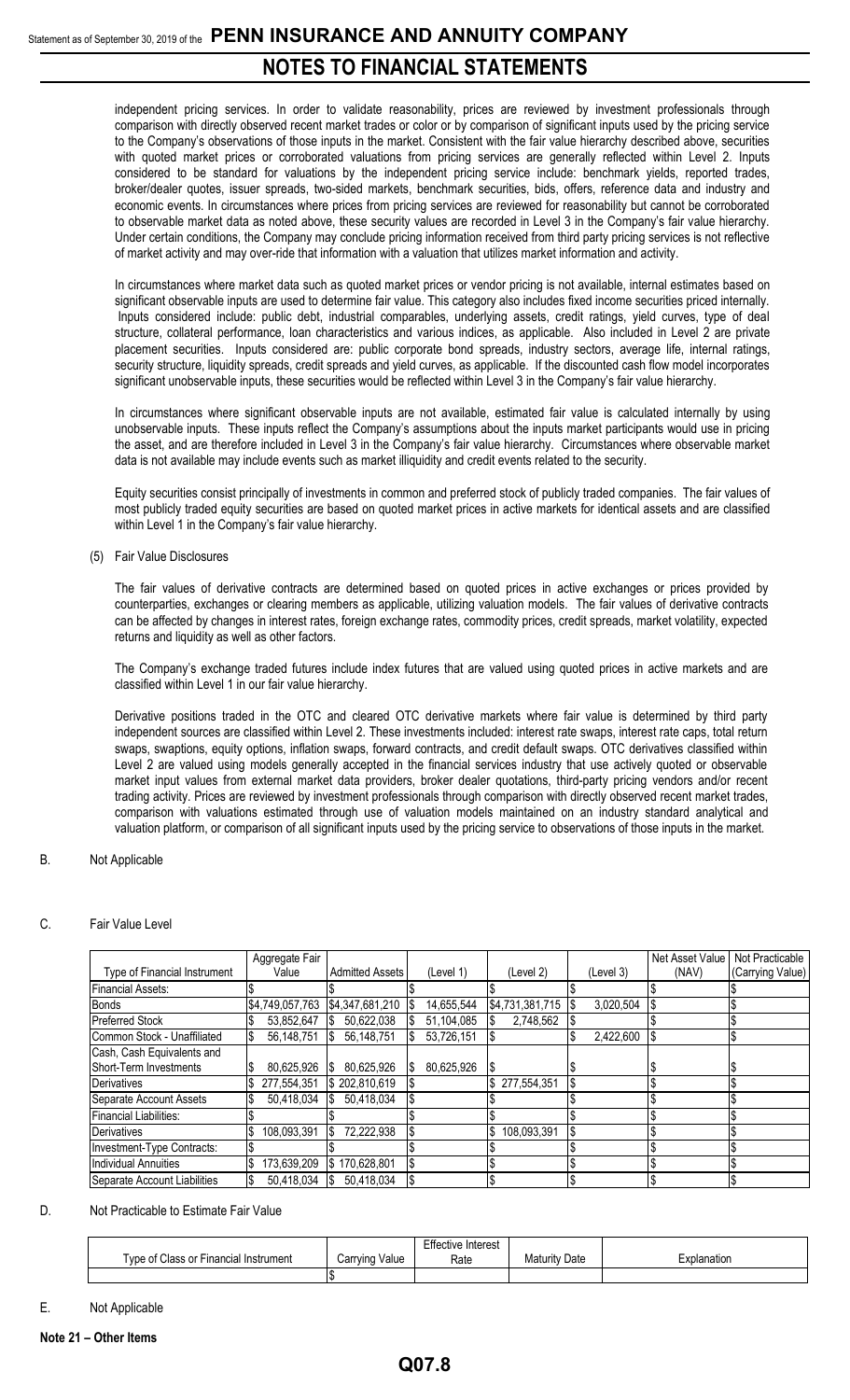independent pricing services. In order to validate reasonability, prices are reviewed by investment professionals through comparison with directly observed recent market trades or color or by comparison of significant inputs used by the pricing service to the Company's observations of those inputs in the market. Consistent with the fair value hierarchy described above, securities with quoted market prices or corroborated valuations from pricing services are generally reflected within Level 2. Inputs considered to be standard for valuations by the independent pricing service include: benchmark yields, reported trades, broker/dealer quotes, issuer spreads, two-sided markets, benchmark securities, bids, offers, reference data and industry and economic events. In circumstances where prices from pricing services are reviewed for reasonability but cannot be corroborated to observable market data as noted above, these security values are recorded in Level 3 in the Company's fair value hierarchy. Under certain conditions, the Company may conclude pricing information received from third party pricing services is not reflective of market activity and may over-ride that information with a valuation that utilizes market information and activity.

In circumstances where market data such as quoted market prices or vendor pricing is not available, internal estimates based on significant observable inputs are used to determine fair value. This category also includes fixed income securities priced internally. Inputs considered include: public debt, industrial comparables, underlying assets, credit ratings, yield curves, type of deal structure, collateral performance, loan characteristics and various indices, as applicable. Also included in Level 2 are private placement securities. Inputs considered are: public corporate bond spreads, industry sectors, average life, internal ratings, security structure, liquidity spreads, credit spreads and yield curves, as applicable. If the discounted cash flow model incorporates significant unobservable inputs, these securities would be reflected within Level 3 in the Company's fair value hierarchy.

In circumstances where significant observable inputs are not available, estimated fair value is calculated internally by using unobservable inputs. These inputs reflect the Company's assumptions about the inputs market participants would use in pricing the asset, and are therefore included in Level 3 in the Company's fair value hierarchy. Circumstances where observable market data is not available may include events such as market illiquidity and credit events related to the security.

Equity securities consist principally of investments in common and preferred stock of publicly traded companies. The fair values of most publicly traded equity securities are based on quoted market prices in active markets for identical assets and are classified within Level 1 in the Company's fair value hierarchy.

(5) Fair Value Disclosures

The fair values of derivative contracts are determined based on quoted prices in active exchanges or prices provided by counterparties, exchanges or clearing members as applicable, utilizing valuation models. The fair values of derivative contracts can be affected by changes in interest rates, foreign exchange rates, commodity prices, credit spreads, market volatility, expected returns and liquidity as well as other factors.

The Company's exchange traded futures include index futures that are valued using quoted prices in active markets and are classified within Level 1 in our fair value hierarchy.

Derivative positions traded in the OTC and cleared OTC derivative markets where fair value is determined by third party independent sources are classified within Level 2. These investments included: interest rate swaps, interest rate caps, total return swaps, swaptions, equity options, inflation swaps, forward contracts, and credit default swaps. OTC derivatives classified within Level 2 are valued using models generally accepted in the financial services industry that use actively quoted or observable market input values from external market data providers, broker dealer quotations, third-party pricing vendors and/or recent trading activity. Prices are reviewed by investment professionals through comparison with directly observed recent market trades, comparison with valuations estimated through use of valuation models maintained on an industry standard analytical and valuation platform, or comparison of all significant inputs used by the pricing service to observations of those inputs in the market.

B. Not Applicable

C. Fair Value Level

| Type of Financial Instrument | Aggregate Fair Value | Admitted Assets | (Level 1) | (Level 2) | (Level 3) | Net Asset Value (NAV) | Not Practicable (Carrying Value) |
|---|---|---|---|---|---|---|---|
| Financial Assets: | $ | $ | $ | $ | $ | $ | $ |
| Bonds | $4,749,057,763 | $4,347,681,210 | $ 14,655,544 | $4,731,381,715 | $ 3,020,504 | $ | $ |
| Preferred Stock | $ 53,852,647 | $ 50,622,038 | $ 51,104,085 | $ 2,748,562 | $ | $ | $ |
| Common Stock - Unaffiliated | $ 56,148,751 | $ 56,148,751 | $ 53,726,151 | $ | $ 2,422,600 | $ | $ |
| Cash, Cash Equivalents and Short-Term Investments | $ 80,625,926 | $ 80,625,926 | $ 80,625,926 | $ | $ | $ | $ |
| Derivatives | $ 277,554,351 | $ 202,810,619 | $ | $ 277,554,351 | $ | $ | $ |
| Separate Account Assets | $ 50,418,034 | $ 50,418,034 | $ | $ | $ | $ | $ |
| Financial Liabilities: | $ | $ | $ | $ | $ | $ | $ |
| Derivatives | $ 108,093,391 | $ 72,222,938 | $ | $ 108,093,391 | $ | $ | $ |
| Investment-Type Contracts: | $ | $ | $ | $ | $ | $ | $ |
| Individual Annuities | $ 173,639,209 | $ 170,628,801 | $ | $ | $ | $ | $ |
| Separate Account Liabilities | $ 50,418,034 | $ 50,418,034 | $ | $ | $ | $ | $ |

D. Not Practicable to Estimate Fair Value

| Type of Class or Financial Instrument | Carrying Value | Effective Interest Rate | Maturity Date | Explanation |
|---|---|---|---|---|
| | $ | | | |

E. Not Applicable

**Note 21 – Other Items**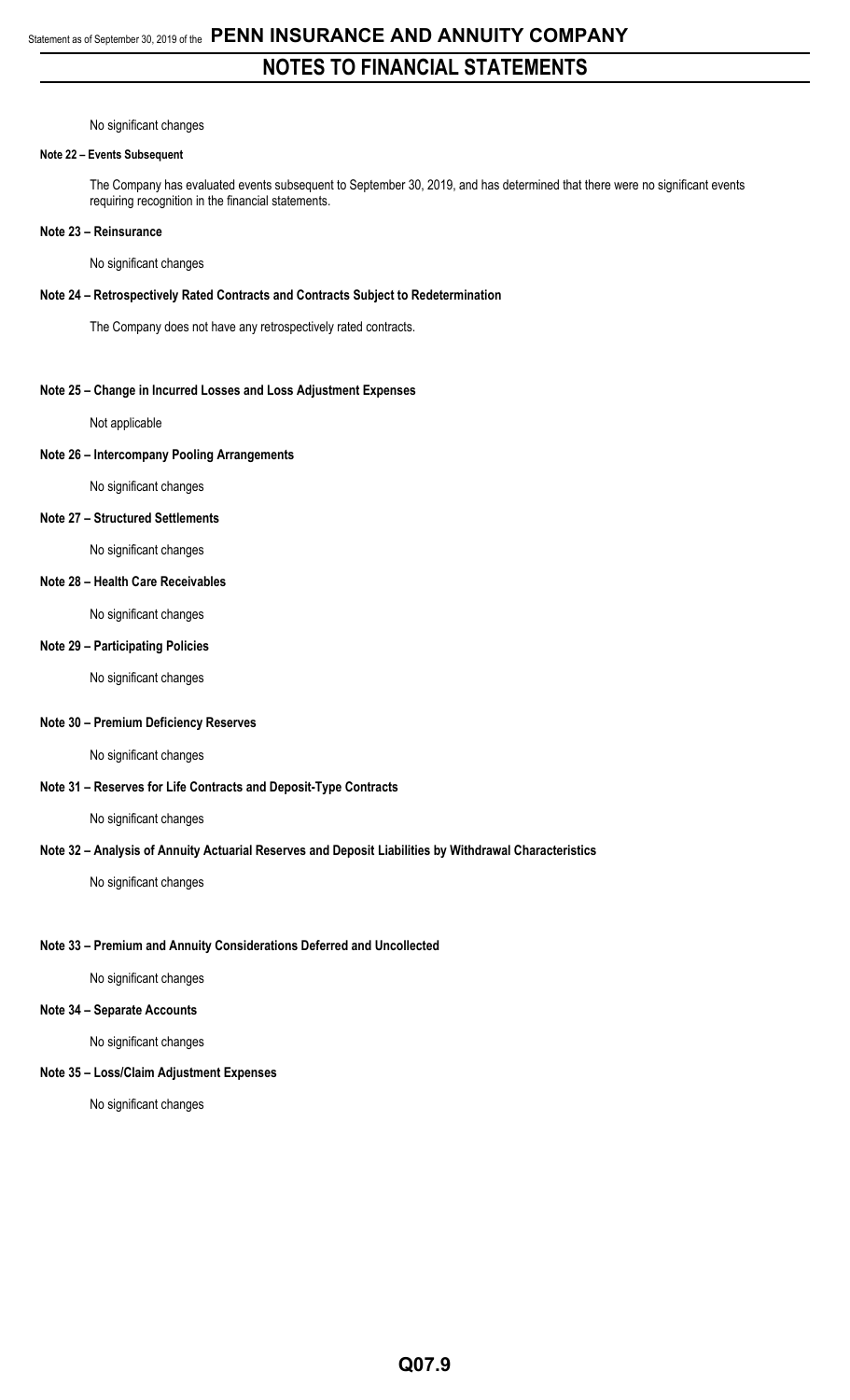No significant changes

**Note 22 – Events Subsequent**

The Company has evaluated events subsequent to September 30, 2019, and has determined that there were no significant events requiring recognition in the financial statements.

**Note 23 – Reinsurance**

No significant changes

**Note 24 – Retrospectively Rated Contracts and Contracts Subject to Redetermination**

The Company does not have any retrospectively rated contracts.

**Note 25 – Change in Incurred Losses and Loss Adjustment Expenses**

Not applicable

**Note 26 – Intercompany Pooling Arrangements**

No significant changes

**Note 27 – Structured Settlements**

No significant changes

**Note 28 – Health Care Receivables**

No significant changes

**Note 29 – Participating Policies**

No significant changes

**Note 30 – Premium Deficiency Reserves**

No significant changes

**Note 31 – Reserves for Life Contracts and Deposit-Type Contracts**

No significant changes

**Note 32 – Analysis of Annuity Actuarial Reserves and Deposit Liabilities by Withdrawal Characteristics**

No significant changes

**Note 33 – Premium and Annuity Considerations Deferred and Uncollected**

No significant changes

**Note 34 – Separate Accounts**

No significant changes

**Note 35 – Loss/Claim Adjustment Expenses**

No significant changes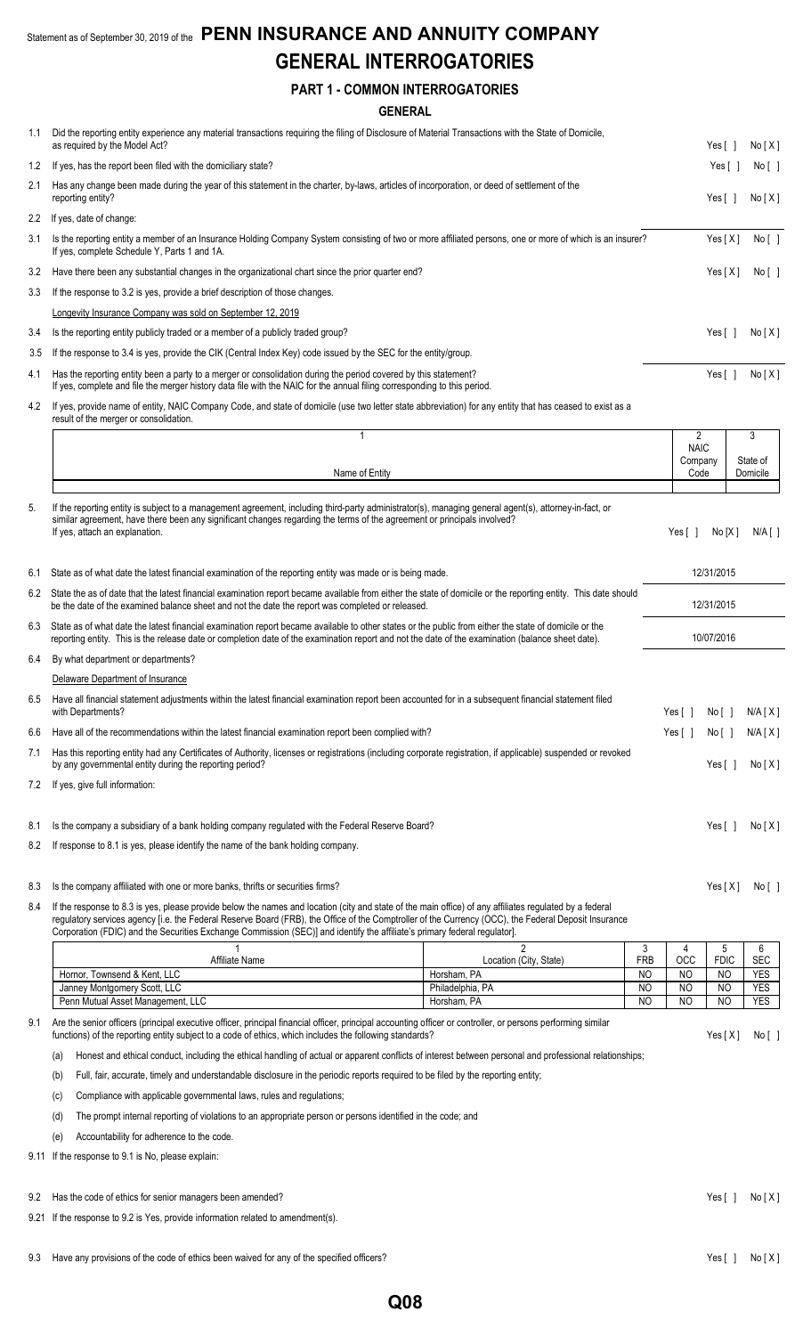Statement as of September 30, 2019 of the **PENN INSURANCE AND ANNUITY COMPANY**

# GENERAL INTERROGATORIES

## PART 1 - COMMON INTERROGATORIES

### GENERAL

1.1 Did the reporting entity experience any material transactions requiring the filing of Disclosure of Material Transactions with the State of Domicile, as required by the Model Act? Yes [ ] No [X]

1.2 If yes, has the report been filed with the domiciliary state? Yes [ ] No [ ]

2.1 Has any change been made during the year of this statement in the charter, by-laws, articles of incorporation, or deed of settlement of the reporting entity? Yes [ ] No [X]

2.2 If yes, date of change:

3.1 Is the reporting entity a member of an Insurance Holding Company System consisting of two or more affiliated persons, one or more of which is an insurer? Yes [X] No [ ]
If yes, complete Schedule Y, Parts 1 and 1A.

3.2 Have there been any substantial changes in the organizational chart since the prior quarter end? Yes [X] No [ ]

3.3 If the response to 3.2 is yes, provide a brief description of those changes.

Longevity Insurance Company was sold on September 12, 2019

3.4 Is the reporting entity publicly traded or a member of a publicly traded group? Yes [ ] No [X]

3.5 If the response to 3.4 is yes, provide the CIK (Central Index Key) code issued by the SEC for the entity/group.

4.1 Has the reporting entity been a party to a merger or consolidation during the period covered by this statement? Yes [ ] No [X]
If yes, complete and file the merger history data file with the NAIC for the annual filing corresponding to this period.

4.2 If yes, provide name of entity, NAIC Company Code, and state of domicile (use two letter state abbreviation) for any entity that has ceased to exist as a result of the merger or consolidation.

| 1<br>Name of Entity | 2<br>NAIC Company Code | 3<br>State of Domicile |
|---|---|---|
| | | |

5. If the reporting entity is subject to a management agreement, including third-party administrator(s), managing general agent(s), attorney-in-fact, or similar agreement, have there been any significant changes regarding the terms of the agreement or principals involved? Yes [ ] No [X] N/A [ ]
If yes, attach an explanation.

6.1 State as of what date the latest financial examination of the reporting entity was made or is being made. 12/31/2015

6.2 State the as of date that the latest financial examination report became available from either the state of domicile or the reporting entity. This date should be the date of the examined balance sheet and not the date the report was completed or released. 12/31/2015

6.3 State as of what date the latest financial examination report became available to other states or the public from either the state of domicile or the reporting entity. This is the release date or completion date of the examination report and not the date of the examination (balance sheet date). 10/07/2016

6.4 By what department or departments?

Delaware Department of Insurance

6.5 Have all financial statement adjustments within the latest financial examination report been accounted for in a subsequent financial statement filed with Departments? Yes [ ] No [ ] N/A [X]

6.6 Have all of the recommendations within the latest financial examination report been complied with? Yes [ ] No [ ] N/A [X]

7.1 Has this reporting entity had any Certificates of Authority, licenses or registrations (including corporate registration, if applicable) suspended or revoked by any governmental entity during the reporting period? Yes [ ] No [X]

7.2 If yes, give full information:

8.1 Is the company a subsidiary of a bank holding company regulated with the Federal Reserve Board? Yes [ ] No [X]

8.2 If response to 8.1 is yes, please identify the name of the bank holding company.

8.3 Is the company affiliated with one or more banks, thrifts or securities firms? Yes [X] No [ ]

8.4 If the response to 8.3 is yes, please provide below the names and location (city and state of the main office) of any affiliates regulated by a federal regulatory services agency [i.e. the Federal Reserve Board (FRB), the Office of the Comptroller of the Currency (OCC), the Federal Deposit Insurance Corporation (FDIC) and the Securities Exchange Commission (SEC)] and identify the affiliate's primary federal regulator].

| 1<br>Affiliate Name | 2<br>Location (City, State) | 3<br>FRB | 4<br>OCC | 5<br>FDIC | 6<br>SEC |
|---|---|---|---|---|---|
| Hornor, Townsend & Kent, LLC | Horsham, PA | NO | NO | NO | YES |
| Janney Montgomery Scott, LLC | Philadelphia, PA | NO | NO | NO | YES |
| Penn Mutual Asset Management, LLC | Horsham, PA | NO | NO | NO | YES |

9.1 Are the senior officers (principal executive officer, principal financial officer, principal accounting officer or controller, or persons performing similar functions) of the reporting entity subject to a code of ethics, which includes the following standards? Yes [X] No [ ]

(a) Honest and ethical conduct, including the ethical handling of actual or apparent conflicts of interest between personal and professional relationships;

(b) Full, fair, accurate, timely and understandable disclosure in the periodic reports required to be filed by the reporting entity;

(c) Compliance with applicable governmental laws, rules and regulations;

(d) The prompt internal reporting of violations to an appropriate person or persons identified in the code; and

(e) Accountability for adherence to the code.

9.11 If the response to 9.1 is No, please explain:

9.2 Has the code of ethics for senior managers been amended? Yes [ ] No [X]

9.21 If the response to 9.2 is Yes, provide information related to amendment(s).

9.3 Have any provisions of the code of ethics been waived for any of the specified officers? Yes [ ] No [X]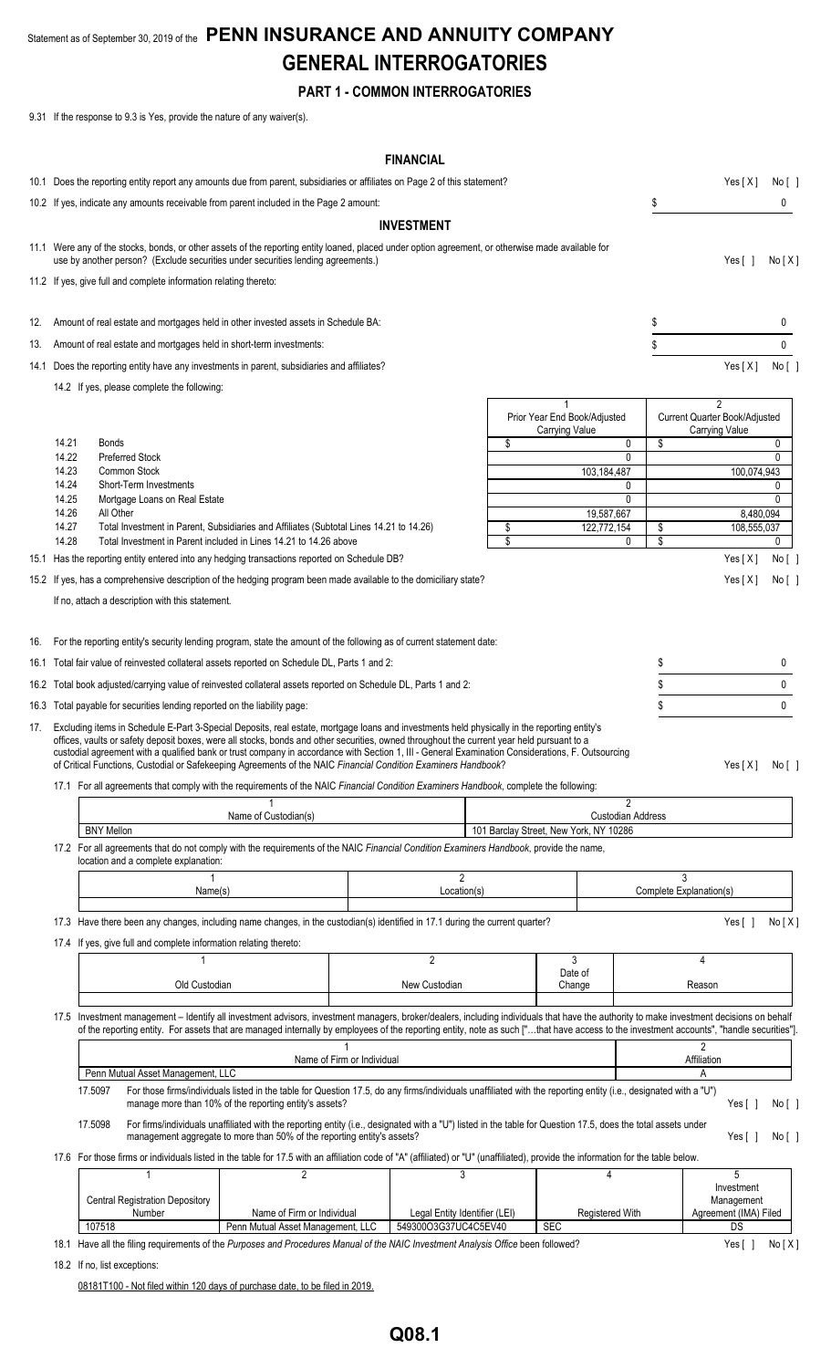Statement as of September 30, 2019 of the **PENN INSURANCE AND ANNUITY COMPANY**

# GENERAL INTERROGATORIES

## PART 1 - COMMON INTERROGATORIES

9.31 If the response to 9.3 is Yes, provide the nature of any waiver(s).

### FINANCIAL

10.1 Does the reporting entity report any amounts due from parent, subsidiaries or affiliates on Page 2 of this statement? Yes [ X ] No [ ]

10.2 If yes, indicate any amounts receivable from parent included in the Page 2 amount: $ 0

### INVESTMENT

11.1 Were any of the stocks, bonds, or other assets of the reporting entity loaned, placed under option agreement, or otherwise made available for use by another person? (Exclude securities under securities lending agreements.) Yes [ ] No [ X ]

11.2 If yes, give full and complete information relating thereto:

12. Amount of real estate and mortgages held in other invested assets in Schedule BA: $ 0

13. Amount of real estate and mortgages held in short-term investments: $ 0

14.1 Does the reporting entity have any investments in parent, subsidiaries and affiliates? Yes [ X ] No [ ]

14.2 If yes, please complete the following:

| | | 1<br>Prior Year End Book/Adjusted Carrying Value | 2<br>Current Quarter Book/Adjusted Carrying Value |
|---|---|---|---|
| 14.21 | Bonds | $ 0 | $ 0 |
| 14.22 | Preferred Stock | 0 | 0 |
| 14.23 | Common Stock | 103,184,487 | 100,074,943 |
| 14.24 | Short-Term Investments | 0 | 0 |
| 14.25 | Mortgage Loans on Real Estate | 0 | 0 |
| 14.26 | All Other | 19,587,667 | 8,480,094 |
| 14.27 | Total Investment in Parent, Subsidiaries and Affiliates (Subtotal Lines 14.21 to 14.26) | $ 122,772,154 | $ 108,555,037 |
| 14.28 | Total Investment in Parent included in Lines 14.21 to 14.26 above | $ 0 | $ 0 |

15.1 Has the reporting entity entered into any hedging transactions reported on Schedule DB? Yes [ X ] No [ ]

15.2 If yes, has a comprehensive description of the hedging program been made available to the domiciliary state? Yes [ X ] No [ ]

If no, attach a description with this statement.

16. For the reporting entity's security lending program, state the amount of the following as of current statement date:

16.1 Total fair value of reinvested collateral assets reported on Schedule DL, Parts 1 and 2: $ 0

16.2 Total book adjusted/carrying value of reinvested collateral assets reported on Schedule DL, Parts 1 and 2: $ 0

16.3 Total payable for securities lending reported on the liability page: $ 0

17. Excluding items in Schedule E-Part 3-Special Deposits, real estate, mortgage loans and investments held physically in the reporting entity's offices, vaults or safety deposit boxes, were all stocks, bonds and other securities, owned throughout the current year held pursuant to a custodial agreement with a qualified bank or trust company in accordance with Section 1, III - General Examination Considerations, F. Outsourcing of Critical Functions, Custodial or Safekeeping Agreements of the NAIC *Financial Condition Examiners Handbook*? Yes [ X ] No [ ]

17.1 For all agreements that comply with the requirements of the NAIC *Financial Condition Examiners Handbook*, complete the following:

| 1<br>Name of Custodian(s) | 2<br>Custodian Address |
|---|---|
| BNY Mellon | 101 Barclay Street, New York, NY 10286 |

17.2 For all agreements that do not comply with the requirements of the NAIC *Financial Condition Examiners Handbook*, provide the name, location and a complete explanation:

| 1<br>Name(s) | 2<br>Location(s) | 3<br>Complete Explanation(s) |
|---|---|---|
| | | |

17.3 Have there been any changes, including name changes, in the custodian(s) identified in 17.1 during the current quarter? Yes [ ] No [ X ]

17.4 If yes, give full and complete information relating thereto:

| 1<br>Old Custodian | 2<br>New Custodian | 3<br>Date of Change | 4<br>Reason |
|---|---|---|---|
| | | | |

17.5 Investment management – Identify all investment advisors, investment managers, broker/dealers, including individuals that have the authority to make investment decisions on behalf of the reporting entity. For assets that are managed internally by employees of the reporting entity, note as such ["…that have access to the investment accounts", "handle securities"].

| 1<br>Name of Firm or Individual | 2<br>Affiliation |
|---|---|
| Penn Mutual Asset Management, LLC | A |

17.5097 For those firms/individuals listed in the table for Question 17.5, do any firms/individuals unaffiliated with the reporting entity (i.e., designated with a "U") manage more than 10% of the reporting entity's assets? Yes [ ] No [ ]

17.5098 For firms/individuals unaffiliated with the reporting entity (i.e., designated with a "U") listed in the table for Question 17.5, does the total assets under management aggregate to more than 50% of the reporting entity's assets? Yes [ ] No [ ]

17.6 For those firms or individuals listed in the table for 17.5 with an affiliation code of "A" (affiliated) or "U" (unaffiliated), provide the information for the table below.

| 1<br>Central Registration Depository Number | 2<br>Name of Firm or Individual | 3<br>Legal Entity Identifier (LEI) | 4<br>Registered With | 5<br>Investment Management Agreement (IMA) Filed |
|---|---|---|---|---|
| 107518 | Penn Mutual Asset Management, LLC | 549300O3G37UC4C5EV40 | SEC | DS |

18.1 Have all the filing requirements of the *Purposes and Procedures Manual of the NAIC Investment Analysis Office* been followed? Yes [ ] No [ X ]

18.2 If no, list exceptions:

08181T100 - Not filed within 120 days of purchase date, to be filed in 2019.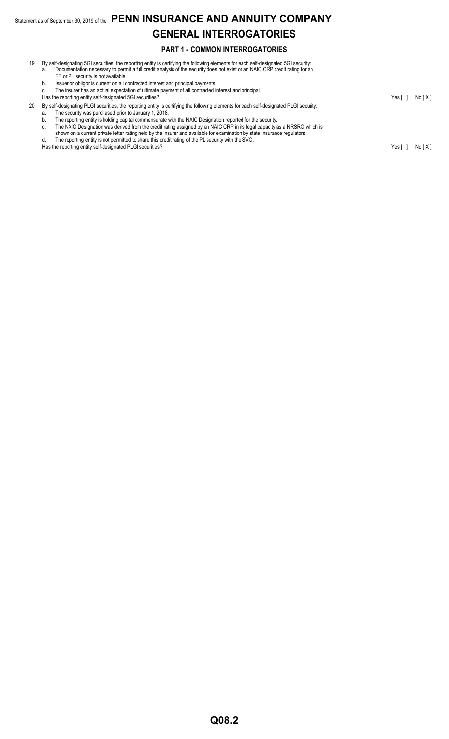# GENERAL INTERROGATORIES

## PART 1 - COMMON INTERROGATORIES

19. By self-designating 5GI securities, the reporting entity is certifying the following elements for each self-designated 5GI security:
    a. Documentation necessary to permit a full credit analysis of the security does not exist or an NAIC CRP credit rating for an FE or PL security is not available.
    b. Issuer or obligor is current on all contracted interest and principal payments.
    c. The insurer has an actual expectation of ultimate payment of all contracted interest and principal.

    Has the reporting entity self-designated 5GI securities? Yes [ ] No [ X ]

20. By self-designating PLGI securities, the reporting entity is certifying the following elements for each self-designated PLGI security:
    a. The security was purchased prior to January 1, 2018.
    b. The reporting entity is holding capital commensurate with the NAIC Designation reported for the security.
    c. The NAIC Designation was derived from the credit rating assigned by an NAIC CRP in its legal capacity as a NRSRO which is shown on a current private letter rating held by the insurer and available for examination by state insurance regulators.
    d. The reporting entity is not permitted to share this credit rating of the PL security with the SVO.

    Has the reporting entity self-designated PLGI securities? Yes [ ] No [ X ]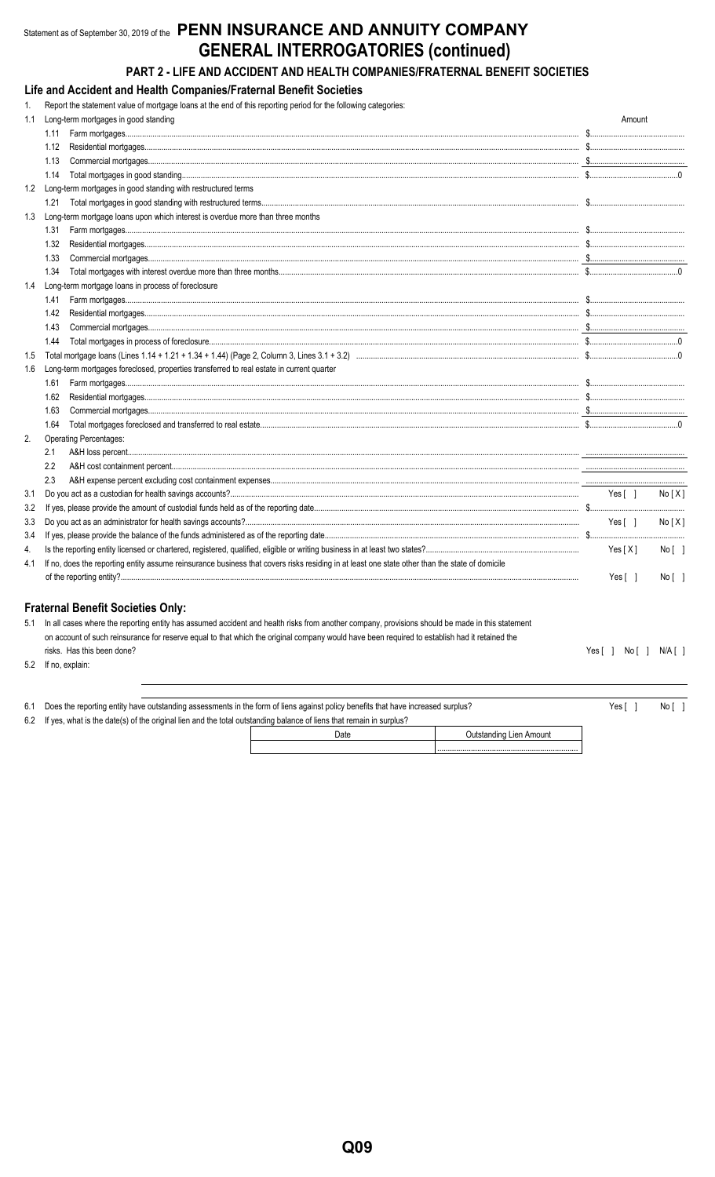Statement as of September 30, 2019 of the **PENN INSURANCE AND ANNUITY COMPANY**

# GENERAL INTERROGATORIES (continued)

## PART 2 - LIFE AND ACCIDENT AND HEALTH COMPANIES/FRATERNAL BENEFIT SOCIETIES

### Life and Accident and Health Companies/Fraternal Benefit Societies

1. Report the statement value of mortgage loans at the end of this reporting period for the following categories:

| | | Amount |
|---|---|---|
| 1.1 | Long-term mortgages in good standing | |
| | 1.11 Farm mortgages | $ |
| | 1.12 Residential mortgages | $ |
| | 1.13 Commercial mortgages | $ |
| | 1.14 Total mortgages in good standing | $ 0 |
| 1.2 | Long-term mortgages in good standing with restructured terms | |
| | 1.21 Total mortgages in good standing with restructured terms | $ |
| 1.3 | Long-term mortgage loans upon which interest is overdue more than three months | |
| | 1.31 Farm mortgages | $ |
| | 1.32 Residential mortgages | $ |
| | 1.33 Commercial mortgages | $ |
| | 1.34 Total mortgages with interest overdue more than three months | $ 0 |
| 1.4 | Long-term mortgage loans in process of foreclosure | |
| | 1.41 Farm mortgages | $ |
| | 1.42 Residential mortgages | $ |
| | 1.43 Commercial mortgages | $ |
| | 1.44 Total mortgages in process of foreclosure | $ 0 |
| 1.5 | Total mortgage loans (Lines 1.14 + 1.21 + 1.34 + 1.44) (Page 2, Column 3, Lines 3.1 + 3.2) | $ 0 |
| 1.6 | Long-term mortgages foreclosed, properties transferred to real estate in current quarter | |
| | 1.61 Farm mortgages | $ |
| | 1.62 Residential mortgages | $ |
| | 1.63 Commercial mortgages | $ |
| | 1.64 Total mortgages foreclosed and transferred to real estate | $ 0 |

2. Operating Percentages:

| | |
|---|---|
| 2.1 A&H loss percent | |
| 2.2 A&H cost containment percent | |
| 2.3 A&H expense percent excluding cost containment expenses | |

| | | |
|---|---|---|
| 3.1 | Do you act as a custodian for health savings accounts? | Yes [ ] No [X] |
| 3.2 | If yes, please provide the amount of custodial funds held as of the reporting date | $ |
| 3.3 | Do you act as an administrator for health savings accounts? | Yes [ ] No [X] |
| 3.4 | If yes, please provide the balance of the funds administered as of the reporting date | $ |
| 4. | Is the reporting entity licensed or chartered, registered, qualified, eligible or writing business in at least two states? | Yes [X] No [ ] |
| 4.1 | If no, does the reporting entity assume reinsurance business that covers risks residing in at least one state other than the state of domicile of the reporting entity? | Yes [ ] No [ ] |

### Fraternal Benefit Societies Only:

5.1 In all cases where the reporting entity has assumed accident and health risks from another company, provisions should be made in this statement on account of such reinsurance for reserve equal to that which the original company would have been required to establish had it retained the risks. Has this been done? Yes [ ] No [ ] N/A [ ]

5.2 If no, explain:

6.1 Does the reporting entity have outstanding assessments in the form of liens against policy benefits that have increased surplus? Yes [ ] No [ ]

6.2 If yes, what is the date(s) of the original lien and the total outstanding balance of liens that remain in surplus?

| Date | Outstanding Lien Amount |
|---|---|
| | |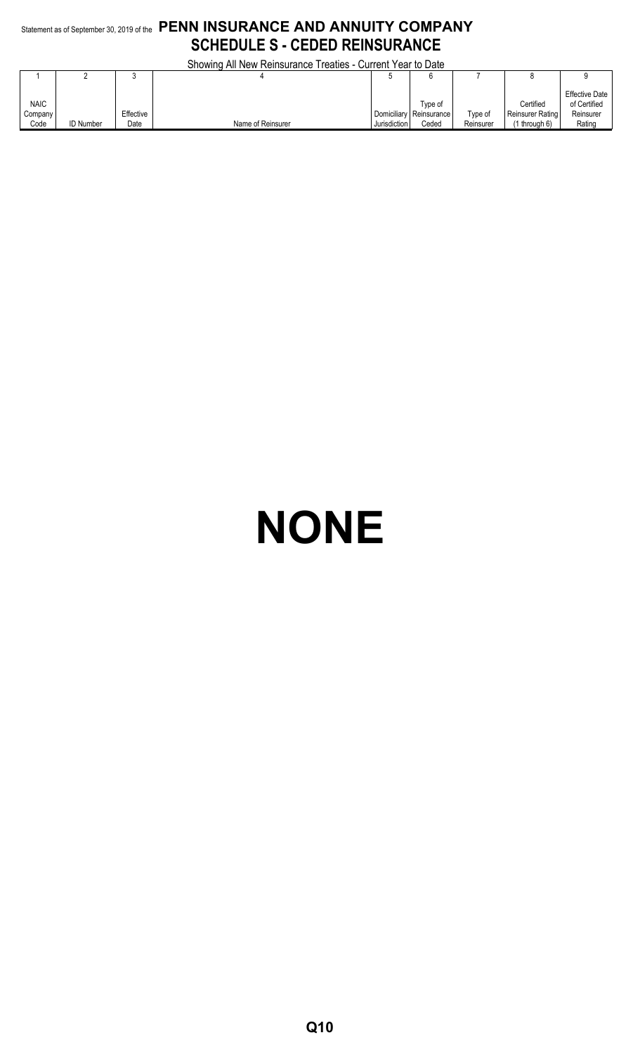Statement as of September 30, 2019 of the **PENN INSURANCE AND ANNUITY COMPANY**

## SCHEDULE S - CEDED REINSURANCE

Showing All New Reinsurance Treaties - Current Year to Date

| 1 | 2 | 3 | 4 | 5 | 6 | 7 | 8 | 9 |
|---|---|---|---|---|---|---|---|---|
| NAIC Company Code | ID Number | Effective Date | Name of Reinsurer | Domiciliary Jurisdiction | Type of Reinsurance Ceded | Type of Reinsurer | Certified Reinsurer Rating (1 through 6) | Effective Date of Certified Reinsurer Rating |

# NONE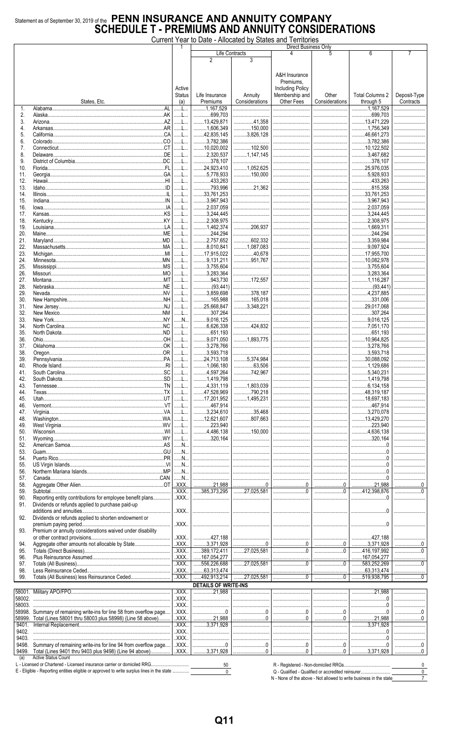Statement as of September 30, 2019 of the **PENN INSURANCE AND ANNUITY COMPANY**

# SCHEDULE T - PREMIUMS AND ANNUITY CONSIDERATIONS

Current Year to Date - Allocated by States and Territories

| | | 1 | Direct Business Only | | | | | |
|---|---|---|---|---|---|---|---|---|
| | | | Life Contracts | | 4 | 5 | 6 | 7 |
| | States, Etc. | Active Status (a) | 2 Life Insurance Premiums | 3 Annuity Considerations | A&H Insurance Premiums, Including Policy Membership and Other Fees | Other Considerations | Total Columns 2 through 5 | Deposit-Type Contracts |
| 1. | Alabama AL | L | 1,167,529 | | | | 1,167,529 | |
| 2. | Alaska AK | L | 699,703 | | | | 699,703 | |
| 3. | Arizona AZ | L | 13,429,871 | 41,358 | | | 13,471,229 | |
| 4. | Arkansas AR | L | 1,606,349 | 150,000 | | | 1,756,349 | |
| 5. | California CA | L | 42,835,145 | 3,826,128 | | | 46,661,273 | |
| 6. | Colorado CO | L | 3,782,386 | | | | 3,782,386 | |
| 7. | Connecticut CT | L | 10,020,002 | 102,500 | | | 10,122,502 | |
| 8. | Delaware DE | L | 2,320,537 | 1,147,145 | | | 3,467,682 | |
| 9. | District of Columbia DC | L | 378,107 | | | | 378,107 | |
| 10. | Florida FL | L | 24,923,410 | 1,052,625 | | | 25,976,035 | |
| 11. | Georgia GA | L | 5,778,933 | 150,000 | | | 5,928,933 | |
| 12. | Hawaii HI | L | 433,263 | | | | 433,263 | |
| 13. | Idaho ID | L | 793,996 | 21,362 | | | 815,358 | |
| 14. | Illinois IL | L | 33,761,253 | | | | 33,761,253 | |
| 15. | Indiana IN | L | 3,967,943 | | | | 3,967,943 | |
| 16. | Iowa IA | L | 2,037,059 | | | | 2,037,059 | |
| 17. | Kansas KS | L | 3,244,445 | | | | 3,244,445 | |
| 18. | Kentucky KY | L | 2,308,975 | | | | 2,308,975 | |
| 19. | Louisiana LA | L | 1,462,374 | 206,937 | | | 1,669,311 | |
| 20. | Maine ME | L | 244,294 | | | | 244,294 | |
| 21. | Maryland MD | L | 2,757,652 | 602,332 | | | 3,359,984 | |
| 22. | Massachusetts MA | L | 8,010,841 | 1,087,083 | | | 9,097,924 | |
| 23. | Michigan MI | L | 17,915,022 | 40,678 | | | 17,955,700 | |
| 24. | Minnesota MN | L | 9,131,211 | 951,767 | | | 10,082,978 | |
| 25. | Mississippi MS | L | 3,755,604 | | | | 3,755,604 | |
| 26. | Missouri MO | L | 3,283,364 | | | | 3,283,364 | |
| 27. | Montana MT | L | 943,730 | 172,557 | | | 1,116,287 | |
| 28. | Nebraska NE | L | (93,441) | | | | (93,441) | |
| 29. | Nevada NV | L | 3,859,698 | 378,187 | | | 4,237,885 | |
| 30. | New Hampshire NH | L | 165,988 | 165,018 | | | 331,006 | |
| 31. | New Jersey NJ | L | 25,668,847 | 3,348,221 | | | 29,017,068 | |
| 32. | New Mexico NM | L | 307,264 | | | | 307,264 | |
| 33. | New York NY | N | 9,016,125 | | | | 9,016,125 | |
| 34. | North Carolina NC | L | 6,626,338 | 424,832 | | | 7,051,170 | |
| 35. | North Dakota ND | L | 651,193 | | | | 651,193 | |
| 36. | Ohio OH | L | 9,071,050 | 1,893,775 | | | 10,964,825 | |
| 37. | Oklahoma OK | L | 3,278,766 | | | | 3,278,766 | |
| 38. | Oregon OR | L | 3,593,718 | | | | 3,593,718 | |
| 39. | Pennsylvania PA | L | 24,713,108 | 5,374,984 | | | 30,088,092 | |
| 40. | Rhode Island RI | L | 1,066,180 | 63,506 | | | 1,129,686 | |
| 41. | South Carolina SC | L | 4,597,264 | 742,967 | | | 5,340,231 | |
| 42. | South Dakota SD | L | 1,419,798 | | | | 1,419,798 | |
| 43. | Tennessee TN | L | 4,331,119 | 1,803,039 | | | 6,134,158 | |
| 44. | Texas TX | L | 47,528,969 | 790,218 | | | 48,319,187 | |
| 45. | Utah UT | L | 17,201,952 | 1,495,231 | | | 18,697,183 | |
| 46. | Vermont VT | L | 467,914 | | | | 467,914 | |
| 47. | Virginia VA | L | 3,234,610 | 35,468 | | | 3,270,078 | |
| 48. | Washington WA | L | 12,621,607 | 807,663 | | | 13,429,270 | |
| 49. | West Virginia WV | L | 223,940 | | | | 223,940 | |
| 50. | Wisconsin WI | L | 4,486,138 | 150,000 | | | 4,636,138 | |
| 51. | Wyoming WY | L | 320,164 | | | | 320,164 | |
| 52. | American Samoa AS | N | | | | | 0 | |
| 53. | Guam GU | N | | | | | 0 | |
| 54. | Puerto Rico PR | N | | | | | 0 | |
| 55. | US Virgin Islands VI | N | | | | | 0 | |
| 56. | Northern Mariana Islands MP | N | | | | | 0 | |
| 57. | Canada CAN | N | | | | | 0 | |
| 58. | Aggregate Other Alien OT | XXX | 21,988 | 0 | 0 | 0 | 21,988 | 0 |
| 59. | Subtotal | XXX | 385,373,295 | 27,025,581 | 0 | 0 | 412,398,876 | 0 |
| 90. | Reporting entity contributions for employee benefit plans | XXX | | | | | 0 | |
| 91. | Dividends or refunds applied to purchase paid-up additions and annuities | XXX | | | | | 0 | |
| 92. | Dividends or refunds applied to shorten endowment or premium paying period | XXX | | | | | 0 | |
| 93. | Premium or annuity considerations waived under disability or other contract provisions | XXX | 427,188 | | | | 427,188 | |
| 94. | Aggregate other amounts not allocable by State | XXX | 3,371,928 | 0 | 0 | 0 | 3,371,928 | 0 |
| 95. | Totals (Direct Business) | XXX | 389,172,411 | 27,025,581 | 0 | 0 | 416,197,992 | 0 |
| 96. | Plus Reinsurance Assumed | XXX | 167,054,277 | | | | 167,054,277 | |
| 97. | Totals (All Business) | XXX | 556,226,688 | 27,025,581 | 0 | 0 | 583,252,269 | 0 |
| 98. | Less Reinsurance Ceded | XXX | 63,313,474 | | | | 63,313,474 | |
| 99. | Totals (All Business) less Reinsurance Ceded | XXX | 492,913,214 | 27,025,581 | 0 | 0 | 519,938,795 | 0 |
| | **DETAILS OF WRITE-INS** | | | | | | | |
| 58001. | Military APO/FPO | XXX | 21,988 | | | | 21,988 | |
| 58002. | | XXX | | | | | 0 | |
| 58003. | | XXX | | | | | 0 | |
| 58998. | Summary of remaining write-ins for line 58 from overflow page | XXX | 0 | 0 | 0 | 0 | 0 | 0 |
| 58999. | Total (Lines 58001 thru 58003 plus 58998) (Line 58 above) | XXX | 21,988 | 0 | 0 | 0 | 21,988 | 0 |
| 9401. | Internal Replacement | XXX | 3,371,928 | | | | 3,371,928 | |
| 9402. | | XXX | | | | | 0 | |
| 9403. | | XXX | | | | | 0 | |
| 9498. | Summary of remaining write-ins for line 94 from overflow page | XXX | 0 | 0 | 0 | 0 | 0 | 0 |
| 9499. | Total (Lines 9401 thru 9403 plus 9498) (Line 94 above) | XXX | 3,371,928 | 0 | 0 | 0 | 3,371,928 | 0 |

(a) Active Status Count

| | | | |
|---|---|---|---|
| L - Licensed or Chartered - Licensed insurance carrier or domiciled RRG | 50 | R - Registered - Non-domiciled RRGs | 0 |
| E - Eligible - Reporting entities eligible or approved to write surplus lines in the state | 0 | Q - Qualified - Qualified or accredited reinsurer | 0 |
| | | N - None of the above - Not allowed to write business in the state | 7 |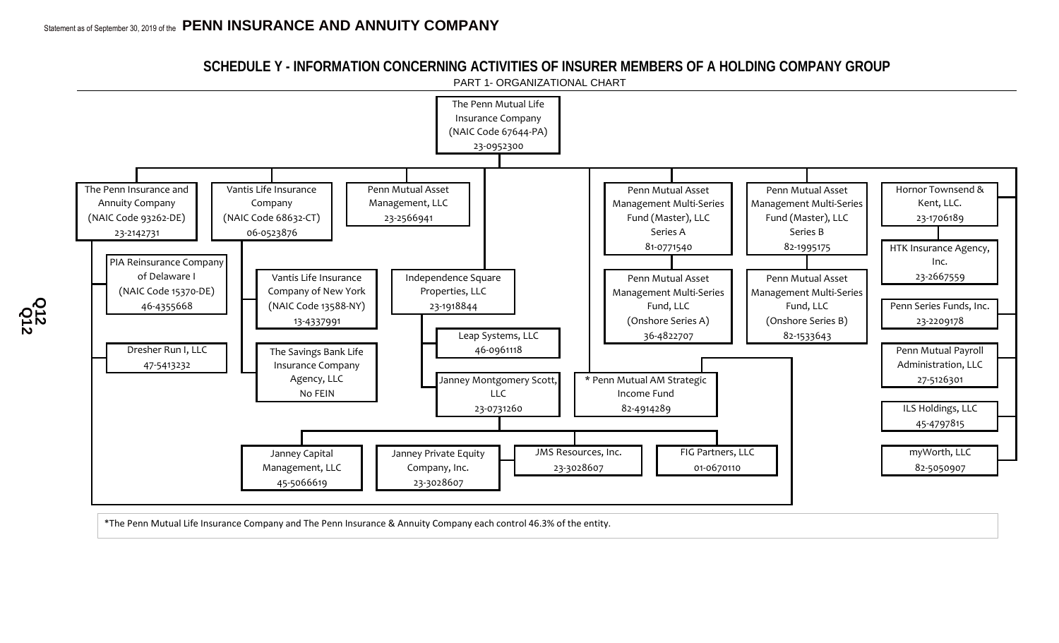Statement as of September 30, 2019 of the **PENN INSURANCE AND ANNUITY COMPANY**

## SCHEDULE Y - INFORMATION CONCERNING ACTIVITIES OF INSURER MEMBERS OF A HOLDING COMPANY GROUP

PART 1- ORGANIZATIONAL CHART

- The Penn Mutual Life Insurance Company (NAIC Code 67644-PA) 23-0952300
  - The Penn Insurance and Annuity Company (NAIC Code 93262-DE) 23-2142731
    - PIA Reinsurance Company of Delaware I (NAIC Code 15370-DE) 46-4355668
    - Dresher Run I, LLC 47-5413232
    - * Penn Mutual AM Strategic Income Fund 82-4914289
  - Vantis Life Insurance Company (NAIC Code 68632-CT) 06-0523876
    - Vantis Life Insurance Company of New York (NAIC Code 13588-NY) 13-4337991
    - The Savings Bank Life Insurance Company Agency, LLC No FEIN
  - Penn Mutual Asset Management, LLC 23-2566941
  - Independence Square Properties, LLC 23-1918844
    - Leap Systems, LLC 46-0961118
    - Janney Montgomery Scott, LLC 23-0731260
      - Janney Capital Management, LLC 45-5066619
      - Janney Private Equity Company, Inc. 23-3028607
      - JMS Resources, Inc. 23-3028607
      - FIG Partners, LLC 01-0670110
  - * Penn Mutual AM Strategic Income Fund 82-4914289
  - Penn Mutual Asset Management Multi-Series Fund (Master), LLC Series A 81-0771540
    - Penn Mutual Asset Management Multi-Series Fund, LLC (Onshore Series A) 36-4822707
  - Penn Mutual Asset Management Multi-Series Fund (Master), LLC Series B 82-1995175
    - Penn Mutual Asset Management Multi-Series Fund, LLC (Onshore Series B) 82-1533643
  - Hornor Townsend & Kent, LLC. 23-1706189
    - HTK Insurance Agency, Inc. 23-2667559
  - Penn Series Funds, Inc. 23-2209178
  - Penn Mutual Payroll Administration, LLC 27-5126301
  - ILS Holdings, LLC 45-4797815
  - myWorth, LLC 82-5050907

*The Penn Mutual Life Insurance Company and The Penn Insurance & Annuity Company each control 46.3% of the entity.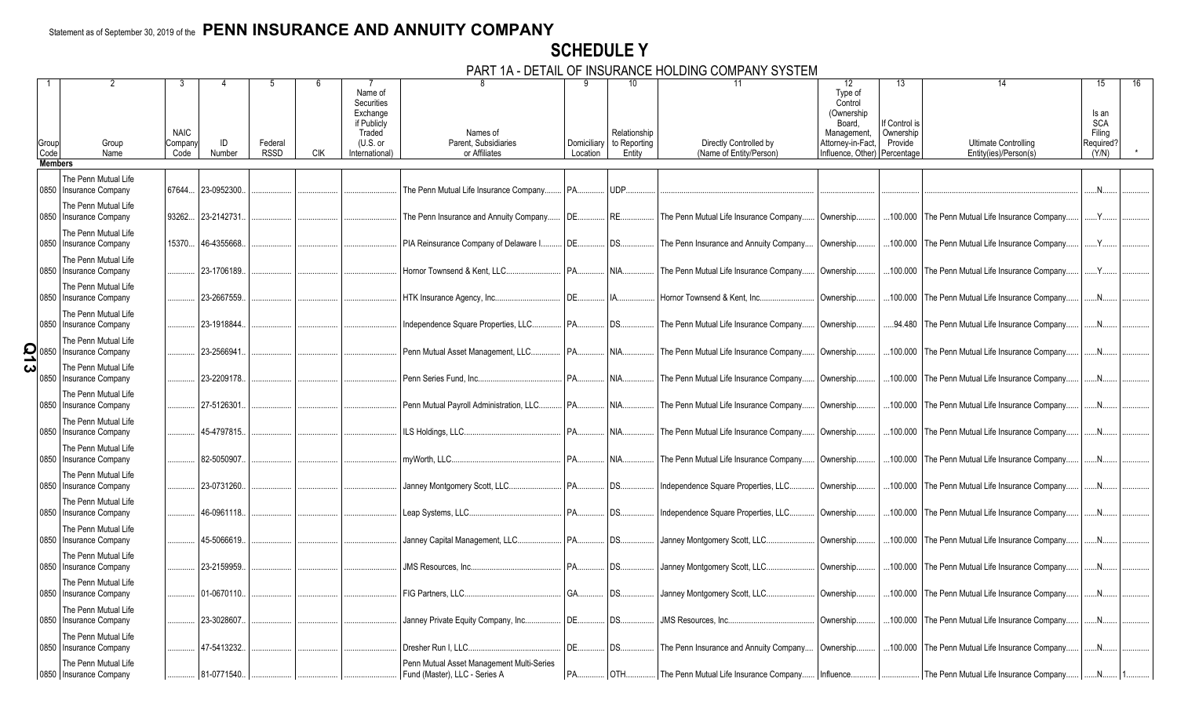Statement as of September 30, 2019 of the **PENN INSURANCE AND ANNUITY COMPANY**

# SCHEDULE Y

## PART 1A - DETAIL OF INSURANCE HOLDING COMPANY SYSTEM

| 1 | 2 | 3 | 4 | 5 | 6 | 7 | 8 | 9 | 10 | 11 | 12 | 13 | 14 | 15 | 16 |
|---|---|---|---|---|---|---|---|---|---|---|---|---|---|---|---|
| Group Code | Group Name | NAIC Company Code | ID Number | Federal RSSD | CIK | Name of Securities Exchange if Publicly Traded (U.S. or International) | Names of Parent, Subsidiaries or Affiliates | Domiciliary Location | Relationship to Reporting Entity | Directly Controlled by (Name of Entity/Person) | Type of Control (Ownership Board, Management, Attorney-in-Fact, Influence, Other) | If Control is Ownership Provide Percentage | Ultimate Controlling Entity(ies)/Person(s) | Is an SCA Filing Required? (Y/N) | * |
| **Members** | | | | | | | | | | | | | | | |
| 0850 | The Penn Mutual Life Insurance Company | 67644 | 23-0952300 | | | | The Penn Mutual Life Insurance Company | PA | UDP | | | | | N | |
| 0850 | The Penn Mutual Life Insurance Company | 93262 | 23-2142731 | | | | The Penn Insurance and Annuity Company | DE | RE | The Penn Mutual Life Insurance Company | Ownership | 100.000 | The Penn Mutual Life Insurance Company | Y | |
| 0850 | The Penn Mutual Life Insurance Company | 15370 | 46-4355668 | | | | PIA Reinsurance Company of Delaware I | DE | DS | The Penn Insurance and Annuity Company | Ownership | 100.000 | The Penn Mutual Life Insurance Company | Y | |
| 0850 | The Penn Mutual Life Insurance Company | | 23-1706189 | | | | Hornor Townsend & Kent, LLC | PA | NIA | The Penn Mutual Life Insurance Company | Ownership | 100.000 | The Penn Mutual Life Insurance Company | Y | |
| 0850 | The Penn Mutual Life Insurance Company | | 23-2667559 | | | | HTK Insurance Agency, Inc | DE | IA | Hornor Townsend & Kent, Inc | Ownership | 100.000 | The Penn Mutual Life Insurance Company | N | |
| 0850 | The Penn Mutual Life Insurance Company | | 23-1918844 | | | | Independence Square Properties, LLC | PA | DS | The Penn Mutual Life Insurance Company | Ownership | 94.480 | The Penn Mutual Life Insurance Company | N | |
| 0850 | The Penn Mutual Life Insurance Company | | 23-2566941 | | | | Penn Mutual Asset Management, LLC | PA | NIA | The Penn Mutual Life Insurance Company | Ownership | 100.000 | The Penn Mutual Life Insurance Company | N | |
| 0850 | The Penn Mutual Life Insurance Company | | 23-2209178 | | | | Penn Series Fund, Inc | PA | NIA | The Penn Mutual Life Insurance Company | Ownership | 100.000 | The Penn Mutual Life Insurance Company | N | |
| 0850 | The Penn Mutual Life Insurance Company | | 27-5126301 | | | | Penn Mutual Payroll Administration, LLC | PA | NIA | The Penn Mutual Life Insurance Company | Ownership | 100.000 | The Penn Mutual Life Insurance Company | N | |
| 0850 | The Penn Mutual Life Insurance Company | | 45-4797815 | | | | ILS Holdings, LLC | PA | NIA | The Penn Mutual Life Insurance Company | Ownership | 100.000 | The Penn Mutual Life Insurance Company | N | |
| 0850 | The Penn Mutual Life Insurance Company | | 82-5050907 | | | | myWorth, LLC | PA | NIA | The Penn Mutual Life Insurance Company | Ownership | 100.000 | The Penn Mutual Life Insurance Company | N | |
| 0850 | The Penn Mutual Life Insurance Company | | 23-0731260 | | | | Janney Montgomery Scott, LLC | PA | DS | Independence Square Properties, LLC | Ownership | 100.000 | The Penn Mutual Life Insurance Company | N | |
| 0850 | The Penn Mutual Life Insurance Company | | 46-0961118 | | | | Leap Systems, LLC | PA | DS | Independence Square Properties, LLC | Ownership | 100.000 | The Penn Mutual Life Insurance Company | N | |
| 0850 | The Penn Mutual Life Insurance Company | | 45-5066619 | | | | Janney Capital Management, LLC | PA | DS | Janney Montgomery Scott, LLC | Ownership | 100.000 | The Penn Mutual Life Insurance Company | N | |
| 0850 | The Penn Mutual Life Insurance Company | | 23-2159959 | | | | JMS Resources, Inc | PA | DS | Janney Montgomery Scott, LLC | Ownership | 100.000 | The Penn Mutual Life Insurance Company | N | |
| 0850 | The Penn Mutual Life Insurance Company | | 01-0670110 | | | | FIG Partners, LLC | GA | DS | Janney Montgomery Scott, LLC | Ownership | 100.000 | The Penn Mutual Life Insurance Company | N | |
| 0850 | The Penn Mutual Life Insurance Company | | 23-3028607 | | | | Janney Private Equity Company, Inc | DE | DS | JMS Resources, Inc | Ownership | 100.000 | The Penn Mutual Life Insurance Company | N | |
| 0850 | The Penn Mutual Life Insurance Company | | 47-5413232 | | | | Dresher Run I, LLC | DE | DS | The Penn Insurance and Annuity Company | Ownership | 100.000 | The Penn Mutual Life Insurance Company | N | |
| 0850 | The Penn Mutual Life Insurance Company | | 81-0771540 | | | | Penn Mutual Asset Management Multi-Series Fund (Master), LLC - Series A | PA | OTH | The Penn Mutual Life Insurance Company | Influence | | The Penn Mutual Life Insurance Company | N | 1 |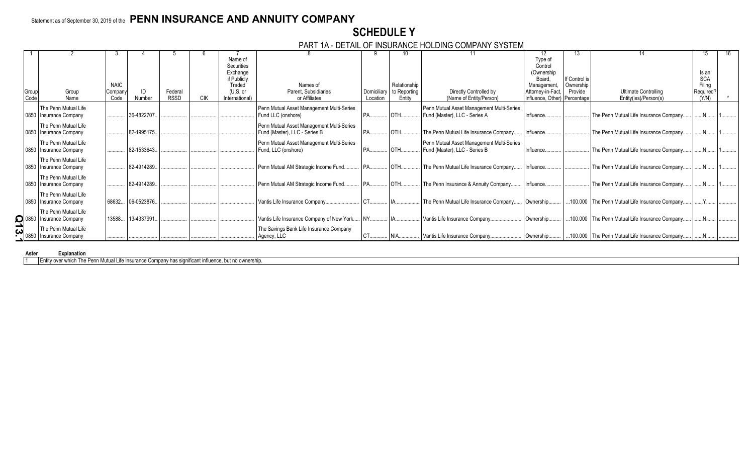Statement as of September 30, 2019 of the **PENN INSURANCE AND ANNUITY COMPANY**

# SCHEDULE Y

## PART 1A - DETAIL OF INSURANCE HOLDING COMPANY SYSTEM

| 1 | 2 | 3 | 4 | 5 | 6 | 7 | 8 | 9 | 10 | 11 | 12 | 13 | 14 | 15 | 16 |
|---|---|---|---|---|---|---|---|---|---|---|---|---|---|---|---|
| Group Code | Group Name | NAIC Company Code | ID Number | Federal RSSD | CIK | Name of Securities Exchange if Publicly Traded (U.S. or International) | Names of Parent, Subsidiaries or Affiliates | Domiciliary Location | Relationship to Reporting Entity | Directly Controlled by (Name of Entity/Person) | Type of Control (Ownership Board, Management, Attorney-in-Fact, Influence, Other) | If Control is Ownership Provide Percentage | Ultimate Controlling Entity(ies)/Person(s) | Is an SCA Filing Required? (Y/N) | * |
| 0850 | The Penn Mutual Life Insurance Company | | 36-4822707 | | | | Penn Mutual Asset Management Multi-Series Fund LLC (onshore) | PA | OTH | Penn Mutual Asset Management Multi-Series Fund (Master), LLC - Series A | Influence | | The Penn Mutual Life Insurance Company | N | 1 |
| 0850 | The Penn Mutual Life Insurance Company | | 82-1995175 | | | | Penn Mutual Asset Management Multi-Series Fund (Master), LLC - Series B | PA | OTH | The Penn Mutual Life Insurance Company | Influence | | The Penn Mutual Life Insurance Company | N | 1 |
| 0850 | The Penn Mutual Life Insurance Company | | 82-1533643 | | | | Penn Mutual Asset Management Multi-Series Fund, LLC (onshore) | PA | OTH | Penn Mutual Asset Management Multi-Series Fund (Master), LLC - Series B | Influence | | The Penn Mutual Life Insurance Company | N | 1 |
| 0850 | The Penn Mutual Life Insurance Company | | 82-4914289 | | | | Penn Mutual AM Strategic Income Fund | PA | OTH | The Penn Mutual Life Insurance Company | Influence | | The Penn Mutual Life Insurance Company | N | 1 |
| 0850 | The Penn Mutual Life Insurance Company | | 82-4914289 | | | | Penn Mutual AM Strategic Income Fund | PA | OTH | The Penn Insurance & Annuity Company | Influence | | The Penn Mutual Life Insurance Company | N | 1 |
| 0850 | The Penn Mutual Life Insurance Company | 68632 | 06-0523876 | | | | Vantis Life Insurance Company | CT | IA | The Penn Mutual Life Insurance Company | Ownership | 100.000 | The Penn Mutual Life Insurance Company | Y | |
| 0850 | The Penn Mutual Life Insurance Company | 13588 | 13-4337991 | | | | Vantis Life Insurance Company of New York | NY | IA | Vantis Life Insurance Company | Ownership | 100.000 | The Penn Mutual Life Insurance Company | N | |
| 0850 | The Penn Mutual Life Insurance Company | | | | | | The Savings Bank Life Insurance Company Agency, LLC | CT | NIA | Vantis Life Insurance Company | Ownership | 100.000 | The Penn Mutual Life Insurance Company | N | |

| Asterisk | Explanation |
|---|---|
| 1 | Entity over which The Penn Mutual Life Insurance Company has significant influence, but no ownership. |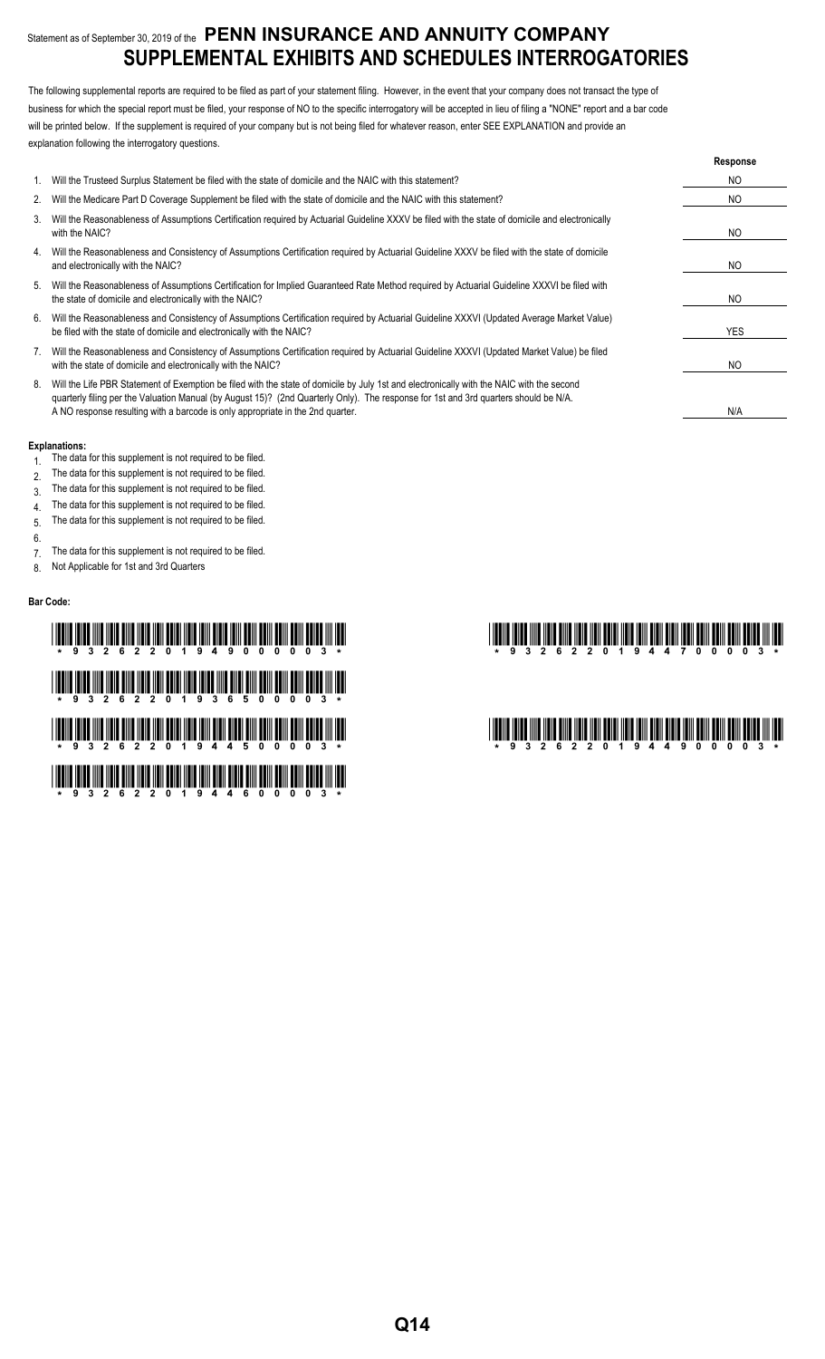Statement as of September 30, 2019 of the **PENN INSURANCE AND ANNUITY COMPANY**

# SUPPLEMENTAL EXHIBITS AND SCHEDULES INTERROGATORIES

The following supplemental reports are required to be filed as part of your statement filing. However, in the event that your company does not transact the type of business for which the special report must be filed, your response of NO to the specific interrogatory will be accepted in lieu of filing a "NONE" report and a bar code will be printed below. If the supplement is required of your company but is not being filed for whatever reason, enter SEE EXPLANATION and provide an explanation following the interrogatory questions.

| | | Response |
|---|---|---|
| 1. | Will the Trusteed Surplus Statement be filed with the state of domicile and the NAIC with this statement? | NO |
| 2. | Will the Medicare Part D Coverage Supplement be filed with the state of domicile and the NAIC with this statement? | NO |
| 3. | Will the Reasonableness of Assumptions Certification required by Actuarial Guideline XXXV be filed with the state of domicile and electronically with the NAIC? | NO |
| 4. | Will the Reasonableness and Consistency of Assumptions Certification required by Actuarial Guideline XXXV be filed with the state of domicile and electronically with the NAIC? | NO |
| 5. | Will the Reasonableness of Assumptions Certification for Implied Guaranteed Rate Method required by Actuarial Guideline XXXVI be filed with the state of domicile and electronically with the NAIC? | NO |
| 6. | Will the Reasonableness and Consistency of Assumptions Certification required by Actuarial Guideline XXXVI (Updated Average Market Value) be filed with the state of domicile and electronically with the NAIC? | YES |
| 7. | Will the Reasonableness and Consistency of Assumptions Certification required by Actuarial Guideline XXXVI (Updated Market Value) be filed with the state of domicile and electronically with the NAIC? | NO |
| 8. | Will the Life PBR Statement of Exemption be filed with the state of domicile by July 1st and electronically with the NAIC with the second quarterly filing per the Valuation Manual (by August 15)? (2nd Quarterly Only). The response for 1st and 3rd quarters should be N/A. A NO response resulting with a barcode is only appropriate in the 2nd quarter. | N/A |

**Explanations:**

1. The data for this supplement is not required to be filed.
2. The data for this supplement is not required to be filed.
3. The data for this supplement is not required to be filed.
4. The data for this supplement is not required to be filed.
5. The data for this supplement is not required to be filed.
6.
7. The data for this supplement is not required to be filed.
8. Not Applicable for 1st and 3rd Quarters

**Bar Code:**

\* 9 3 2 6 2 2 0 1 9 4 9 0 0 0 0 3 \*

\* 9 3 2 6 2 2 0 1 9 3 6 5 0 0 0 0 3 \*

\* 9 3 2 6 2 2 0 1 9 4 4 5 0 0 0 0 3 \*

\* 9 3 2 6 2 2 0 1 9 4 4 6 0 0 0 0 3 \*

\* 9 3 2 6 2 2 0 1 9 4 4 7 0 0 0 0 3 \*

\* 9 3 2 6 2 2 0 1 9 4 4 9 0 0 0 0 3 \*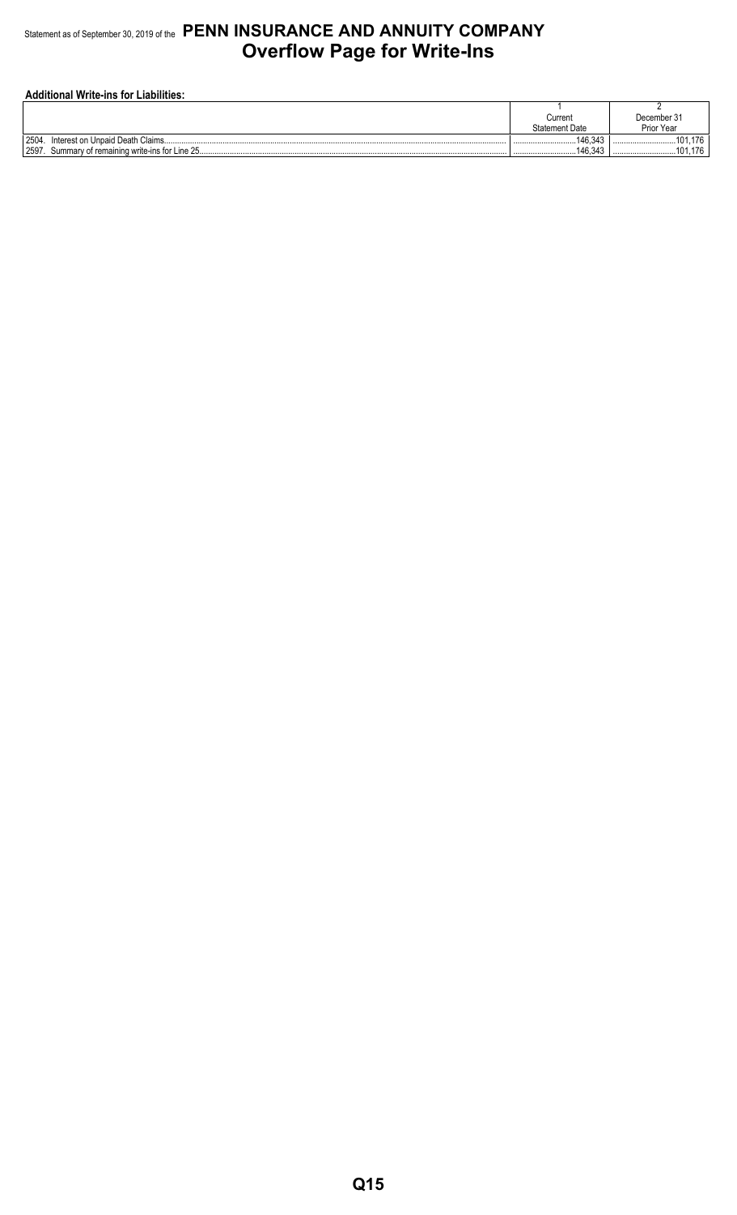# Statement as of September 30, 2019 of the PENN INSURANCE AND ANNUITY COMPANY
## Overflow Page for Write-Ins

**Additional Write-ins for Liabilities:**

| | 1<br>Current<br>Statement Date | 2<br>December 31<br>Prior Year |
|---|---|---|
| 2504. Interest on Unpaid Death Claims | 146,343 | 101,176 |
| 2597. Summary of remaining write-ins for Line 25 | 146,343 | 101,176 |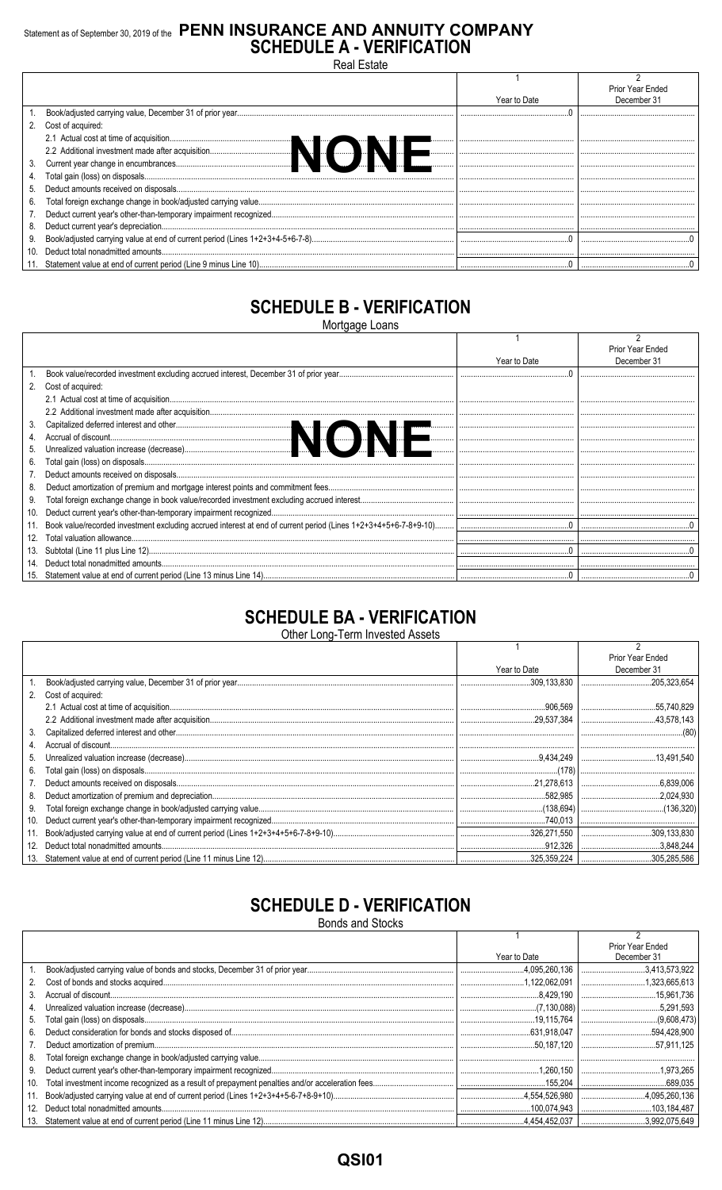Statement as of September 30, 2019 of the **PENN INSURANCE AND ANNUITY COMPANY**

# SCHEDULE A - VERIFICATION

Real Estate

| | 1<br>Year to Date | 2<br>Prior Year Ended December 31 |
|---|---|---|
| 1. Book/adjusted carrying value, December 31 of prior year | 0 | |
| 2. Cost of acquired: | | |
| 2.1 Actual cost at time of acquisition | | |
| 2.2 Additional investment made after acquisition | | |
| 3. Current year change in encumbrances | | |
| 4. Total gain (loss) on disposals | | |
| 5. Deduct amounts received on disposals | | |
| 6. Total foreign exchange change in book/adjusted carrying value | | |
| 7. Deduct current year's other-than-temporary impairment recognized | | |
| 8. Deduct current year's depreciation | | |
| 9. Book/adjusted carrying value at end of current period (Lines 1+2+3+4-5+6-7-8) | 0 | 0 |
| 10. Deduct total nonadmitted amounts | | |
| 11. Statement value at end of current period (Line 9 minus Line 10) | 0 | 0 |

NONE

# SCHEDULE B - VERIFICATION

Mortgage Loans

| | 1<br>Year to Date | 2<br>Prior Year Ended December 31 |
|---|---|---|
| 1. Book value/recorded investment excluding accrued interest, December 31 of prior year | 0 | |
| 2. Cost of acquired: | | |
| 2.1 Actual cost at time of acquisition | | |
| 2.2 Additional investment made after acquisition | | |
| 3. Capitalized deferred interest and other | | |
| 4. Accrual of discount | | |
| 5. Unrealized valuation increase (decrease) | | |
| 6. Total gain (loss) on disposals | | |
| 7. Deduct amounts received on disposals | | |
| 8. Deduct amortization of premium and mortgage interest points and commitment fees | | |
| 9. Total foreign exchange change in book value/recorded investment excluding accrued interest | | |
| 10. Deduct current year's other-than-temporary impairment recognized | | |
| 11. Book value/recorded investment excluding accrued interest at end of current period (Lines 1+2+3+4+5+6-7-8+9-10) | 0 | 0 |
| 12. Total valuation allowance | | |
| 13. Subtotal (Line 11 plus Line 12) | 0 | 0 |
| 14. Deduct total nonadmitted amounts | | |
| 15. Statement value at end of current period (Line 13 minus Line 14) | 0 | 0 |

NONE

# SCHEDULE BA - VERIFICATION

Other Long-Term Invested Assets

| | 1<br>Year to Date | 2<br>Prior Year Ended December 31 |
|---|---|---|
| 1. Book/adjusted carrying value, December 31 of prior year | 309,133,830 | 205,323,654 |
| 2. Cost of acquired: | | |
| 2.1 Actual cost at time of acquisition | 906,569 | 55,740,829 |
| 2.2 Additional investment made after acquisition | 29,537,384 | 43,578,143 |
| 3. Capitalized deferred interest and other | | (80) |
| 4. Accrual of discount | | |
| 5. Unrealized valuation increase (decrease) | 9,434,249 | 13,491,540 |
| 6. Total gain (loss) on disposals | (178) | |
| 7. Deduct amounts received on disposals | 21,278,613 | 6,839,006 |
| 8. Deduct amortization of premium and depreciation | 582,985 | 2,024,930 |
| 9. Total foreign exchange change in book/adjusted carrying value | (138,694) | (136,320) |
| 10. Deduct current year's other-than-temporary impairment recognized | 740,013 | |
| 11. Book/adjusted carrying value at end of current period (Lines 1+2+3+4+5+6-7-8+9-10) | 326,271,550 | 309,133,830 |
| 12. Deduct total nonadmitted amounts | 912,326 | 3,848,244 |
| 13. Statement value at end of current period (Line 11 minus Line 12) | 325,359,224 | 305,285,586 |

# SCHEDULE D - VERIFICATION

Bonds and Stocks

| | 1<br>Year to Date | 2<br>Prior Year Ended December 31 |
|---|---|---|
| 1. Book/adjusted carrying value of bonds and stocks, December 31 of prior year | 4,095,260,136 | 3,413,573,922 |
| 2. Cost of bonds and stocks acquired | 1,122,062,091 | 1,323,665,613 |
| 3. Accrual of discount | 8,429,190 | 15,961,736 |
| 4. Unrealized valuation increase (decrease) | (7,130,088) | 5,291,593 |
| 5. Total gain (loss) on disposals | 19,115,764 | (9,608,473) |
| 6. Deduct consideration for bonds and stocks disposed of | 631,918,047 | 594,428,900 |
| 7. Deduct amortization of premium | 50,187,120 | 57,911,125 |
| 8. Total foreign exchange change in book/adjusted carrying value | | |
| 9. Deduct current year's other-than-temporary impairment recognized | 1,260,150 | 1,973,265 |
| 10. Total investment income recognized as a result of prepayment penalties and/or acceleration fees | 155,204 | 689,035 |
| 11. Book/adjusted carrying value at end of current period (Lines 1+2+3+4+5-6-7+8-9+10) | 4,554,526,980 | 4,095,260,136 |
| 12. Deduct total nonadmitted amounts | 100,074,943 | 103,184,487 |
| 13. Statement value at end of current period (Line 11 minus Line 12) | 4,454,452,037 | 3,992,075,649 |

QSI01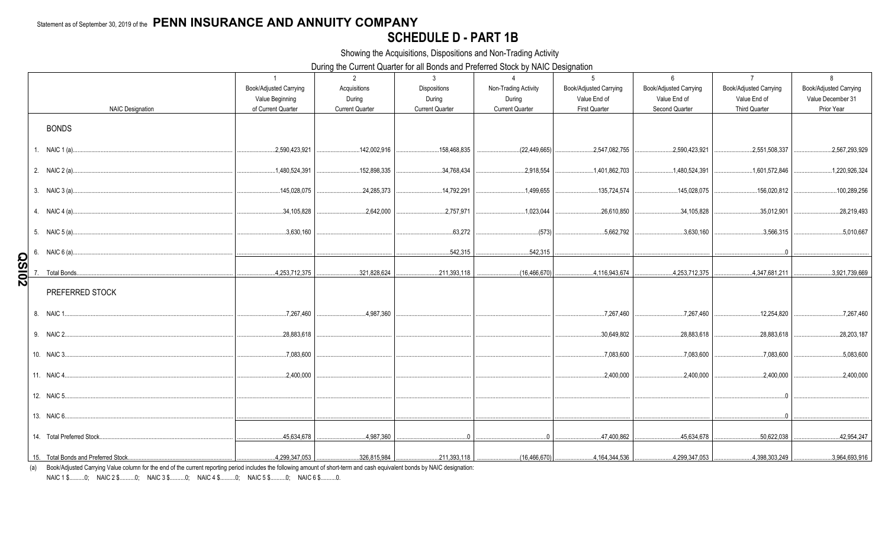Statement as of September 30, 2019 of the **PENN INSURANCE AND ANNUITY COMPANY**

# SCHEDULE D - PART 1B

Showing the Acquisitions, Dispositions and Non-Trading Activity

During the Current Quarter for all Bonds and Preferred Stock by NAIC Designation

| NAIC Designation | 1<br>Book/Adjusted Carrying Value Beginning of Current Quarter | 2<br>Acquisitions During Current Quarter | 3<br>Dispositions During Current Quarter | 4<br>Non-Trading Activity During Current Quarter | 5<br>Book/Adjusted Carrying Value End of First Quarter | 6<br>Book/Adjusted Carrying Value End of Second Quarter | 7<br>Book/Adjusted Carrying Value End of Third Quarter | 8<br>Book/Adjusted Carrying Value December 31 Prior Year |
|---|---|---|---|---|---|---|---|---|
| **BONDS** | | | | | | | | |
| 1. NAIC 1 (a) | 2,590,423,921 | 142,002,916 | 158,468,835 | (22,449,665) | 2,547,082,755 | 2,590,423,921 | 2,551,508,337 | 2,567,293,929 |
| 2. NAIC 2 (a) | 1,480,524,391 | 152,898,335 | 34,768,434 | 2,918,554 | 1,401,862,703 | 1,480,524,391 | 1,601,572,846 | 1,220,926,324 |
| 3. NAIC 3 (a) | 145,028,075 | 24,285,373 | 14,792,291 | 1,499,655 | 135,724,574 | 145,028,075 | 156,020,812 | 100,289,256 |
| 4. NAIC 4 (a) | 34,105,828 | 2,642,000 | 2,757,971 | 1,023,044 | 26,610,850 | 34,105,828 | 35,012,901 | 28,219,493 |
| 5. NAIC 5 (a) | 3,630,160 | | 63,272 | (573) | 5,662,792 | 3,630,160 | 3,566,315 | 5,010,667 |
| 6. NAIC 6 (a) | | | 542,315 | 542,315 | | | 0 | |
| 7. Total Bonds | 4,253,712,375 | 321,828,624 | 211,393,118 | (16,466,670) | 4,116,943,674 | 4,253,712,375 | 4,347,681,211 | 3,921,739,669 |
| **PREFERRED STOCK** | | | | | | | | |
| 8. NAIC 1 | 7,267,460 | 4,987,360 | | | 7,267,460 | 7,267,460 | 12,254,820 | 7,267,460 |
| 9. NAIC 2 | 28,883,618 | | | | 30,649,802 | 28,883,618 | 28,883,618 | 28,203,187 |
| 10. NAIC 3 | 7,083,600 | | | | 7,083,600 | 7,083,600 | 7,083,600 | 5,083,600 |
| 11. NAIC 4 | 2,400,000 | | | | 2,400,000 | 2,400,000 | 2,400,000 | 2,400,000 |
| 12. NAIC 5 | | | | | | | 0 | |
| 13. NAIC 6 | | | | | | | 0 | |
| 14. Total Preferred Stock | 45,634,678 | 4,987,360 | 0 | 0 | 47,400,862 | 45,634,678 | 50,622,038 | 42,954,247 |
| 15. Total Bonds and Preferred Stock | 4,299,347,053 | 326,815,984 | 211,393,118 | (16,466,670) | 4,164,344,536 | 4,299,347,053 | 4,398,303,249 | 3,964,693,916 |

(a) Book/Adjusted Carrying Value column for the end of the current reporting period includes the following amount of short-term and cash equivalent bonds by NAIC designation:
NAIC 1 $..........0; NAIC 2 $..........0; NAIC 3 $..........0; NAIC 4 $..........0; NAIC 5 $..........0; NAIC 6 $..........0.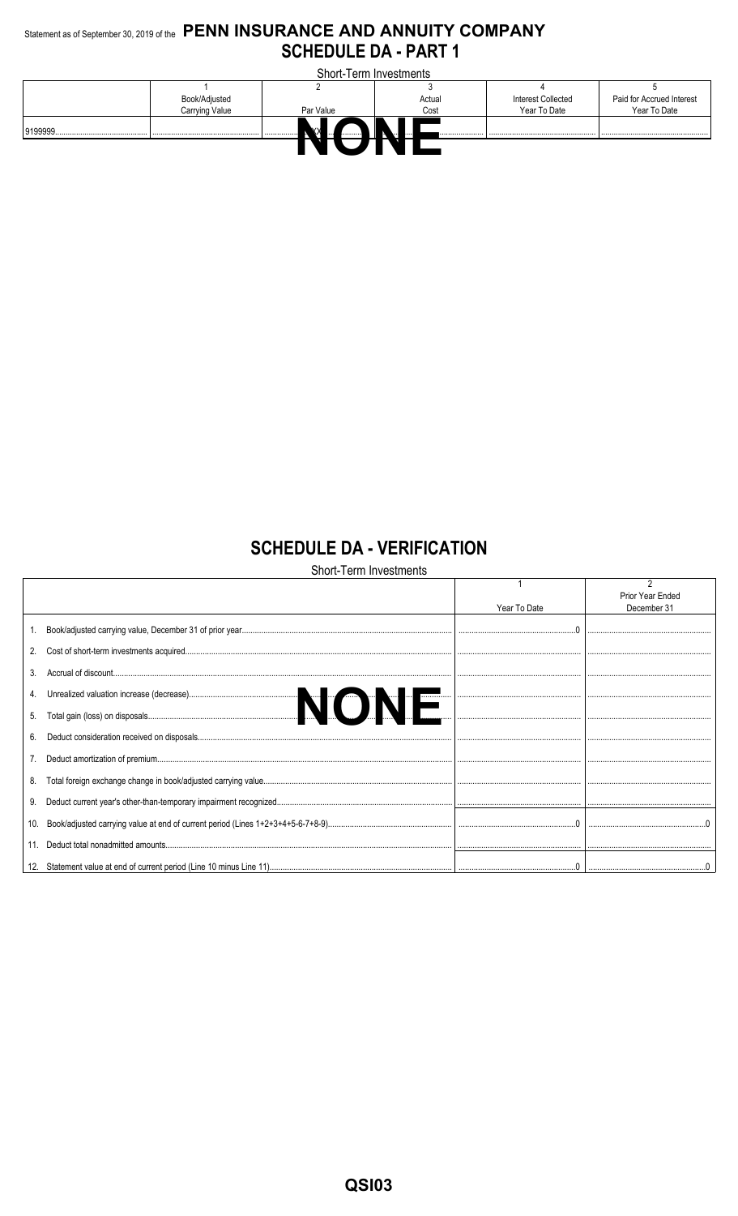Statement as of September 30, 2019 of the **PENN INSURANCE AND ANNUITY COMPANY**

# SCHEDULE DA - PART 1

Short-Term Investments

| | 1 | 2 | 3 | 4 | 5 |
|---|---|---|---|---|---|
| | Book/Adjusted Carrying Value | Par Value | Actual Cost | Interest Collected Year To Date | Paid for Accrued Interest Year To Date |
| 9199999 | | XXX | | | |

**NONE**

# SCHEDULE DA - VERIFICATION

Short-Term Investments

| | 1 | 2 |
|---|---|---|
| | Year To Date | Prior Year Ended December 31 |
| 1. Book/adjusted carrying value, December 31 of prior year | 0 | |
| 2. Cost of short-term investments acquired | | |
| 3. Accrual of discount | | |
| 4. Unrealized valuation increase (decrease) | | |
| 5. Total gain (loss) on disposals | | |
| 6. Deduct consideration received on disposals | | |
| 7. Deduct amortization of premium | | |
| 8. Total foreign exchange change in book/adjusted carrying value | | |
| 9. Deduct current year's other-than-temporary impairment recognized | | |
| 10. Book/adjusted carrying value at end of current period (Lines 1+2+3+4+5-6-7+8-9) | 0 | 0 |
| 11. Deduct total nonadmitted amounts | | |
| 12. Statement value at end of current period (Line 10 minus Line 11) | 0 | 0 |

**NONE**

QSI03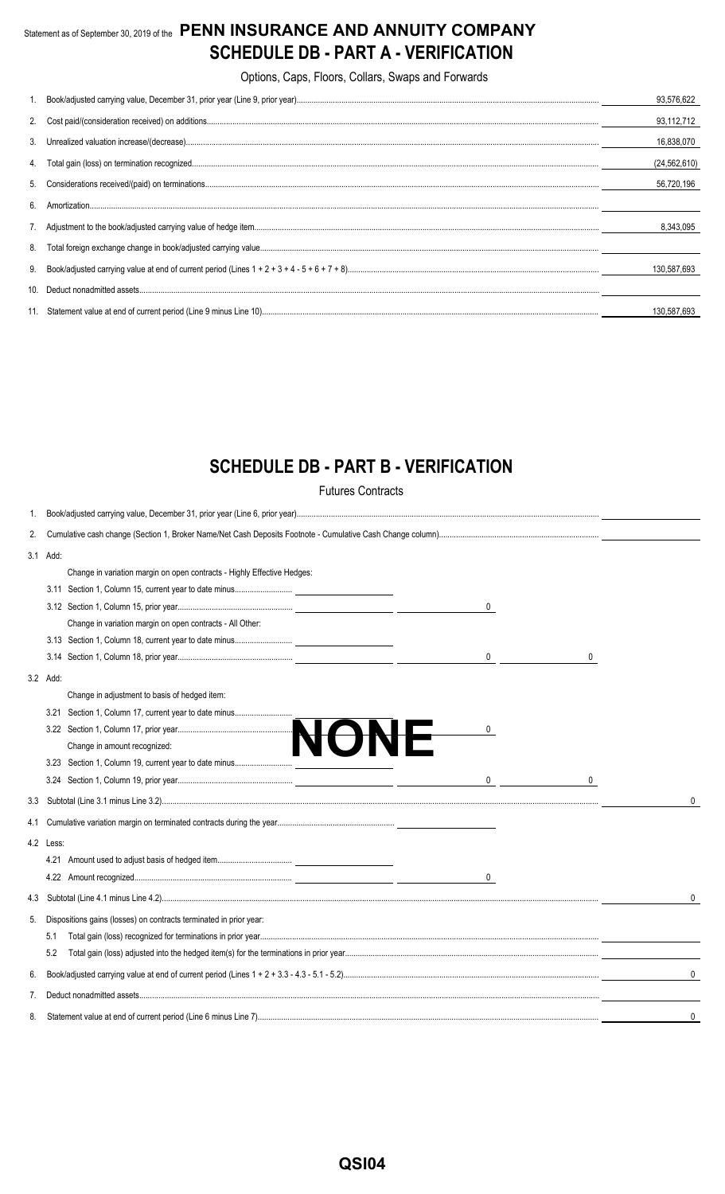Statement as of September 30, 2019 of the **PENN INSURANCE AND ANNUITY COMPANY**

## SCHEDULE DB - PART A - VERIFICATION

Options, Caps, Floors, Collars, Swaps and Forwards

| | | |
|---|---|---|
| 1. | Book/adjusted carrying value, December 31, prior year (Line 9, prior year) | 93,576,622 |
| 2. | Cost paid/(consideration received) on additions | 93,112,712 |
| 3. | Unrealized valuation increase/(decrease) | 16,838,070 |
| 4. | Total gain (loss) on termination recognized | (24,562,610) |
| 5. | Considerations received/(paid) on terminations | 56,720,196 |
| 6. | Amortization | |
| 7. | Adjustment to the book/adjusted carrying value of hedge item | 8,343,095 |
| 8. | Total foreign exchange change in book/adjusted carrying value | |
| 9. | Book/adjusted carrying value at end of current period (Lines 1 + 2 + 3 + 4 - 5 + 6 + 7 + 8) | 130,587,693 |
| 10. | Deduct nonadmitted assets | |
| 11. | Statement value at end of current period (Line 9 minus Line 10) | 130,587,693 |

## SCHEDULE DB - PART B - VERIFICATION

Futures Contracts

**NONE**

| | | | | | |
|---|---|---|---|---|---|
| 1. | Book/adjusted carrying value, December 31, prior year (Line 6, prior year) | | | | |
| 2. | Cumulative cash change (Section 1, Broker Name/Net Cash Deposits Footnote - Cumulative Cash Change column) | | | | |
| 3.1 | Add: | | | | |
| | Change in variation margin on open contracts - Highly Effective Hedges: | | | | |
| | 3.11 Section 1, Column 15, current year to date minus | | | | |
| | 3.12 Section 1, Column 15, prior year | | 0 | | |
| | Change in variation margin on open contracts - All Other: | | | | |
| | 3.13 Section 1, Column 18, current year to date minus | | | | |
| | 3.14 Section 1, Column 18, prior year | | 0 | 0 | |
| 3.2 | Add: | | | | |
| | Change in adjustment to basis of hedged item: | | | | |
| | 3.21 Section 1, Column 17, current year to date minus | | | | |
| | 3.22 Section 1, Column 17, prior year | | 0 | | |
| | Change in amount recognized: | | | | |
| | 3.23 Section 1, Column 19, current year to date minus | | | | |
| | 3.24 Section 1, Column 19, prior year | | 0 | 0 | |
| 3.3 | Subtotal (Line 3.1 minus Line 3.2) | | | | 0 |
| 4.1 | Cumulative variation margin on terminated contracts during the year | | | | |
| 4.2 | Less: | | | | |
| | 4.21 Amount used to adjust basis of hedged item | | | | |
| | 4.22 Amount recognized | | 0 | | |
| 4.3 | Subtotal (Line 4.1 minus Line 4.2) | | | | 0 |
| 5. | Dispositions gains (losses) on contracts terminated in prior year: | | | | |
| | 5.1 Total gain (loss) recognized for terminations in prior year | | | | |
| | 5.2 Total gain (loss) adjusted into the hedged item(s) for the terminations in prior year | | | | |
| 6. | Book/adjusted carrying value at end of current period (Lines 1 + 2 + 3.3 - 4.3 - 5.1 - 5.2) | | | | 0 |
| 7. | Deduct nonadmitted assets | | | | |
| 8. | Statement value at end of current period (Line 6 minus Line 7) | | | | 0 |

QSI04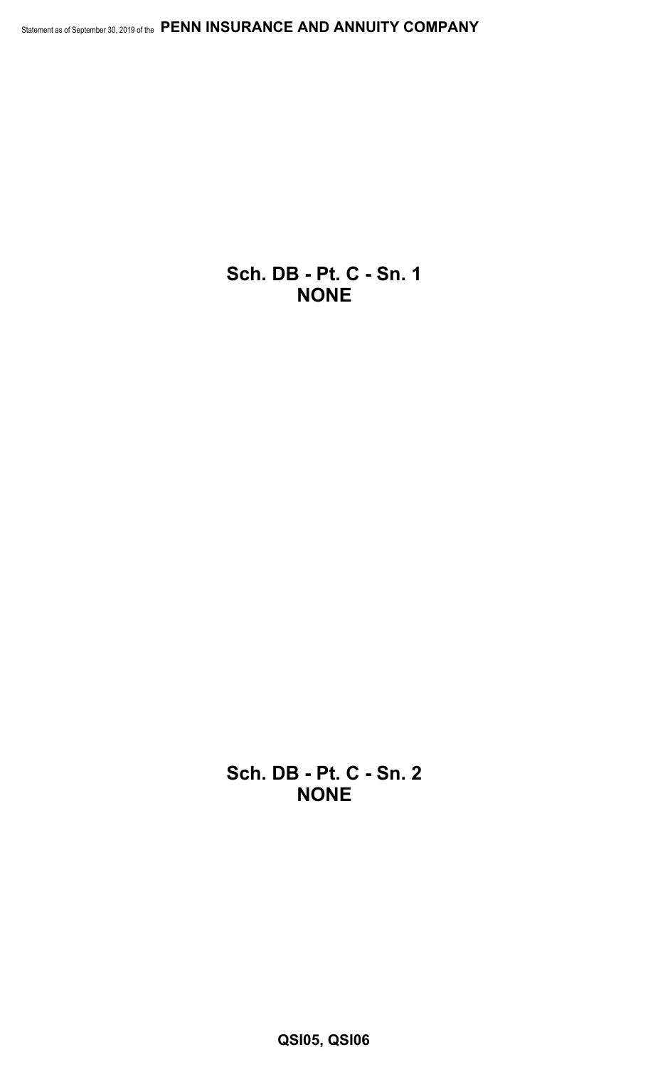## Sch. DB - Pt. C - Sn. 1
## NONE

## Sch. DB - Pt. C - Sn. 2
## NONE

**QSI05, QSI06**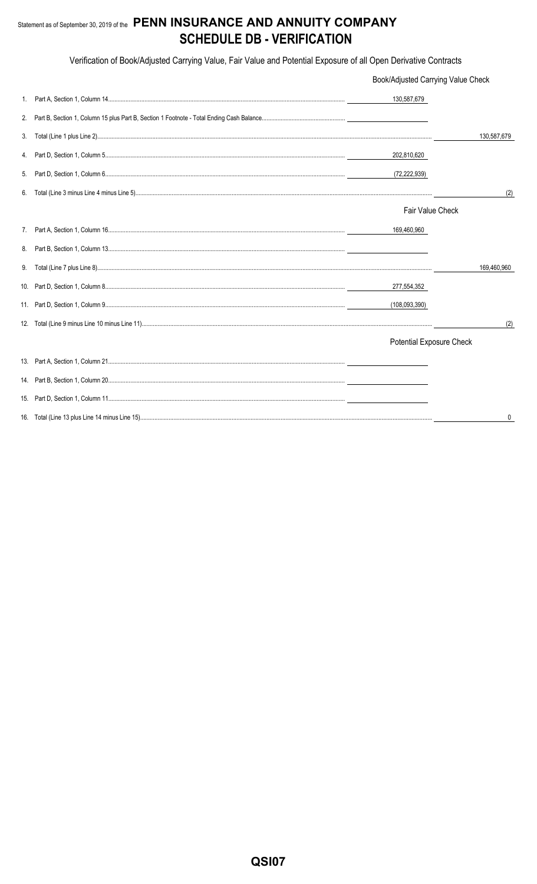Statement as of September 30, 2019 of the **PENN INSURANCE AND ANNUITY COMPANY**

# SCHEDULE DB - VERIFICATION

Verification of Book/Adjusted Carrying Value, Fair Value and Potential Exposure of all Open Derivative Contracts

| | | Book/Adjusted Carrying Value Check | |
|---|---|---|---|
| 1. | Part A, Section 1, Column 14 | 130,587,679 | |
| 2. | Part B, Section 1, Column 15 plus Part B, Section 1 Footnote - Total Ending Cash Balance | | |
| 3. | Total (Line 1 plus Line 2) | | 130,587,679 |
| 4. | Part D, Section 1, Column 5 | 202,810,620 | |
| 5. | Part D, Section 1, Column 6 | (72,222,939) | |
| 6. | Total (Line 3 minus Line 4 minus Line 5) | | (2) |
| | | **Fair Value Check** | |
| 7. | Part A, Section 1, Column 16 | 169,460,960 | |
| 8. | Part B, Section 1, Column 13 | | |
| 9. | Total (Line 7 plus Line 8) | | 169,460,960 |
| 10. | Part D, Section 1, Column 8 | 277,554,352 | |
| 11. | Part D, Section 1, Column 9 | (108,093,390) | |
| 12. | Total (Line 9 minus Line 10 minus Line 11) | | (2) |
| | | **Potential Exposure Check** | |
| 13. | Part A, Section 1, Column 21 | | |
| 14. | Part B, Section 1, Column 20 | | |
| 15. | Part D, Section 1, Column 11 | | |
| 16. | Total (Line 13 plus Line 14 minus Line 15) | | 0 |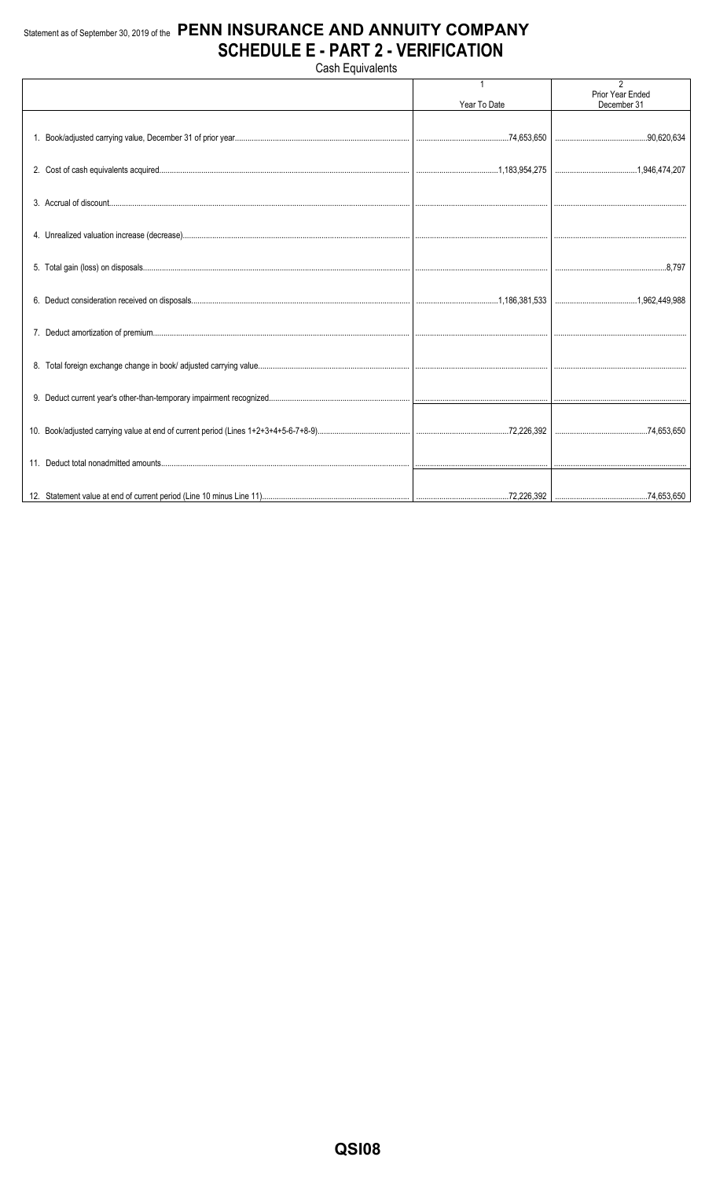Statement as of September 30, 2019 of the **PENN INSURANCE AND ANNUITY COMPANY**

# SCHEDULE E - PART 2 - VERIFICATION

Cash Equivalents

| | 1<br>Year To Date | 2<br>Prior Year Ended December 31 |
|---|---|---|
| 1. Book/adjusted carrying value, December 31 of prior year | 74,653,650 | 90,620,634 |
| 2. Cost of cash equivalents acquired | 1,183,954,275 | 1,946,474,207 |
| 3. Accrual of discount | | |
| 4. Unrealized valuation increase (decrease) | | |
| 5. Total gain (loss) on disposals | | 8,797 |
| 6. Deduct consideration received on disposals | 1,186,381,533 | 1,962,449,988 |
| 7. Deduct amortization of premium | | |
| 8. Total foreign exchange change in book/ adjusted carrying value | | |
| 9. Deduct current year's other-than-temporary impairment recognized | | |
| 10. Book/adjusted carrying value at end of current period (Lines 1+2+3+4+5-6-7+8-9) | 72,226,392 | 74,653,650 |
| 11. Deduct total nonadmitted amounts | | |
| 12. Statement value at end of current period (Line 10 minus Line 11) | 72,226,392 | 74,653,650 |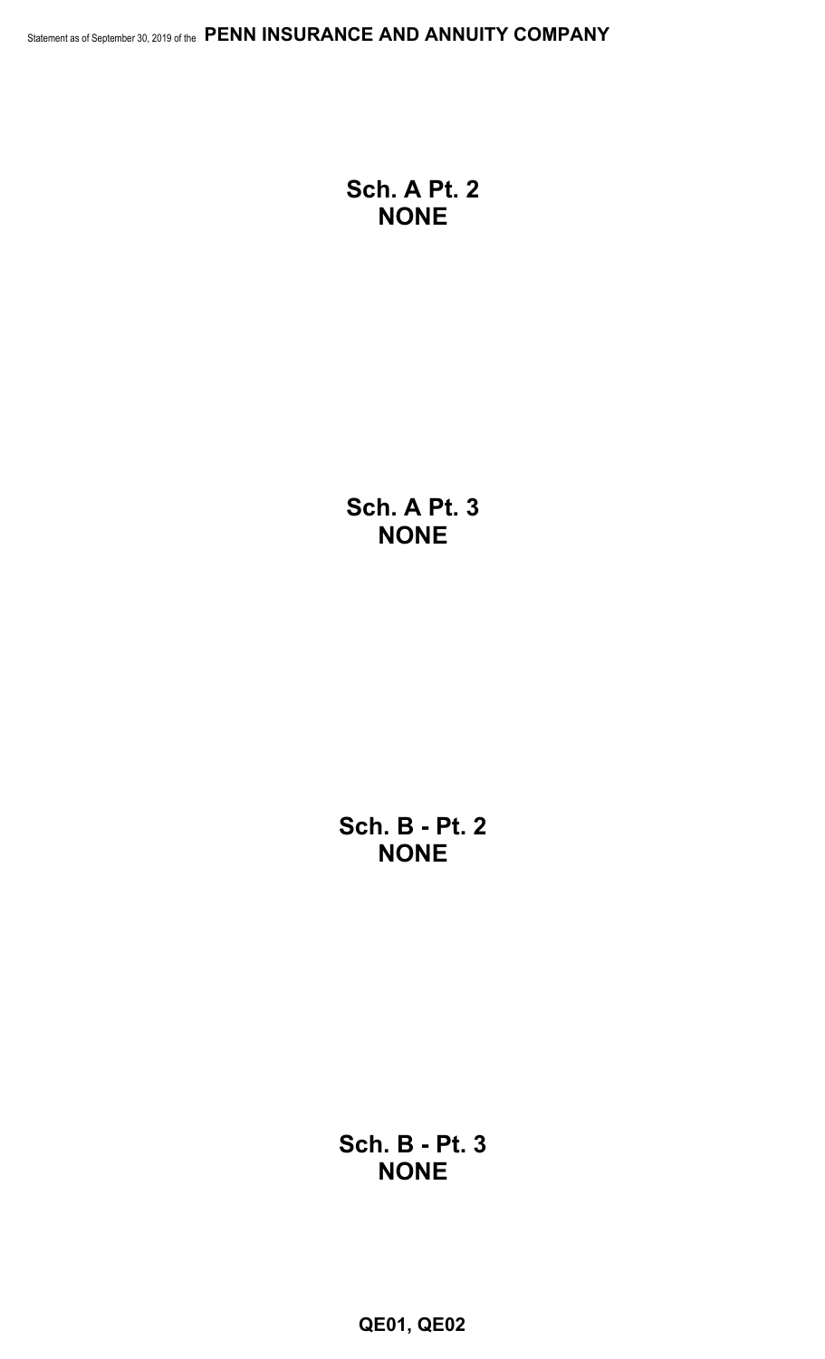## Sch. A Pt. 2
## NONE

## Sch. A Pt. 3
## NONE

## Sch. B - Pt. 2
## NONE

## Sch. B - Pt. 3
## NONE

**QE01, QE02**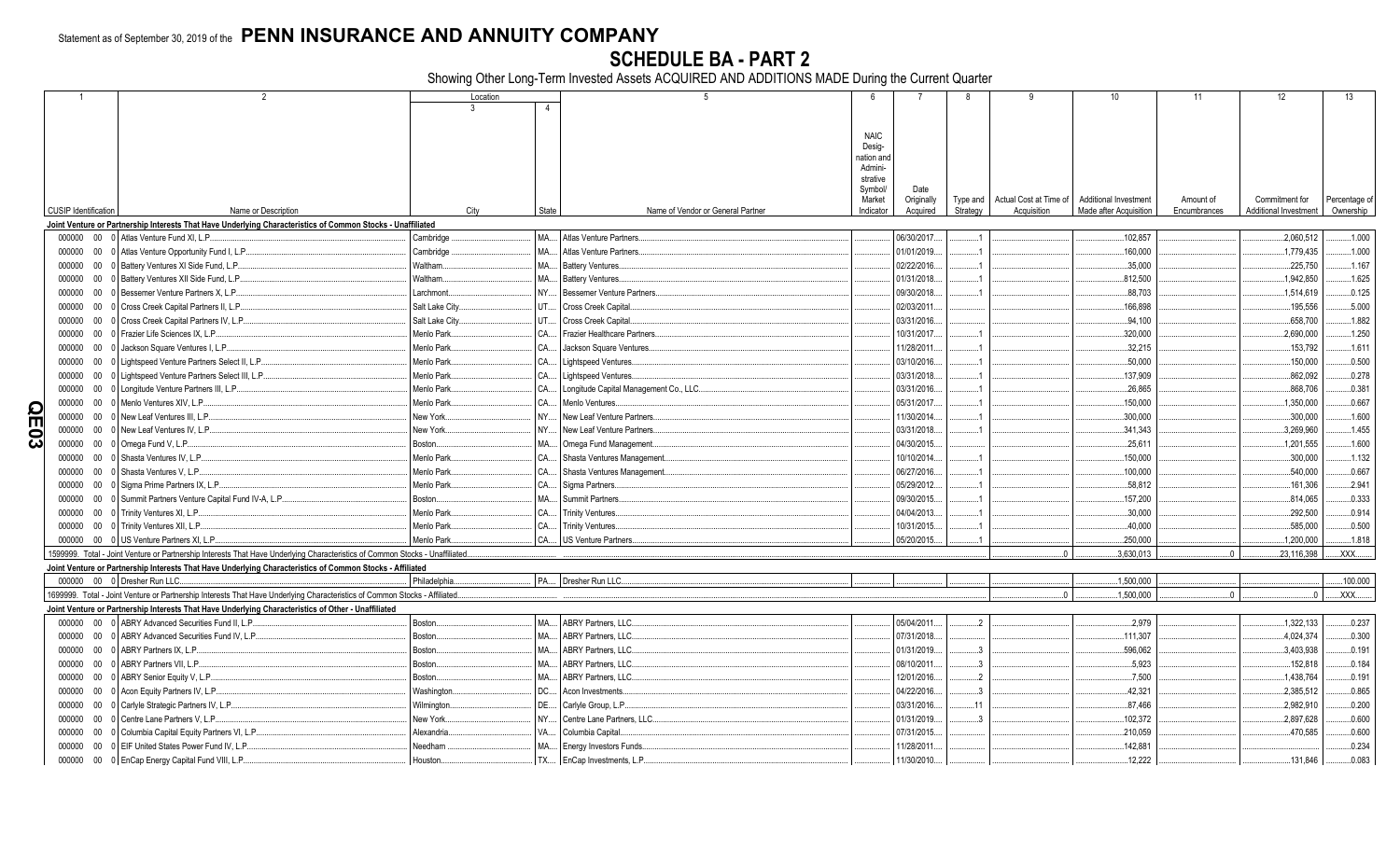Statement as of September 30, 2019 of the **PENN INSURANCE AND ANNUITY COMPANY**

# SCHEDULE BA - PART 2

Showing Other Long-Term Invested Assets ACQUIRED AND ADDITIONS MADE During the Current Quarter

| 1 | 2 | Location | | 5 | 6 | 7 | 8 | 9 | 10 | 11 | 12 | 13 |
|---|---|---|---|---|---|---|---|---|---|---|---|---|
| | | 3 | 4 | | | | | | | | | |
| CUSIP Identification | Name or Description | City | State | Name of Vendor or General Partner | NAIC Desig-nation and Admini-strative Symbol/ Market Indicator | Date Originally Acquired | Type and Strategy | Actual Cost at Time of Acquisition | Additional Investment Made after Acquisition | Amount of Encumbrances | Commitment for Additional Investment | Percentage of Ownership |
| **Joint Venture or Partnership Interests That Have Underlying Characteristics of Common Stocks - Unaffiliated** | | | | | | | | | | | | |
| 000000 00 0 | Atlas Venture Fund XI, L.P. | Cambridge | MA | Atlas Venture Partners | | 06/30/2017 | 1 | | 102,857 | | 2,060,512 | 1.000 |
| 000000 00 0 | Atlas Venture Opportunity Fund I, L.P. | Cambridge | MA | Atlas Venture Partners | | 01/01/2019 | 1 | | 160,000 | | 1,779,435 | 1.000 |
| 000000 00 0 | Battery Ventures XI Side Fund, L.P. | Waltham | MA | Battery Ventures | | 02/22/2016 | 1 | | 35,000 | | 225,750 | 1.167 |
| 000000 00 0 | Battery Ventures XII Side Fund, L.P. | Waltham | MA | Battery Ventures | | 01/31/2018 | 1 | | 812,500 | | 1,942,850 | 1.625 |
| 000000 00 0 | Bessemer Venture Partners X, L.P. | Larchmont | NY | Bessemer Venture Partners | | 09/30/2018 | 1 | | 88,703 | | 1,514,619 | 0.125 |
| 000000 00 0 | Cross Creek Capital Partners II, L.P. | Salt Lake City | UT | Cross Creek Capital | | 02/03/2011 | | | 166,898 | | 195,556 | 5.000 |
| 000000 00 0 | Cross Creek Capital Partners IV, L.P. | Salt Lake City | UT | Cross Creek Capital | | 03/31/2016 | | | 94,100 | | 658,700 | 1.882 |
| 000000 00 0 | Frazier Life Sciences IX, L.P. | Menlo Park | CA | Frazier Healthcare Partners | | 10/31/2017 | 1 | | 320,000 | | 2,690,000 | 1.250 |
| 000000 00 0 | Jackson Square Ventures I, L.P. | Menlo Park | CA | Jackson Square Ventures | | 11/28/2011 | 1 | | 32,215 | | 153,792 | 1.611 |
| 000000 00 0 | Lightspeed Venture Partners Select II, L.P. | Menlo Park | CA | Lightspeed Ventures | | 03/10/2016 | 1 | | 50,000 | | 150,000 | 0.500 |
| 000000 00 0 | Lightspeed Venture Partners Select III, L.P. | Menlo Park | CA | Lightspeed Ventures | | 03/31/2018 | 1 | | 137,909 | | 862,092 | 0.278 |
| 000000 00 0 | Longitude Venture Partners III, L.P. | Menlo Park | CA | Longitude Capital Management Co., LLC | | 03/31/2016 | 1 | | 26,865 | | 868,706 | 0.381 |
| 000000 00 0 | Menlo Ventures XIV, L.P. | Menlo Park | CA | Menlo Ventures | | 05/31/2017 | 1 | | 150,000 | | 1,350,000 | 0.667 |
| 000000 00 0 | New Leaf Ventures III, L.P. | New York | NY | New Leaf Venture Partners | | 11/30/2014 | 1 | | 300,000 | | 300,000 | 1.600 |
| 000000 00 0 | New Leaf Ventures IV, L.P. | New York | NY | New Leaf Venture Partners | | 03/31/2018 | 1 | | 341,343 | | 3,269,960 | 1.455 |
| 000000 00 0 | Omega Fund V, L.P. | Boston | MA | Omega Fund Management | | 04/30/2015 | | | 25,611 | | 1,201,555 | 1.600 |
| 000000 00 0 | Shasta Ventures IV, L.P. | Menlo Park | CA | Shasta Ventures Management | | 10/10/2014 | 1 | | 150,000 | | 300,000 | 1.132 |
| 000000 00 0 | Shasta Ventures V, L.P. | Menlo Park | CA | Shasta Ventures Management | | 06/27/2016 | 1 | | 100,000 | | 540,000 | 0.667 |
| 000000 00 0 | Sigma Prime Partners IX, L.P. | Menlo Park | CA | Sigma Partners | | 05/29/2012 | 1 | | 58,812 | | 161,306 | 2.941 |
| 000000 00 0 | Summit Partners Venture Capital Fund IV-A, L.P. | Boston | MA | Summit Partners | | 09/30/2015 | 1 | | 157,200 | | 814,065 | 0.333 |
| 000000 00 0 | Trinity Ventures XI, L.P. | Menlo Park | CA | Trinity Ventures | | 04/04/2013 | 1 | | 30,000 | | 292,500 | 0.914 |
| 000000 00 0 | Trinity Ventures XII, L.P. | Menlo Park | CA | Trinity Ventures | | 10/31/2015 | 1 | | 40,000 | | 585,000 | 0.500 |
| 000000 00 0 | US Venture Partners XI, L.P. | Menlo Park | CA | US Venture Partners | | 05/20/2015 | 1 | | 250,000 | | 1,200,000 | 1.818 |
| 1599999. Total - Joint Venture or Partnership Interests That Have Underlying Characteristics of Common Stocks - Unaffiliated | | | | | | | | 0 | 3,630,013 | 0 | 23,116,398 | XXX |
| **Joint Venture or Partnership Interests That Have Underlying Characteristics of Common Stocks - Affiliated** | | | | | | | | | | | | |
| 000000 00 0 | Dresher Run LLC | Philadelphia | PA | Dresher Run LLC | | | | | 1,500,000 | | | 100.000 |
| 1699999. Total - Joint Venture or Partnership Interests That Have Underlying Characteristics of Common Stocks - Affiliated | | | | | | | | 0 | 1,500,000 | 0 | 0 | XXX |
| **Joint Venture or Partnership Interests That Have Underlying Characteristics of Other - Unaffiliated** | | | | | | | | | | | | |
| 000000 00 0 | ABRY Advanced Securities Fund II, L.P. | Boston | MA | ABRY Partners, LLC | | 05/04/2011 | 2 | | 2,979 | | 1,322,133 | 0.237 |
| 000000 00 0 | ABRY Advanced Securities Fund IV, L.P. | Boston | MA | ABRY Partners, LLC | | 07/31/2018 | | | 111,307 | | 4,024,374 | 0.300 |
| 000000 00 0 | ABRY Partners IX, L.P. | Boston | MA | ABRY Partners, LLC | | 01/31/2019 | 3 | | 596,062 | | 3,403,938 | 0.191 |
| 000000 00 0 | ABRY Partners VII, L.P. | Boston | MA | ABRY Partners, LLC | | 08/10/2011 | 3 | | 5,923 | | 152,818 | 0.184 |
| 000000 00 0 | ABRY Senior Equity V, L.P. | Boston | MA | ABRY Partners, LLC | | 12/01/2016 | 2 | | 7,500 | | 1,438,764 | 0.191 |
| 000000 00 0 | Acon Equity Partners IV, L.P. | Washington | DC | Acon Investments | | 04/22/2016 | 3 | | 42,321 | | 2,385,512 | 0.865 |
| 000000 00 0 | Carlyle Strategic Partners IV, L.P. | Wilmington | DE | Carlyle Group, L.P. | | 03/31/2016 | 11 | | 87,466 | | 2,982,910 | 0.200 |
| 000000 00 0 | Centre Lane Partners V, L.P. | New York | NY | Centre Lane Partners, LLC | | 01/31/2019 | 3 | | 102,372 | | 2,897,628 | 0.600 |
| 000000 00 0 | Columbia Capital Equity Partners VI, L.P. | Alexandria | VA | Columbia Capital | | 07/31/2015 | | | 210,059 | | 470,585 | 0.600 |
| 000000 00 0 | EIF United States Power Fund IV, L.P. | Needham | MA | Energy Investors Funds | | 11/28/2011 | | | 142,881 | | | 0.234 |
| 000000 00 0 | EnCap Energy Capital Fund VIII, L.P. | Houston | TX | EnCap Investments, L.P. | | 11/30/2010 | | | 12,222 | | 131,846 | 0.083 |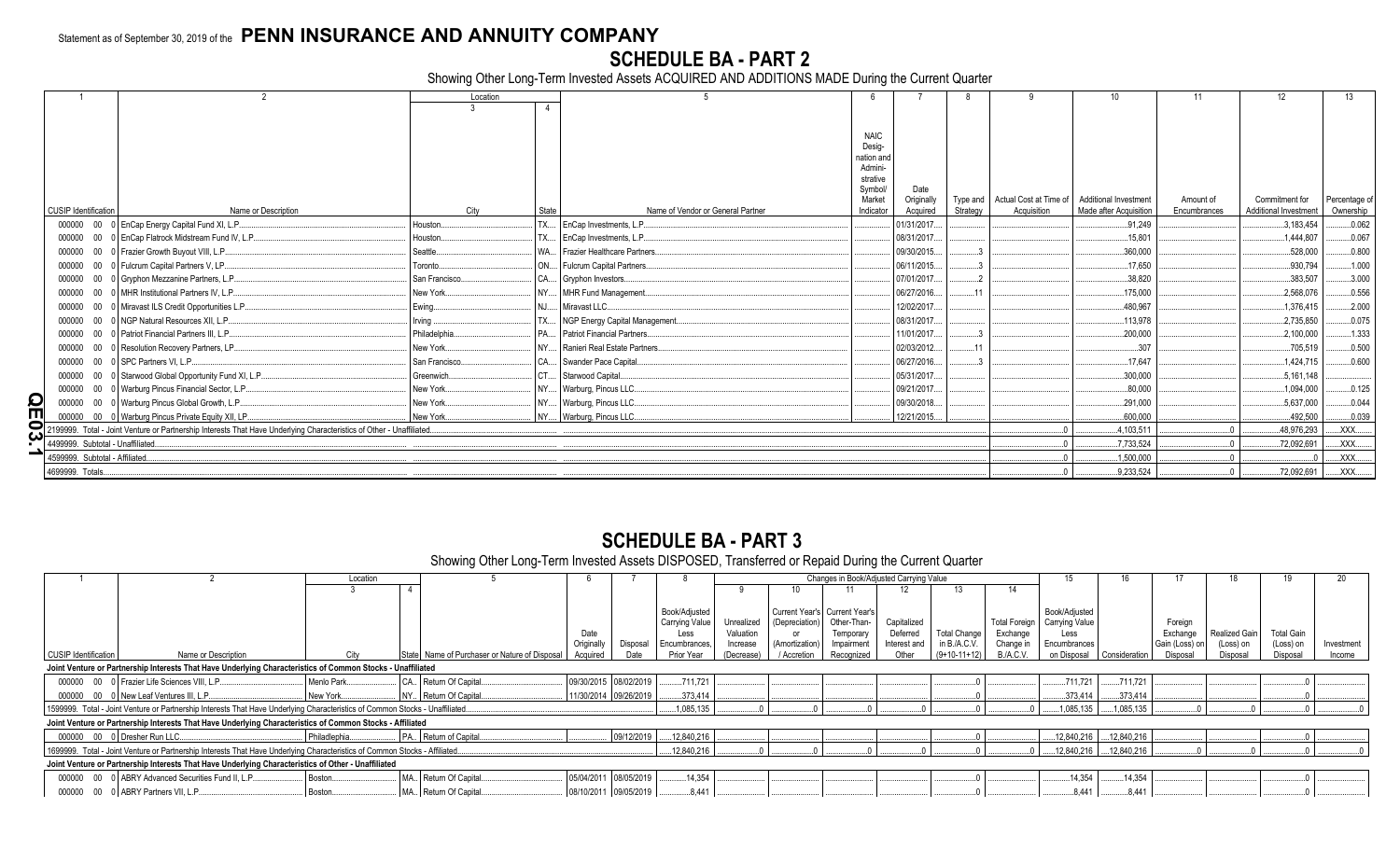Statement as of September 30, 2019 of the **PENN INSURANCE AND ANNUITY COMPANY**

# SCHEDULE BA - PART 2

Showing Other Long-Term Invested Assets ACQUIRED AND ADDITIONS MADE During the Current Quarter

| 1 | 2 | Location 3 | 4 | 5 | 6 | 7 | 8 | 9 | 10 | 11 | 12 | 13 |
|---|---|---|---|---|---|---|---|---|---|---|---|---|
| CUSIP Identification | Name or Description | City | State | Name of Vendor or General Partner | NAIC Designation and Administrative Symbol/ Market Indicator | Date Originally Acquired | Type and Strategy | Actual Cost at Time of Acquisition | Additional Investment Made after Acquisition | Amount of Encumbrances | Commitment for Additional Investment | Percentage of Ownership |
| 000000 00 0 | EnCap Energy Capital Fund XI, L.P. | Houston | TX | EnCap Investments, L.P. | | 01/31/2017 | | | 91,249 | | 3,183,454 | 0.062 |
| 000000 00 0 | EnCap Flatrock Midstream Fund IV, L.P. | Houston | TX | EnCap Investments, L.P. | | 08/31/2017 | | | 15,801 | | 1,444,807 | 0.067 |
| 000000 00 0 | Frazier Growth Buyout VIII, L.P. | Seattle | WA | Frazier Healthcare Partners | | 09/30/2015 | 3 | | 360,000 | | 528,000 | 0.800 |
| 000000 00 0 | Fulcrum Capital Partners V, LP | Toronto | ON | Fulcrum Capital Partners | | 06/11/2015 | 3 | | 17,650 | | 930,794 | 1.000 |
| 000000 00 0 | Gryphon Mezzanine Partners, L.P. | San Francisco | CA | Gryphon Investors | | 07/01/2017 | 2 | | 38,820 | | 383,507 | 3.000 |
| 000000 00 0 | MHR Institutional Partners IV, L.P. | New York | NY | MHR Fund Management | | 06/27/2016 | 11 | | 175,000 | | 2,568,076 | 0.556 |
| 000000 00 0 | Miravast ILS Credit Opportunities L.P. | Ewing | NJ | Miravast LLC | | 12/02/2017 | | | 480,967 | | 1,376,415 | 2.000 |
| 000000 00 0 | NGP Natural Resources XII, L.P. | Irving | TX | NGP Energy Capital Management | | 08/31/2017 | | | 113,978 | | 2,735,850 | 0.075 |
| 000000 00 0 | Patriot Financial Partners III, L.P. | Philadelphia | PA | Patriot Financial Partners | | 11/01/2017 | 3 | | 200,000 | | 2,100,000 | 1.333 |
| 000000 00 0 | Resolution Recovery Partners, LP | New York | NY | Ranieri Real Estate Partners | | 02/03/2012 | 11 | | 307 | | 705,519 | 0.500 |
| 000000 00 0 | SPC Partners VI, L.P. | San Francisco | CA | Swander Pace Capital | | 06/27/2016 | 3 | | 17,647 | | 1,424,715 | 0.600 |
| 000000 00 0 | Starwood Global Opportunity Fund XI, L.P. | Greenwich | CT | Starwood Capital | | 05/31/2017 | | | 300,000 | | 5,161,148 | |
| 000000 00 0 | Warburg Pincus Financial Sector, L.P. | New York | NY | Warburg, Pincus LLC | | 09/21/2017 | | | 80,000 | | 1,094,000 | 0.125 |
| 000000 00 0 | Warburg Pincus Global Growth, L.P. | New York | NY | Warburg, Pincus LLC | | 09/30/2018 | | | 291,000 | | 5,637,000 | 0.044 |
| 000000 00 0 | Warburg Pincus Private Equity XII, LP | New York | NY | Warburg, Pincus LLC | | 12/21/2015 | | | 600,000 | | 492,500 | 0.039 |
| 2199999. Total - Joint Venture or Partnership Interests That Have Underlying Characteristics of Other - Unaffiliated | | | | | | | | 0 | 4,103,511 | 0 | 48,976,293 | XXX |
| 4499999. Subtotal - Unaffiliated | | | | | | | | 0 | 7,733,524 | 0 | 72,092,691 | XXX |
| 4599999. Subtotal - Affiliated | | | | | | | | 0 | 1,500,000 | 0 | 0 | XXX |
| 4699999. Totals | | | | | | | | 0 | 9,233,524 | 0 | 72,092,691 | XXX |

# SCHEDULE BA - PART 3

Showing Other Long-Term Invested Assets DISPOSED, Transferred or Repaid During the Current Quarter

| 1 | 2 | Location 3 | 4 | 5 | 6 | 7 | 8 | Changes in Book/Adjusted Carrying Value 9 | 10 | 11 | 12 | 13 | 14 | 15 | 16 | 17 | 18 | 19 | 20 |
|---|---|---|---|---|---|---|---|---|---|---|---|---|---|---|---|---|---|---|---|
| CUSIP Identification | Name or Description | City | State | Name of Purchaser or Nature of Disposal | Date Originally Acquired | Disposal Date | Book/Adjusted Carrying Value Less Encumbrances, Prior Year | Unrealized Valuation Increase (Decrease) | Current Year's (Depreciation) or (Amortization) / Accretion | Current Year's Other-Than-Temporary Impairment Recognized | Capitalized Deferred Interest and Other | Total Change in B./A.C.V. (9+10-11+12) | Total Foreign Exchange Change in B./A.C.V. | Book/Adjusted Carrying Value Less Encumbrances on Disposal | Consideration | Foreign Exchange Gain (Loss) on Disposal | Realized Gain (Loss) on Disposal | Total Gain (Loss) on Disposal | Investment Income |
| **Joint Venture or Partnership Interests That Have Underlying Characteristics of Common Stocks - Unaffiliated** | | | | | | | | | | | | | | | | | | | |
| 000000 00 0 | Frazier Life Sciences VIII, L.P. | Menlo Park | CA | Return Of Capital | 09/30/2015 | 08/02/2019 | 711,721 | | | | | 0 | | 711,721 | 711,721 | | | 0 | |
| 000000 00 0 | New Leaf Ventures III, L.P. | New York | NY | Return Of Capital | 11/30/2014 | 09/26/2019 | 373,414 | | | | | 0 | | 373,414 | 373,414 | | | 0 | |
| 1599999. Total - Joint Venture or Partnership Interests That Have Underlying Characteristics of Common Stocks - Unaffiliated | | | | | | | 1,085,135 | 0 | 0 | 0 | 0 | 0 | 0 | 1,085,135 | 1,085,135 | 0 | 0 | 0 | 0 |
| **Joint Venture or Partnership Interests That Have Underlying Characteristics of Common Stocks - Affiliated** | | | | | | | | | | | | | | | | | | | |
| 000000 00 0 | Dresher Run LLC | Philadelphia | PA | Return of Capital | | 09/12/2019 | 12,840,216 | | | | | 0 | | 12,840,216 | 12,840,216 | | | 0 | |
| 1699999. Total - Joint Venture or Partnership Interests That Have Underlying Characteristics of Common Stocks - Affiliated | | | | | | | 12,840,216 | 0 | 0 | 0 | 0 | 0 | 0 | 12,840,216 | 12,840,216 | 0 | 0 | 0 | 0 |
| **Joint Venture or Partnership Interests That Have Underlying Characteristics of Other - Unaffiliated** | | | | | | | | | | | | | | | | | | | |
| 000000 00 0 | ABRY Advanced Securities Fund II, L.P. | Boston | MA | Return Of Capital | 05/04/2011 | 08/05/2019 | 14,354 | | | | | 0 | | 14,354 | 14,354 | | | 0 | |
| 000000 00 0 | ABRY Partners VII, L.P. | Boston | MA | Return Of Capital | 08/10/2011 | 09/05/2019 | 8,441 | | | | | 0 | | 8,441 | 8,441 | | | 0 | |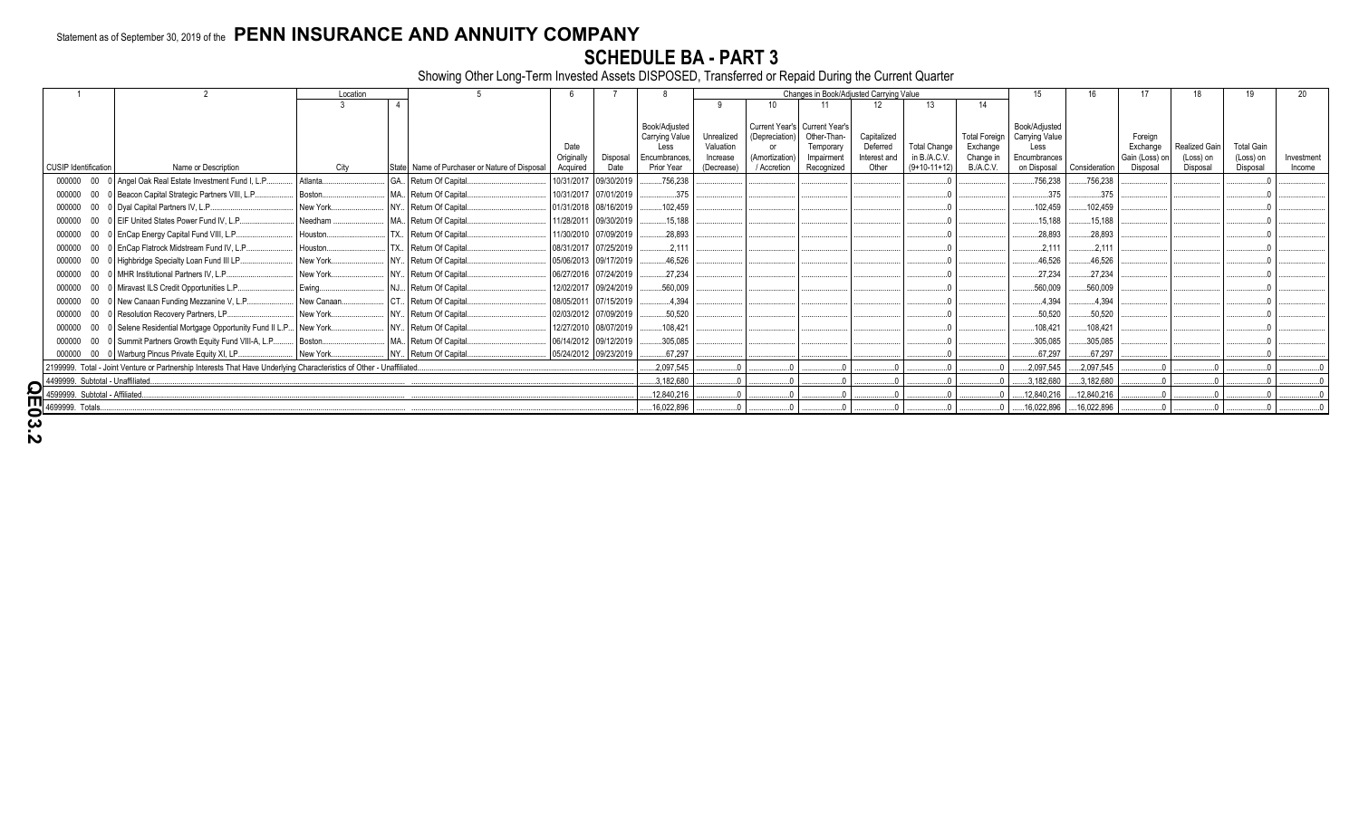Statement as of September 30, 2019 of the **PENN INSURANCE AND ANNUITY COMPANY**

# SCHEDULE BA - PART 3

Showing Other Long-Term Invested Assets DISPOSED, Transferred or Repaid During the Current Quarter

| 1 | 2 | Location 3 | Location 4 | 5 | 6 | 7 | 8 | Changes in Book/Adjusted Carrying Value 9 | 10 | 11 | 12 | 13 | 14 | 15 | 16 | 17 | 18 | 19 | 20 |
|---|---|---|---|---|---|---|---|---|---|---|---|---|---|---|---|---|---|---|---|
| CUSIP Identification | Name or Description | City | State | Name of Purchaser or Nature of Disposal | Date Originally Acquired | Disposal Date | Book/Adjusted Carrying Value Less Encumbrances, Prior Year | Unrealized Valuation Increase (Decrease) | Current Year's (Depreciation) or (Amortization) / Accretion | Current Year's Other-Than-Temporary Impairment Recognized | Capitalized Deferred Interest and Other | Total Change in B./A.C.V. (9+10-11+12) | Total Foreign Exchange Change in B./A.C.V. | Book/Adjusted Carrying Value Less Encumbrances on Disposal | Consideration | Foreign Exchange Gain (Loss) on Disposal | Realized Gain (Loss) on Disposal | Total Gain (Loss) on Disposal | Investment Income |
| 000000 00 0 | Angel Oak Real Estate Investment Fund I, L.P. | Atlanta | GA | Return Of Capital | 10/31/2017 | 09/30/2019 | 756,238 | | | | | 0 | | 756,238 | 756,238 | | | 0 | |
| 000000 00 0 | Beacon Capital Strategic Partners VIII, L.P. | Boston | MA | Return Of Capital | 10/31/2017 | 07/01/2019 | 375 | | | | | 0 | | 375 | 375 | | | 0 | |
| 000000 00 0 | Dyal Capital Partners IV, L.P. | New York | NY | Return Of Capital | 01/31/2018 | 08/16/2019 | 102,459 | | | | | 0 | | 102,459 | 102,459 | | | 0 | |
| 000000 00 0 | EIF United States Power Fund IV, L.P. | Needham | MA | Return Of Capital | 11/28/2011 | 09/30/2019 | 15,188 | | | | | 0 | | 15,188 | 15,188 | | | 0 | |
| 000000 00 0 | EnCap Energy Capital Fund VIII, L.P. | Houston | TX | Return Of Capital | 11/30/2010 | 07/09/2019 | 28,893 | | | | | 0 | | 28,893 | 28,893 | | | 0 | |
| 000000 00 0 | EnCap Flatrock Midstream Fund IV, L.P. | Houston | TX | Return Of Capital | 08/31/2017 | 07/25/2019 | 2,111 | | | | | 0 | | 2,111 | 2,111 | | | 0 | |
| 000000 00 0 | Highbridge Specialty Loan Fund III LP | New York | NY | Return Of Capital | 05/06/2013 | 09/17/2019 | 46,526 | | | | | 0 | | 46,526 | 46,526 | | | 0 | |
| 000000 00 0 | MHR Institutional Partners IV, L.P. | New York | NY | Return Of Capital | 06/27/2016 | 07/24/2019 | 27,234 | | | | | 0 | | 27,234 | 27,234 | | | 0 | |
| 000000 00 0 | Miravast ILS Credit Opportunities L.P. | Ewing | NJ | Return Of Capital | 12/02/2017 | 09/24/2019 | 560,009 | | | | | 0 | | 560,009 | 560,009 | | | 0 | |
| 000000 00 0 | New Canaan Funding Mezzanine V, L.P. | New Canaan | CT | Return Of Capital | 08/05/2011 | 07/15/2019 | 4,394 | | | | | 0 | | 4,394 | 4,394 | | | 0 | |
| 000000 00 0 | Resolution Recovery Partners, LP | New York | NY | Return Of Capital | 02/03/2012 | 07/09/2019 | 50,520 | | | | | 0 | | 50,520 | 50,520 | | | 0 | |
| 000000 00 0 | Selene Residential Mortgage Opportunity Fund II L.P. | New York | NY | Return Of Capital | 12/27/2010 | 08/07/2019 | 108,421 | | | | | 0 | | 108,421 | 108,421 | | | 0 | |
| 000000 00 0 | Summit Partners Growth Equity Fund VIII-A, L.P. | Boston | MA | Return Of Capital | 06/14/2012 | 09/12/2019 | 305,085 | | | | | 0 | | 305,085 | 305,085 | | | 0 | |
| 000000 00 0 | Warburg Pincus Private Equity XI, LP | New York | NY | Return Of Capital | 05/24/2012 | 09/23/2019 | 67,297 | | | | | 0 | | 67,297 | 67,297 | | | 0 | |
| 2199999. Total - Joint Venture or Partnership Interests That Have Underlying Characteristics of Other - Unaffiliated | | | | | | | 2,097,545 | 0 | 0 | 0 | 0 | 0 | 0 | 2,097,545 | 2,097,545 | 0 | 0 | 0 | 0 |
| 4499999. Subtotal - Unaffiliated | | | | | | | 3,182,680 | 0 | 0 | 0 | 0 | 0 | 0 | 3,182,680 | 3,182,680 | 0 | 0 | 0 | 0 |
| 4599999. Subtotal - Affiliated | | | | | | | 12,840,216 | 0 | 0 | 0 | 0 | 0 | 0 | 12,840,216 | 12,840,216 | 0 | 0 | 0 | 0 |
| 4699999. Totals | | | | | | | 16,022,896 | 0 | 0 | 0 | 0 | 0 | 0 | 16,022,896 | 16,022,896 | 0 | 0 | 0 | 0 |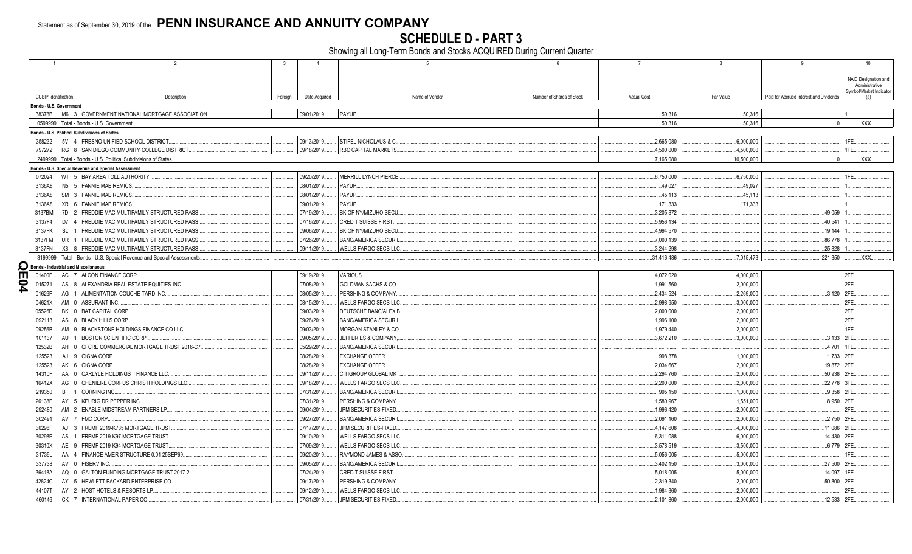Statement as of September 30, 2019 of the **PENN INSURANCE AND ANNUITY COMPANY**

# SCHEDULE D - PART 3

Showing all Long-Term Bonds and Stocks ACQUIRED During Current Quarter

| 1 | 2 | 3 | 4 | 5 | 6 | 7 | 8 | 9 | 10 |
|---|---|---|---|---|---|---|---|---|---|
| CUSIP Identification | Description | Foreign | Date Acquired | Name of Vendor | Number of Shares of Stock | Actual Cost | Par Value | Paid for Accrued Interest and Dividends | NAIC Designation and Administrative Symbol/Market Indicator (a) |
| **Bonds - U.S. Government** | | | | | | | | | |
| 38378B M6 3 | GOVERNMENT NATIONAL MORTGAGE ASSOCIATION | | 09/01/2019 | PAYUP | | 50,316 | 50,316 | | 1 |
| 0599999. Total - Bonds - U.S. Government | | | | | | 50,316 | 50,316 | 0 | XXX |
| **Bonds - U.S. Political Subdivisions of States** | | | | | | | | | |
| 358232 5V 4 | FRESNO UNIFIED SCHOOL DISTRICT | | 09/13/2019 | STIFEL NICHOLAUS & C | | 2,665,080 | 6,000,000 | | 1FE |
| 797272 RG 8 | SAN DIEGO COMMUNITY COLLEGE DISTRICT | | 09/18/2019 | RBC CAPITAL MARKETS | | 4,500,000 | 4,500,000 | | 1FE |
| 2499999. Total - Bonds - U.S. Political Subdivisions of States | | | | | | 7,165,080 | 10,500,000 | 0 | XXX |
| **Bonds - U.S. Special Revenue and Special Assessment** | | | | | | | | | |
| 072024 WT 5 | BAY AREA TOLL AUTHORITY | | 09/20/2019 | MERRILL LYNCH PIERCE | | 6,750,000 | 6,750,000 | | 1FE |
| 3136A8 N5 5 | FANNIE MAE REMICS | | 08/01/2019 | PAYUP | | 49,027 | 49,027 | | 1 |
| 3136A8 SM 3 | FANNIE MAE REMICS | | 08/01/2019 | PAYUP | | 45,113 | 45,113 | | 1 |
| 3136A8 XR 6 | FANNIE MAE REMICS | | 09/01/2019 | PAYUP | | 171,333 | 171,333 | | 1 |
| 3137BM 7D 2 | FREDDIE MAC MULTIFAMILY STRUCTURED PASS | | 07/19/2019 | BK OF NY/MIZUHO SECU | | 3,205,872 | | 49,059 | 1 |
| 3137F4 D7 4 | FREDDIE MAC MULTIFAMILY STRUCTURED PASS | | 07/16/2019 | CREDIT SUISSE FIRST | | 5,956,134 | | 40,541 | 1 |
| 3137FK SL 1 | FREDDIE MAC MULTIFAMILY STRUCTURED PASS | | 09/06/2019 | BK OF NY/MIZUHO SECU | | 4,994,570 | | 19,144 | 1 |
| 3137FM UR 1 | FREDDIE MAC MULTIFAMILY STRUCTURED PASS | | 07/26/2019 | BANC/AMERICA SECUR.L | | 7,000,139 | | 86,778 | 1 |
| 3137FN X8 8 | FREDDIE MAC MULTIFAMILY STRUCTURED PASS | | 09/11/2019 | WELLS FARGO SECS LLC | | 3,244,298 | | 25,828 | 1 |
| 3199999. Total - Bonds - U.S. Special Revenue and Special Assessments | | | | | | 31,416,486 | 7,015,473 | 221,350 | XXX |
| **Bonds - Industrial and Miscellaneous** | | | | | | | | | |
| 01400E AC 7 | ALCON FINANCE CORP | | 09/19/2019 | VARIOUS | | 4,072,020 | 4,000,000 | | 2FE |
| 015271 AS 8 | ALEXANDRIA REAL ESTATE EQUITIES INC | | 07/08/2019 | GOLDMAN SACHS & CO | | 1,991,560 | 2,000,000 | | 2FE |
| 01626P AG 1 | ALIMENTATION COUCHE-TARD INC | | 08/05/2019 | PERSHING & COMPANY | | 2,434,524 | 2,269,000 | 3,120 | 2FE |
| 04621X AM 0 | ASSURANT INC | | 08/15/2019 | WELLS FARGO SECS LLC | | 2,998,950 | 3,000,000 | | 2FE |
| 05526D BK 0 | BAT CAPITAL CORP | | 09/03/2019 | DEUTSCHE BANC/ALEX B | | 2,000,000 | 2,000,000 | | 2FE |
| 092113 AS 8 | BLACK HILLS CORP | | 09/26/2019 | BANC/AMERICA SECUR.L | | 1,996,100 | 2,000,000 | | 2FE |
| 09256B AM 9 | BLACKSTONE HOLDINGS FINANCE CO LLC | | 09/03/2019 | MORGAN STANLEY & CO | | 1,979,440 | 2,000,000 | | 1FE |
| 101137 AU 1 | BOSTON SCIENTIFIC CORP | | 09/05/2019 | JEFFERIES & COMPANY, | | 3,672,210 | 3,000,000 | 3,133 | 2FE |
| 12532B AH 0 | CFCRE COMMERCIAL MORTGAGE TRUST 2016-C7 | | 05/29/2019 | BANC/AMERICA SECUR.L | | | | 4,701 | 1FE |
| 125523 AJ 9 | CIGNA CORP | | 08/28/2019 | EXCHANGE OFFER | | 998,378 | 1,000,000 | 1,733 | 2FE |
| 125523 AK 6 | CIGNA CORP | | 08/28/2019 | EXCHANGE OFFER | | 2,034,667 | 2,000,000 | 19,872 | 2FE |
| 14310F AA 0 | CARLYLE HOLDINGS II FINANCE LLC | | 09/11/2019 | CITIGROUP GLOBAL MKT | | 2,294,760 | 2,000,000 | 50,938 | 2FE |
| 16412X AG 0 | CHENIERE CORPUS CHRISTI HOLDINGS LLC | | 09/18/2019 | WELLS FARGO SECS LLC | | 2,200,000 | 2,000,000 | 22,778 | 3FE |
| 219350 BF 1 | CORNING INC | | 07/31/2019 | BANC/AMERICA SECUR.L | | 995,150 | 1,000,000 | 9,358 | 2FE |
| 26138E AY 5 | KEURIG DR PEPPER INC | | 07/31/2019 | PERSHING & COMPANY | | 1,580,967 | 1,551,000 | 8,950 | 2FE |
| 292480 AM 2 | ENABLE MIDSTREAM PARTNERS LP | | 09/04/2019 | JPM SECURITIES-FIXED | | 1,996,420 | 2,000,000 | | 2FE |
| 302491 AV 7 | FMC CORP | | 09/27/2019 | BANC/AMERICA SECUR.L | | 2,091,160 | 2,000,000 | 2,750 | 2FE |
| 30298F AJ 3 | FREMF 2019-K735 MORTGAGE TRUST | | 07/17/2019 | JPM SECURITIES-FIXED | | 4,147,608 | 4,000,000 | 11,086 | 2FE |
| 30298P AS 1 | FREMF 2019-K97 MORTGAGE TRUST | | 09/10/2019 | WELLS FARGO SECS LLC | | 6,311,088 | 6,000,000 | 14,430 | 2FE |
| 30310X AE 9 | FREMF 2019-K94 MORTGAGE TRUST | | 07/09/2019 | WELLS FARGO SECS LLC | | 3,578,519 | 3,500,000 | 6,779 | 2FE |
| 31739L AA 4 | FINANCE AMER STRUCTURE 0.01 25SEP69 | | 09/20/2019 | RAYMOND JAMES & ASSO | | 5,056,005 | 5,000,000 | | 1FE |
| 337738 AV 0 | FISERV INC | | 09/05/2019 | BANC/AMERICA SECUR.L | | 3,402,150 | 3,000,000 | 27,500 | 2FE |
| 36418A AQ 0 | GALTON FUNDING MORTGAGE TRUST 2017-2 | | 07/24/2019 | CREDIT SUISSE FIRST | | 5,018,005 | 5,000,000 | 14,097 | 1FE |
| 42824C AY 5 | HEWLETT PACKARD ENTERPRISE CO | | 09/17/2019 | PERSHING & COMPANY | | 2,319,340 | 2,000,000 | 50,800 | 2FE |
| 44107T AY 2 | HOST HOTELS & RESORTS LP | | 09/12/2019 | WELLS FARGO SECS LLC | | 1,984,360 | 2,000,000 | | 2FE |
| 460146 CK 7 | INTERNATIONAL PAPER CO | | 07/31/2019 | JPM SECURITIES-FIXED | | 2,101,860 | 2,000,000 | 12,533 | 2FE |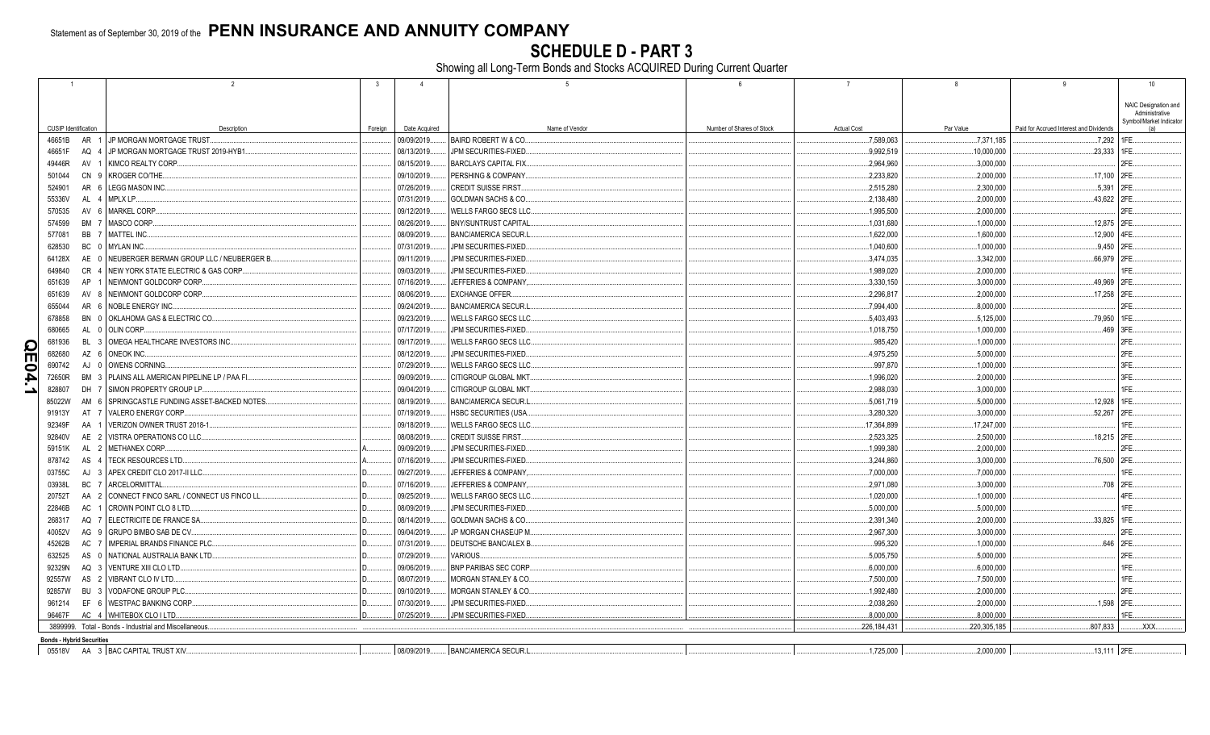Statement as of September 30, 2019 of the **PENN INSURANCE AND ANNUITY COMPANY**

# SCHEDULE D - PART 3

Showing all Long-Term Bonds and Stocks ACQUIRED During Current Quarter

| 1 | 2 | 3 | 4 | 5 | 6 | 7 | 8 | 9 | 10 |
|---|---|---|---|---|---|---|---|---|---|
| CUSIP Identification | Description | Foreign | Date Acquired | Name of Vendor | Number of Shares of Stock | Actual Cost | Par Value | Paid for Accrued Interest and Dividends | NAIC Designation and Administrative Symbol/Market Indicator (a) |
| 46651B AR 1 | JP MORGAN MORTGAGE TRUST | | 09/09/2019 | BAIRD ROBERT W & CO | | 7,589,063 | 7,371,185 | 7,292 | 1FE |
| 46651F AQ 4 | JP MORGAN MORTGAGE TRUST 2019-HYB1 | | 08/13/2019 | JPM SECURITIES-FIXED | | 9,992,519 | 10,000,000 | 23,333 | 1FE |
| 49446R AV 1 | KIMCO REALTY CORP | | 08/15/2019 | BARCLAYS CAPITAL FIX | | 2,964,960 | 3,000,000 | | 2FE |
| 501044 CN 9 | KROGER CO/THE | | 09/10/2019 | PERSHING & COMPANY | | 2,233,820 | 2,000,000 | 17,100 | 2FE |
| 524901 AR 6 | LEGG MASON INC | | 07/26/2019 | CREDIT SUISSE FIRST | | 2,515,280 | 2,300,000 | 5,391 | 2FE |
| 55336V AL 4 | MPLX LP | | 07/31/2019 | GOLDMAN SACHS & CO | | 2,138,480 | 2,000,000 | 43,622 | 2FE |
| 570535 AV 6 | MARKEL CORP | | 09/12/2019 | WELLS FARGO SECS LLC | | 1,995,500 | 2,000,000 | | 2FE |
| 574599 BM 7 | MASCO CORP | | 08/26/2019 | BNY/SUNTRUST CAPITAL | | 1,031,680 | 1,000,000 | 12,875 | 2FE |
| 577081 BB 7 | MATTEL INC | | 08/09/2019 | BANC/AMERICA SECUR.L | | 1,622,000 | 1,600,000 | 12,900 | 4FE |
| 628530 BC 0 | MYLAN INC | | 07/31/2019 | JPM SECURITIES-FIXED | | 1,040,600 | 1,000,000 | 9,450 | 2FE |
| 64128X AE 0 | NEUBERGER BERMAN GROUP LLC / NEUBERGER B | | 09/11/2019 | JPM SECURITIES-FIXED | | 3,474,035 | 3,342,000 | 66,979 | 2FE |
| 649840 CR 4 | NEW YORK STATE ELECTRIC & GAS CORP | | 09/03/2019 | JPM SECURITIES-FIXED | | 1,989,020 | 2,000,000 | | 1FE |
| 651639 AP 1 | NEWMONT GOLDCORP CORP | | 07/16/2019 | JEFFERIES & COMPANY | | 3,330,150 | 3,000,000 | 49,969 | 2FE |
| 651639 AV 8 | NEWMONT GOLDCORP CORP | | 08/06/2019 | EXCHANGE OFFER | | 2,296,817 | 2,000,000 | 17,258 | 2FE |
| 655044 AR 6 | NOBLE ENERGY INC | | 09/24/2019 | BANC/AMERICA SECUR.L | | 7,994,400 | 8,000,000 | | 2FE |
| 678858 BN 0 | OKLAHOMA GAS & ELECTRIC CO | | 09/23/2019 | WELLS FARGO SECS LLC | | 5,403,493 | 5,125,000 | 79,950 | 1FE |
| 680665 AL 0 | OLIN CORP | | 07/17/2019 | JPM SECURITIES-FIXED | | 1,018,750 | 1,000,000 | 469 | 3FE |
| 681936 BL 3 | OMEGA HEALTHCARE INVESTORS INC | | 09/17/2019 | WELLS FARGO SECS LLC | | 985,420 | 1,000,000 | | 2FE |
| 682680 AZ 6 | ONEOK INC | | 08/12/2019 | JPM SECURITIES-FIXED | | 4,975,250 | 5,000,000 | | 2FE |
| 690742 AJ 0 | OWENS CORNING | | 07/29/2019 | WELLS FARGO SECS LLC | | 997,870 | 1,000,000 | | 3FE |
| 72650R BM 3 | PLAINS ALL AMERICAN PIPELINE LP / PAA FI | | 09/09/2019 | CITIGROUP GLOBAL MKT | | 1,996,020 | 2,000,000 | | 3FE |
| 828807 DH 7 | SIMON PROPERTY GROUP LP | | 09/04/2019 | CITIGROUP GLOBAL MKT | | 2,988,030 | 3,000,000 | | 1FE |
| 85022W AM 6 | SPRINGCASTLE FUNDING ASSET-BACKED NOTES | | 08/19/2019 | BANC/AMERICA SECUR.L | | 5,061,719 | 5,000,000 | 12,928 | 1FE |
| 91913Y AT 7 | VALERO ENERGY CORP | | 07/19/2019 | HSBC SECURITIES (USA | | 3,280,320 | 3,000,000 | 52,267 | 2FE |
| 92349F AA 1 | VERIZON OWNER TRUST 2018-1 | | 09/18/2019 | WELLS FARGO SECS LLC | | 17,364,899 | 17,247,000 | | 1FE |
| 92840V AE 2 | VISTRA OPERATIONS CO LLC | | 08/08/2019 | CREDIT SUISSE FIRST | | 2,523,325 | 2,500,000 | 18,215 | 2FE |
| 59151K AL 2 | METHANEX CORP | A | 09/09/2019 | JPM SECURITIES-FIXED | | 1,999,380 | 2,000,000 | | 2FE |
| 878742 AS 4 | TECK RESOURCES LTD | A | 07/16/2019 | JPM SECURITIES-FIXED | | 3,244,860 | 3,000,000 | 76,500 | 2FE |
| 03755C AJ 3 | APEX CREDIT CLO 2017-II LLC | D | 09/27/2019 | JEFFERIES & COMPANY | | 7,000,000 | 7,000,000 | | 1FE |
| 03938L BC 7 | ARCELORMITTAL | D | 07/16/2019 | JEFFERIES & COMPANY | | 2,971,080 | 3,000,000 | 708 | 2FE |
| 20752T AA 2 | CONNECT FINCO SARL / CONNECT US FINCO LL | D | 09/25/2019 | WELLS FARGO SECS LLC | | 1,020,000 | 1,000,000 | | 4FE |
| 22846B AC 1 | CROWN POINT CLO 8 LTD | D | 08/09/2019 | JPM SECURITIES-FIXED | | 5,000,000 | 5,000,000 | | 1FE |
| 268317 AQ 7 | ELECTRICITE DE FRANCE SA | D | 08/14/2019 | GOLDMAN SACHS & CO | | 2,391,340 | 2,000,000 | 33,825 | 1FE |
| 40052V AG 9 | GRUPO BIMBO SAB DE CV | D | 09/04/2019 | JP MORGAN CHASE/JP M | | 2,967,300 | 3,000,000 | | 2FE |
| 45262B AC 7 | IMPERIAL BRANDS FINANCE PLC | D | 07/31/2019 | DEUTSCHE BANC/ALEX B | | 995,320 | 1,000,000 | 646 | 2FE |
| 632525 AS 0 | NATIONAL AUSTRALIA BANK LTD | D | 07/29/2019 | VARIOUS | | 5,005,750 | 5,000,000 | | 2FE |
| 92329N AQ 3 | VENTURE XIII CLO LTD | D | 09/06/2019 | BNP PARIBAS SEC CORP | | 6,000,000 | 6,000,000 | | 1FE |
| 92557W AS 2 | VIBRANT CLO IV LTD | D | 08/07/2019 | MORGAN STANLEY & CO | | 7,500,000 | 7,500,000 | | 1FE |
| 92857W BU 3 | VODAFONE GROUP PLC | D | 09/10/2019 | MORGAN STANLEY & CO | | 1,992,480 | 2,000,000 | | 2FE |
| 961214 EF 6 | WESTPAC BANKING CORP | D | 07/30/2019 | JPM SECURITIES-FIXED | | 2,038,260 | 2,000,000 | 1,598 | 2FE |
| 96467F AC 4 | WHITEBOX CLO I LTD | D | 07/25/2019 | JPM SECURITIES-FIXED | | 8,000,000 | 8,000,000 | | 1FE |
| 3899999. Total - Bonds - Industrial and Miscellaneous | | | | | | 226,184,431 | 220,305,185 | 807,833 | XXX |
| **Bonds - Hybrid Securities** | | | | | | | | | |
| 05518V AA 3 | BAC CAPITAL TRUST XIV | | 08/09/2019 | BANC/AMERICA SECUR.L | | 1,725,000 | 2,000,000 | 13,111 | 2FE |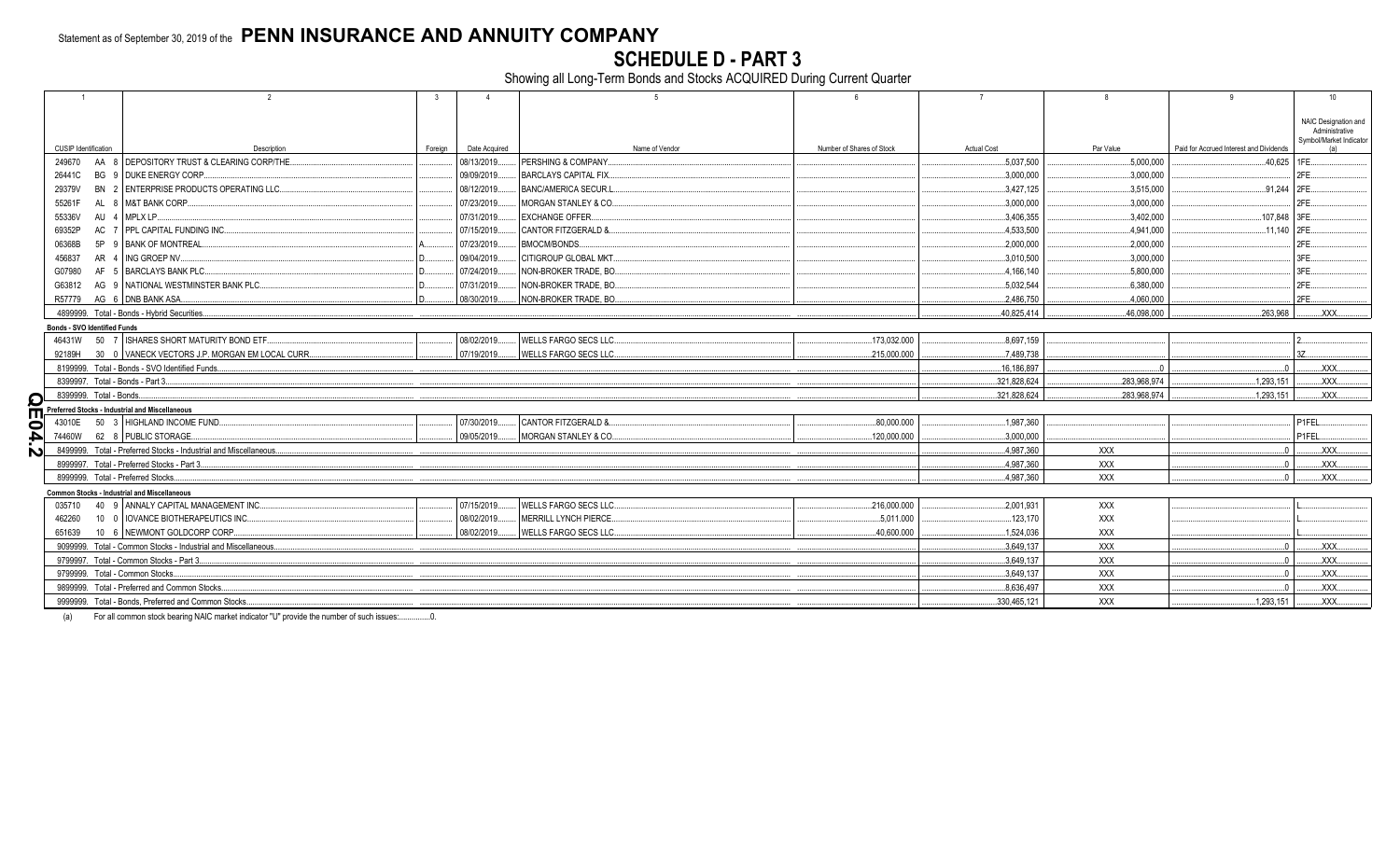Statement as of September 30, 2019 of the **PENN INSURANCE AND ANNUITY COMPANY**

# SCHEDULE D - PART 3

Showing all Long-Term Bonds and Stocks ACQUIRED During Current Quarter

| 1 CUSIP Identification | 2 Description | 3 Foreign | 4 Date Acquired | 5 Name of Vendor | 6 Number of Shares of Stock | 7 Actual Cost | 8 Par Value | 9 Paid for Accrued Interest and Dividends | 10 NAIC Designation and Administrative Symbol/Market Indicator (a) |
|---|---|---|---|---|---|---|---|---|---|
| 249670 AA 8 | DEPOSITORY TRUST & CLEARING CORP/THE |  | 08/13/2019 | PERSHING & COMPANY |  | 5,037,500 | 5,000,000 | 40,625 | 1FE |
| 26441C BG 9 | DUKE ENERGY CORP |  | 09/09/2019 | BARCLAYS CAPITAL FIX |  | 3,000,000 | 3,000,000 |  | 2FE |
| 29379V BN 2 | ENTERPRISE PRODUCTS OPERATING LLC |  | 08/12/2019 | BANC/AMERICA SECUR.L |  | 3,427,125 | 3,515,000 | 91,244 | 2FE |
| 55261F AL 8 | M&T BANK CORP |  | 07/23/2019 | MORGAN STANLEY & CO |  | 3,000,000 | 3,000,000 |  | 2FE |
| 55336V AU 4 | MPLX LP |  | 07/31/2019 | EXCHANGE OFFER |  | 3,406,355 | 3,402,000 | 107,848 | 3FE |
| 69352P AC 7 | PPL CAPITAL FUNDING INC |  | 07/15/2019 | CANTOR FITZGERALD & |  | 4,533,500 | 4,941,000 | 11,140 | 2FE |
| 06368B 5P 9 | BANK OF MONTREAL | A | 07/23/2019 | BMOCM/BONDS |  | 2,000,000 | 2,000,000 |  | 2FE |
| 456837 AR 4 | ING GROEP NV | D | 09/04/2019 | CITIGROUP GLOBAL MKT |  | 3,010,500 | 3,000,000 |  | 3FE |
| G07980 AF 5 | BARCLAYS BANK PLC | D | 07/24/2019 | NON-BROKER TRADE, BO |  | 4,166,140 | 5,800,000 |  | 3FE |
| G63812 AG 9 | NATIONAL WESTMINSTER BANK PLC | D | 07/31/2019 | NON-BROKER TRADE, BO |  | 5,032,544 | 6,380,000 |  | 2FE |
| R57779 AG 6 | DNB BANK ASA | D | 08/30/2019 | NON-BROKER TRADE, BO |  | 2,486,750 | 4,060,000 |  | 2FE |
| 4899999. Total - Bonds - Hybrid Securities |  |  |  |  |  | 40,825,414 | 46,098,000 | 263,968 | XXX |
| **Bonds - SVO Identified Funds** |  |  |  |  |  |  |  |  |  |
| 46431W 50 7 | ISHARES SHORT MATURITY BOND ETF |  | 08/02/2019 | WELLS FARGO SECS LLC | 173,032.000 | 8,697,159 |  |  | 2 |
| 92189H 30 0 | VANECK VECTORS J.P. MORGAN EM LOCAL CURR |  | 07/19/2019 | WELLS FARGO SECS LLC | 215,000.000 | 7,489,738 |  |  | 3Z |
| 8199999. Total - Bonds - SVO Identified Funds |  |  |  |  |  | 16,186,897 | 0 | 0 | XXX |
| 8399997. Total - Bonds - Part 3 |  |  |  |  |  | 321,828,624 | 283,968,974 | 1,293,151 | XXX |
| 8399999. Total - Bonds |  |  |  |  |  | 321,828,624 | 283,968,974 | 1,293,151 | XXX |
| **Preferred Stocks - Industrial and Miscellaneous** |  |  |  |  |  |  |  |  |  |
| 43010E 50 3 | HIGHLAND INCOME FUND |  | 07/30/2019 | CANTOR FITZGERALD & | 80,000.000 | 1,987,360 |  |  | P1FEL |
| 74460W 62 8 | PUBLIC STORAGE |  | 09/05/2019 | MORGAN STANLEY & CO | 120,000.000 | 3,000,000 |  |  | P1FEL |
| 8499999. Total - Preferred Stocks - Industrial and Miscellaneous |  |  |  |  |  | 4,987,360 | XXX | 0 | XXX |
| 8999997. Total - Preferred Stocks - Part 3 |  |  |  |  |  | 4,987,360 | XXX | 0 | XXX |
| 8999999. Total - Preferred Stocks |  |  |  |  |  | 4,987,360 | XXX | 0 | XXX |
| **Common Stocks - Industrial and Miscellaneous** |  |  |  |  |  |  |  |  |  |
| 035710 40 9 | ANNALY CAPITAL MANAGEMENT INC |  | 07/15/2019 | WELLS FARGO SECS LLC | 216,000.000 | 2,001,931 | XXX |  | L |
| 462260 10 0 | IOVANCE BIOTHERAPEUTICS INC |  | 08/02/2019 | MERRILL LYNCH PIERCE | 5,011.000 | 123,170 | XXX |  | L |
| 651639 10 6 | NEWMONT GOLDCORP CORP |  | 08/02/2019 | WELLS FARGO SECS LLC | 40,600.000 | 1,524,036 | XXX |  | L |
| 9099999. Total - Common Stocks - Industrial and Miscellaneous |  |  |  |  |  | 3,649,137 | XXX | 0 | XXX |
| 9799997. Total - Common Stocks - Part 3 |  |  |  |  |  | 3,649,137 | XXX | 0 | XXX |
| 9799999. Total - Common Stocks |  |  |  |  |  | 3,649,137 | XXX | 0 | XXX |
| 9899999. Total - Preferred and Common Stocks |  |  |  |  |  | 8,636,497 | XXX | 0 | XXX |
| 9999999. Total - Bonds, Preferred and Common Stocks |  |  |  |  |  | 330,465,121 | XXX | 1,293,151 | XXX |

(a) For all common stock bearing NAIC market indicator "U" provide the number of such issues: 0.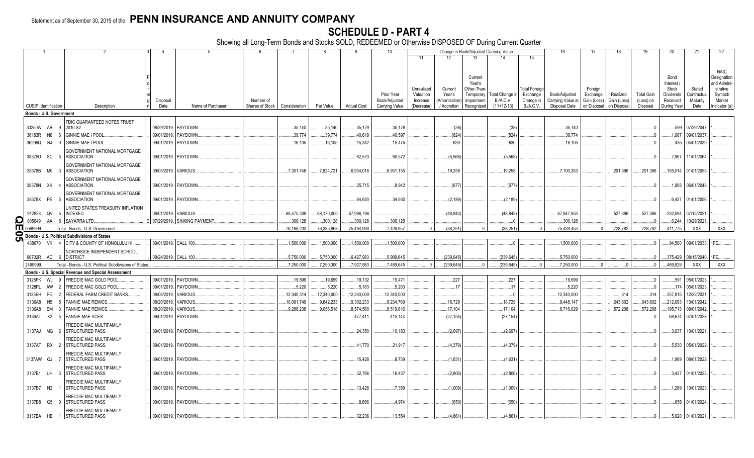Statement as of September 30, 2019 of the **PENN INSURANCE AND ANNUITY COMPANY**

# SCHEDULE D - PART 4

Showing all Long-Term Bonds and Stocks SOLD, REDEEMED or Otherwise DISPOSED OF During Current Quarter

| 1 | 2 | 3 | 4 | 5 | 6 | 7 | 8 | 9 | 10 | 11 | 12 | 13 | 14 | 15 | 16 | 17 | 18 | 19 | 20 | 21 | 22 |
|---|---|---|---|---|---|---|---|---|---|---|---|---|---|---|---|---|---|---|---|---|---|
| | | | | | | | | | | Change in Book/Adjusted Carrying Value | | | | | | | | | | | |
| CUSIP Identification | Description | Foreign | Disposal Date | Name of Purchaser | Number of Shares of Stock | Consideration | Par Value | Actual Cost | Prior Year Book/Adjusted Carrying Value | Unrealized Valuation Increase (Decrease) | Current Year's (Amortization) / Accretion | Current Year's Other-Than-Temporary Impairment Recognized | Total Change in B./A.C.V. (11+12-13) | Total Foreign Exchange Change in B./A.C.V. | Book/Adjusted Carrying Value at Disposal Date | Foreign Exchange Gain (Loss) on Disposal | Realized Gain (Loss) on Disposal | Total Gain (Loss) on Disposal | Bond Interest / Stock Dividends Received During Year | Stated Contractual Maturity Date | NAIC Designation and Administrative Symbol/ Market Indicator (a) |
| **Bonds - U.S. Government** | | | | | | | | | | | | | | | | | | | | | |
| 30250W AB 9 | FDIC GUARANTEED NOTES TRUST 2010-S2 | | 08/29/2019. | PAYDOWN. | | 35,140 | 35,140 | 35,179 | 35,178 | | (38) | | (38) | | 35,140 | | | 0 | 599 | 07/29/2047. | 1. |
| 36183R N6 6 | GINNIE MAE I POOL. | | 09/01/2019. | PAYDOWN. | | 39,774 | 39,774 | 40,619 | 40,597 | | (824) | | (824) | | 39,774 | | | 0 | 1,087 | 09/01/2037. | 1. |
| 36296Q RJ 0 | GINNIE MAE I POOL. | | 09/01/2019. | PAYDOWN. | | 16,105 | 16,105 | 15,342 | 15,475 | | 630 | | 630 | | 16,105 | | | 0 | 435 | 04/01/2039. | 1. |
| 38375U SC 5 | GOVERNMENT NATIONAL MORTGAGE ASSOCIATION | | 09/01/2019. | PAYDOWN. | | | | 82,573 | 60,572 | | (5,568) | | (5,568) | | | | | 0 | 7,967 | 11/01/2064. | 1. |
| 38378B M6 3 | GOVERNMENT NATIONAL MORTGAGE ASSOCIATION | | 09/05/2019. | VARIOUS. | | 7,301,748 | 7,824,721 | 6,934,018 | 6,931,135 | | 19,258 | | 19,258 | | 7,100,353 | | 201,396 | 201,396 | 155,014 | 01/01/2055. | 1. |
| 38378N XK 4 | GOVERNMENT NATIONAL MORTGAGE ASSOCIATION | | 09/01/2019. | PAYDOWN. | | | | 25,715 | 8,942 | | (677) | | (677) | | | | | 0 | 1,908 | 06/01/2048. | 1. |
| 38378X PE 5 | GOVERNMENT NATIONAL MORTGAGE ASSOCIATION | | 09/01/2019. | PAYDOWN. | | | | 64,620 | 34,930 | | (2,189) | | (2,189) | | | | | 0 | 6,427 | 01/01/2056. | 1. |
| 912828 QV 5 | UNITED STATES TREASURY INFLATION INDEXED | | 08/01/2019. | VARIOUS. | | 68,475,338 | 68,170,000 | 67,996,796 | | | (48,843) | | (48,843) | | 67,947,953 | | 527,386 | 527,386 | 232,094 | 07/15/2021. | 1. |
| 805649 AA 8 | SAYARRA LTD. | D | 07/29/2019. | SINKING PAYMENT. | | 300,128 | 300,128 | 300,128 | 300,128 | | | | 0 | | 300,128 | | | 0 | 6,244 | 10/29/2021. | 1. |
| 0599999. | Total - Bonds - U.S. Government | | | | | 76,168,233 | 76,385,868 | 75,494,990 | 7,426,957 | 0 | (38,251) | 0 | (38,251) | 0 | 75,439,453 | 0 | 728,782 | 728,782 | 411,775 | XXX | XXX |
| **Bonds - U.S. Political Subdivisions of States** | | | | | | | | | | | | | | | | | | | | | |
| 438670 VK 4 | CITY & COUNTY OF HONOLULU HI. | | 09/01/2019. | CALL 100. | | 1,500,000 | 1,500,000 | 1,500,000 | 1,500,000 | | | | 0 | | 1,500,000 | | | 0 | 94,500 | 09/01/2033. | 1FE. |
| 66702R AC 6 | NORTHSIDE INDEPENDENT SCHOOL DISTRICT | | 09/24/2019. | CALL 100. | | 5,750,000 | 5,750,000 | 6,427,983 | 5,989,645 | | (239,645) | | (239,645) | | 5,750,000 | | | 0 | 375,429 | 08/15/2040. | 1FE. |
| 2499999. | Total - Bonds - U.S. Political Subdivisions of States | | | | | 7,250,000 | 7,250,000 | 7,927,983 | 7,489,645 | 0 | (239,645) | 0 | (239,645) | 0 | 7,250,000 | 0 | 0 | 0 | 469,929 | XXX | XXX |
| **Bonds - U.S. Special Revenue and Special Assessment** | | | | | | | | | | | | | | | | | | | | | |
| 3128PK WJ 9 | FREDDIE MAC GOLD POOL. | | 09/01/2019. | PAYDOWN. | | 19,699 | 19,699 | 19,132 | 19,471 | | 227 | | 227 | | 19,699 | | | 0 | 591 | 05/01/2023. | 1. |
| 3128PL AW 2 | FREDDIE MAC GOLD POOL. | | 09/01/2019. | PAYDOWN. | | 5,220 | 5,220 | 5,183 | 5,203 | | 17 | | 17 | | 5,220 | | | 0 | 174 | 06/01/2023. | 1. |
| 3133EH PG 2 | FEDERAL FARM CREDIT BANKS. | | 08/08/2019. | VARIOUS. | | 12,340,314 | 12,340,000 | 12,340,000 | 12,340,000 | | | | 0 | | 12,340,000 | | 314 | 314 | 257,815 | 12/22/2031. | 1. |
| 3136A8 N5 5 | FANNIE MAE REMICS. | | 08/20/2019. | VARIOUS. | | 10,091,749 | 9,842,233 | 9,302,233 | 9,234,769 | | 18,729 | | 18,729 | | 9,448,147 | | 643,602 | 643,602 | 212,693 | 10/01/2042. | 1. |
| 3136A8 SM 3 | FANNIE MAE REMICS. | | 08/20/2019. | VARIOUS. | | 9,288,238 | 9,056,518 | 8,574,580 | 8,519,816 | | 17,104 | | 17,104 | | 8,716,029 | | 572,208 | 572,208 | 195,713 | 09/01/2042. | 1. |
| 3136AT X2 5 | FANNIE MAE-ACES. | | 09/01/2019. | PAYDOWN. | | | | 477,411 | 415,144 | | (27,154) | | (27,154) | | | | | 0 | 68,674 | 07/01/2028. | 1. |
| 3137AJ MG 6 | FREDDIE MAC MULTIFAMILY STRUCTURED PASS | | 09/01/2019. | PAYDOWN. | | | | 24,350 | 10,183 | | (2,697) | | (2,697) | | | | | 0 | 3,037 | 10/01/2021. | 1. |
| 3137AT RX 2 | FREDDIE MAC MULTIFAMILY STRUCTURED PASS | | 09/01/2019. | PAYDOWN. | | | | 41,770 | 21,917 | | (4,379) | | (4,379) | | | | | 0 | 5,530 | 05/01/2022. | 1. |
| 3137AW QJ 7 | FREDDIE MAC MULTIFAMILY STRUCTURED PASS | | 09/01/2019. | PAYDOWN. | | | | 15,428 | 8,739 | | (1,631) | | (1,631) | | | | | 0 | 1,969 | 08/01/2022. | 1. |
| 3137B1 UH 3 | FREDDIE MAC MULTIFAMILY STRUCTURED PASS | | 09/01/2019. | PAYDOWN. | | | | 32,766 | 16,437 | | (2,806) | | (2,806) | | | | | 0 | 3,437 | 01/01/2023. | 1. |
| 3137B7 N2 1 | FREDDIE MAC MULTIFAMILY STRUCTURED PASS | | 09/01/2019. | PAYDOWN. | | | | 13,428 | 7,359 | | (1,009) | | (1,009) | | | | | 0 | 1,289 | 10/01/2023. | 1. |
| 3137B8 G5 0 | FREDDIE MAC MULTIFAMILY STRUCTURED PASS | | 09/01/2019. | PAYDOWN. | | | | 8,896 | 4,974 | | (650) | | (650) | | | | | 0 | 858 | 01/01/2024. | 1. |
| 3137BA HB 1 | FREDDIE MAC MULTIFAMILY STRUCTURED PASS | | 09/01/2019. | PAYDOWN. | | | | 32,236 | 13,554 | | (4,861) | | (4,861) | | | | | 0 | 5,920 | 01/01/2021. | 1. |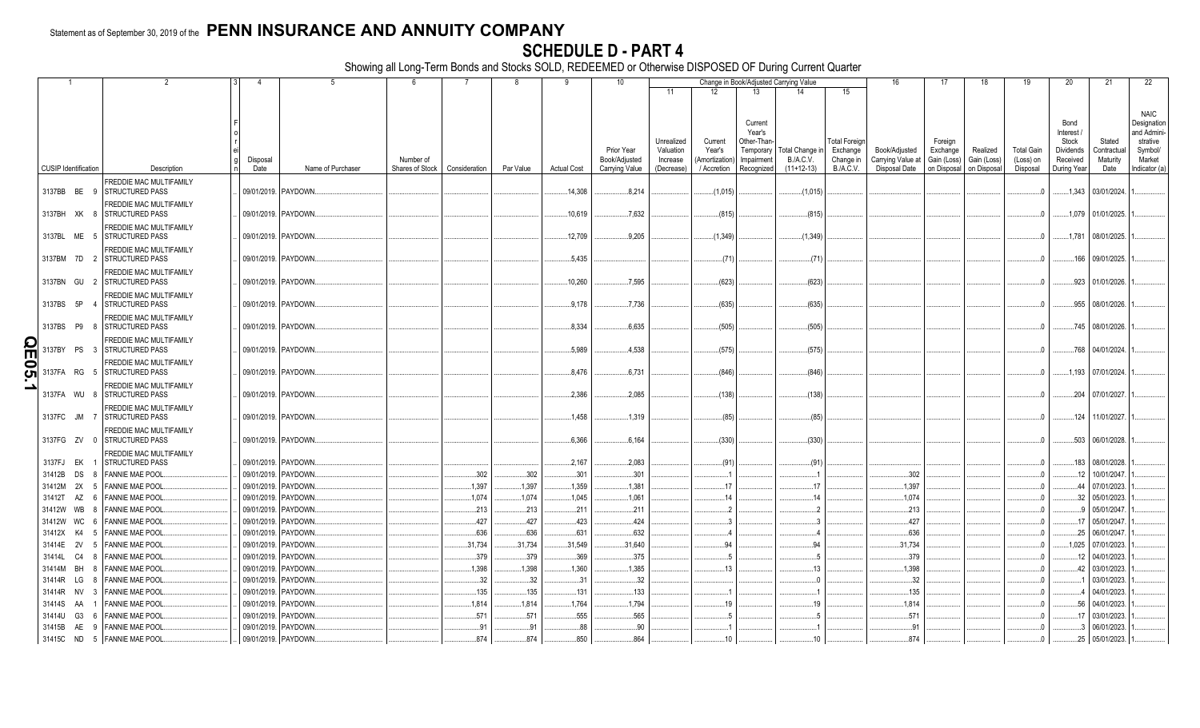Statement as of September 30, 2019 of the **PENN INSURANCE AND ANNUITY COMPANY**

# SCHEDULE D - PART 4

Showing all Long-Term Bonds and Stocks SOLD, REDEEMED or Otherwise DISPOSED OF During Current Quarter

| 1 | 2 | 3 | 4 | 5 | 6 | 7 | 8 | 9 | 10 | 11 | 12 | 13 | 14 | 15 | 16 | 17 | 18 | 19 | 20 | 21 | 22 |
|---|---|---|---|---|---|---|---|---|---|---|---|---|---|---|---|---|---|---|---|---|---|
| | | | | | | | | | | Change in Book/Adjusted Carrying Value | | | | | | | | | | | |
| CUSIP Identification | Description | Foreign | Disposal Date | Name of Purchaser | Number of Shares of Stock | Consideration | Par Value | Actual Cost | Prior Year Book/Adjusted Carrying Value | Unrealized Valuation Increase (Decrease) | Current Year's (Amortization) / Accretion | Current Year's Other-Than-Temporary Impairment Recognized | Total Change in B./A.C.V. (11+12-13) | Total Foreign Exchange Change in B./A.C.V. | Book/Adjusted Carrying Value at Disposal Date | Foreign Exchange Gain (Loss) on Disposal | Realized Gain (Loss) on Disposal | Total Gain (Loss) on Disposal | Bond Interest / Stock Dividends Received During Year | Stated Contractual Maturity Date | NAIC Designation and Administrative Symbol/ Market Indicator (a) |
| 3137BB BE 9 | FREDDIE MAC MULTIFAMILY STRUCTURED PASS | | 09/01/2019. | PAYDOWN. | | | | 14,308 | 8,214 | | (1,015) | | (1,015) | | | | | 0 | 1,343 | 03/01/2024. | 1. |
| 3137BH XK 8 | FREDDIE MAC MULTIFAMILY STRUCTURED PASS | | 09/01/2019. | PAYDOWN. | | | | 10,619 | 7,632 | | (815) | | (815) | | | | | 0 | 1,079 | 01/01/2025. | 1. |
| 3137BL ME 5 | FREDDIE MAC MULTIFAMILY STRUCTURED PASS | | 09/01/2019. | PAYDOWN. | | | | 12,709 | 9,205 | | (1,349) | | (1,349) | | | | | 0 | 1,781 | 08/01/2025. | 1. |
| 3137BM 7D 2 | FREDDIE MAC MULTIFAMILY STRUCTURED PASS | | 09/01/2019. | PAYDOWN. | | | | 5,435 | | | (71) | | (71) | | | | | 0 | 166 | 09/01/2025. | 1. |
| 3137BN GU 2 | FREDDIE MAC MULTIFAMILY STRUCTURED PASS | | 09/01/2019. | PAYDOWN. | | | | 10,260 | 7,595 | | (623) | | (623) | | | | | 0 | 923 | 01/01/2026. | 1. |
| 3137BS 5P 4 | FREDDIE MAC MULTIFAMILY STRUCTURED PASS | | 09/01/2019. | PAYDOWN. | | | | 9,178 | 7,736 | | (635) | | (635) | | | | | 0 | 955 | 08/01/2026. | 1. |
| 3137BS P9 8 | FREDDIE MAC MULTIFAMILY STRUCTURED PASS | | 09/01/2019. | PAYDOWN. | | | | 8,334 | 6,635 | | (505) | | (505) | | | | | 0 | 745 | 08/01/2026. | 1. |
| 3137BY PS 3 | FREDDIE MAC MULTIFAMILY STRUCTURED PASS | | 09/01/2019. | PAYDOWN. | | | | 5,989 | 4,538 | | (575) | | (575) | | | | | 0 | 768 | 04/01/2024. | 1. |
| 3137FA RG 5 | FREDDIE MAC MULTIFAMILY STRUCTURED PASS | | 09/01/2019. | PAYDOWN. | | | | 8,476 | 6,731 | | (846) | | (846) | | | | | 0 | 1,193 | 07/01/2024. | 1. |
| 3137FA WU 8 | FREDDIE MAC MULTIFAMILY STRUCTURED PASS | | 09/01/2019. | PAYDOWN. | | | | 2,386 | 2,085 | | (138) | | (138) | | | | | 0 | 204 | 07/01/2027. | 1. |
| 3137FC JM 7 | FREDDIE MAC MULTIFAMILY STRUCTURED PASS | | 09/01/2019. | PAYDOWN. | | | | 1,458 | 1,319 | | (85) | | (85) | | | | | 0 | 124 | 11/01/2027. | 1. |
| 3137FG ZV 0 | FREDDIE MAC MULTIFAMILY STRUCTURED PASS | | 09/01/2019. | PAYDOWN. | | | | 6,366 | 6,164 | | (330) | | (330) | | | | | 0 | 503 | 06/01/2028. | 1. |
| 3137FJ EK 1 | FREDDIE MAC MULTIFAMILY STRUCTURED PASS | | 09/01/2019. | PAYDOWN. | | | | 2,167 | 2,083 | | (91) | | (91) | | | | | 0 | 183 | 08/01/2028. | 1. |
| 31412B DS 8 | FANNIE MAE POOL. | | 09/01/2019. | PAYDOWN. | | 302 | 302 | 301 | 301 | | 1 | | 1 | | 302 | | | 0 | 12 | 10/01/2047. | 1. |
| 31412M 2X 5 | FANNIE MAE POOL. | | 09/01/2019. | PAYDOWN. | | 1,397 | 1,397 | 1,359 | 1,381 | | 17 | | 17 | | 1,397 | | | 0 | 44 | 07/01/2023. | 1. |
| 31412T AZ 6 | FANNIE MAE POOL. | | 09/01/2019. | PAYDOWN. | | 1,074 | 1,074 | 1,045 | 1,061 | | 14 | | 14 | | 1,074 | | | 0 | 32 | 05/01/2023. | 1. |
| 31412W WB 8 | FANNIE MAE POOL. | | 09/01/2019. | PAYDOWN. | | 213 | 213 | 211 | 211 | | 2 | | 2 | | 213 | | | 0 | 9 | 05/01/2047. | 1. |
| 31412W WC 6 | FANNIE MAE POOL. | | 09/01/2019. | PAYDOWN. | | 427 | 427 | 423 | 424 | | 3 | | 3 | | 427 | | | 0 | 17 | 05/01/2047. | 1. |
| 31412X K4 5 | FANNIE MAE POOL. | | 09/01/2019. | PAYDOWN. | | 636 | 636 | 631 | 632 | | 4 | | 4 | | 636 | | | 0 | 25 | 06/01/2047. | 1. |
| 31414E 2V 5 | FANNIE MAE POOL. | | 09/01/2019. | PAYDOWN. | | 31,734 | 31,734 | 31,549 | 31,640 | | 94 | | 94 | | 31,734 | | | 0 | 1,025 | 07/01/2023. | 1. |
| 31414L C4 8 | FANNIE MAE POOL. | | 09/01/2019. | PAYDOWN. | | 379 | 379 | 369 | 375 | | 5 | | 5 | | 379 | | | 0 | 12 | 04/01/2023. | 1. |
| 31414M BH 8 | FANNIE MAE POOL. | | 09/01/2019. | PAYDOWN. | | 1,398 | 1,398 | 1,360 | 1,385 | | 13 | | 13 | | 1,398 | | | 0 | 42 | 03/01/2023. | 1. |
| 31414R LG 8 | FANNIE MAE POOL. | | 09/01/2019. | PAYDOWN. | | 32 | 32 | 31 | 32 | | | | 0 | | 32 | | | 0 | 1 | 03/01/2023. | 1. |
| 31414R NV 3 | FANNIE MAE POOL. | | 09/01/2019. | PAYDOWN. | | 135 | 135 | 131 | 133 | | 1 | | 1 | | 135 | | | 0 | 4 | 04/01/2023. | 1. |
| 31414S AA 1 | FANNIE MAE POOL. | | 09/01/2019. | PAYDOWN. | | 1,814 | 1,814 | 1,764 | 1,794 | | 19 | | 19 | | 1,814 | | | 0 | 56 | 04/01/2023. | 1. |
| 31414U G3 6 | FANNIE MAE POOL. | | 09/01/2019. | PAYDOWN. | | 571 | 571 | 555 | 565 | | 5 | | 5 | | 571 | | | 0 | 17 | 03/01/2023. | 1. |
| 31415B AE 9 | FANNIE MAE POOL. | | 09/01/2019. | PAYDOWN. | | 91 | 91 | 88 | 90 | | 1 | | 1 | | 91 | | | 0 | 3 | 06/01/2023. | 1. |
| 31415C ND 5 | FANNIE MAE POOL. | | 09/01/2019. | PAYDOWN. | | 874 | 874 | 850 | 864 | | 10 | | 10 | | 874 | | | 0 | 25 | 05/01/2023. | 1. |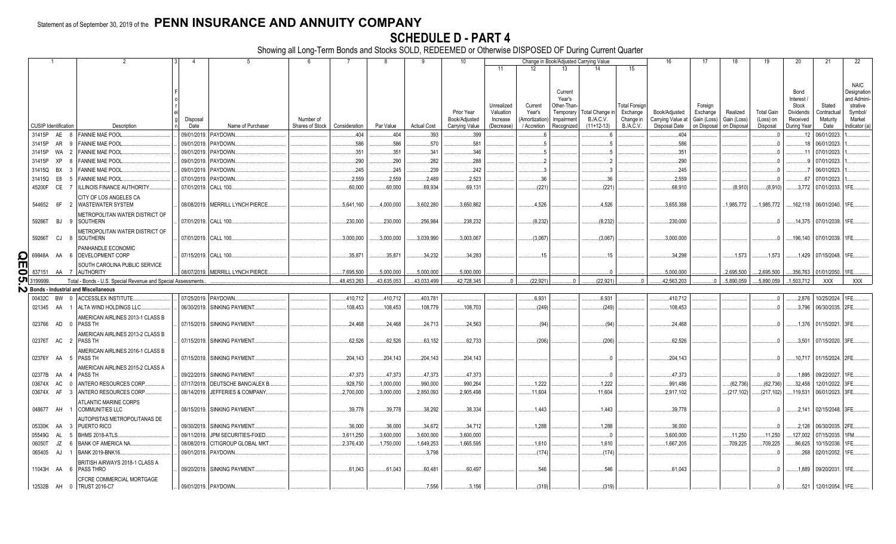Statement as of September 30, 2019 of the **PENN INSURANCE AND ANNUITY COMPANY**

# SCHEDULE D - PART 4

Showing all Long-Term Bonds and Stocks SOLD, REDEEMED or Otherwise DISPOSED OF During Current Quarter

| 1 | 2 | 3 | 4 | 5 | 6 | 7 | 8 | 9 | 10 | 11 | 12 | 13 | 14 | 15 | 16 | 17 | 18 | 19 | 20 | 21 | 22 |
|---|---|---|---|---|---|---|---|---|---|---|---|---|---|---|---|---|---|---|---|---|---|
| | | | | | | | | | | Change in Book/Adjusted Carrying Value | | | | | | | | | | | |
| CUSIP Identification | Description | Foreign | Disposal Date | Name of Purchaser | Number of Shares of Stock | Consideration | Par Value | Actual Cost | Prior Year Book/Adjusted Carrying Value | Unrealized Valuation Increase (Decrease) | Current Year's (Amortization) / Accretion | Current Year's Other-Than-Temporary Impairment Recognized | Total Change in B./A.C.V. (11+12-13) | Total Foreign Exchange Change in B./A.C.V. | Book/Adjusted Carrying Value at Disposal Date | Foreign Exchange Gain (Loss) on Disposal | Realized Gain (Loss) on Disposal | Total Gain (Loss) on Disposal | Bond Interest / Stock Dividends Received During Year | Stated Contractual Maturity Date | NAIC Designation and Administrative Symbol/ Market Indicator (a) |
| 31415P AE 8 | FANNIE MAE POOL | | 09/01/2019 | PAYDOWN | | 404 | 404 | 393 | 399 | | 6 | | 6 | | 404 | | | 0 | 12 | 06/01/2023 | 1 |
| 31415P AR 9 | FANNIE MAE POOL | | 09/01/2019 | PAYDOWN | | 586 | 586 | 570 | 581 | | 5 | | 5 | | 586 | | | 0 | 18 | 06/01/2023 | 1 |
| 31415P WA 2 | FANNIE MAE POOL | | 09/01/2019 | PAYDOWN | | 351 | 351 | 341 | 346 | | 5 | | 5 | | 351 | | | 0 | 11 | 07/01/2023 | 1 |
| 31415P XP 8 | FANNIE MAE POOL | | 09/01/2019 | PAYDOWN | | 290 | 290 | 282 | 288 | | 2 | | 2 | | 290 | | | 0 | 9 | 07/01/2023 | 1 |
| 31415Q BX 3 | FANNIE MAE POOL | | 09/01/2019 | PAYDOWN | | 245 | 245 | 239 | 242 | | 3 | | 3 | | 245 | | | 0 | 7 | 06/01/2023 | 1 |
| 31415Q E8 5 | FANNIE MAE POOL | | 07/01/2019 | PAYDOWN | | 2,559 | 2,559 | 2,489 | 2,523 | | 36 | | 36 | | 2,559 | | | 0 | 67 | 07/01/2023 | 1 |
| 45200F CE 7 | ILLINOIS FINANCE AUTHORITY | | 07/01/2019 | CALL 100 | | 60,000 | 60,000 | 69,934 | 69,131 | | (221) | | (221) | | 68,910 | | (8,910) | (8,910) | 3,772 | 07/01/2033 | 1FE |
| 544652 6F 2 | CITY OF LOS ANGELES CA WASTEWATER SYSTEM | | 08/08/2019 | MERRILL LYNCH PIERCE | | 5,641,160 | 4,000,000 | 3,602,280 | 3,650,862 | | 4,526 | | 4,526 | | 3,655,388 | | 1,985,772 | 1,985,772 | 162,118 | 06/01/2040 | 1FE |
| 59266T BJ 9 | METROPOLITAN WATER DISTRICT OF SOUTHERN | | 07/01/2019 | CALL 100 | | 230,000 | 230,000 | 256,984 | 238,232 | | (8,232) | | (8,232) | | 230,000 | | | 0 | 14,375 | 07/01/2039 | 1FE |
| 59266T CJ 8 | METROPOLITAN WATER DISTRICT OF SOUTHERN | | 07/01/2019 | CALL 100 | | 3,000,000 | 3,000,000 | 3,039,990 | 3,003,067 | | (3,067) | | (3,067) | | 3,000,000 | | | 0 | 196,140 | 07/01/2039 | 1FE |
| 69848A AA 6 | PANHANDLE ECONOMIC DEVELOPMENT CORP | | 07/15/2019 | CALL 100 | | 35,871 | 35,871 | 34,232 | 34,283 | | 15 | | 15 | | 34,298 | | 1,573 | 1,573 | 1,429 | 07/15/2048 | 1FE |
| 837151 AA 7 | SOUTH CAROLINA PUBLIC SERVICE AUTHORITY | | 08/07/2019 | MERRILL LYNCH PIERCE | | 7,695,500 | 5,000,000 | 5,000,000 | 5,000,000 | | | | 0 | | 5,000,000 | | 2,695,500 | 2,695,500 | 356,763 | 01/01/2050 | 1FE |
| 3199999. | Total - Bonds - U.S. Special Revenue and Special Assessments | | | | | 48,453,263 | 43,635,053 | 43,033,499 | 42,728,345 | 0 | (22,921) | 0 | (22,921) | 0 | 42,563,203 | 0 | 5,890,059 | 5,890,059 | 1,503,712 | XXX | XXX |
| **Bonds - Industrial and Miscellaneous** | | | | | | | | | | | | | | | | | | | | | |
| 00432C BW 0 | ACCESSLEX INSTITUTE | | 07/25/2019 | PAYDOWN | | 410,712 | 410,712 | 403,781 | | | 6,931 | | 6,931 | | 410,712 | | | 0 | 2,876 | 10/25/2024 | 1FE |
| 021345 AA 1 | ALTA WIND HOLDINGS LLC | | 06/30/2019 | SINKING PAYMENT | | 108,453 | 108,453 | 108,779 | 108,703 | | (249) | | (249) | | 108,453 | | | 0 | 3,796 | 06/30/2035 | 2FE |
| 023766 AD 0 | AMERICAN AIRLINES 2013-1 CLASS B PASS TH | | 07/15/2019 | SINKING PAYMENT | | 24,468 | 24,468 | 24,713 | 24,563 | | (94) | | (94) | | 24,468 | | | 0 | 1,376 | 01/15/2021 | 3FE |
| 02376T AC 2 | AMERICAN AIRLINES 2013-2 CLASS B PASS TH | | 07/15/2019 | SINKING PAYMENT | | 62,526 | 62,526 | 63,152 | 62,733 | | (206) | | (206) | | 62,526 | | | 0 | 3,501 | 07/15/2020 | 3FE |
| 02376Y AA 5 | AMERICAN AIRLINES 2016-1 CLASS B PASS TH | | 07/15/2019 | SINKING PAYMENT | | 204,143 | 204,143 | 204,143 | 204,143 | | | | 0 | | 204,143 | | | 0 | 10,717 | 01/15/2024 | 2FE |
| 02377B AA 4 | AMERICAN AIRLINES 2015-2 CLASS A PASS TH | | 09/22/2019 | SINKING PAYMENT | | 47,373 | 47,373 | 47,373 | 47,373 | | | | 0 | | 47,373 | | | 0 | 1,895 | 09/22/2027 | 1FE |
| 03674X AC 0 | ANTERO RESOURCES CORP | | 07/17/2019 | DEUTSCHE BANC/ALEX B | | 928,750 | 1,000,000 | 990,000 | 990,264 | | 1,222 | | 1,222 | | 991,486 | | (62,736) | (62,736) | 32,458 | 12/01/2022 | 3FE |
| 03674X AF 3 | ANTERO RESOURCES CORP | | 08/14/2019 | JEFFERIES & COMPANY, | | 2,700,000 | 3,000,000 | 2,850,093 | 2,905,498 | | 11,604 | | 11,604 | | 2,917,102 | | (217,102) | (217,102) | 119,531 | 06/01/2023 | 3FE |
| 048677 AH 1 | ATLANTIC MARINE CORPS COMMUNITIES LLC | | 08/15/2019 | SINKING PAYMENT | | 39,778 | 39,778 | 38,292 | 38,334 | | 1,443 | | 1,443 | | 39,778 | | | 0 | 2,141 | 02/15/2048 | 3FE |
| 05330K AA 3 | AUTOPISTAS METROPOLITANAS DE PUERTO RICO | | 09/30/2019 | SINKING PAYMENT | | 36,000 | 36,000 | 34,672 | 34,712 | | 1,288 | | 1,288 | | 36,000 | | | 0 | 2,126 | 06/30/2035 | 2FE |
| 05549G AL 5 | BHMS 2018-ATLS | | 09/11/2019 | JPM SECURITIES-FIXED | | 3,611,250 | 3,600,000 | 3,600,000 | 3,600,000 | | | | 0 | | 3,600,000 | | 11,250 | 11,250 | 127,002 | 07/15/2035 | 1FM |
| 06050T JZ 6 | BANK OF AMERICA NA | | 08/08/2019 | CITIGROUP GLOBAL MKT | | 2,376,430 | 1,750,000 | 1,649,253 | 1,665,595 | | 1,610 | | 1,610 | | 1,667,205 | | 709,225 | 709,225 | 86,625 | 10/15/2036 | 1FE |
| 065405 AJ 1 | BANK 2019-BNK16 | | 09/01/2019 | PAYDOWN | | | | | 3,798 | | (174) | | (174) | | | | | 0 | 268 | 02/01/2052 | 1FE |
| 11043H AA 6 | BRITISH AIRWAYS 2018-1 CLASS A PASS THRO | | 09/20/2019 | SINKING PAYMENT | | 61,043 | 61,043 | 60,481 | 60,497 | | 546 | | 546 | | 61,043 | | | 0 | 1,889 | 09/20/2031 | 1FE |
| 12532B AH 0 | CFCRE COMMERCIAL MORTGAGE TRUST 2016-C7 | | 09/01/2019 | PAYDOWN | | | | 7,556 | 3,156 | | (319) | | (319) | | | | | 0 | 521 | 12/01/2054 | 1FE |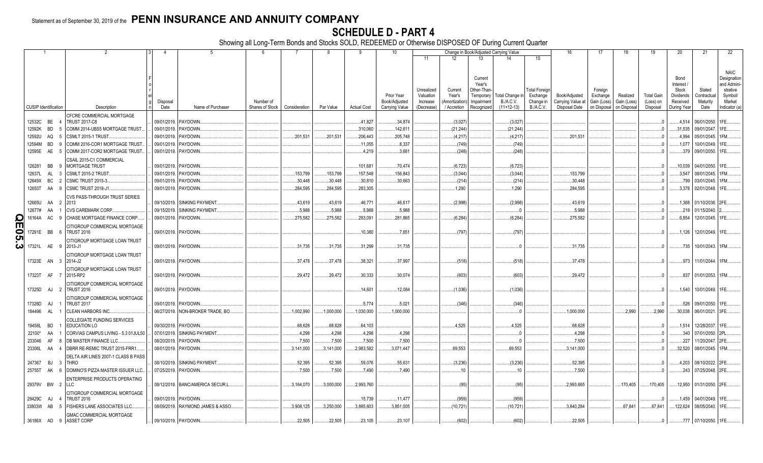Statement as of September 30, 2019 of the **PENN INSURANCE AND ANNUITY COMPANY**

# SCHEDULE D - PART 4

Showing all Long-Term Bonds and Stocks SOLD, REDEEMED or Otherwise DISPOSED OF During Current Quarter

| 1 CUSIP Identification | 2 Description | 3 Foreign | 4 Disposal Date | 5 Name of Purchaser | 6 Number of Shares of Stock | 7 Consideration | 8 Par Value | 9 Actual Cost | 10 Prior Year Book/Adjusted Carrying Value | 11 Unrealized Valuation Increase (Decrease) | 12 Current Year's (Amortization) / Accretion | 13 Current Year's Other-Than-Temporary Impairment Recognized | 14 Total Change in B./A.C.V. (11+12-13) | 15 Total Foreign Exchange Change in B./A.C.V. | 16 Book/Adjusted Carrying Value at Disposal Date | 17 Foreign Exchange Gain (Loss) on Disposal | 18 Realized Gain (Loss) on Disposal | 19 Total Gain (Loss) on Disposal | 20 Bond Interest / Stock Dividends Received During Year | 21 Stated Contractual Maturity Date | 22 NAIC Designation and Administrative Symbol/Market Indicator (a) |
|---|---|---|---|---|---|---|---|---|---|---|---|---|---|---|---|---|---|---|---|---|---|
| 12532C BE 4 | CFCRE COMMERCIAL MORTGAGE TRUST 2017-C8 | | 09/01/2019 | PAYDOWN | | | | 41,827 | 34,874 | | (3,027) | | (3,027) | | | | | 0 | 4,514 | 06/01/2050 | 1FE |
| 12592K BD 5 | COMM 2014-UBS5 MORTGAGE TRUST | | 09/01/2019 | PAYDOWN | | | | 310,060 | 142,611 | | (21,244) | | (21,244) | | | | | 0 | 31,535 | 09/01/2047 | 1FE |
| 12592U AQ 5 | CSMLT 2015-1 TRUST | | 09/01/2019 | PAYDOWN | | 201,531 | 201,531 | 206,443 | 205,748 | | (4,217) | | (4,217) | | 201,531 | | | 0 | 4,994 | 05/01/2045 | 1FM |
| 12594M BD 9 | COMM 2016-COR1 MORTGAGE TRUST | | 09/01/2019 | PAYDOWN | | | | 11,055 | 8,337 | | (749) | | (749) | | | | | 0 | 1,077 | 10/01/2049 | 1FE |
| 12595E AE 5 | COMM 2017-COR2 MORTGAGE TRUST | | 09/01/2019 | PAYDOWN | | | | 4,219 | 3,681 | | (248) | | (248) | | | | | 0 | 379 | 09/01/2050 | 1FE |
| 126281 BB 9 | CSAIL 2015-C1 COMMERCIAL MORTGAGE TRUST | | 09/01/2019 | PAYDOWN | | | | 101,681 | 70,474 | | (6,723) | | (6,723) | | | | | 0 | 10,039 | 04/01/2050 | 1FE |
| 12637L AL 3 | CSMLT 2015-2 TRUST | | 09/01/2019 | PAYDOWN | | 153,799 | 153,799 | 157,548 | 156,843 | | (3,044) | | (3,044) | | 153,799 | | | 0 | 3,547 | 08/01/2045 | 1FM |
| 12649X BC 2 | CSMC TRUST 2015-3 | | 09/01/2019 | PAYDOWN | | 30,448 | 30,448 | 30,810 | 30,663 | | (214) | | (214) | | 30,448 | | | 0 | 799 | 03/01/2045 | 1FM |
| 12653T AA 9 | CSMC TRUST 2018-J1 | | 09/01/2019 | PAYDOWN | | 284,595 | 284,595 | 283,305 | | | 1,290 | | 1,290 | | 284,595 | | | 0 | 3,378 | 02/01/2048 | 1FE |
| 12665U AA 2 | CVS PASS-THROUGH TRUST SERIES 2013 | | 09/10/2019 | SINKING PAYMENT | | 43,619 | 43,619 | 46,771 | 46,617 | | (2,998) | | (2,998) | | 43,619 | | | 0 | 1,368 | 01/10/2036 | 2FE |
| 12677# AA 1 | CVS CAREMARK CORP | | 09/15/2019 | SINKING PAYMENT | | 5,988 | 5,988 | 5,988 | 5,988 | | | | 0 | | 5,988 | | | 0 | 218 | 01/15/2040 | 2 |
| 16164A AC 9 | CHASE MORTGAGE FINANCE CORP | | 09/01/2019 | PAYDOWN | | 275,582 | 275,582 | 283,091 | 281,865 | | (6,284) | | (6,284) | | 275,582 | | | 0 | 6,854 | 12/01/2045 | 1FE |
| 17291E BB 6 | CITIGROUP COMMERCIAL MORTGAGE TRUST 2016 | | 09/01/2019 | PAYDOWN | | | | 10,380 | 7,651 | | (797) | | (797) | | | | | 0 | 1,126 | 12/01/2049 | 1FE |
| 17321L AE 9 | CITIGROUP MORTGAGE LOAN TRUST 2013-J1 | | 09/01/2019 | PAYDOWN | | 31,735 | 31,735 | 31,299 | 31,735 | | | | 0 | | 31,735 | | | 0 | 735 | 10/01/2043 | 1FM |
| 17323E AN 3 | CITIGROUP MORTGAGE LOAN TRUST 2014-J2 | | 09/01/2019 | PAYDOWN | | 37,478 | 37,478 | 38,321 | 37,997 | | (518) | | (518) | | 37,478 | | | 0 | 973 | 11/01/2044 | 1FM |
| 17323T AF 7 | CITIGROUP MORTGAGE LOAN TRUST 2015-RP2 | | 09/01/2019 | PAYDOWN | | 29,472 | 29,472 | 30,333 | 30,074 | | (603) | | (603) | | 29,472 | | | 0 | 837 | 01/01/2053 | 1FM |
| 17325D AJ 2 | CITIGROUP COMMERCIAL MORTGAGE TRUST 2016 | | 09/01/2019 | PAYDOWN | | | | 14,601 | 12,084 | | (1,036) | | (1,036) | | | | | 0 | 1,540 | 10/01/2049 | 1FE |
| 17326D AJ 1 | CITIGROUP COMMERCIAL MORTGAGE TRUST 2017 | | 09/01/2019 | PAYDOWN | | | | 5,774 | 5,021 | | (346) | | (346) | | | | | 0 | 526 | 09/01/2050 | 1FE |
| 184496 AL 1 | CLEAN HARBORS INC | | 06/27/2019 | NON-BROKER TRADE, BO | | 1,002,990 | 1,000,000 | 1,030,000 | 1,000,000 | | | | 0 | | 1,000,000 | | 2,990 | 2,990 | 30,038 | 06/01/2021 | 3FE |
| 19458L BD 1 | COLLEGIATE FUNDING SERVICES EDUCATION LO | | 09/30/2019 | PAYDOWN | | 68,628 | 68,628 | 64,103 | | | 4,525 | | 4,525 | | 68,628 | | | 0 | 1,514 | 12/28/2037 | 1FE |
| 22100* AA 1 | CORVIAS CAMPUS LIVING - 5.3 01JUL50 | | 07/01/2019 | SINKING PAYMENT | | 4,298 | 4,298 | 4,298 | 4,298 | | | | 0 | | 4,298 | | | 0 | 340 | 07/01/2050 | 2PL |
| 233046 AF 8 | DB MASTER FINANCE LLC | | 08/20/2019 | PAYDOWN | | 7,500 | 7,500 | 7,500 | 7,500 | | | | 0 | | 7,500 | | | 0 | 227 | 11/20/2047 | 2FE |
| 23306L AA 4 | DBRR RE-REMIC TRUST 2015-FRR1 | | 08/01/2019 | PAYDOWN | | 3,141,000 | 3,141,000 | 2,983,582 | 3,071,447 | | 69,553 | | 69,553 | | 3,141,000 | | | 0 | 32,520 | 08/01/2045 | 1FM |
| 247367 BJ 3 | DELTA AIR LINES 2007-1 CLASS B PASS THRO | | 08/10/2019 | SINKING PAYMENT | | 52,395 | 52,395 | 59,076 | 55,631 | | (3,236) | | (3,236) | | 52,395 | | | 0 | 4,203 | 08/10/2022 | 2FE |
| 25755T AK 6 | DOMINO'S PIZZA MASTER ISSUER LLC | | 07/25/2019 | PAYDOWN | | 7,500 | 7,500 | 7,490 | 7,490 | | 10 | | 10 | | 7,500 | | | 0 | 243 | 07/25/2048 | 2FE |
| 29379V BW 2 | ENTERPRISE PRODUCTS OPERATING LLC | | 08/12/2019 | BANC/AMERICA SECUR.L | | 3,164,070 | 3,000,000 | 2,993,760 | | | (95) | | (95) | | 2,993,665 | | 170,405 | 170,405 | 12,950 | 01/31/2050 | 2FE |
| 29429C AJ 4 | CITIGROUP COMMERCIAL MORTGAGE TRUST 2016 | | 09/01/2019 | PAYDOWN | | | | 15,739 | 11,477 | | (959) | | (959) | | | | | 0 | 1,459 | 04/01/2049 | 1FE |
| 33803W AB 5 | FISHERS LANE ASSOCIATES LLC | | 08/09/2019 | RAYMOND JAMES & ASSO | | 3,908,125 | 3,250,000 | 3,885,603 | 3,851,005 | | (10,721) | | (10,721) | | 3,840,284 | | 67,841 | 67,841 | 122,624 | 08/05/2040 | 1FE |
| 36186X AD 9 | GMAC COMMERCIAL MORTGAGE ASSET CORP | | 09/10/2019 | PAYDOWN | | 22,505 | 22,505 | 23,105 | 23,107 | | (602) | | (602) | | 22,505 | | | 0 | 777 | 07/10/2050 | 1FE |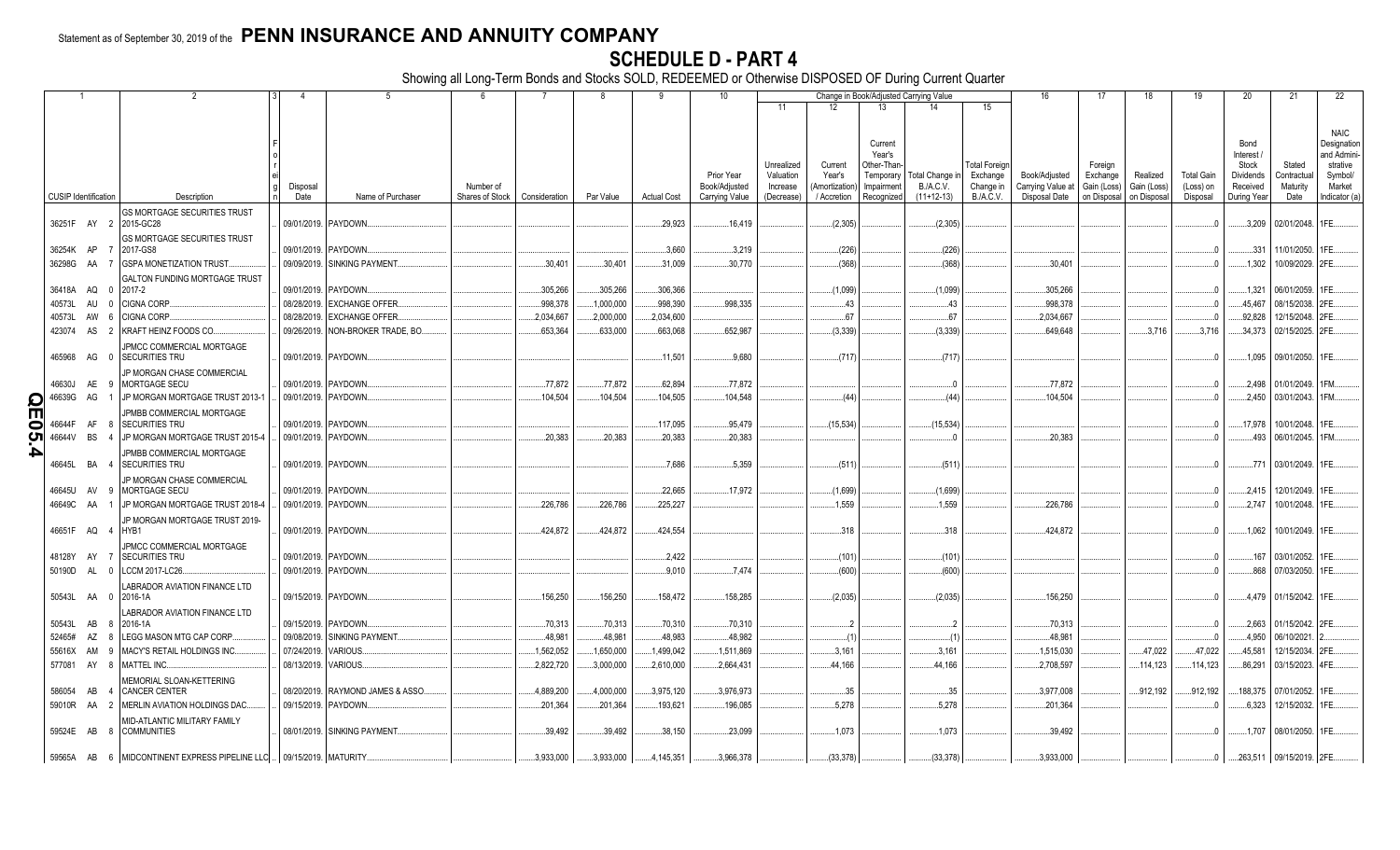Statement as of September 30, 2019 of the **PENN INSURANCE AND ANNUITY COMPANY**

# SCHEDULE D - PART 4

Showing all Long-Term Bonds and Stocks SOLD, REDEEMED or Otherwise DISPOSED OF During Current Quarter

| 1 | 2 | 3 | 4 | 5 | 6 | 7 | 8 | 9 | 10 | Change in Book/Adjusted Carrying Value | | | | | 16 | 17 | 18 | 19 | 20 | 21 | 22 |
|---|---|---|---|---|---|---|---|---|---|---|---|---|---|---|---|---|---|---|---|---|---|
| | | | | | | | | | | 11 | 12 | 13 | 14 | 15 | | | | | | | |
| CUSIP Identification | Description | Foreign | Disposal Date | Name of Purchaser | Number of Shares of Stock | Consideration | Par Value | Actual Cost | Prior Year Book/Adjusted Carrying Value | Unrealized Valuation Increase (Decrease) | Current Year's (Amortization) / Accretion | Current Year's Other-Than-Temporary Impairment Recognized | Total Change in B./A.C.V. (11+12-13) | Total Foreign Exchange Change in B./A.C.V. | Book/Adjusted Carrying Value at Disposal Date | Foreign Exchange Gain (Loss) on Disposal | Realized Gain (Loss) on Disposal | Total Gain (Loss) on Disposal | Bond Interest / Stock Dividends Received During Year | Stated Contractual Maturity Date | NAIC Designation and Administrative Symbol/ Market Indicator (a) |
| 36251F AY 2 | GS MORTGAGE SECURITIES TRUST 2015-GC28 | | 09/01/2019. | PAYDOWN. | | | | 29,923 | 16,419 | | (2,305) | | (2,305) | | | | | 0 | 3,209 | 02/01/2048. | 1FE. |
| 36254K AP 7 | GS MORTGAGE SECURITIES TRUST 2017-GS8 | | 09/01/2019. | PAYDOWN. | | | | 3,660 | 3,219 | | (226) | | (226) | | | | | 0 | 331 | 11/01/2050. | 1FE. |
| 36298G AA 7 | GSPA MONETIZATION TRUST. | | 09/09/2019. | SINKING PAYMENT. | | 30,401 | 30,401 | 31,009 | 30,770 | | (368) | | (368) | | 30,401 | | | 0 | 1,302 | 10/09/2029. | 2FE. |
| 36418A AQ 0 | GALTON FUNDING MORTGAGE TRUST 2017-2 | | 09/01/2019. | PAYDOWN. | | 305,266 | 305,266 | 306,366 | | | (1,099) | | (1,099) | | 305,266 | | | 0 | 1,321 | 06/01/2059. | 1FE. |
| 40573L AU 0 | CIGNA CORP. | | 08/28/2019. | EXCHANGE OFFER. | | 998,378 | 1,000,000 | 998,390 | 998,335 | | 43 | | 43 | | 998,378 | | | 0 | 45,467 | 08/15/2038. | 2FE. |
| 40573L AW 6 | CIGNA CORP. | | 08/28/2019. | EXCHANGE OFFER. | | 2,034,667 | 2,000,000 | 2,034,600 | | | 67 | | 67 | | 2,034,667 | | | 0 | 92,828 | 12/15/2048. | 2FE. |
| 423074 AS 2 | KRAFT HEINZ FOODS CO. | | 09/26/2019. | NON-BROKER TRADE, BO. | | 653,364 | 633,000 | 663,068 | 652,987 | | (3,339) | | (3,339) | | 649,648 | | 3,716 | 3,716 | 34,373 | 02/15/2025. | 2FE. |
| 465968 AG 0 | JPMCC COMMERCIAL MORTGAGE SECURITIES TRU | | 09/01/2019. | PAYDOWN. | | | | 11,501 | 9,680 | | (717) | | (717) | | | | | 0 | 1,095 | 09/01/2050. | 1FE. |
| 46630J AE 9 | JP MORGAN CHASE COMMERCIAL MORTGAGE SECU | | 09/01/2019. | PAYDOWN. | | 77,872 | 77,872 | 62,894 | 77,872 | | | | 0 | | 77,872 | | | 0 | 2,498 | 01/01/2049. | 1FM. |
| 46639G AG 1 | JP MORGAN MORTGAGE TRUST 2013-1 | | 09/01/2019. | PAYDOWN. | | 104,504 | 104,504 | 104,505 | 104,548 | | (44) | | (44) | | 104,504 | | | 0 | 2,450 | 03/01/2043. | 1FM. |
| 46644F AF 8 | JPMBB COMMERCIAL MORTGAGE SECURITIES TRU | | 09/01/2019. | PAYDOWN. | | | | 117,095 | 95,479 | | (15,534) | | (15,534) | | | | | 0 | 17,978 | 10/01/2048. | 1FE. |
| 46644V BS 4 | JP MORGAN MORTGAGE TRUST 2015-4 | | 09/01/2019. | PAYDOWN. | | 20,383 | 20,383 | 20,383 | 20,383 | | | | 0 | | 20,383 | | | 0 | 493 | 06/01/2045. | 1FM. |
| 46645L BA 4 | JPMBB COMMERCIAL MORTGAGE SECURITIES TRU | | 09/01/2019. | PAYDOWN. | | | | 7,686 | 5,359 | | (511) | | (511) | | | | | 0 | 771 | 03/01/2049. | 1FE. |
| 46645U AV 9 | JP MORGAN CHASE COMMERCIAL MORTGAGE SECU | | 09/01/2019. | PAYDOWN. | | | | 22,665 | 17,972 | | (1,699) | | (1,699) | | | | | 0 | 2,415 | 12/01/2049. | 1FE. |
| 46649C AA 1 | JP MORGAN MORTGAGE TRUST 2018-4 | | 09/01/2019. | PAYDOWN. | | 226,786 | 226,786 | 225,227 | | | 1,559 | | 1,559 | | 226,786 | | | 0 | 2,747 | 10/01/2048. | 1FE. |
| 46651F AQ 4 | JP MORGAN MORTGAGE TRUST 2019-HYB1 | | 09/01/2019. | PAYDOWN. | | 424,872 | 424,872 | 424,554 | | | 318 | | 318 | | 424,872 | | | 0 | 1,062 | 10/01/2049. | 1FE. |
| 48128Y AY 7 | JPMCC COMMERCIAL MORTGAGE SECURITIES TRU | | 09/01/2019. | PAYDOWN. | | | | 2,422 | | | (101) | | (101) | | | | | 0 | 167 | 03/01/2052. | 1FE. |
| 50190D AL 0 | LCCM 2017-LC26. | | 09/01/2019. | PAYDOWN. | | | | 9,010 | 7,474 | | (600) | | (600) | | | | | 0 | 868 | 07/03/2050. | 1FE. |
| 50543L AA 0 | LABRADOR AVIATION FINANCE LTD 2016-1A | | 09/15/2019. | PAYDOWN. | | 156,250 | 156,250 | 158,472 | 158,285 | | (2,035) | | (2,035) | | 156,250 | | | 0 | 4,479 | 01/15/2042. | 1FE. |
| 50543L AB 8 | LABRADOR AVIATION FINANCE LTD 2016-1A | | 09/15/2019. | PAYDOWN. | | 70,313 | 70,313 | 70,310 | 70,310 | | 2 | | 2 | | 70,313 | | | 0 | 2,663 | 01/15/2042. | 2FE. |
| 52465# AZ 8 | LEGG MASON MTG CAP CORP. | | 09/08/2019. | SINKING PAYMENT. | | 48,981 | 48,981 | 48,983 | 48,982 | | (1) | | (1) | | 48,981 | | | 0 | 4,950 | 06/10/2021. | 2. |
| 55616X AM 9 | MACY'S RETAIL HOLDINGS INC. | | 07/24/2019. | VARIOUS. | | 1,562,052 | 1,650,000 | 1,499,042 | 1,511,869 | | 3,161 | | 3,161 | | 1,515,030 | | 47,022 | 47,022 | 45,581 | 12/15/2034. | 2FE. |
| 577081 AY 8 | MATTEL INC. | | 08/13/2019. | VARIOUS. | | 2,822,720 | 3,000,000 | 2,610,000 | 2,664,431 | | 44,166 | | 44,166 | | 2,708,597 | | 114,123 | 114,123 | 86,291 | 03/15/2023. | 4FE. |
| 586054 AB 4 | MEMORIAL SLOAN-KETTERING CANCER CENTER | | 08/20/2019. | RAYMOND JAMES & ASSO. | | 4,889,200 | 4,000,000 | 3,975,120 | 3,976,973 | | 35 | | 35 | | 3,977,008 | | 912,192 | 912,192 | 188,375 | 07/01/2052. | 1FE. |
| 59010R AA 2 | MERLIN AVIATION HOLDINGS DAC. | | 09/15/2019. | PAYDOWN. | | 201,364 | 201,364 | 193,621 | 196,085 | | 5,278 | | 5,278 | | 201,364 | | | 0 | 6,323 | 12/15/2032. | 1FE. |
| 59524E AB 8 | MID-ATLANTIC MILITARY FAMILY COMMUNITIES | | 08/01/2019. | SINKING PAYMENT. | | 39,492 | 39,492 | 38,150 | 23,099 | | 1,073 | | 1,073 | | 39,492 | | | 0 | 1,707 | 08/01/2050. | 1FE. |
| 59565A AB 6 | MIDCONTINENT EXPRESS PIPELINE LLC | | 09/15/2019. | MATURITY. | | 3,933,000 | 3,933,000 | 4,145,351 | 3,966,378 | | (33,378) | | (33,378) | | 3,933,000 | | | 0 | 263,511 | 09/15/2019. | 2FE. |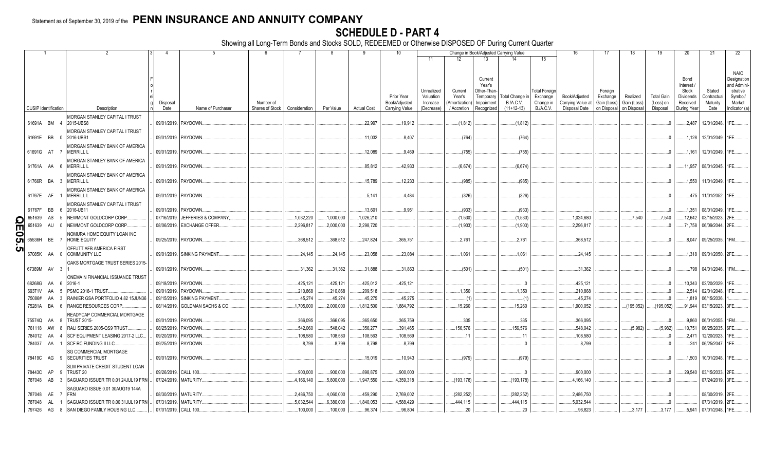Statement as of September 30, 2019 of the **PENN INSURANCE AND ANNUITY COMPANY**

# SCHEDULE D - PART 4

Showing all Long-Term Bonds and Stocks SOLD, REDEEMED or Otherwise DISPOSED OF During Current Quarter

| 1 | 2 | 3 | 4 | 5 | 6 | 7 | 8 | 9 | 10 | 11 | 12 | 13 | 14 | 15 | 16 | 17 | 18 | 19 | 20 | 21 | 22 |
|---|---|---|---|---|---|---|---|---|---|---|---|---|---|---|---|---|---|---|---|---|---|
| | | | | | | | | | | Change in Book/Adjusted Carrying Value | | | | | | | | | | | |
| CUSIP Identification | Description | Foreign | Disposal Date | Name of Purchaser | Number of Shares of Stock | Consideration | Par Value | Actual Cost | Prior Year Book/Adjusted Carrying Value | Unrealized Valuation Increase (Decrease) | Current Year's (Amortization) / Accretion | Current Year's Other-Than-Temporary Impairment Recognized | Total Change in B./A.C.V. (11+12-13) | Total Foreign Exchange Change in B./A.C.V. | Book/Adjusted Carrying Value at Disposal Date | Foreign Exchange Gain (Loss) on Disposal | Realized Gain (Loss) on Disposal | Total Gain (Loss) on Disposal | Bond Interest / Stock Dividends Received During Year | Stated Contractual Maturity Date | NAIC Designation and Administrative Symbol/ Market Indicator (a) |
| 61691A BM 4 | MORGAN STANLEY CAPITAL I TRUST 2015-UBS8 | | 09/01/2019. | PAYDOWN. | | | | 22,997 | 19,912 | | (1,812) | | (1,812) | | | | | 0 | 2,487 | 12/01/2048. | 1FE. |
| 61691E BB 0 | MORGAN STANLEY CAPITAL I TRUST 2016-UBS1 | | 09/01/2019. | PAYDOWN. | | | | 11,032 | 8,407 | | (764) | | (764) | | | | | 0 | 1,128 | 12/01/2049. | 1FE. |
| 61691G AT 7 | MORGAN STANLEY BANK OF AMERICA MERRILL L | | 09/01/2019. | PAYDOWN. | | | | 12,089 | 9,469 | | (755) | | (755) | | | | | 0 | 1,161 | 12/01/2049. | 1FE. |
| 61761A AA 6 | MORGAN STANLEY BANK OF AMERICA MERRILL L | | 09/01/2019. | PAYDOWN. | | | | 85,812 | 42,933 | | (6,674) | | (6,674) | | | | | 0 | 11,957 | 08/01/2045. | 1FE. |
| 61766R BA 3 | MORGAN STANLEY BANK OF AMERICA MERRILL L | | 09/01/2019. | PAYDOWN. | | | | 15,789 | 12,233 | | (985) | | (985) | | | | | 0 | 1,550 | 11/01/2049. | 1FE. |
| 61767E AF 1 | MORGAN STANLEY BANK OF AMERICA MERRILL L | | 09/01/2019. | PAYDOWN. | | | | 5,141 | 4,484 | | (326) | | (326) | | | | | 0 | 475 | 11/01/2052. | 1FE. |
| 61767F BB 6 | MORGAN STANLEY CAPITAL I TRUST 2016-UB11 | | 09/01/2019. | PAYDOWN. | | | | 13,601 | 9,951 | | (933) | | (933) | | | | | 0 | 1,351 | 08/01/2049. | 1FE. |
| 651639 AS 5 | NEWMONT GOLDCORP CORP. | | 07/16/2019. | JEFFERIES & COMPANY, | | 1,032,220 | 1,000,000 | 1,026,210 | | | (1,530) | | (1,530) | | 1,024,680 | | 7,540 | 7,540 | 12,642 | 03/15/2023. | 2FE. |
| 651639 AU 0 | NEWMONT GOLDCORP CORP. | | 08/06/2019. | EXCHANGE OFFER. | | 2,296,817 | 2,000,000 | 2,298,720 | | | (1,903) | | (1,903) | | 2,296,817 | | | 0 | 71,758 | 06/09/2044. | 2FE. |
| 65536H BE 7 | NOMURA HOME EQUITY LOAN INC HOME EQUITY | | 09/25/2019. | PAYDOWN. | | 368,512 | 368,512 | 247,824 | 365,751 | | 2,761 | | 2,761 | | 368,512 | | | 0 | 8,047 | 09/25/2035. | 1FM. |
| 67085K AA 0 | OFFUTT AFB AMERICA FIRST COMMUNITY LLC | | 09/01/2019. | SINKING PAYMENT. | | 24,145 | 24,145 | 23,058 | 23,084 | | 1,061 | | 1,061 | | 24,145 | | | 0 | 1,318 | 09/01/2050. | 2FE. |
| 67389M AV 3 | OAKS MORTGAGE TRUST SERIES 2015-1 | | 09/01/2019. | PAYDOWN. | | 31,362 | 31,362 | 31,888 | 31,863 | | (501) | | (501) | | 31,362 | | | 0 | 798 | 04/01/2046. | 1FM. |
| 68268G AA 6 | ONEMAIN FINANCIAL ISSUANCE TRUST 2016-1 | | 09/18/2019. | PAYDOWN. | | 425,121 | 425,121 | 425,012 | 425,121 | | | | 0 | | 425,121 | | | 0 | 10,343 | 02/20/2029. | 1FE. |
| 69371V AA 5 | PSMC 2018-1 TRUST. | | 09/01/2019. | PAYDOWN. | | 210,868 | 210,868 | 209,518 | | | 1,350 | | 1,350 | | 210,868 | | | 0 | 2,514 | 02/01/2048. | 1FE. |
| 75086# AA 3 | RAINIER GSA PORTFOLIO 4.82 15JUN36 | | 09/15/2019. | SINKING PAYMENT. | | 45,274 | 45,274 | 45,275 | 45,275 | | (1) | | (1) | | 45,274 | | | 0 | 1,819 | 06/15/2036. | 1. |
| 75281A BA 6 | RANGE RESOURCES CORP. | | 08/14/2019. | GOLDMAN SACHS & CO. | | 1,705,000 | 2,000,000 | 1,812,500 | 1,884,792 | | 15,260 | | 15,260 | | 1,900,052 | | (195,052) | (195,052) | 91,944 | 03/15/2023. | 3FE. |
| 75574Q AA 8 | READYCAP COMMERCIAL MORTGAGE TRUST 2015- | | 09/01/2019. | PAYDOWN. | | 366,095 | 366,095 | 365,650 | 365,759 | | 335 | | 335 | | 366,095 | | | 0 | 9,860 | 06/01/2055. | 1FM. |
| 761118 AW 8 | RALI SERIES 2005-QS9 TRUST. | | 08/25/2019. | PAYDOWN. | | 542,060 | 548,042 | 356,277 | 391,465 | | 156,576 | | 156,576 | | 548,042 | | (5,982) | (5,982) | 10,751 | 06/25/2035. | 6FE. |
| 784012 AA 4 | SCF EQUIPMENT LEASING 2017-2 LLC. | | 09/20/2019. | PAYDOWN. | | 108,580 | 108,580 | 108,563 | 108,569 | | 11 | | 11 | | 108,580 | | | 0 | 2,471 | 12/20/2023. | 1FE. |
| 784037 AA 1 | SCF RC FUNDING II LLC. | | 09/25/2019. | PAYDOWN. | | 8,799 | 8,799 | 8,798 | 8,799 | | | | 0 | | 8,799 | | | 0 | 241 | 06/25/2047. | 1FE. |
| 78419C AG 9 | SG COMMERCIAL MORTGAGE SECURITIES TRUST | | 09/01/2019. | PAYDOWN. | | | | 15,019 | 10,943 | | (979) | | (979) | | | | | 0 | 1,503 | 10/01/2048. | 1FE. |
| 78443C AP 9 | SLM PRIVATE CREDIT STUDENT LOAN TRUST 20 | | 09/26/2019. | CALL 100. | | 900,000 | 900,000 | 898,875 | 900,000 | | | | 0 | | 900,000 | | | 0 | 29,540 | 03/15/2033. | 2FE. |
| 787048 AB 3 | SAGUARO ISSUER TR 0.01 24JUL19 FRN | | 07/24/2019. | MATURITY. | | 4,166,140 | 5,800,000 | 1,947,550 | 4,359,318 | | (193,178) | | (193,178) | | 4,166,140 | | | 0 | | 07/24/2019. | 3FE. |
| 787048 AE 7 | SAGUARO ISSUE 0.01 30AUG19 144A FRN | | 08/30/2019. | MATURITY. | | 2,486,750 | 4,060,000 | 459,290 | 2,769,002 | | (282,252) | | (282,252) | | 2,486,750 | | | 0 | | 08/30/2019. | 2FE. |
| 787048 AL 1 | SAGUARO ISSUER TR 0.00 31JUL19 FRN | | 07/31/2019. | MATURITY. | | 5,032,544 | 6,380,000 | 1,840,053 | 4,588,429 | | 444,115 | | 444,115 | | 5,032,544 | | | 0 | | 07/31/2019. | 2FE. |
| 797426 AG 8 | SAN DIEGO FAMILY HOUSING LLC. | | 07/01/2019. | CALL 100. | | 100,000 | 100,000 | 96,374 | 96,804 | | 20 | | 20 | | 96,823 | | 3,177 | 3,177 | 5,941 | 07/01/2048. | 1FE. |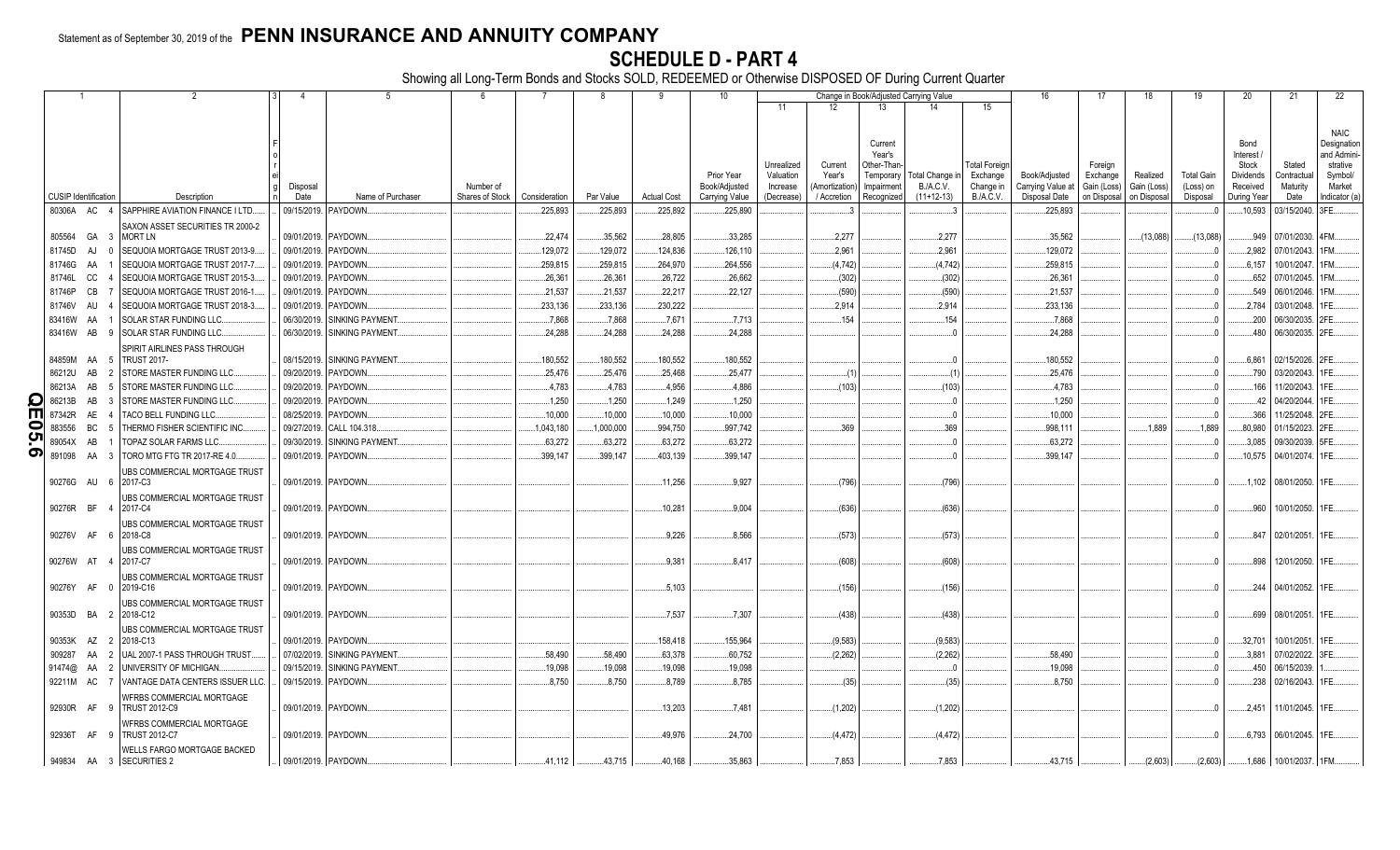Statement as of September 30, 2019 of the **PENN INSURANCE AND ANNUITY COMPANY**

# SCHEDULE D - PART 4

Showing all Long-Term Bonds and Stocks SOLD, REDEEMED or Otherwise DISPOSED OF During Current Quarter

| 1 CUSIP Identification | | | 2 Description | 3 Foreign | 4 Disposal Date | 5 Name of Purchaser | 6 Number of Shares of Stock | 7 Consideration | 8 Par Value | 9 Actual Cost | 10 Prior Year Book/Adjusted Carrying Value | 11 Unrealized Valuation Increase (Decrease) | 12 Current Year's (Amortization) / Accretion | 13 Current Year's Other-Than-Temporary Impairment Recognized | 14 Total Change in B./A.C.V. (11+12-13) | 15 Total Foreign Exchange Change in B./A.C.V. | 16 Book/Adjusted Carrying Value at Disposal Date | 17 Foreign Exchange Gain (Loss) on Disposal | 18 Realized Gain (Loss) on Disposal | 19 Total Gain (Loss) on Disposal | 20 Bond Interest / Stock Dividends Received During Year | 21 Stated Contractual Maturity Date | 22 NAIC Designation and Administrative Symbol/Market Indicator (a) |
|---|---|---|---|---|---|---|---|---|---|---|---|---|---|---|---|---|---|---|---|---|---|---|---|
| 80306A | AC | 4 | SAPPHIRE AVIATION FINANCE I LTD. | | 09/15/2019 | PAYDOWN | | 225,893 | 225,893 | 225,892 | 225,890 | | 3 | | 3 | | 225,893 | | | 0 | 10,593 | 03/15/2040 | 3FE |
| 805564 | GA | 3 | SAXON ASSET SECURITIES TR 2000-2 MORT LN | | 09/01/2019 | PAYDOWN | | 22,474 | 35,562 | 28,805 | 33,285 | | 2,277 | | 2,277 | | 35,562 | | (13,088) | (13,088) | 949 | 07/01/2030 | 4FM |
| 81745D | AJ | 0 | SEQUOIA MORTGAGE TRUST 2013-9 | | 09/01/2019 | PAYDOWN | | 129,072 | 129,072 | 124,836 | 126,110 | | 2,961 | | 2,961 | | 129,072 | | | 0 | 2,982 | 07/01/2043 | 1FM |
| 81746G | AA | 1 | SEQUOIA MORTGAGE TRUST 2017-7 | | 09/01/2019 | PAYDOWN | | 259,815 | 259,815 | 264,970 | 264,556 | | (4,742) | | (4,742) | | 259,815 | | | 0 | 6,157 | 10/01/2047 | 1FM |
| 81746L | CC | 4 | SEQUOIA MORTGAGE TRUST 2015-3 | | 09/01/2019 | PAYDOWN | | 26,361 | 26,361 | 26,722 | 26,662 | | (302) | | (302) | | 26,361 | | | 0 | 652 | 07/01/2045 | 1FM |
| 81746P | CB | 7 | SEQUOIA MORTGAGE TRUST 2016-1 | | 09/01/2019 | PAYDOWN | | 21,537 | 21,537 | 22,217 | 22,127 | | (590) | | (590) | | 21,537 | | | 0 | 549 | 06/01/2046 | 1FM |
| 81746V | AU | 4 | SEQUOIA MORTGAGE TRUST 2018-3 | | 09/01/2019 | PAYDOWN | | 233,136 | 233,136 | 230,222 | | | 2,914 | | 2,914 | | 233,136 | | | 0 | 2,784 | 03/01/2048 | 1FE |
| 83416W | AA | 1 | SOLAR STAR FUNDING LLC | | 06/30/2019 | SINKING PAYMENT | | 7,868 | 7,868 | 7,671 | 7,713 | | 154 | | 154 | | 7,868 | | | 0 | 200 | 06/30/2035 | 2FE |
| 83416W | AB | 9 | SOLAR STAR FUNDING LLC | | 06/30/2019 | SINKING PAYMENT | | 24,288 | 24,288 | 24,288 | 24,288 | | | | 0 | | 24,288 | | | 0 | 480 | 06/30/2035 | 2FE |
| 84859M | AA | 5 | SPIRIT AIRLINES PASS THROUGH TRUST 2017- | | 08/15/2019 | SINKING PAYMENT | | 180,552 | 180,552 | 180,552 | 180,552 | | | | 0 | | 180,552 | | | 0 | 6,861 | 02/15/2026 | 2FE |
| 86212U | AB | 2 | STORE MASTER FUNDING LLC | | 09/20/2019 | PAYDOWN | | 25,476 | 25,476 | 25,468 | 25,477 | | (1) | | (1) | | 25,476 | | | 0 | 790 | 03/20/2043 | 1FE |
| 86213A | AB | 5 | STORE MASTER FUNDING LLC | | 09/20/2019 | PAYDOWN | | 4,783 | 4,783 | 4,956 | 4,886 | | (103) | | (103) | | 4,783 | | | 0 | 166 | 11/20/2043 | 1FE |
| 86213B | AB | 3 | STORE MASTER FUNDING LLC | | 09/20/2019 | PAYDOWN | | 1,250 | 1,250 | 1,249 | 1,250 | | | | 0 | | 1,250 | | | 0 | 42 | 04/20/2044 | 1FE |
| 87342R | AE | 4 | TACO BELL FUNDING LLC | | 08/25/2019 | PAYDOWN | | 10,000 | 10,000 | 10,000 | 10,000 | | | | 0 | | 10,000 | | | 0 | 366 | 11/25/2048 | 2FE |
| 883556 | BC | 5 | THERMO FISHER SCIENTIFIC INC | | 09/27/2019 | CALL 104.318 | | 1,043,180 | 1,000,000 | 994,750 | 997,742 | | 369 | | 369 | | 998,111 | | 1,889 | 1,889 | 80,980 | 01/15/2023 | 2FE |
| 89054X | AB | 1 | TOPAZ SOLAR FARMS LLC | | 09/30/2019 | SINKING PAYMENT | | 63,272 | 63,272 | 63,272 | 63,272 | | | | 0 | | 63,272 | | | 0 | 3,085 | 09/30/2039 | 5FE |
| 891098 | AA | 3 | TORO MTG FTG TR 2017-RE 4.0 | | 09/01/2019 | PAYDOWN | | 399,147 | 399,147 | 403,139 | 399,147 | | | | 0 | | 399,147 | | | 0 | 10,575 | 04/01/2074 | 1FE |
| 90276G | AU | 6 | UBS COMMERCIAL MORTGAGE TRUST 2017-C3 | | 09/01/2019 | PAYDOWN | | | | 11,256 | 9,927 | | (796) | | (796) | | | | | 0 | 1,102 | 08/01/2050 | 1FE |
| 90276R | BF | 4 | UBS COMMERCIAL MORTGAGE TRUST 2017-C4 | | 09/01/2019 | PAYDOWN | | | | 10,281 | 9,004 | | (636) | | (636) | | | | | 0 | 960 | 10/01/2050 | 1FE |
| 90276V | AF | 6 | UBS COMMERCIAL MORTGAGE TRUST 2018-C8 | | 09/01/2019 | PAYDOWN | | | | 9,226 | 8,566 | | (573) | | (573) | | | | | 0 | 847 | 02/01/2051 | 1FE |
| 90276W | AT | 4 | UBS COMMERCIAL MORTGAGE TRUST 2017-C7 | | 09/01/2019 | PAYDOWN | | | | 9,381 | 8,417 | | (608) | | (608) | | | | | 0 | 898 | 12/01/2050 | 1FE |
| 90276Y | AF | 0 | UBS COMMERCIAL MORTGAGE TRUST 2019-C16 | | 09/01/2019 | PAYDOWN | | | | 5,103 | | | (156) | | (156) | | | | | 0 | 244 | 04/01/2052 | 1FE |
| 90353D | BA | 2 | UBS COMMERCIAL MORTGAGE TRUST 2018-C12 | | 09/01/2019 | PAYDOWN | | | | 7,537 | 7,307 | | (438) | | (438) | | | | | 0 | 699 | 08/01/2051 | 1FE |
| 90353K | AZ | 2 | UBS COMMERCIAL MORTGAGE TRUST 2018-C13 | | 09/01/2019 | PAYDOWN | | | | 158,418 | 155,964 | | (9,583) | | (9,583) | | | | | 0 | 32,701 | 10/01/2051 | 1FE |
| 909287 | AA | 2 | UAL 2007-1 PASS THROUGH TRUST | | 07/02/2019 | SINKING PAYMENT | | 58,490 | 58,490 | 63,378 | 60,752 | | (2,262) | | (2,262) | | 58,490 | | | 0 | 3,881 | 07/02/2022 | 3FE |
| 91474@ | AA | 2 | UNIVERSITY OF MICHIGAN | | 09/15/2019 | SINKING PAYMENT | | 19,098 | 19,098 | 19,098 | 19,098 | | | | 0 | | 19,098 | | | 0 | 450 | 06/15/2039 | 1 |
| 92211M | AC | 7 | VANTAGE DATA CENTERS ISSUER LLC | | 09/15/2019 | PAYDOWN | | 8,750 | 8,750 | 8,789 | 8,785 | | (35) | | (35) | | 8,750 | | | 0 | 238 | 02/16/2043 | 1FE |
| 92930R | AF | 9 | WFRBS COMMERCIAL MORTGAGE TRUST 2012-C9 | | 09/01/2019 | PAYDOWN | | | | 13,203 | 7,481 | | (1,202) | | (1,202) | | | | | 0 | 2,451 | 11/01/2045 | 1FE |
| 92936T | AF | 9 | WFRBS COMMERCIAL MORTGAGE TRUST 2012-C7 | | 09/01/2019 | PAYDOWN | | | | 49,976 | 24,700 | | (4,472) | | (4,472) | | | | | 0 | 6,793 | 06/01/2045 | 1FE |
| 949834 | AA | 3 | WELLS FARGO MORTGAGE BACKED SECURITIES 2 | | 09/01/2019 | PAYDOWN | | 41,112 | 43,715 | 40,168 | 35,863 | | 7,853 | | 7,853 | | 43,715 | | (2,603) | (2,603) | 1,686 | 10/01/2037 | 1FM |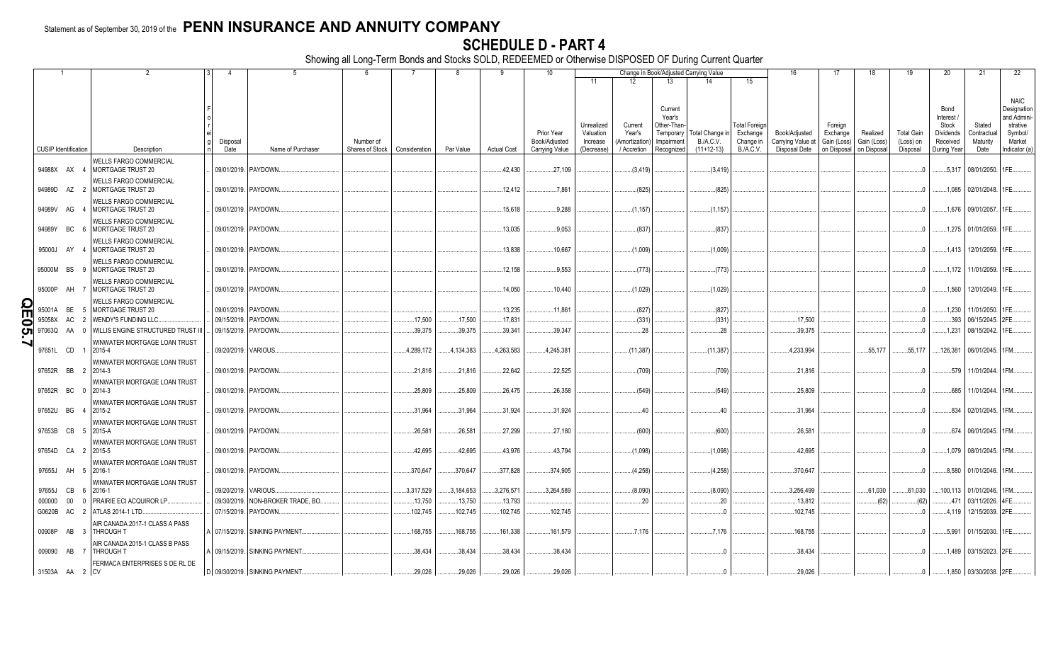Statement as of September 30, 2019 of the **PENN INSURANCE AND ANNUITY COMPANY**

# SCHEDULE D - PART 4

Showing all Long-Term Bonds and Stocks SOLD, REDEEMED or Otherwise DISPOSED OF During Current Quarter

| 1 CUSIP Identification | 2 Description | 3 Foreign | 4 Disposal Date | 5 Name of Purchaser | 6 Number of Shares of Stock | 7 Consideration | 8 Par Value | 9 Actual Cost | 10 Prior Year Book/Adjusted Carrying Value | 11 Unrealized Valuation Increase (Decrease) | 12 Current Year's (Amortization) / Accretion | 13 Current Year's Other-Than-Temporary Impairment Recognized | 14 Total Change in B./A.C.V. (11+12-13) | 15 Total Foreign Exchange Change in B./A.C.V. | 16 Book/Adjusted Carrying Value at Disposal Date | 17 Foreign Exchange Gain (Loss) on Disposal | 18 Realized Gain (Loss) on Disposal | 19 Total Gain (Loss) on Disposal | 20 Bond Interest / Stock Dividends Received During Year | 21 Stated Contractual Maturity Date | 22 NAIC Designation and Administrative Symbol/Market Indicator (a) |
|---|---|---|---|---|---|---|---|---|---|---|---|---|---|---|---|---|---|---|---|---|---|
| 94988X AX 4 | WELLS FARGO COMMERCIAL MORTGAGE TRUST 20 | | 09/01/2019 | PAYDOWN | | | | 42,430 | 27,109 | | (3,419) | | (3,419) | | | | | 0 | 5,317 | 08/01/2050 | 1FE |
| 94989D AZ 2 | WELLS FARGO COMMERCIAL MORTGAGE TRUST 20 | | 09/01/2019 | PAYDOWN | | | | 12,412 | 7,861 | | (825) | | (825) | | | | | 0 | 1,085 | 02/01/2048 | 1FE |
| 94989V AG 4 | WELLS FARGO COMMERCIAL MORTGAGE TRUST 20 | | 09/01/2019 | PAYDOWN | | | | 15,618 | 9,288 | | (1,157) | | (1,157) | | | | | 0 | 1,676 | 09/01/2057 | 1FE |
| 94989Y BC 6 | WELLS FARGO COMMERCIAL MORTGAGE TRUST 20 | | 09/01/2019 | PAYDOWN | | | | 13,035 | 9,053 | | (837) | | (837) | | | | | 0 | 1,275 | 01/01/2059 | 1FE |
| 95000J AY 4 | WELLS FARGO COMMERCIAL MORTGAGE TRUST 20 | | 09/01/2019 | PAYDOWN | | | | 13,838 | 10,667 | | (1,009) | | (1,009) | | | | | 0 | 1,413 | 12/01/2059 | 1FE |
| 95000M BS 9 | WELLS FARGO COMMERCIAL MORTGAGE TRUST 20 | | 09/01/2019 | PAYDOWN | | | | 12,158 | 9,553 | | (773) | | (773) | | | | | 0 | 1,172 | 11/01/2059 | 1FE |
| 95000P AH 7 | WELLS FARGO COMMERCIAL MORTGAGE TRUST 20 | | 09/01/2019 | PAYDOWN | | | | 14,050 | 10,440 | | (1,029) | | (1,029) | | | | | 0 | 1,560 | 12/01/2049 | 1FE |
| 95001A BE 5 | WELLS FARGO COMMERCIAL MORTGAGE TRUST 20 | | 09/01/2019 | PAYDOWN | | | | 13,235 | 11,861 | | (827) | | (827) | | | | | 0 | 1,230 | 11/01/2050 | 1FE |
| 95058X AC 2 | WENDY'S FUNDING LLC | | 09/15/2019 | PAYDOWN | | 17,500 | 17,500 | 17,831 | | | (331) | | (331) | | 17,500 | | | 0 | 393 | 06/15/2045 | 2FE |
| 97063Q AA 0 | WILLIS ENGINE STRUCTURED TRUST III | | 09/15/2019 | PAYDOWN | | 39,375 | 39,375 | 39,341 | 39,347 | | 28 | | 28 | | 39,375 | | | 0 | 1,231 | 08/15/2042 | 1FE |
| 97651L CD 1 | WINWATER MORTGAGE LOAN TRUST 2015-4 | | 09/20/2019 | VARIOUS | | 4,289,172 | 4,134,383 | 4,263,583 | 4,245,381 | | (11,387) | | (11,387) | | 4,233,994 | | 55,177 | 55,177 | 126,381 | 06/01/2045 | 1FM |
| 97652R BB 2 | WINWATER MORTGAGE LOAN TRUST 2014-3 | | 09/01/2019 | PAYDOWN | | 21,816 | 21,816 | 22,642 | 22,525 | | (709) | | (709) | | 21,816 | | | 0 | 579 | 11/01/2044 | 1FM |
| 97652R BC 0 | WINWATER MORTGAGE LOAN TRUST 2014-3 | | 09/01/2019 | PAYDOWN | | 25,809 | 25,809 | 26,475 | 26,358 | | (549) | | (549) | | 25,809 | | | 0 | 685 | 11/01/2044 | 1FM |
| 97652U BG 4 | WINWATER MORTGAGE LOAN TRUST 2015-2 | | 09/01/2019 | PAYDOWN | | 31,964 | 31,964 | 31,924 | 31,924 | | 40 | | 40 | | 31,964 | | | 0 | 834 | 02/01/2045 | 1FM |
| 97653B CB 5 | WINWATER MORTGAGE LOAN TRUST 2015-A | | 09/01/2019 | PAYDOWN | | 26,581 | 26,581 | 27,299 | 27,180 | | (600) | | (600) | | 26,581 | | | 0 | 674 | 06/01/2045 | 1FM |
| 97654D CA 2 | WINWATER MORTGAGE LOAN TRUST 2015-5 | | 09/01/2019 | PAYDOWN | | 42,695 | 42,695 | 43,976 | 43,794 | | (1,098) | | (1,098) | | 42,695 | | | 0 | 1,079 | 08/01/2045 | 1FM |
| 97655J AH 5 | WINWATER MORTGAGE LOAN TRUST 2016-1 | | 09/01/2019 | PAYDOWN | | 370,647 | 370,647 | 377,828 | 374,905 | | (4,258) | | (4,258) | | 370,647 | | | 0 | 8,580 | 01/01/2046 | 1FM |
| 97655J CB 6 | WINWATER MORTGAGE LOAN TRUST 2016-1 | | 09/20/2019 | VARIOUS | | 3,317,529 | 3,184,653 | 3,276,571 | 3,264,589 | | (8,090) | | (8,090) | | 3,256,499 | | 61,030 | 61,030 | 100,113 | 01/01/2046 | 1FM |
| 000000 00 0 | PRAIRIE ECI ACQUIROR LP | | 09/30/2019 | NON-BROKER TRADE, BO | | 13,750 | 13,750 | 13,793 | | | 20 | | 20 | | 13,812 | | (62) | (62) | 471 | 03/11/2026 | 4FE |
| G0620B AC 2 | ATLAS 2014-1 LTD | | 07/15/2019 | PAYDOWN | | 102,745 | 102,745 | 102,745 | 102,745 | | | | 0 | | 102,745 | | | 0 | 4,119 | 12/15/2039 | 2FE |
| 00908P AB 3 | AIR CANADA 2017-1 CLASS A PASS THROUGH T | A | 07/15/2019 | SINKING PAYMENT | | 168,755 | 168,755 | 161,338 | 161,579 | | 7,176 | | 7,176 | | 168,755 | | | 0 | 5,991 | 01/15/2030 | 1FE |
| 009090 AB 7 | AIR CANADA 2015-1 CLASS B PASS THROUGH T | A | 09/15/2019 | SINKING PAYMENT | | 38,434 | 38,434 | 38,434 | 38,434 | | | | 0 | | 38,434 | | | 0 | 1,489 | 03/15/2023 | 2FE |
| 31503A AA 2 | FERMACA ENTERPRISES S DE RL DE CV | D | 09/30/2019 | SINKING PAYMENT | | 29,026 | 29,026 | 29,026 | 29,026 | | | | 0 | | 29,026 | | | 0 | 1,850 | 03/30/2038 | 2FE |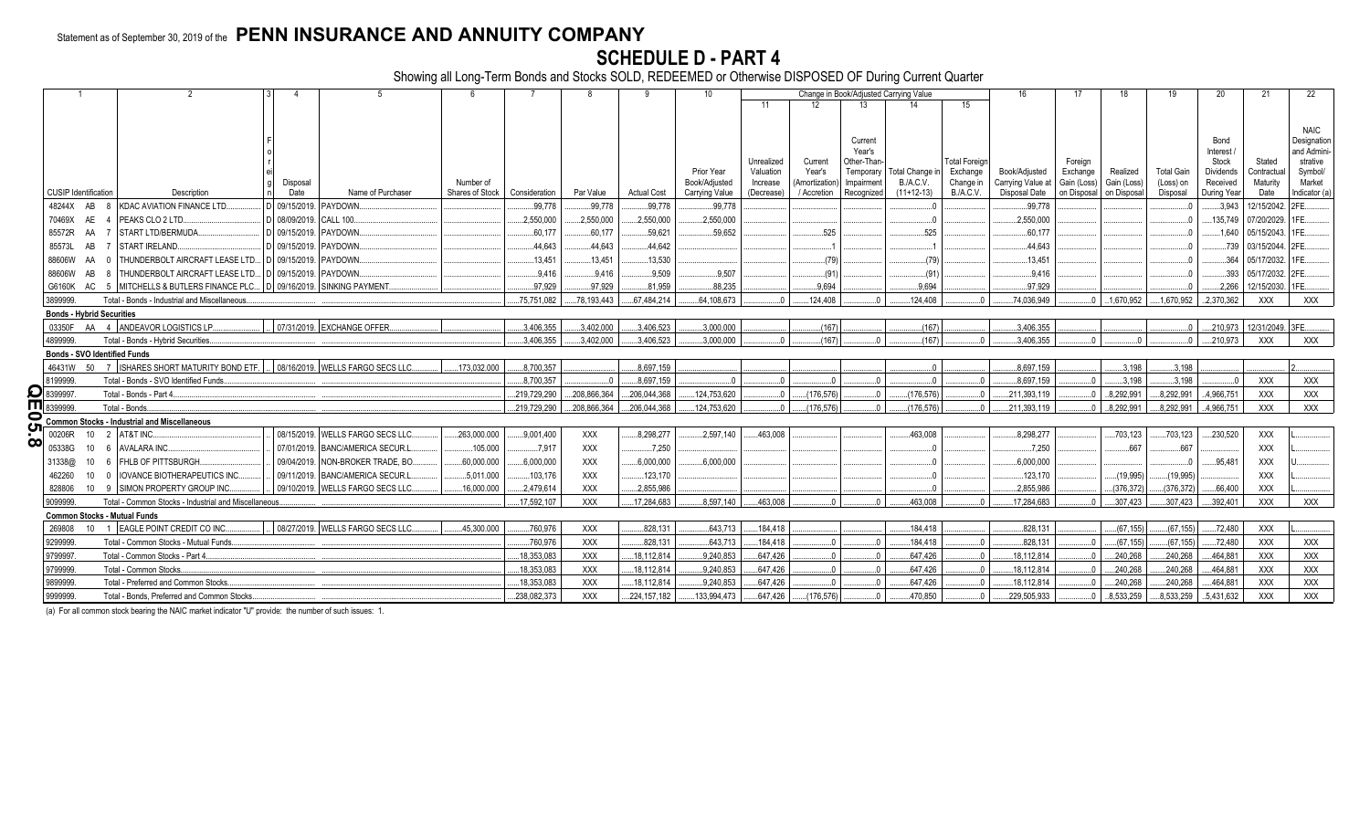Statement as of September 30, 2019 of the **PENN INSURANCE AND ANNUITY COMPANY**

# SCHEDULE D - PART 4

Showing all Long-Term Bonds and Stocks SOLD, REDEEMED or Otherwise DISPOSED OF During Current Quarter

| 1 | 2 | 3 | 4 | 5 | 6 | 7 | 8 | 9 | 10 | Change in Book/Adjusted Carrying Value | | | | | 16 | 17 | 18 | 19 | 20 | 21 | 22 |
|---|---|---|---|---|---|---|---|---|---|---|---|---|---|---|---|---|---|---|---|---|---|
| | | | | | | | | | | 11 | 12 | 13 | 14 | 15 | | | | | | | |
| CUSIP Identification | Description | Foreign | Disposal Date | Name of Purchaser | Number of Shares of Stock | Consideration | Par Value | Actual Cost | Prior Year Book/Adjusted Carrying Value | Unrealized Valuation Increase (Decrease) | Current Year's (Amortization) / Accretion | Current Year's Other-Than-Temporary Impairment Recognized | Total Change in B./A.C.V. (11+12-13) | Total Foreign Exchange Change in B./A.C.V. | Book/Adjusted Carrying Value at Disposal Date | Foreign Exchange Gain (Loss) on Disposal | Realized Gain (Loss) on Disposal | Total Gain (Loss) on Disposal | Bond Interest / Stock Dividends Received During Year | Stated Contractual Maturity Date | NAIC Designation and Administrative Symbol/Market Indicator (a) |
| 48244X AB 8 | KDAC AVIATION FINANCE LTD. | D | 09/15/2019. | PAYDOWN. | | 99,778 | 99,778 | 99,778 | 99,778 | | | | 0 | | 99,778 | | | 0 | 3,943 | 12/15/2042. | 2FE. |
| 70469X AE 4 | PEAKS CLO 2 LTD. | D | 08/09/2019. | CALL 100. | | 2,550,000 | 2,550,000 | 2,550,000 | 2,550,000 | | | | 0 | | 2,550,000 | | | 0 | 135,749 | 07/20/2029. | 1FE. |
| 85572R AA 7 | START LTD/BERMUDA. | D | 09/15/2019. | PAYDOWN. | | 60,177 | 60,177 | 59,621 | 59,652 | | 525 | | 525 | | 60,177 | | | 0 | 1,640 | 05/15/2043. | 1FE. |
| 85573L AB 7 | START IRELAND. | D | 09/15/2019. | PAYDOWN. | | 44,643 | 44,643 | 44,642 | | | 1 | | 1 | | 44,643 | | | 0 | 739 | 03/15/2044. | 2FE. |
| 88606W AA 0 | THUNDERBOLT AIRCRAFT LEASE LTD. | D | 09/15/2019. | PAYDOWN. | | 13,451 | 13,451 | 13,530 | | | (79) | | (79) | | 13,451 | | | 0 | 364 | 05/17/2032. | 1FE. |
| 88606W AB 8 | THUNDERBOLT AIRCRAFT LEASE LTD. | D | 09/15/2019. | PAYDOWN. | | 9,416 | 9,416 | 9,509 | 9,507 | | (91) | | (91) | | 9,416 | | | 0 | 393 | 05/17/2032. | 2FE. |
| G6160K AC 5 | MITCHELLS & BUTLERS FINANCE PLC. | D | 09/16/2019. | SINKING PAYMENT. | | 97,929 | 97,929 | 81,959 | 88,235 | | 9,694 | | 9,694 | | 97,929 | | | 0 | 2,266 | 12/15/2030. | 1FE. |
| 3899999. | Total - Bonds - Industrial and Miscellaneous | | | | | 75,751,082 | 78,193,443 | 67,484,214 | 64,108,673 | 0 | 124,408 | 0 | 124,408 | 0 | 74,036,949 | 0 | 1,670,952 | 1,670,952 | 2,370,362 | XXX | XXX |
| **Bonds - Hybrid Securities** | | | | | | | | | | | | | | | | | | | | | |
| 03350F AA 4 | ANDEAVOR LOGISTICS LP. | | 07/31/2019. | EXCHANGE OFFER. | | 3,406,355 | 3,402,000 | 3,406,523 | 3,000,000 | | (167) | | (167) | | 3,406,355 | | | 0 | 210,973 | 12/31/2049. | 3FE. |
| 4899999. | Total - Bonds - Hybrid Securities. | | | | | 3,406,355 | 3,402,000 | 3,406,523 | 3,000,000 | 0 | (167) | 0 | (167) | 0 | 3,406,355 | 0 | 0 | 0 | 210,973 | XXX | XXX |
| **Bonds - SVO Identified Funds** | | | | | | | | | | | | | | | | | | | | | |
| 46431W 50 7 | ISHARES SHORT MATURITY BOND ETF. | | 08/16/2019. | WELLS FARGO SECS LLC. | 173,032.000 | 8,700,357 | | 8,697,159 | | | | | 0 | | 8,697,159 | | 3,198 | 3,198 | | | 2. |
| 8199999. | Total - Bonds - SVO Identified Funds. | | | | | 8,700,357 | 0 | 8,697,159 | 0 | 0 | 0 | 0 | 0 | 0 | 8,697,159 | 0 | 3,198 | 3,198 | 0 | XXX | XXX |
| 8399997. | Total - Bonds - Part 4. | | | | | 219,729,290 | 208,866,364 | 206,044,368 | 124,753,620 | 0 | (176,576) | 0 | (176,576) | 0 | 211,393,119 | 0 | 8,292,991 | 8,292,991 | 4,966,751 | XXX | XXX |
| 8399999. | Total - Bonds. | | | | | 219,729,290 | 208,866,364 | 206,044,368 | 124,753,620 | 0 | (176,576) | 0 | (176,576) | 0 | 211,393,119 | 0 | 8,292,991 | 8,292,991 | 4,966,751 | XXX | XXX |
| **Common Stocks - Industrial and Miscellaneous** | | | | | | | | | | | | | | | | | | | | | |
| 00206R 10 2 | AT&T INC. | | 08/15/2019. | WELLS FARGO SECS LLC. | 263,000.000 | 9,001,400 | XXX | 8,298,277 | 2,597,140 | 463,008 | | | 463,008 | | 8,298,277 | | 703,123 | 703,123 | 230,520 | XXX | L. |
| 05338G 10 6 | AVALARA INC. | | 07/01/2019. | BANC/AMERICA SECUR.L. | 105.000 | 7,917 | XXX | 7,250 | | | | | 0 | | 7,250 | | 667 | 667 | | XXX | L. |
| 31338@ 10 6 | FHLB OF PITTSBURGH. | | 09/04/2019. | NON-BROKER TRADE, BO. | 60,000.000 | 6,000,000 | XXX | 6,000,000 | 6,000,000 | | | | 0 | | 6,000,000 | | | 0 | 95,481 | XXX | U. |
| 462260 10 0 | IOVANCE BIOTHERAPEUTICS INC. | | 09/11/2019. | BANC/AMERICA SECUR.L. | 5,011.000 | 103,176 | XXX | 123,170 | | | | | 0 | | 123,170 | | (19,995) | (19,995) | | XXX | L. |
| 828806 10 9 | SIMON PROPERTY GROUP INC. | | 09/10/2019. | WELLS FARGO SECS LLC. | 16,000.000 | 2,479,614 | XXX | 2,855,986 | | | | | 0 | | 2,855,986 | | (376,372) | (376,372) | 66,400 | XXX | L. |
| 9099999. | Total - Common Stocks - Industrial and Miscellaneous. | | | | | 17,592,107 | XXX | 17,284,683 | 8,597,140 | 463,008 | 0 | 0 | 463,008 | 0 | 17,284,683 | 0 | 307,423 | 307,423 | 392,401 | XXX | XXX |
| **Common Stocks - Mutual Funds** | | | | | | | | | | | | | | | | | | | | | |
| 269808 10 1 | EAGLE POINT CREDIT CO INC. | | 08/27/2019. | WELLS FARGO SECS LLC. | 45,300.000 | 760,976 | XXX | 828,131 | 643,713 | 184,418 | | | 184,418 | | 828,131 | | (67,155) | (67,155) | 72,480 | XXX | L. |
| 9299999. | Total - Common Stocks - Mutual Funds. | | | | | 760,976 | XXX | 828,131 | 643,713 | 184,418 | 0 | 0 | 184,418 | 0 | 828,131 | 0 | (67,155) | (67,155) | 72,480 | XXX | XXX |
| 9799997. | Total - Common Stocks - Part 4. | | | | | 18,353,083 | XXX | 18,112,814 | 9,240,853 | 647,426 | 0 | 0 | 647,426 | 0 | 18,112,814 | 0 | 240,268 | 240,268 | 464,881 | XXX | XXX |
| 9799999. | Total - Common Stocks. | | | | | 18,353,083 | XXX | 18,112,814 | 9,240,853 | 647,426 | 0 | 0 | 647,426 | 0 | 18,112,814 | 0 | 240,268 | 240,268 | 464,881 | XXX | XXX |
| 9899999. | Total - Preferred and Common Stocks. | | | | | 18,353,083 | XXX | 18,112,814 | 9,240,853 | 647,426 | 0 | 0 | 647,426 | 0 | 18,112,814 | 0 | 240,268 | 240,268 | 464,881 | XXX | XXX |
| 9999999. | Total - Bonds, Preferred and Common Stocks. | | | | | 238,082,373 | XXX | 224,157,182 | 133,994,473 | 647,426 | (176,576) | 0 | 470,850 | 0 | 229,505,933 | 0 | 8,533,259 | 8,533,259 | 5,431,632 | XXX | XXX |

(a) For all common stock bearing the NAIC market indicator "U" provide: the number of such issues: 1.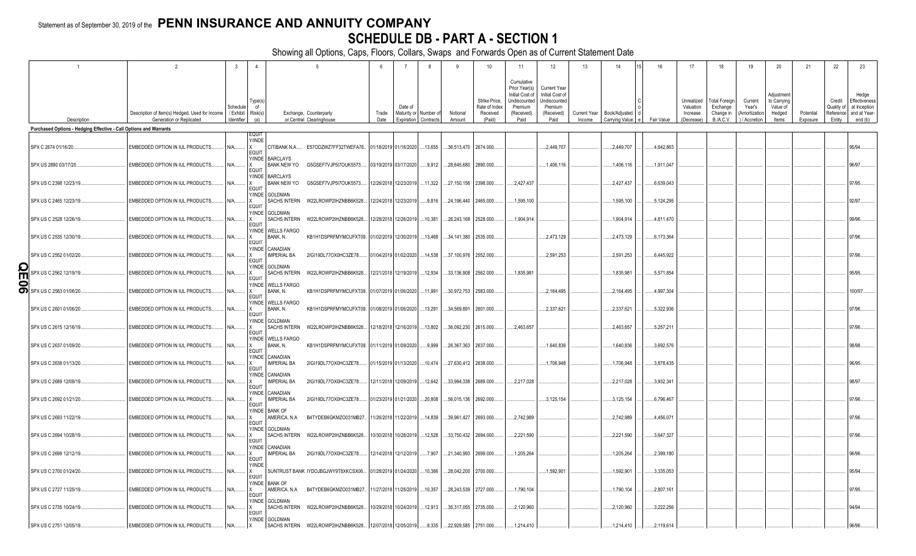Statement as of September 30, 2019 of the **PENN INSURANCE AND ANNUITY COMPANY**

# SCHEDULE DB - PART A - SECTION 1

Showing all Options, Caps, Floors, Collars, Swaps and Forwards Open as of Current Statement Date

| 1 | 2 | 3 | 4 | 5 | | 6 | 7 | 8 | 9 | 10 | 11 | 12 | 13 | 14 | 15 | 16 | 17 | 18 | 19 | 20 | 21 | 22 | 23 |
|---|---|---|---|---|---|---|---|---|---|---|---|---|---|---|---|---|---|---|---|---|---|---|---|
| Description | Description of Item(s) Hedged, Used for Income Generation or Replicated | Schedule / Exhibit Identifier | Type(s) of Risk(s) (a) | Exchange, Counterparty or Central Clearinghouse | | Trade Date | Date of Maturity or Expiration | Number of Contracts | Notional Amount | Strike Price, Rate of Index Received (Paid) | Cumulative Prior Year(s) Initial Cost of Undiscounted Premium (Received) Paid | Current Year Initial Cost of Undiscounted Premium (Received) Paid | Current Year Income | Book/Adjusted Carrying Value | Code | Fair Value | Unrealized Valuation Increase (Decrease) | Total Foreign Exchange Change in B./A.C.V. | Current Year's (Amortization) / Accretion | Adjustment to Carrying Value of Hedged Items | Potential Exposure | Credit Quality of Reference Entity | Hedge Effectiveness at Inception and at Year-end (b) |
| **Purchased Options - Hedging Effective - Call Options and Warrants** | | | | | | | | | | | | | | | | | | | | | | | |
| SPX C 2674 01/16/20 | EMBEDDED OPTION IN IUL PRODUCTS | N/A | EQUITY/INDEX | CITIBANK N.A. | E57ODZWZ7FF32TWEFA76 | 01/18/2019 | 01/16/2020 | 13,655 | 36,513,470 | 2674.000 | | 2,449,707 | | 2,449,707 | | 4,642,863 | | | | | | | 95/94 |
| SPX US 2890 03/17/20 | EMBEDDED OPTION IN IUL PRODUCTS | N/A | EQUITY/INDEX | BARCLAYS BANK NEW YO | G5GSEF7VJP5I7OUK5573 | 03/19/2019 | 03/17/2020 | 9,912 | 28,645,680 | 2890.000 | | 1,406,116 | | 1,406,116 | | 1,911,047 | | | | | | | 96/97 |
| SPX US C 2398 12/23/19 | EMBEDDED OPTION IN IUL PRODUCTS | N/A | EQUITY/INDEX | BARCLAYS BANK NEW YO | G5GSEF7VJP5I7OUK5573 | 12/26/2018 | 12/23/2019 | 11,322 | 27,150,156 | 2398.000 | 2,427,437 | | | 2,427,437 | | 6,639,043 | | | | | | | 97/95 |
| SPX US C 2465 12/23/19 | EMBEDDED OPTION IN IUL PRODUCTS | N/A | EQUITY/INDEX | GOLDMAN SACHS INTERN | W22LROWP2IHZNBB6K528 | 12/24/2018 | 12/23/2019 | 9,816 | 24,196,440 | 2465.000 | 1,595,100 | | | 1,595,100 | | 5,124,295 | | | | | | | 92/97 |
| SPX US C 2528 12/26/19 | EMBEDDED OPTION IN IUL PRODUCTS | N/A | EQUITY/INDEX | GOLDMAN SACHS INTERN | W22LROWP2IHZNBB6K528 | 12/28/2018 | 12/26/2019 | 10,381 | 26,243,168 | 2528.000 | 1,904,914 | | | 1,904,914 | | 4,811,470 | | | | | | | 99/96 |
| SPX US C 2535 12/30/19 | EMBEDDED OPTION IN IUL PRODUCTS | N/A | EQUITY/INDEX | WELLS FARGO BANK, N. | KB1H1DSPRFMYMCUFXT09 | 01/02/2019 | 12/30/2019 | 13,468 | 34,141,380 | 2535.000 | | 2,473,129 | | 2,473,129 | | 6,173,364 | | | | | | | 97/96 |
| SPX US C 2552 01/02/20 | EMBEDDED OPTION IN IUL PRODUCTS | N/A | EQUITY/INDEX | CANADIAN IMPERIAL BA | 2IGI19DL77OX0HC3ZE78 | 01/04/2019 | 01/02/2020 | 14,538 | 37,100,976 | 2552.000 | | 2,591,253 | | 2,591,253 | | 6,445,922 | | | | | | | 97/96 |
| SPX US C 2562 12/19/19 | EMBEDDED OPTION IN IUL PRODUCTS | N/A | EQUITY/INDEX | GOLDMAN SACHS INTERN | W22LROWP2IHZNBB6K528 | 12/21/2018 | 12/19/2019 | 12,934 | 33,136,908 | 2562.000 | 1,835,981 | | | 1,835,981 | | 5,571,854 | | | | | | | 95/95 |
| SPX US C 2583 01/06/20 | EMBEDDED OPTION IN IUL PRODUCTS | N/A | EQUITY/INDEX | WELLS FARGO BANK, N. | KB1H1DSPRFMYMCUFXT09 | 01/07/2019 | 01/06/2020 | 11,991 | 30,972,753 | 2583.000 | | 2,164,495 | | 2,164,495 | | 4,997,304 | | | | | | | 100/97 |
| SPX US C 2601 01/06/20 | EMBEDDED OPTION IN IUL PRODUCTS | N/A | EQUITY/INDEX | WELLS FARGO BANK, N. | KB1H1DSPRFMYMCUFXT09 | 01/08/2019 | 01/06/2020 | 13,291 | 34,569,891 | 2601.000 | | 2,337,621 | | 2,337,621 | | 5,322,936 | | | | | | | 97/96 |
| SPX US C 2615 12/16/19 | EMBEDDED OPTION IN IUL PRODUCTS | N/A | EQUITY/INDEX | GOLDMAN SACHS INTERN | W22LROWP2IHZNBB6K528 | 12/18/2018 | 12/16/2019 | 13,802 | 36,092,230 | 2615.000 | 2,463,657 | | | 2,463,657 | | 5,257,211 | | | | | | | 97/96 |
| SPX US C 2637 01/09/20 | EMBEDDED OPTION IN IUL PRODUCTS | N/A | EQUITY/INDEX | WELLS FARGO BANK, N. | KB1H1DSPRFMYMCUFXT09 | 01/11/2019 | 01/09/2020 | 9,999 | 26,367,363 | 2637.000 | | 1,640,836 | | 1,640,836 | | 3,692,576 | | | | | | | 98/98 |
| SPX US C 2638 01/13/20 | EMBEDDED OPTION IN IUL PRODUCTS | N/A | EQUITY/INDEX | CANADIAN IMPERIAL BA | 2IGI19DL77OX0HC3ZE78 | 01/15/2019 | 01/13/2020 | 10,474 | 27,630,412 | 2638.000 | | 1,706,948 | | 1,706,948 | | 3,878,435 | | | | | | | 96/95 |
| SPX US C 2689 12/09/19 | EMBEDDED OPTION IN IUL PRODUCTS | N/A | EQUITY/INDEX | CANADIAN IMPERIAL BA | 2IGI19DL77OX0HC3ZE78 | 12/11/2018 | 12/09/2019 | 12,642 | 33,994,338 | 2689.000 | 2,217,028 | | | 2,217,028 | | 3,932,341 | | | | | | | 98/97 |
| SPX US C 2692 01/21/20 | EMBEDDED OPTION IN IUL PRODUCTS | N/A | EQUITY/INDEX | CANADIAN IMPERIAL BA | 2IGI19DL77OX0HC3ZE78 | 01/23/2019 | 01/21/2020 | 20,808 | 56,015,136 | 2692.000 | | 3,125,154 | | 3,125,154 | | 6,796,467 | | | | | | | 97/96 |
| SPX US C 2693 11/22/19 | EMBEDDED OPTION IN IUL PRODUCTS | N/A | EQUITY/INDEX | BANK OF AMERICA, N.A | B4TYDEB6GKMZO031MB27 | 11/26/2018 | 11/22/2019 | 14,839 | 39,961,427 | 2693.000 | 2,742,989 | | | 2,742,989 | | 4,456,071 | | | | | | | 97/96 |
| SPX US C 2694 10/28/19 | EMBEDDED OPTION IN IUL PRODUCTS | N/A | EQUITY/INDEX | GOLDMAN SACHS INTERN | W22LROWP2IHZNBB6K528 | 10/30/2018 | 10/28/2019 | 12,528 | 33,750,432 | 2694.000 | 2,221,590 | | | 2,221,590 | | 3,647,327 | | | | | | | 97/96 |
| SPX US C 2699 12/12/19 | EMBEDDED OPTION IN IUL PRODUCTS | N/A | EQUITY/INDEX | CANADIAN IMPERIAL BA | 2IGI19DL77OX0HC3ZE78 | 12/14/2018 | 12/12/2019 | 7,907 | 21,340,993 | 2699.000 | 1,205,264 | | | 1,205,264 | | 2,399,180 | | | | | | | 96/96 |
| SPX US C 2700 01/24/20 | EMBEDDED OPTION IN IUL PRODUCTS | N/A | EQUITY/INDEX | SUNTRUST BANK | IYDOJBGJWY9T8XKCSX06 | 01/28/2019 | 01/24/2020 | 10,386 | 28,042,200 | 2700.000 | | 1,592,901 | | 1,592,901 | | 3,335,053 | | | | | | | 95/94 |
| SPX US C 2727 11/25/19 | EMBEDDED OPTION IN IUL PRODUCTS | N/A | EQUITY/INDEX | BANK OF AMERICA, N.A | B4TYDEB6GKMZO031MB27 | 11/27/2018 | 11/25/2019 | 10,357 | 28,243,539 | 2727.000 | 1,790,104 | | | 1,790,104 | | 2,807,161 | | | | | | | 97/95 |
| SPX US C 2735 10/24/19 | EMBEDDED OPTION IN IUL PRODUCTS | N/A | EQUITY/INDEX | GOLDMAN SACHS INTERN | W22LROWP2IHZNBB6K528 | 10/29/2018 | 10/24/2019 | 12,913 | 35,317,055 | 2735.000 | 2,120,960 | | | 2,120,960 | | 3,222,256 | | | | | | | 94/94 |
| SPX US C 2751 12/05/19 | EMBEDDED OPTION IN IUL PRODUCTS | N/A | EQUITY/INDEX | GOLDMAN SACHS INTERN | W22LROWP2IHZNBB6K528 | 12/07/2018 | 12/05/2019 | 8,335 | 22,929,585 | 2751.000 | 1,214,410 | | | 1,214,410 | | 2,119,614 | | | | | | | 96/96 |

QE06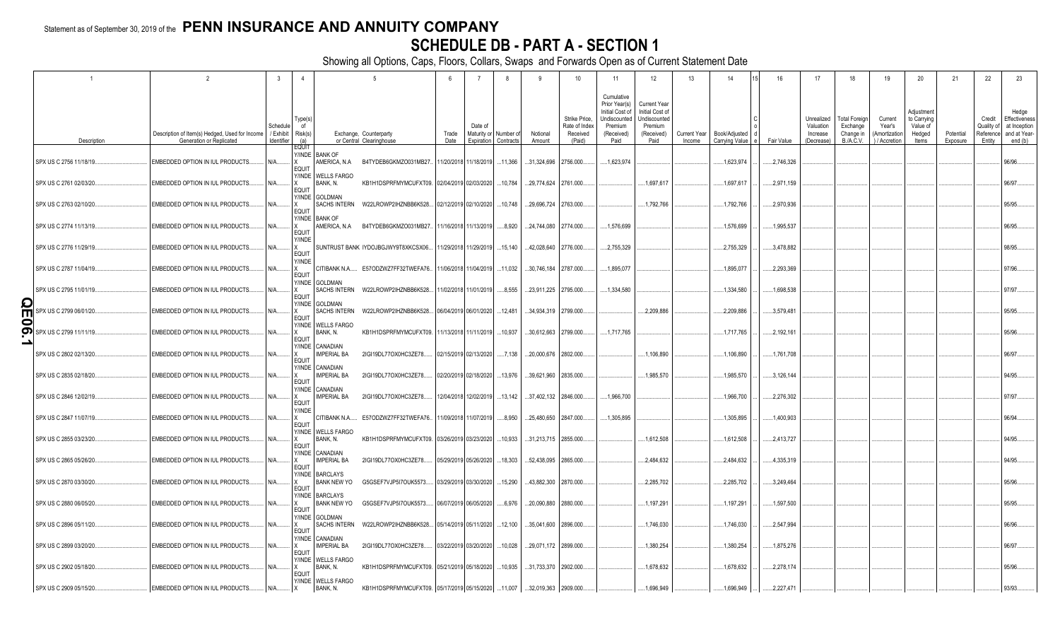Statement as of September 30, 2019 of the **PENN INSURANCE AND ANNUITY COMPANY**

# SCHEDULE DB - PART A - SECTION 1

Showing all Options, Caps, Floors, Collars, Swaps and Forwards Open as of Current Statement Date

| 1 | 2 | 3 | 4 | 5 | | 6 | 7 | 8 | 9 | 10 | 11 | 12 | 13 | 14 | 15 | 16 | 17 | 18 | 19 | 20 | 21 | 22 | 23 |
|---|---|---|---|---|---|---|---|---|---|---|---|---|---|---|---|---|---|---|---|---|---|---|---|
| Description | Description of Item(s) Hedged, Used for Income Generation or Replicated | Schedule / Exhibit Identifier | Type(s) of Risk(s) (a) | Exchange, Counterparty or Central Clearinghouse | | Trade Date | Date of Maturity or Expiration | Number of Contracts | Notional Amount | Strike Price, Rate of Index Received (Paid) | Cumulative Prior Year(s) Initial Cost of Undiscounted Premium (Received) Paid | Current Year Initial Cost of Undiscounted Premium (Received) Paid | Current Year Income | Book/Adjusted Carrying Value | Code | Fair Value | Unrealized Valuation Increase (Decrease) | Total Foreign Exchange Change in B./A.C.V. | Current Year's (Amortization) / Accretion | Adjustment to Carrying Value of Hedged Items | Potential Exposure | Credit Quality of Reference Entity | Hedge Effectiveness at Inception and at Year-end (b) |
| SPX US C 2756 11/18/19 | EMBEDDED OPTION IN IUL PRODUCTS | N/A | EQUITY/INDEX | BANK OF AMERICA, N.A | B4TYDEB6GKMZO031MB27 | 11/20/2018 | 11/18/2019 | 11,366 | 31,324,696 | 2756.000 | 1,623,974 | | | 1,623,974 | | 2,746,326 | | | | | | | 96/96 |
| SPX US C 2761 02/03/20 | EMBEDDED OPTION IN IUL PRODUCTS | N/A | EQUITY/INDEX | WELLS FARGO BANK, N. | KB1H1DSPRFMYMCUFXT09 | 02/04/2019 | 02/03/2020 | 10,784 | 29,774,624 | 2761.000 | | 1,697,617 | | 1,697,617 | | 2,971,159 | | | | | | | 96/97 |
| SPX US C 2763 02/10/20 | EMBEDDED OPTION IN IUL PRODUCTS | N/A | EQUITY/INDEX | GOLDMAN SACHS INTERN | W22LROWP2IHZNBB6K528 | 02/12/2019 | 02/10/2020 | 10,748 | 29,696,724 | 2763.000 | | 1,792,766 | | 1,792,766 | | 2,970,936 | | | | | | | 95/95 |
| SPX US C 2774 11/13/19 | EMBEDDED OPTION IN IUL PRODUCTS | N/A | EQUITY/INDEX | BANK OF AMERICA, N.A | B4TYDEB6GKMZO031MB27 | 11/16/2018 | 11/13/2019 | 8,920 | 24,744,080 | 2774.000 | 1,576,699 | | | 1,576,699 | | 1,995,537 | | | | | | | 96/95 |
| SPX US C 2776 11/29/19 | EMBEDDED OPTION IN IUL PRODUCTS | N/A | EQUITY/INDEX | SUNTRUST BANK | IYDOJBGJWY9T8XKCSX06 | 11/29/2018 | 11/29/2019 | 15,140 | 42,028,640 | 2776.000 | 2,755,329 | | | 2,755,329 | | 3,478,882 | | | | | | | 98/95 |
| SPX US C 2787 11/04/19 | EMBEDDED OPTION IN IUL PRODUCTS | N/A | EQUITY/INDEX | CITIBANK N.A. | E57ODZWZ7FF32TWEFA76 | 11/06/2018 | 11/04/2019 | 11,032 | 30,746,184 | 2787.000 | 1,895,077 | | | 1,895,077 | | 2,293,369 | | | | | | | 97/96 |
| SPX US C 2795 11/01/19 | EMBEDDED OPTION IN IUL PRODUCTS | N/A | EQUITY/INDEX | GOLDMAN SACHS INTERN | W22LROWP2IHZNBB6K528 | 11/02/2018 | 11/01/2019 | 8,555 | 23,911,225 | 2795.000 | 1,334,580 | | | 1,334,580 | | 1,698,538 | | | | | | | 97/97 |
| SPX US C 2799 06/01/20 | EMBEDDED OPTION IN IUL PRODUCTS | N/A | EQUITY/INDEX | GOLDMAN SACHS INTERN | W22LROWP2IHZNBB6K528 | 06/04/2019 | 06/01/2020 | 12,481 | 34,934,319 | 2799.000 | | 2,209,886 | | 2,209,886 | | 3,579,481 | | | | | | | 95/95 |
| SPX US C 2799 11/11/19 | EMBEDDED OPTION IN IUL PRODUCTS | N/A | EQUITY/INDEX | WELLS FARGO BANK, N. | KB1H1DSPRFMYMCUFXT09 | 11/13/2018 | 11/11/2019 | 10,937 | 30,612,663 | 2799.000 | 1,717,765 | | | 1,717,765 | | 2,192,161 | | | | | | | 95/96 |
| SPX US C 2802 02/13/20 | EMBEDDED OPTION IN IUL PRODUCTS | N/A | EQUITY/INDEX | CANADIAN IMPERIAL BA | 2IGI19DL77OX0HC3ZE78 | 02/15/2019 | 02/13/2020 | 7,138 | 20,000,676 | 2802.000 | | 1,106,890 | | 1,106,890 | | 1,761,708 | | | | | | | 96/97 |
| SPX US C 2835 02/18/20 | EMBEDDED OPTION IN IUL PRODUCTS | N/A | EQUITY/INDEX | CANADIAN IMPERIAL BA | 2IGI19DL77OX0HC3ZE78 | 02/20/2019 | 02/18/2020 | 13,976 | 39,621,960 | 2835.000 | | 1,985,570 | | 1,985,570 | | 3,126,144 | | | | | | | 94/95 |
| SPX US C 2846 12/02/19 | EMBEDDED OPTION IN IUL PRODUCTS | N/A | EQUITY/INDEX | CANADIAN IMPERIAL BA | 2IGI19DL77OX0HC3ZE78 | 12/04/2018 | 12/02/2019 | 13,142 | 37,402,132 | 2846.000 | 1,966,700 | | | 1,966,700 | | 2,276,302 | | | | | | | 97/97 |
| SPX US C 2847 11/07/19 | EMBEDDED OPTION IN IUL PRODUCTS | N/A | EQUITY/INDEX | CITIBANK N.A. | E57ODZWZ7FF32TWEFA76 | 11/09/2018 | 11/07/2019 | 8,950 | 25,480,650 | 2847.000 | 1,305,895 | | | 1,305,895 | | 1,400,903 | | | | | | | 96/94 |
| SPX US C 2855 03/23/20 | EMBEDDED OPTION IN IUL PRODUCTS | N/A | EQUITY/INDEX | WELLS FARGO BANK, N. | KB1H1DSPRFMYMCUFXT09 | 03/26/2019 | 03/23/2020 | 10,933 | 31,213,715 | 2855.000 | | 1,612,508 | | 1,612,508 | | 2,413,727 | | | | | | | 94/95 |
| SPX US C 2865 05/26/20 | EMBEDDED OPTION IN IUL PRODUCTS | N/A | EQUITY/INDEX | CANADIAN IMPERIAL BA | 2IGI19DL77OX0HC3ZE78 | 05/29/2019 | 05/26/2020 | 18,303 | 52,438,095 | 2865.000 | | 2,484,632 | | 2,484,632 | | 4,335,319 | | | | | | | 94/95 |
| SPX US C 2870 03/30/20 | EMBEDDED OPTION IN IUL PRODUCTS | N/A | EQUITY/INDEX | BARCLAYS BANK NEW YO | G5GSEF7VJP5I7OUK5573 | 03/29/2019 | 03/30/2020 | 15,290 | 43,882,300 | 2870.000 | | 2,285,702 | | 2,285,702 | | 3,249,464 | | | | | | | 95/96 |
| SPX US C 2880 06/05/20 | EMBEDDED OPTION IN IUL PRODUCTS | N/A | EQUITY/INDEX | BARCLAYS BANK NEW YO | G5GSEF7VJP5I7OUK5573 | 06/07/2019 | 06/05/2020 | 6,976 | 20,090,880 | 2880.000 | | 1,197,291 | | 1,197,291 | | 1,597,500 | | | | | | | 95/95 |
| SPX US C 2896 05/11/20 | EMBEDDED OPTION IN IUL PRODUCTS | N/A | EQUITY/INDEX | GOLDMAN SACHS INTERN | W22LROWP2IHZNBB6K528 | 05/14/2019 | 05/11/2020 | 12,100 | 35,041,600 | 2896.000 | | 1,746,030 | | 1,746,030 | | 2,547,994 | | | | | | | 96/96 |
| SPX US C 2899 03/20/20 | EMBEDDED OPTION IN IUL PRODUCTS | N/A | EQUITY/INDEX | CANADIAN IMPERIAL BA | 2IGI19DL77OX0HC3ZE78 | 03/22/2019 | 03/20/2020 | 10,028 | 29,071,172 | 2899.000 | | 1,380,254 | | 1,380,254 | | 1,875,276 | | | | | | | 96/97 |
| SPX US C 2902 05/18/20 | EMBEDDED OPTION IN IUL PRODUCTS | N/A | EQUITY/INDEX | WELLS FARGO BANK, N. | KB1H1DSPRFMYMCUFXT09 | 05/21/2019 | 05/18/2020 | 10,935 | 31,733,370 | 2902.000 | | 1,678,632 | | 1,678,632 | | 2,278,174 | | | | | | | 95/96 |
| SPX US C 2909 05/15/20 | EMBEDDED OPTION IN IUL PRODUCTS | N/A | EQUITY/INDEX | WELLS FARGO BANK, N. | KB1H1DSPRFMYMCUFXT09 | 05/17/2019 | 05/15/2020 | 11,007 | 32,019,363 | 2909.000 | | 1,696,949 | | 1,696,949 | | 2,227,471 | | | | | | | 93/93 |

QE06.1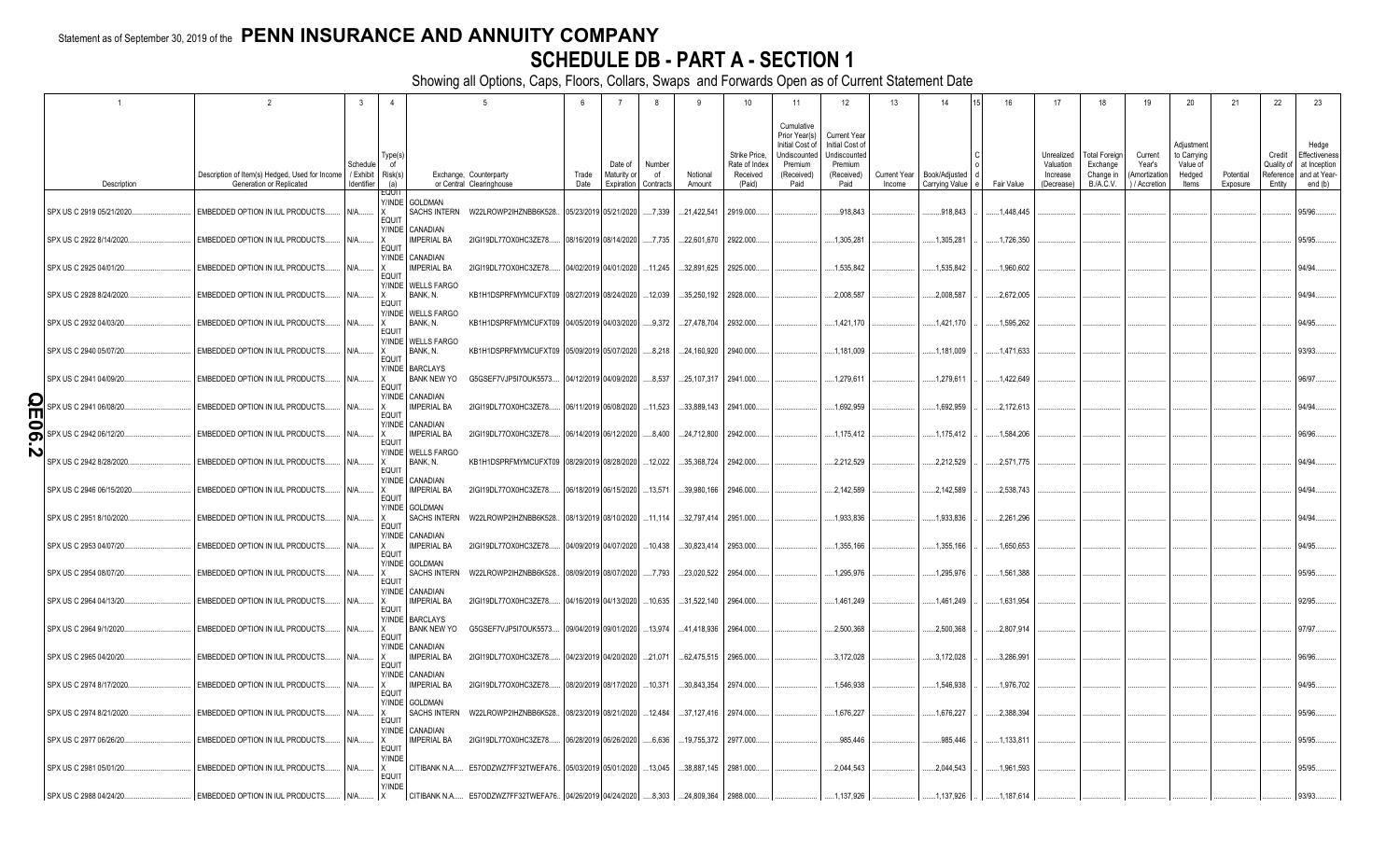Statement as of September 30, 2019 of the **PENN INSURANCE AND ANNUITY COMPANY**

# SCHEDULE DB - PART A - SECTION 1

Showing all Options, Caps, Floors, Collars, Swaps and Forwards Open as of Current Statement Date

| 1 | 2 | 3 | 4 | 5 | | 6 | 7 | 8 | 9 | 10 | 11 | 12 | 13 | 14 | 15 | 16 | 17 | 18 | 19 | 20 | 21 | 22 | 23 |
|---|---|---|---|---|---|---|---|---|---|---|---|---|---|---|---|---|---|---|---|---|---|---|---|
| Description | Description of Item(s) Hedged, Used for Income Generation or Replicated | Schedule / Exhibit Identifier | Type(s) of Risk(s) (a) | Exchange, Counterparty or Central Clearinghouse | | Trade Date | Date of Maturity or Expiration | Number of Contracts | Notional Amount | Strike Price, Rate of Index Received (Paid) | Cumulative Prior Year(s) Initial Cost of Undiscounted Premium (Received) Paid | Current Year Initial Cost of Undiscounted Premium (Received) Paid | Current Year Income | Book/Adjusted Carrying Value | Code | Fair Value | Unrealized Valuation Increase (Decrease) | Total Foreign Exchange Change in B./A.C.V. | Current Year's (Amortization) / Accretion | Adjustment to Carrying Value of Hedged Items | Potential Exposure | Credit Quality of Reference Entity | Hedge Effectiveness at Inception and at Year-end (b) |
| SPX US C 2919 05/21/2020 | EMBEDDED OPTION IN IUL PRODUCTS | N/A | EQUITY/INDEX | GOLDMAN SACHS INTERN | W22LROWP2IHZNBB6K528 | 05/23/2019 | 05/21/2020 | 7,339 | 21,422,541 | 2919.000 | | 918,843 | | 918,843 | | 1,448,445 | | | | | | | 95/96 |
| SPX US C 2922 8/14/2020 | EMBEDDED OPTION IN IUL PRODUCTS | N/A | EQUITY/INDEX | CANADIAN IMPERIAL BA | 2IGI19DL77OX0HC3ZE78 | 08/16/2019 | 08/14/2020 | 7,735 | 22,601,670 | 2922.000 | | 1,305,281 | | 1,305,281 | | 1,726,350 | | | | | | | 95/95 |
| SPX US C 2925 04/01/20 | EMBEDDED OPTION IN IUL PRODUCTS | N/A | EQUITY/INDEX | CANADIAN IMPERIAL BA | 2IGI19DL77OX0HC3ZE78 | 04/02/2019 | 04/01/2020 | 11,245 | 32,891,625 | 2925.000 | | 1,535,842 | | 1,535,842 | | 1,960,602 | | | | | | | 94/94 |
| SPX US C 2928 8/24/2020 | EMBEDDED OPTION IN IUL PRODUCTS | N/A | EQUITY/INDEX | WELLS FARGO BANK, N. | KB1H1DSPRFMYMCUFXT09 | 08/27/2019 | 08/24/2020 | 12,039 | 35,250,192 | 2928.000 | | 2,008,587 | | 2,008,587 | | 2,672,005 | | | | | | | 94/94 |
| SPX US C 2932 04/03/20 | EMBEDDED OPTION IN IUL PRODUCTS | N/A | EQUITY/INDEX | WELLS FARGO BANK, N. | KB1H1DSPRFMYMCUFXT09 | 04/05/2019 | 04/03/2020 | 9,372 | 27,478,704 | 2932.000 | | 1,421,170 | | 1,421,170 | | 1,595,262 | | | | | | | 94/95 |
| SPX US C 2940 05/07/20 | EMBEDDED OPTION IN IUL PRODUCTS | N/A | EQUITY/INDEX | WELLS FARGO BANK, N. | KB1H1DSPRFMYMCUFXT09 | 05/09/2019 | 05/07/2020 | 8,218 | 24,160,920 | 2940.000 | | 1,181,009 | | 1,181,009 | | 1,471,633 | | | | | | | 93/93 |
| SPX US C 2941 04/09/20 | EMBEDDED OPTION IN IUL PRODUCTS | N/A | EQUITY/INDEX | BARCLAYS BANK NEW YO | G5GSEF7VJP5I7OUK5573 | 04/12/2019 | 04/09/2020 | 8,537 | 25,107,317 | 2941.000 | | 1,279,611 | | 1,279,611 | | 1,422,649 | | | | | | | 96/97 |
| SPX US C 2941 06/08/20 | EMBEDDED OPTION IN IUL PRODUCTS | N/A | EQUITY/INDEX | CANADIAN IMPERIAL BA | 2IGI19DL77OX0HC3ZE78 | 06/11/2019 | 06/08/2020 | 11,523 | 33,889,143 | 2941.000 | | 1,692,959 | | 1,692,959 | | 2,172,613 | | | | | | | 94/94 |
| SPX US C 2942 06/12/20 | EMBEDDED OPTION IN IUL PRODUCTS | N/A | EQUITY/INDEX | CANADIAN IMPERIAL BA | 2IGI19DL77OX0HC3ZE78 | 06/14/2019 | 06/12/2020 | 8,400 | 24,712,800 | 2942.000 | | 1,175,412 | | 1,175,412 | | 1,584,206 | | | | | | | 96/96 |
| SPX US C 2942 8/28/2020 | EMBEDDED OPTION IN IUL PRODUCTS | N/A | EQUITY/INDEX | WELLS FARGO BANK, N. | KB1H1DSPRFMYMCUFXT09 | 08/29/2019 | 08/28/2020 | 12,022 | 35,368,724 | 2942.000 | | 2,212,529 | | 2,212,529 | | 2,571,775 | | | | | | | 94/94 |
| SPX US C 2946 06/15/2020 | EMBEDDED OPTION IN IUL PRODUCTS | N/A | EQUITY/INDEX | CANADIAN IMPERIAL BA | 2IGI19DL77OX0HC3ZE78 | 06/18/2019 | 06/15/2020 | 13,571 | 39,980,166 | 2946.000 | | 2,142,589 | | 2,142,589 | | 2,538,743 | | | | | | | 94/94 |
| SPX US C 2951 8/10/2020 | EMBEDDED OPTION IN IUL PRODUCTS | N/A | EQUITY/INDEX | GOLDMAN SACHS INTERN | W22LROWP2IHZNBB6K528 | 08/13/2019 | 08/10/2020 | 11,114 | 32,797,414 | 2951.000 | | 1,933,836 | | 1,933,836 | | 2,261,296 | | | | | | | 94/94 |
| SPX US C 2953 04/07/20 | EMBEDDED OPTION IN IUL PRODUCTS | N/A | EQUITY/INDEX | CANADIAN IMPERIAL BA | 2IGI19DL77OX0HC3ZE78 | 04/09/2019 | 04/07/2020 | 10,438 | 30,823,414 | 2953.000 | | 1,355,166 | | 1,355,166 | | 1,650,653 | | | | | | | 94/95 |
| SPX US C 2954 08/07/20 | EMBEDDED OPTION IN IUL PRODUCTS | N/A | EQUITY/INDEX | GOLDMAN SACHS INTERN | W22LROWP2IHZNBB6K528 | 08/09/2019 | 08/07/2020 | 7,793 | 23,020,522 | 2954.000 | | 1,295,976 | | 1,295,976 | | 1,561,388 | | | | | | | 95/95 |
| SPX US C 2964 04/13/20 | EMBEDDED OPTION IN IUL PRODUCTS | N/A | EQUITY/INDEX | CANADIAN IMPERIAL BA | 2IGI19DL77OX0HC3ZE78 | 04/16/2019 | 04/13/2020 | 10,635 | 31,522,140 | 2964.000 | | 1,461,249 | | 1,461,249 | | 1,631,954 | | | | | | | 92/95 |
| SPX US C 2964 9/1/2020 | EMBEDDED OPTION IN IUL PRODUCTS | N/A | EQUITY/INDEX | BARCLAYS BANK NEW YO | G5GSEF7VJP5I7OUK5573 | 09/04/2019 | 09/01/2020 | 13,974 | 41,418,936 | 2964.000 | | 2,500,368 | | 2,500,368 | | 2,807,914 | | | | | | | 97/97 |
| SPX US C 2965 04/20/20 | EMBEDDED OPTION IN IUL PRODUCTS | N/A | EQUITY/INDEX | CANADIAN IMPERIAL BA | 2IGI19DL77OX0HC3ZE78 | 04/23/2019 | 04/20/2020 | 21,071 | 62,475,515 | 2965.000 | | 3,172,028 | | 3,172,028 | | 3,286,991 | | | | | | | 96/96 |
| SPX US C 2974 8/17/2020 | EMBEDDED OPTION IN IUL PRODUCTS | N/A | EQUITY/INDEX | CANADIAN IMPERIAL BA | 2IGI19DL77OX0HC3ZE78 | 08/20/2019 | 08/17/2020 | 10,371 | 30,843,354 | 2974.000 | | 1,546,938 | | 1,546,938 | | 1,976,702 | | | | | | | 94/95 |
| SPX US C 2974 8/21/2020 | EMBEDDED OPTION IN IUL PRODUCTS | N/A | EQUITY/INDEX | GOLDMAN SACHS INTERN | W22LROWP2IHZNBB6K528 | 08/23/2019 | 08/21/2020 | 12,484 | 37,127,416 | 2974.000 | | 1,676,227 | | 1,676,227 | | 2,388,394 | | | | | | | 95/96 |
| SPX US C 2977 06/26/20 | EMBEDDED OPTION IN IUL PRODUCTS | N/A | EQUITY/INDEX | CANADIAN IMPERIAL BA | 2IGI19DL77OX0HC3ZE78 | 06/28/2019 | 06/26/2020 | 6,636 | 19,755,372 | 2977.000 | | 985,446 | | 985,446 | | 1,133,811 | | | | | | | 95/95 |
| SPX US C 2981 05/01/20 | EMBEDDED OPTION IN IUL PRODUCTS | N/A | EQUITY/INDEX | CITIBANK N.A. | E57ODZWZ7FF32TWEFA76 | 05/03/2019 | 05/01/2020 | 13,045 | 38,887,145 | 2981.000 | | 2,044,543 | | 2,044,543 | | 1,961,593 | | | | | | | 95/95 |
| SPX US C 2988 04/24/20 | EMBEDDED OPTION IN IUL PRODUCTS | N/A | EQUITY/INDEX | CITIBANK N.A. | E57ODZWZ7FF32TWEFA76 | 04/26/2019 | 04/24/2020 | 8,303 | 24,809,364 | 2988.000 | | 1,137,926 | | 1,137,926 | | 1,187,614 | | | | | | | 93/93 |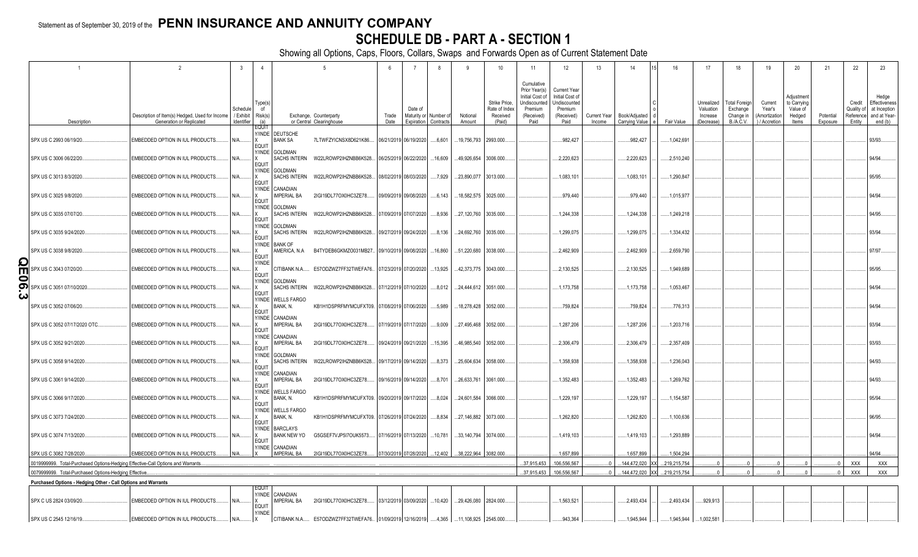Statement as of September 30, 2019 of the **PENN INSURANCE AND ANNUITY COMPANY**

# SCHEDULE DB - PART A - SECTION 1

Showing all Options, Caps, Floors, Collars, Swaps and Forwards Open as of Current Statement Date

| 1 | 2 | 3 | 4 | 5 | | 6 | 7 | 8 | 9 | 10 | 11 | 12 | 13 | 14 | 15 | 16 | 17 | 18 | 19 | 20 | 21 | 22 | 23 |
|---|---|---|---|---|---|---|---|---|---|---|---|---|---|---|---|---|---|---|---|---|---|---|---|
| Description | Description of Item(s) Hedged, Used for Income Generation or Replicated | Schedule / Exhibit Identifier | Type(s) of Risk(s) (a) | Exchange, Counterparty or Central Clearinghouse | | Trade Date | Date of Maturity or Expiration | Number of Contracts | Notional Amount | Strike Price, Rate of Index Received (Paid) | Cumulative Prior Year(s) Initial Cost of Undiscounted Premium (Received) Paid | Current Year Initial Cost of Undiscounted Premium (Received) Paid | Current Year Income | Book/Adjusted Carrying Value | Code | Fair Value | Unrealized Valuation Increase (Decrease) | Total Foreign Exchange Change in B./A.C.V. | Current Year's (Amortization) / Accretion | Adjustment to Carrying Value of Hedged Items | Potential Exposure | Credit Quality of Reference Entity | Hedge Effectiveness at Inception and at Year-end (b) |
| SPX US C 2993 06/19/20 | EMBEDDED OPTION IN IUL PRODUCTS | N/A | EQUITY/INDEX | DEUTSCHE BANK SA | 7LTWFZYICNSX8D621K86 | 06/21/2019 | 06/19/2020 | 6,601 | 19,756,793 | 2993.000 | | 982,427 | | 982,427 | | 1,042,691 | | | | | | | 93/93 |
| SPX US C 3006 06/22/20 | EMBEDDED OPTION IN IUL PRODUCTS | N/A | EQUITY/INDEX | GOLDMAN SACHS INTERN | W22LROWP2IHZNBB6K528 | 06/25/2019 | 06/22/2020 | 16,609 | 49,926,654 | 3006.000 | | 2,220,623 | | 2,220,623 | | 2,510,240 | | | | | | | 94/94 |
| SPX US C 3013 8/3/2020 | EMBEDDED OPTION IN IUL PRODUCTS | N/A | EQUITY/INDEX | GOLDMAN SACHS INTERN | W22LROWP2IHZNBB6K528 | 08/02/2019 | 08/03/2020 | 7,929 | 23,890,077 | 3013.000 | | 1,083,101 | | 1,083,101 | | 1,290,847 | | | | | | | 95/95 |
| SPX US C 3025 9/8/2020 | EMBEDDED OPTION IN IUL PRODUCTS | N/A | EQUITY/INDEX | CANADIAN IMPERIAL BA | 2IGI19DL77OX0HC3ZE78 | 09/09/2019 | 09/08/2020 | 6,143 | 18,582,575 | 3025.000 | | 979,440 | | 979,440 | | 1,015,977 | | | | | | | 94/94 |
| SPX US C 3035 07/07/20 | EMBEDDED OPTION IN IUL PRODUCTS | N/A | EQUITY/INDEX | GOLDMAN SACHS INTERN | W22LROWP2IHZNBB6K528 | 07/09/2019 | 07/07/2020 | 8,936 | 27,120,760 | 3035.000 | | 1,244,338 | | 1,244,338 | | 1,249,218 | | | | | | | 94/95 |
| SPX US C 3035 9/24/2020 | EMBEDDED OPTION IN IUL PRODUCTS | N/A | EQUITY/INDEX | GOLDMAN SACHS INTERN | W22LROWP2IHZNBB6K528 | 09/27/2019 | 09/24/2020 | 8,136 | 24,692,760 | 3035.000 | | 1,299,075 | | 1,299,075 | | 1,334,432 | | | | | | | 93/94 |
| SPX US C 3038 9/8/2020 | EMBEDDED OPTION IN IUL PRODUCTS | N/A | EQUITY/INDEX | BANK OF AMERICA, N.A | B4TYDEB6GKMZO031MB27 | 09/10/2019 | 09/08/2020 | 16,860 | 51,220,680 | 3038.000 | | 2,462,909 | | 2,462,909 | | 2,659,790 | | | | | | | 97/97 |
| SPX US C 3043 07/20/20 | EMBEDDED OPTION IN IUL PRODUCTS | N/A | EQUITY/INDEX | CITIBANK N.A. | E57ODZWZ7FF32TWEFA76 | 07/23/2019 | 07/20/2020 | 13,925 | 42,373,775 | 3043.000 | | 2,130,525 | | 2,130,525 | | 1,949,689 | | | | | | | 95/95 |
| SPX US C 3051 07/10/2020 | EMBEDDED OPTION IN IUL PRODUCTS | N/A | EQUITY/INDEX | GOLDMAN SACHS INTERN | W22LROWP2IHZNBB6K528 | 07/12/2019 | 07/10/2020 | 8,012 | 24,444,612 | 3051.000 | | 1,173,758 | | 1,173,758 | | 1,053,467 | | | | | | | 94/94 |
| SPX US C 3052 07/06/20 | EMBEDDED OPTION IN IUL PRODUCTS | N/A | EQUITY/INDEX | WELLS FARGO BANK, N. | KB1H1DSPRFMYMCUFXT09 | 07/08/2019 | 07/06/2020 | 5,989 | 18,278,428 | 3052.000 | | 759,824 | | 759,824 | | 776,313 | | | | | | | 94/94 |
| SPX US C 3052 07/17/2020 OTC | EMBEDDED OPTION IN IUL PRODUCTS | N/A | EQUITY/INDEX | CANADIAN IMPERIAL BA | 2IGI19DL77OX0HC3ZE78 | 07/19/2019 | 07/17/2020 | 9,009 | 27,495,468 | 3052.000 | | 1,287,206 | | 1,287,206 | | 1,203,716 | | | | | | | 93/94 |
| SPX US C 3052 9/21/2020 | EMBEDDED OPTION IN IUL PRODUCTS | N/A | EQUITY/INDEX | CANADIAN IMPERIAL BA | 2IGI19DL77OX0HC3ZE78 | 09/24/2019 | 09/21/2020 | 15,395 | 46,985,540 | 3052.000 | | 2,306,479 | | 2,306,479 | | 2,357,409 | | | | | | | 93/93 |
| SPX US C 3058 9/14/2020 | EMBEDDED OPTION IN IUL PRODUCTS | N/A | EQUITY/INDEX | GOLDMAN SACHS INTERN | W22LROWP2IHZNBB6K528 | 09/17/2019 | 09/14/2020 | 8,373 | 25,604,634 | 3058.000 | | 1,358,938 | | 1,358,938 | | 1,236,043 | | | | | | | 94/93 |
| SPX US C 3061 9/14/2020 | EMBEDDED OPTION IN IUL PRODUCTS | N/A | EQUITY/INDEX | CANADIAN IMPERIAL BA | 2IGI19DL77OX0HC3ZE78 | 09/16/2019 | 09/14/2020 | 8,701 | 26,633,761 | 3061.000 | | 1,352,483 | | 1,352,483 | | 1,269,762 | | | | | | | 94/93 |
| SPX US C 3066 9/17/2020 | EMBEDDED OPTION IN IUL PRODUCTS | N/A | EQUITY/INDEX | WELLS FARGO BANK, N. | KB1H1DSPRFMYMCUFXT09 | 09/20/2019 | 09/17/2020 | 8,024 | 24,601,584 | 3066.000 | | 1,229,197 | | 1,229,197 | | 1,154,587 | | | | | | | 95/94 |
| SPX US C 3073 7/24/2020 | EMBEDDED OPTION IN IUL PRODUCTS | N/A | EQUITY/INDEX | WELLS FARGO BANK, N. | KB1H1DSPRFMYMCUFXT09 | 07/26/2019 | 07/24/2020 | 8,834 | 27,146,882 | 3073.000 | | 1,262,820 | | 1,262,820 | | 1,100,636 | | | | | | | 96/95 |
| SPX US C 3074 7/13/2020 | EMBEDDED OPTION IN IUL PRODUCTS | N/A | EQUITY/INDEX | BARCLAYS BANK NEW YO | G5GSEF7VJP5I7OUK5573 | 07/16/2019 | 07/13/2020 | 10,781 | 33,140,794 | 3074.000 | | 1,419,103 | | 1,419,103 | | 1,293,889 | | | | | | | 94/94 |
| SPX US C 3082 7/28/2020 | EMBEDDED OPTION IN IUL PRODUCTS | N/A | EQUITY/INDEX | CANADIAN IMPERIAL BA | 2IGI19DL77OX0HC3ZE78 | 07/30/2019 | 07/28/2020 | 12,402 | 38,222,964 | 3082.000 | | 1,657,899 | | 1,657,899 | | 1,504,294 | | | | | | | 94/94 |
| 0019999999. Total-Purchased Options-Hedging Effective-Call Options and Warrants | | | | | | | | | | | 37,915,453 | 106,556,567 | 0 | 144,472,020 | XX | 219,215,754 | 0 | 0 | 0 | 0 | 0 | XXX | XXX |
| 0079999999. Total-Purchased Options-Hedging Effective | | | | | | | | | | | 37,915,453 | 106,556,567 | 0 | 144,472,020 | XX | 219,215,754 | 0 | 0 | 0 | 0 | 0 | XXX | XXX |
| **Purchased Options - Hedging Other - Call Options and Warrants** | | | | | | | | | | | | | | | | | | | | | | | |
| SPX C US 2824 03/09/20 | EMBEDDED OPTION IN IUL PRODUCTS | N/A | EQUITY/INDEX | CANADIAN IMPERIAL BA | 2IGI19DL77OX0HC3ZE78 | 03/12/2019 | 03/09/2020 | 10,420 | 29,426,080 | 2824.000 | | 1,563,521 | | 2,493,434 | | 2,493,434 | 929,913 | | | | | | |
| SPX US C 2545 12/16/19 | EMBEDDED OPTION IN IUL PRODUCTS | N/A | EQUITY/INDEX | CITIBANK N.A. | E57ODZWZ7FF32TWEFA76 | 01/09/2019 | 12/16/2019 | 4,365 | 11,108,925 | 2545.000 | | 943,364 | | 1,945,944 | | 1,945,944 | 1,002,581 | | | | | | |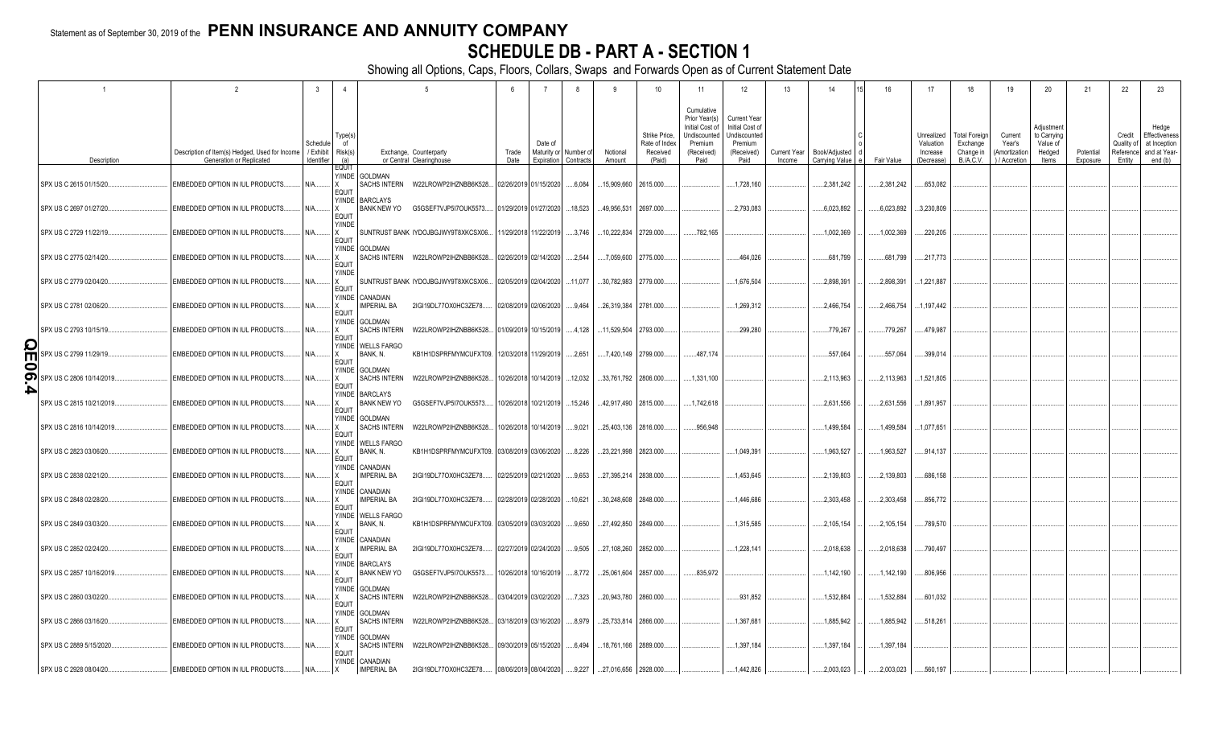Statement as of September 30, 2019 of the **PENN INSURANCE AND ANNUITY COMPANY**

# SCHEDULE DB - PART A - SECTION 1

Showing all Options, Caps, Floors, Collars, Swaps and Forwards Open as of Current Statement Date

| 1 | 2 | 3 | 4 | 5 | | 6 | 7 | 8 | 9 | 10 | 11 | 12 | 13 | 14 | 15 | 16 | 17 | 18 | 19 | 20 | 21 | 22 | 23 |
|---|---|---|---|---|---|---|---|---|---|---|---|---|---|---|---|---|---|---|---|---|---|---|---|
| Description | Description of Item(s) Hedged, Used for Income Generation or Replicated | Schedule / Exhibit Identifier | Type(s) of Risk(s) (a) | Exchange, Counterparty or Central Clearinghouse | | Trade Date | Date of Maturity or Expiration | Number of Contracts | Notional Amount | Strike Price, Rate of Index Received (Paid) | Cumulative Prior Year(s) Initial Cost of Undiscounted Premium (Received) Paid | Current Year Initial Cost of Undiscounted Premium (Received) Paid | Current Year Income | Book/Adjusted Carrying Value | Code | Fair Value | Unrealized Valuation Increase (Decrease) | Total Foreign Exchange Change in B./A.C.V. | Current Year's (Amortization) / Accretion | Adjustment to Carrying Value of Hedged Items | Potential Exposure | Credit Quality of Reference Entity | Hedge Effectiveness at Inception and at Year-end (b) |
| SPX US C 2615 01/15/20 | EMBEDDED OPTION IN IUL PRODUCTS | N/A | EQUITY/INDEX | GOLDMAN SACHS INTERN | W22LROWP2IHZNBB6K528 | 02/26/2019 | 01/15/2020 | 6,084 | 15,909,660 | 2615.000 | | 1,728,160 | | 2,381,242 | | 2,381,242 | 653,082 | | | | | | |
| SPX US C 2697 01/27/20 | EMBEDDED OPTION IN IUL PRODUCTS | N/A | EQUITY/INDEX | BARCLAYS BANK NEW YO | G5GSEF7VJP5I7OUK5573 | 01/29/2019 | 01/27/2020 | 18,523 | 49,956,531 | 2697.000 | | 2,793,083 | | 6,023,892 | | 6,023,892 | 3,230,809 | | | | | | |
| SPX US C 2729 11/22/19 | EMBEDDED OPTION IN IUL PRODUCTS | N/A | EQUITY/INDEX | SUNTRUST BANK | IYDOJBGJWY9T8XKCSX06 | 11/29/2018 | 11/22/2019 | 3,746 | 10,222,834 | 2729.000 | 782,165 | | | 1,002,369 | | 1,002,369 | 220,205 | | | | | | |
| SPX US C 2775 02/14/20 | EMBEDDED OPTION IN IUL PRODUCTS | N/A | EQUITY/INDEX | GOLDMAN SACHS INTERN | W22LROWP2IHZNBB6K528 | 02/26/2019 | 02/14/2020 | 2,544 | 7,059,600 | 2775.000 | | 464,026 | | 681,799 | | 681,799 | 217,773 | | | | | | |
| SPX US C 2779 02/04/20 | EMBEDDED OPTION IN IUL PRODUCTS | N/A | EQUITY/INDEX | SUNTRUST BANK | IYDOJBGJWY9T8XKCSX06 | 02/05/2019 | 02/04/2020 | 11,077 | 30,782,983 | 2779.000 | | 1,676,504 | | 2,898,391 | | 2,898,391 | 1,221,887 | | | | | | |
| SPX US C 2781 02/06/20 | EMBEDDED OPTION IN IUL PRODUCTS | N/A | EQUITY/INDEX | CANADIAN IMPERIAL BA | 2IGI19DL77OX0HC3ZE78 | 02/08/2019 | 02/06/2020 | 9,464 | 26,319,384 | 2781.000 | | 1,269,312 | | 2,466,754 | | 2,466,754 | 1,197,442 | | | | | | |
| SPX US C 2793 10/15/19 | EMBEDDED OPTION IN IUL PRODUCTS | N/A | EQUITY/INDEX | GOLDMAN SACHS INTERN | W22LROWP2IHZNBB6K528 | 01/09/2019 | 10/15/2019 | 4,128 | 11,529,504 | 2793.000 | | 299,280 | | 779,267 | | 779,267 | 479,987 | | | | | | |
| SPX US C 2799 11/29/19 | EMBEDDED OPTION IN IUL PRODUCTS | N/A | EQUITY/INDEX | WELLS FARGO BANK, N. | KB1H1DSPRFMYMCUFXT09 | 12/03/2018 | 11/29/2019 | 2,651 | 7,420,149 | 2799.000 | 487,174 | | | 557,064 | | 557,064 | 399,014 | | | | | | |
| SPX US C 2806 10/14/2019 | EMBEDDED OPTION IN IUL PRODUCTS | N/A | EQUITY/INDEX | GOLDMAN SACHS INTERN | W22LROWP2IHZNBB6K528 | 10/26/2018 | 10/14/2019 | 12,032 | 33,761,792 | 2806.000 | 1,331,100 | | | 2,113,963 | | 2,113,963 | 1,521,805 | | | | | | |
| SPX US C 2815 10/21/2019 | EMBEDDED OPTION IN IUL PRODUCTS | N/A | EQUITY/INDEX | BARCLAYS BANK NEW YO | G5GSEF7VJP5I7OUK5573 | 10/26/2018 | 10/21/2019 | 15,246 | 42,917,490 | 2815.000 | 1,742,618 | | | 2,631,556 | | 2,631,556 | 1,891,957 | | | | | | |
| SPX US C 2816 10/14/2019 | EMBEDDED OPTION IN IUL PRODUCTS | N/A | EQUITY/INDEX | GOLDMAN SACHS INTERN | W22LROWP2IHZNBB6K528 | 10/26/2018 | 10/14/2019 | 9,021 | 25,403,136 | 2816.000 | 956,948 | | | 1,499,584 | | 1,499,584 | 1,077,651 | | | | | | |
| SPX US C 2823 03/06/20 | EMBEDDED OPTION IN IUL PRODUCTS | N/A | EQUITY/INDEX | WELLS FARGO BANK, N. | KB1H1DSPRFMYMCUFXT09 | 03/08/2019 | 03/06/2020 | 8,226 | 23,221,998 | 2823.000 | | 1,049,391 | | 1,963,527 | | 1,963,527 | 914,137 | | | | | | |
| SPX US C 2838 02/21/20 | EMBEDDED OPTION IN IUL PRODUCTS | N/A | EQUITY/INDEX | CANADIAN IMPERIAL BA | 2IGI19DL77OX0HC3ZE78 | 02/25/2019 | 02/21/2020 | 9,653 | 27,395,214 | 2838.000 | | 1,453,645 | | 2,139,803 | | 2,139,803 | 686,158 | | | | | | |
| SPX US C 2848 02/28/20 | EMBEDDED OPTION IN IUL PRODUCTS | N/A | EQUITY/INDEX | CANADIAN IMPERIAL BA | 2IGI19DL77OX0HC3ZE78 | 02/28/2019 | 02/28/2020 | 10,621 | 30,248,608 | 2848.000 | | 1,446,686 | | 2,303,458 | | 2,303,458 | 856,772 | | | | | | |
| SPX US C 2849 03/03/20 | EMBEDDED OPTION IN IUL PRODUCTS | N/A | EQUITY/INDEX | WELLS FARGO BANK, N. | KB1H1DSPRFMYMCUFXT09 | 03/05/2019 | 03/03/2020 | 9,650 | 27,492,850 | 2849.000 | | 1,315,585 | | 2,105,154 | | 2,105,154 | 789,570 | | | | | | |
| SPX US C 2852 02/24/20 | EMBEDDED OPTION IN IUL PRODUCTS | N/A | EQUITY/INDEX | CANADIAN IMPERIAL BA | 2IGI19DL77OX0HC3ZE78 | 02/27/2019 | 02/24/2020 | 9,505 | 27,108,260 | 2852.000 | | 1,228,141 | | 2,018,638 | | 2,018,638 | 790,497 | | | | | | |
| SPX US C 2857 10/16/2019 | EMBEDDED OPTION IN IUL PRODUCTS | N/A | EQUITY/INDEX | BARCLAYS BANK NEW YO | G5GSEF7VJP5I7OUK5573 | 10/26/2018 | 10/16/2019 | 8,772 | 25,061,604 | 2857.000 | 835,972 | | | 1,142,190 | | 1,142,190 | 806,956 | | | | | | |
| SPX US C 2860 03/02/20 | EMBEDDED OPTION IN IUL PRODUCTS | N/A | EQUITY/INDEX | GOLDMAN SACHS INTERN | W22LROWP2IHZNBB6K528 | 03/04/2019 | 03/02/2020 | 7,323 | 20,943,780 | 2860.000 | | 931,852 | | 1,532,884 | | 1,532,884 | 601,032 | | | | | | |
| SPX US C 2866 03/16/20 | EMBEDDED OPTION IN IUL PRODUCTS | N/A | EQUITY/INDEX | GOLDMAN SACHS INTERN | W22LROWP2IHZNBB6K528 | 03/18/2019 | 03/16/2020 | 8,979 | 25,733,814 | 2866.000 | | 1,367,681 | | 1,885,942 | | 1,885,942 | 518,261 | | | | | | |
| SPX US C 2889 5/15/2020 | EMBEDDED OPTION IN IUL PRODUCTS | N/A | EQUITY/INDEX | GOLDMAN SACHS INTERN | W22LROWP2IHZNBB6K528 | 09/30/2019 | 05/15/2020 | 6,494 | 18,761,166 | 2889.000 | | 1,397,184 | | 1,397,184 | | 1,397,184 | | | | | | | |
| SPX US C 2928 08/04/20 | EMBEDDED OPTION IN IUL PRODUCTS | N/A | EQUITY/INDEX | CANADIAN IMPERIAL BA | 2IGI19DL77OX0HC3ZE78 | 08/06/2019 | 08/04/2020 | 9,227 | 27,016,656 | 2928.000 | | 1,442,826 | | 2,003,023 | | 2,003,023 | 560,197 | | | | | | |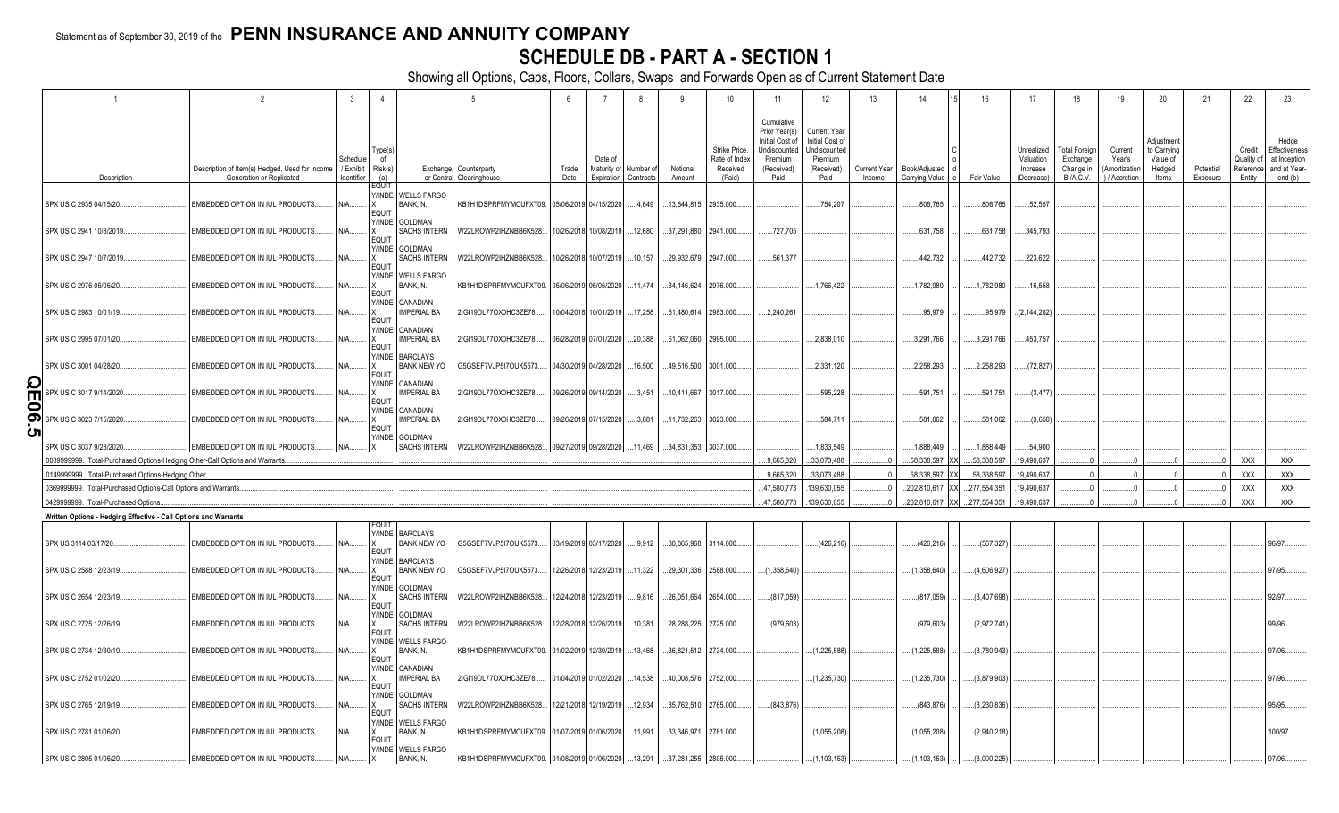Statement as of September 30, 2019 of the **PENN INSURANCE AND ANNUITY COMPANY**

# SCHEDULE DB - PART A - SECTION 1

Showing all Options, Caps, Floors, Collars, Swaps and Forwards Open as of Current Statement Date

| 1 | 2 | 3 | 4 | 5 | | 6 | 7 | 8 | 9 | 10 | 11 | 12 | 13 | 14 | 15 | 16 | 17 | 18 | 19 | 20 | 21 | 22 | 23 |
|---|---|---|---|---|---|---|---|---|---|---|---|---|---|---|---|---|---|---|---|---|---|---|---|
| Description | Description of Item(s) Hedged, Used for Income Generation or Replicated | Schedule / Exhibit Identifier | Type(s) of Risk(s) (a) | Exchange, Counterparty or Central Clearinghouse | | Trade Date | Date of Maturity or Expiration | Number of Contracts | Notional Amount | Strike Price, Rate of Index Received (Paid) | Cumulative Prior Year(s) Initial Cost of Undiscounted Premium (Received) Paid | Current Year Initial Cost of Undiscounted Premium (Received) Paid | Current Year Income | Book/Adjusted Carrying Value | Code | Fair Value | Unrealized Valuation Increase (Decrease) | Total Foreign Exchange Change in B./A.C.V. | Current Year's (Amortization) / Accretion | Adjustment to Carrying Value of Hedged Items | Potential Exposure | Credit Quality of Reference Entity | Hedge Effectiveness at Inception and at Year-end (b) |
| SPX US C 2935 04/15/20 | EMBEDDED OPTION IN IUL PRODUCTS | N/A | EQUITY/INDEX | WELLS FARGO BANK, N. | KB1H1DSPRFMYMCUFXT09 | 05/06/2019 | 04/15/2020 | 4,649 | 13,644,815 | 2935.000 | | 754,207 | | 806,765 | | 806,765 | 52,557 | | | | | | |
| SPX US C 2941 10/8/2019 | EMBEDDED OPTION IN IUL PRODUCTS | N/A | EQUITY/INDEX | GOLDMAN SACHS INTERN | W22LROWP2IHZNBB6K528 | 10/26/2018 | 10/08/2019 | 12,680 | 37,291,880 | 2941.000 | 727,705 | | | 631,758 | | 631,758 | 345,793 | | | | | | |
| SPX US C 2947 10/7/2019 | EMBEDDED OPTION IN IUL PRODUCTS | N/A | EQUITY/INDEX | GOLDMAN SACHS INTERN | W22LROWP2IHZNBB6K528 | 10/26/2018 | 10/07/2019 | 10,157 | 29,932,679 | 2947.000 | 561,377 | | | 442,732 | | 442,732 | 223,622 | | | | | | |
| SPX US C 2976 05/05/20 | EMBEDDED OPTION IN IUL PRODUCTS | N/A | EQUITY/INDEX | WELLS FARGO BANK, N. | KB1H1DSPRFMYMCUFXT09 | 05/06/2019 | 05/05/2020 | 11,474 | 34,146,624 | 2976.000 | | 1,766,422 | | 1,782,980 | | 1,782,980 | 16,558 | | | | | | |
| SPX US C 2983 10/01/19 | EMBEDDED OPTION IN IUL PRODUCTS | N/A | EQUITY/INDEX | CANADIAN IMPERIAL BA | 2IGI19DL77OX0HC3ZE78 | 10/04/2018 | 10/01/2019 | 17,258 | 51,480,614 | 2983.000 | 2,240,261 | | | 95,979 | | 95,979 | (2,144,282) | | | | | | |
| SPX US C 2995 07/01/20 | EMBEDDED OPTION IN IUL PRODUCTS | N/A | EQUITY/INDEX | CANADIAN IMPERIAL BA | 2IGI19DL77OX0HC3ZE78 | 06/28/2019 | 07/01/2020 | 20,388 | 61,062,060 | 2995.000 | | 2,838,010 | | 3,291,766 | | 3,291,766 | 453,757 | | | | | | |
| SPX US C 3001 04/28/20 | EMBEDDED OPTION IN IUL PRODUCTS | N/A | EQUITY/INDEX | BARCLAYS BANK NEW YO | G5GSEF7VJP5I7OUK5573 | 04/30/2019 | 04/28/2020 | 16,500 | 49,516,500 | 3001.000 | | 2,331,120 | | 2,258,293 | | 2,258,293 | (72,827) | | | | | | |
| SPX US C 3017 9/14/2020 | EMBEDDED OPTION IN IUL PRODUCTS | N/A | EQUITY/INDEX | CANADIAN IMPERIAL BA | 2IGI19DL77OX0HC3ZE78 | 09/26/2019 | 09/14/2020 | 3,451 | 10,411,667 | 3017.000 | | 595,228 | | 591,751 | | 591,751 | (3,477) | | | | | | |
| SPX US C 3023 7/15/2020 | EMBEDDED OPTION IN IUL PRODUCTS | N/A | EQUITY/INDEX | CANADIAN IMPERIAL BA | 2IGI19DL77OX0HC3ZE78 | 09/26/2019 | 07/15/2020 | 3,881 | 11,732,263 | 3023.000 | | 584,711 | | 581,062 | | 581,062 | (3,650) | | | | | | |
| SPX US C 3037 9/28/2020 | EMBEDDED OPTION IN IUL PRODUCTS | N/A | EQUITY/INDEX | GOLDMAN SACHS INTERN | W22LROWP2IHZNBB6K528 | 09/27/2019 | 09/28/2020 | 11,469 | 34,831,353 | 3037.000 | | 1,833,549 | | 1,888,449 | XX | 1,888,449 | 54,900 | | | | | | |
| 0089999999. Total-Purchased Options-Hedging Other-Call Options and Warrants | | | | | | | | | | | 9,665,320 | 33,073,488 | 0 | 58,338,597 | XX | 58,338,597 | 19,490,637 | 0 | 0 | 0 | 0 | XXX | XXX |
| 0149999999. Total-Purchased Options-Hedging Other | | | | | | | | | | | 9,665,320 | 33,073,488 | 0 | 58,338,597 | XX | 58,338,597 | 19,490,637 | 0 | 0 | 0 | 0 | XXX | XXX |
| 0369999999. Total-Purchased Options-Call Options and Warrants | | | | | | | | | | | 47,580,773 | 139,630,055 | 0 | 202,810,617 | XX | 277,554,351 | 19,490,637 | 0 | 0 | 0 | 0 | XXX | XXX |
| 0429999999. Total-Purchased Options | | | | | | | | | | | 47,580,773 | 139,630,055 | 0 | 202,810,617 | XX | 277,554,351 | 19,490,637 | 0 | 0 | 0 | 0 | XXX | XXX |
| **Written Options - Hedging Effective - Call Options and Warrants** | | | | | | | | | | | | | | | | | | | | | | | |
| SPX US 3114 03/17/20 | EMBEDDED OPTION IN IUL PRODUCTS | N/A | EQUITY/INDEX | BARCLAYS BANK NEW YO | G5GSEF7VJP5I7OUK5573 | 03/19/2019 | 03/17/2020 | 9,912 | 30,865,968 | 3114.000 | | (426,216) | | (426,216) | | (567,327) | | | | | | | 96/97 |
| SPX US C 2588 12/23/19 | EMBEDDED OPTION IN IUL PRODUCTS | N/A | EQUITY/INDEX | BARCLAYS BANK NEW YO | G5GSEF7VJP5I7OUK5573 | 12/26/2018 | 12/23/2019 | 11,322 | 29,301,336 | 2588.000 | (1,358,640) | | | (1,358,640) | | (4,606,927) | | | | | | | 97/95 |
| SPX US C 2654 12/23/19 | EMBEDDED OPTION IN IUL PRODUCTS | N/A | EQUITY/INDEX | GOLDMAN SACHS INTERN | W22LROWP2IHZNBB6K528 | 12/24/2018 | 12/23/2019 | 9,816 | 26,051,664 | 2654.000 | (817,059) | | | (817,059) | | (3,407,698) | | | | | | | 92/97 |
| SPX US C 2725 12/26/19 | EMBEDDED OPTION IN IUL PRODUCTS | N/A | EQUITY/INDEX | GOLDMAN SACHS INTERN | W22LROWP2IHZNBB6K528 | 12/28/2018 | 12/26/2019 | 10,381 | 28,288,225 | 2725.000 | (979,603) | | | (979,603) | | (2,972,741) | | | | | | | 99/96 |
| SPX US C 2734 12/30/19 | EMBEDDED OPTION IN IUL PRODUCTS | N/A | EQUITY/INDEX | WELLS FARGO BANK, N. | KB1H1DSPRFMYMCUFXT09 | 01/02/2019 | 12/30/2019 | 13,468 | 36,821,512 | 2734.000 | | (1,225,588) | | (1,225,588) | | (3,780,943) | | | | | | | 97/96 |
| SPX US C 2752 01/02/20 | EMBEDDED OPTION IN IUL PRODUCTS | N/A | EQUITY/INDEX | CANADIAN IMPERIAL BA | 2IGI19DL77OX0HC3ZE78 | 01/04/2019 | 01/02/2020 | 14,538 | 40,008,576 | 2752.000 | | (1,235,730) | | (1,235,730) | | (3,879,903) | | | | | | | 97/96 |
| SPX US C 2765 12/19/19 | EMBEDDED OPTION IN IUL PRODUCTS | N/A | EQUITY/INDEX | GOLDMAN SACHS INTERN | W22LROWP2IHZNBB6K528 | 12/21/2018 | 12/19/2019 | 12,934 | 35,762,510 | 2765.000 | (843,876) | | | (843,876) | | (3,230,836) | | | | | | | 95/95 |
| SPX US C 2781 01/06/20 | EMBEDDED OPTION IN IUL PRODUCTS | N/A | EQUITY/INDEX | WELLS FARGO BANK, N. | KB1H1DSPRFMYMCUFXT09 | 01/07/2019 | 01/06/2020 | 11,991 | 33,346,971 | 2781.000 | | (1,055,208) | | (1,055,208) | | (2,940,218) | | | | | | | 100/97 |
| SPX US C 2805 01/06/20 | EMBEDDED OPTION IN IUL PRODUCTS | N/A | EQUITY/INDEX | WELLS FARGO BANK, N. | KB1H1DSPRFMYMCUFXT09 | 01/08/2019 | 01/06/2020 | 13,291 | 37,281,255 | 2805.000 | | (1,103,153) | | (1,103,153) | | (3,000,225) | | | | | | | 97/96 |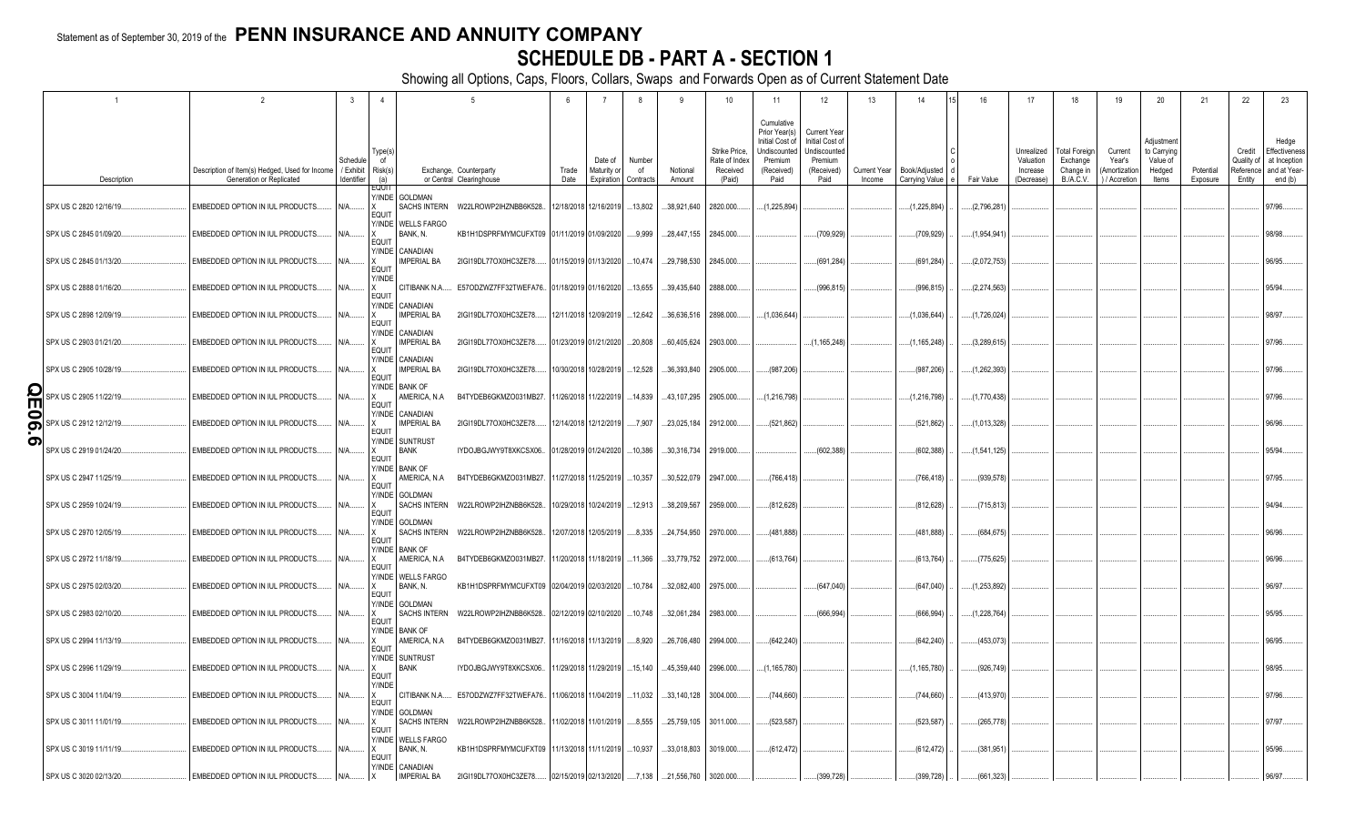Statement as of September 30, 2019 of the **PENN INSURANCE AND ANNUITY COMPANY**

# SCHEDULE DB - PART A - SECTION 1

Showing all Options, Caps, Floors, Collars, Swaps and Forwards Open as of Current Statement Date

| 1 Description | 2 Description of Item(s) Hedged, Used for Income Generation or Replicated | 3 Schedule / Exhibit Identifier | 4 Type(s) of Risk(s) (a) | 5 Exchange, Counterparty or Central Clearinghouse | | 6 Trade Date | 7 Date of Maturity or Expiration | 8 Number of Contracts | 9 Notional Amount | 10 Strike Price, Rate of Index Received (Paid) | 11 Cumulative Prior Year(s) Initial Cost of Undiscounted Premium (Received) Paid | 12 Current Year Initial Cost of Undiscounted Premium (Received) Paid | 13 Current Year Income | 14 Book/Adjusted Carrying Value | 15 Code | 16 Fair Value | 17 Unrealized Valuation Increase (Decrease) | 18 Total Foreign Exchange Change in B./A.C.V. | 19 Current Year's (Amortization) / Accretion | 20 Adjustment to Carrying Value of Hedged Items | 21 Potential Exposure | 22 Credit Quality of Reference Entity | 23 Hedge Effectiveness at Inception and at Year-end (b) |
|---|---|---|---|---|---|---|---|---|---|---|---|---|---|---|---|---|---|---|---|---|---|---|---|
| SPX US C 2820 12/16/19 | EMBEDDED OPTION IN IUL PRODUCTS | N/A | EQUITY/INDEX | GOLDMAN SACHS INTERN | W22LROWP2IHZNBB6K528 | 12/18/2018 | 12/16/2019 | 13,802 | 38,921,640 | 2820.000 | (1,225,894) | | | (1,225,894) | | (2,796,281) | | | | | | | 97/96 |
| SPX US C 2845 01/09/20 | EMBEDDED OPTION IN IUL PRODUCTS | N/A | EQUITY/INDEX | WELLS FARGO BANK, N. | KB1H1DSPRFMYMCUFXT09 | 01/11/2019 | 01/09/2020 | 9,999 | 28,447,155 | 2845.000 | | (709,929) | | (709,929) | | (1,954,941) | | | | | | | 98/98 |
| SPX US C 2845 01/13/20 | EMBEDDED OPTION IN IUL PRODUCTS | N/A | EQUITY/INDEX | CANADIAN IMPERIAL BA | 2IGI19DL77OX0HC3ZE78 | 01/15/2019 | 01/13/2020 | 10,474 | 29,798,530 | 2845.000 | | (691,284) | | (691,284) | | (2,072,753) | | | | | | | 96/95 |
| SPX US C 2888 01/16/20 | EMBEDDED OPTION IN IUL PRODUCTS | N/A | EQUITY/INDEX | CITIBANK N.A. | E57ODZWZ7FF32TWEFA76 | 01/18/2019 | 01/16/2020 | 13,655 | 39,435,640 | 2888.000 | | (996,815) | | (996,815) | | (2,274,563) | | | | | | | 95/94 |
| SPX US C 2898 12/09/19 | EMBEDDED OPTION IN IUL PRODUCTS | N/A | EQUITY/INDEX | CANADIAN IMPERIAL BA | 2IGI19DL77OX0HC3ZE78 | 12/11/2018 | 12/09/2019 | 12,642 | 36,636,516 | 2898.000 | (1,036,644) | | | (1,036,644) | | (1,726,024) | | | | | | | 98/97 |
| SPX US C 2903 01/21/20 | EMBEDDED OPTION IN IUL PRODUCTS | N/A | EQUITY/INDEX | CANADIAN IMPERIAL BA | 2IGI19DL77OX0HC3ZE78 | 01/23/2019 | 01/21/2020 | 20,808 | 60,405,624 | 2903.000 | | (1,165,248) | | (1,165,248) | | (3,289,615) | | | | | | | 97/96 |
| SPX US C 2905 10/28/19 | EMBEDDED OPTION IN IUL PRODUCTS | N/A | EQUITY/INDEX | CANADIAN IMPERIAL BA | 2IGI19DL77OX0HC3ZE78 | 10/30/2018 | 10/28/2019 | 12,528 | 36,393,840 | 2905.000 | (987,206) | | | (987,206) | | (1,262,393) | | | | | | | 97/96 |
| SPX US C 2905 11/22/19 | EMBEDDED OPTION IN IUL PRODUCTS | N/A | EQUITY/INDEX | BANK OF AMERICA, N.A | B4TYDEB6GKMZO031MB27 | 11/26/2018 | 11/22/2019 | 14,839 | 43,107,295 | 2905.000 | (1,216,798) | | | (1,216,798) | | (1,770,438) | | | | | | | 97/96 |
| SPX US C 2912 12/12/19 | EMBEDDED OPTION IN IUL PRODUCTS | N/A | EQUITY/INDEX | CANADIAN IMPERIAL BA | 2IGI19DL77OX0HC3ZE78 | 12/14/2018 | 12/12/2019 | 7,907 | 23,025,184 | 2912.000 | (521,862) | | | (521,862) | | (1,013,328) | | | | | | | 96/96 |
| SPX US C 2919 01/24/20 | EMBEDDED OPTION IN IUL PRODUCTS | N/A | EQUITY/INDEX | SUNTRUST BANK | IYDOJBGJWY9T8XKCSX06 | 01/28/2019 | 01/24/2020 | 10,386 | 30,316,734 | 2919.000 | | (602,388) | | (602,388) | | (1,541,125) | | | | | | | 95/94 |
| SPX US C 2947 11/25/19 | EMBEDDED OPTION IN IUL PRODUCTS | N/A | EQUITY/INDEX | BANK OF AMERICA, N.A | B4TYDEB6GKMZO031MB27 | 11/27/2018 | 11/25/2019 | 10,357 | 30,522,079 | 2947.000 | (766,418) | | | (766,418) | | (939,578) | | | | | | | 97/95 |
| SPX US C 2959 10/24/19 | EMBEDDED OPTION IN IUL PRODUCTS | N/A | EQUITY/INDEX | GOLDMAN SACHS INTERN | W22LROWP2IHZNBB6K528 | 10/29/2018 | 10/24/2019 | 12,913 | 38,209,567 | 2959.000 | (812,628) | | | (812,628) | | (715,813) | | | | | | | 94/94 |
| SPX US C 2970 12/05/19 | EMBEDDED OPTION IN IUL PRODUCTS | N/A | EQUITY/INDEX | GOLDMAN SACHS INTERN | W22LROWP2IHZNBB6K528 | 12/07/2018 | 12/05/2019 | 8,335 | 24,754,950 | 2970.000 | (481,888) | | | (481,888) | | (684,675) | | | | | | | 96/96 |
| SPX US C 2972 11/18/19 | EMBEDDED OPTION IN IUL PRODUCTS | N/A | EQUITY/INDEX | BANK OF AMERICA, N.A | B4TYDEB6GKMZO031MB27 | 11/20/2018 | 11/18/2019 | 11,366 | 33,779,752 | 2972.000 | (613,764) | | | (613,764) | | (775,625) | | | | | | | 96/96 |
| SPX US C 2975 02/03/20 | EMBEDDED OPTION IN IUL PRODUCTS | N/A | EQUITY/INDEX | WELLS FARGO BANK, N. | KB1H1DSPRFMYMCUFXT09 | 02/04/2019 | 02/03/2020 | 10,784 | 32,082,400 | 2975.000 | | (647,040) | | (647,040) | | (1,253,892) | | | | | | | 96/97 |
| SPX US C 2983 02/10/20 | EMBEDDED OPTION IN IUL PRODUCTS | N/A | EQUITY/INDEX | GOLDMAN SACHS INTERN | W22LROWP2IHZNBB6K528 | 02/12/2019 | 02/10/2020 | 10,748 | 32,061,284 | 2983.000 | | (666,994) | | (666,994) | | (1,228,764) | | | | | | | 95/95 |
| SPX US C 2994 11/13/19 | EMBEDDED OPTION IN IUL PRODUCTS | N/A | EQUITY/INDEX | BANK OF AMERICA, N.A | B4TYDEB6GKMZO031MB27 | 11/16/2018 | 11/13/2019 | 8,920 | 26,706,480 | 2994.000 | (642,240) | | | (642,240) | | (453,073) | | | | | | | 96/95 |
| SPX US C 2996 11/29/19 | EMBEDDED OPTION IN IUL PRODUCTS | N/A | EQUITY/INDEX | SUNTRUST BANK | IYDOJBGJWY9T8XKCSX06 | 11/29/2018 | 11/29/2019 | 15,140 | 45,359,440 | 2996.000 | (1,165,780) | | | (1,165,780) | | (926,749) | | | | | | | 98/95 |
| SPX US C 3004 11/04/19 | EMBEDDED OPTION IN IUL PRODUCTS | N/A | EQUITY/INDEX | CITIBANK N.A. | E57ODZWZ7FF32TWEFA76 | 11/06/2018 | 11/04/2019 | 11,032 | 33,140,128 | 3004.000 | (744,660) | | | (744,660) | | (413,970) | | | | | | | 97/96 |
| SPX US C 3011 11/01/19 | EMBEDDED OPTION IN IUL PRODUCTS | N/A | EQUITY/INDEX | GOLDMAN SACHS INTERN | W22LROWP2IHZNBB6K528 | 11/02/2018 | 11/01/2019 | 8,555 | 25,759,105 | 3011.000 | (523,587) | | | (523,587) | | (265,778) | | | | | | | 97/97 |
| SPX US C 3019 11/11/19 | EMBEDDED OPTION IN IUL PRODUCTS | N/A | EQUITY/INDEX | WELLS FARGO BANK, N. | KB1H1DSPRFMYMCUFXT09 | 11/13/2018 | 11/11/2019 | 10,937 | 33,018,803 | 3019.000 | (612,472) | | | (612,472) | | (381,951) | | | | | | | 95/96 |
| SPX US C 3020 02/13/20 | EMBEDDED OPTION IN IUL PRODUCTS | N/A | EQUITY/INDEX | CANADIAN IMPERIAL BA | 2IGI19DL77OX0HC3ZE78 | 02/15/2019 | 02/13/2020 | 7,138 | 21,556,760 | 3020.000 | | (399,728) | | (399,728) | | (661,323) | | | | | | | 96/97 |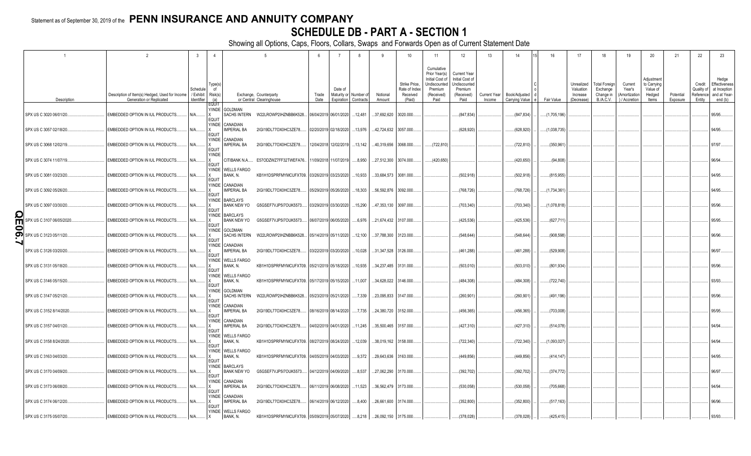Statement as of September 30, 2019 of the **PENN INSURANCE AND ANNUITY COMPANY**

# SCHEDULE DB - PART A - SECTION 1

Showing all Options, Caps, Floors, Collars, Swaps and Forwards Open as of Current Statement Date

| 1 | 2 | 3 | 4 | 5 | | 6 | 7 | 8 | 9 | 10 | 11 | 12 | 13 | 14 | 15 | 16 | 17 | 18 | 19 | 20 | 21 | 22 | 23 |
|---|---|---|---|---|---|---|---|---|---|---|---|---|---|---|---|---|---|---|---|---|---|---|---|
| Description | Description of Item(s) Hedged, Used for Income Generation or Replicated | Schedule / Exhibit Identifier | Type(s) of Risk(s) (a) | Exchange, Counterparty or Central Clearinghouse | | Trade Date | Date of Maturity or Expiration | Number of Contracts | Notional Amount | Strike Price, Rate of Index Received (Paid) | Cumulative Prior Year(s) Initial Cost of Undiscounted Premium (Received) Paid | Current Year Initial Cost of Undiscounted Premium (Received) Paid | Current Year Income | Book/Adjusted Carrying Value | Code | Fair Value | Unrealized Valuation Increase (Decrease) | Total Foreign Exchange Change in B./A.C.V. | Current Year's (Amortization) / Accretion | Adjustment to Carrying Value of Hedged Items | Potential Exposure | Credit Quality of Reference Entity | Hedge Effectiveness at Inception and at Year-end (b) |
| SPX US C 3020 06/01/20 | EMBEDDED OPTION IN IUL PRODUCTS | N/A | EQUITY/INDEX | GOLDMAN SACHS INTERN | W22LROWP2IHZNBB6K528 | 06/04/2019 | 06/01/2020 | 12,481 | 37,692,620 | 3020.000 | | (847,834) | | (847,834) | | (1,705,196) | | | | | | | 95/95 |
| SPX US C 3057 02/18/20 | EMBEDDED OPTION IN IUL PRODUCTS | N/A | EQUITY/INDEX | CANADIAN IMPERIAL BA | 2IGI19DL77OX0HC3ZE78 | 02/20/2019 | 02/18/2020 | 13,976 | 42,724,632 | 3057.000 | | (628,920) | | (628,920) | | (1,038,735) | | | | | | | 94/95 |
| SPX US C 3068 12/02/19 | EMBEDDED OPTION IN IUL PRODUCTS | N/A | EQUITY/INDEX | CANADIAN IMPERIAL BA | 2IGI19DL77OX0HC3ZE78 | 12/04/2018 | 12/02/2019 | 13,142 | 40,319,656 | 3068.000 | (722,810) | | | (722,810) | | (350,961) | | | | | | | 97/97 |
| SPX US C 3074 11/07/19 | EMBEDDED OPTION IN IUL PRODUCTS | N/A | EQUITY/INDEX | CITIBANK N.A. | E57ODZWZ7FF32TWEFA76 | 11/09/2018 | 11/07/2019 | 8,950 | 27,512,300 | 3074.000 | (420,650) | | | (420,650) | | (94,808) | | | | | | | 96/94 |
| SPX US C 3081 03/23/20 | EMBEDDED OPTION IN IUL PRODUCTS | N/A | EQUITY/INDEX | WELLS FARGO BANK, N. | KB1H1DSPRFMYMCUFXT09 | 03/26/2019 | 03/23/2020 | 10,933 | 33,684,573 | 3081.000 | | (502,918) | | (502,918) | | (815,955) | | | | | | | 94/95 |
| SPX US C 3092 05/26/20 | EMBEDDED OPTION IN IUL PRODUCTS | N/A | EQUITY/INDEX | CANADIAN IMPERIAL BA | 2IGI19DL77OX0HC3ZE78 | 05/29/2019 | 05/26/2020 | 18,303 | 56,592,876 | 3092.000 | | (768,726) | | (768,726) | | (1,734,361) | | | | | | | 94/95 |
| SPX US C 3097 03/30/20 | EMBEDDED OPTION IN IUL PRODUCTS | N/A | EQUITY/INDEX | BARCLAYS BANK NEW YO | G5GSEF7VJP5I7OUK5573 | 03/29/2019 | 03/30/2020 | 15,290 | 47,353,130 | 3097.000 | | (703,340) | | (703,340) | | (1,078,818) | | | | | | | 95/96 |
| SPX US C 3107 06/05/2020 | EMBEDDED OPTION IN IUL PRODUCTS | N/A | EQUITY/INDEX | BARCLAYS BANK NEW YO | G5GSEF7VJP5I7OUK5573 | 06/07/2019 | 06/05/2020 | 6,976 | 21,674,432 | 3107.000 | | (425,536) | | (425,536) | | (627,711) | | | | | | | 95/95 |
| SPX US C 3123 05/11/20 | EMBEDDED OPTION IN IUL PRODUCTS | N/A | EQUITY/INDEX | GOLDMAN SACHS INTERN | W22LROWP2IHZNBB6K528 | 05/14/2019 | 05/11/2020 | 12,100 | 37,788,300 | 3123.000 | | (548,644) | | (548,644) | | (908,598) | | | | | | | 96/96 |
| SPX US C 3126 03/20/20 | EMBEDDED OPTION IN IUL PRODUCTS | N/A | EQUITY/INDEX | CANADIAN IMPERIAL BA | 2IGI19DL77OX0HC3ZE78 | 03/22/2019 | 03/20/2020 | 10,028 | 31,347,528 | 3126.000 | | (461,288) | | (461,288) | | (529,908) | | | | | | | 96/97 |
| SPX US C 3131 05/18/20 | EMBEDDED OPTION IN IUL PRODUCTS | N/A | EQUITY/INDEX | WELLS FARGO BANK, N. | KB1H1DSPRFMYMCUFXT09 | 05/21/2019 | 05/18/2020 | 10,935 | 34,237,485 | 3131.000 | | (503,010) | | (503,010) | | (801,934) | | | | | | | 95/96 |
| SPX US C 3146 05/15/20 | EMBEDDED OPTION IN IUL PRODUCTS | N/A | EQUITY/INDEX | WELLS FARGO BANK, N. | KB1H1DSPRFMYMCUFXT09 | 05/17/2019 | 05/15/2020 | 11,007 | 34,628,022 | 3146.000 | | (484,308) | | (484,308) | | (722,740) | | | | | | | 93/93 |
| SPX US C 3147 05/21/20 | EMBEDDED OPTION IN IUL PRODUCTS | N/A | EQUITY/INDEX | GOLDMAN SACHS INTERN | W22LROWP2IHZNBB6K528 | 05/23/2019 | 05/21/2020 | 7,339 | 23,095,833 | 3147.000 | | (260,901) | | (260,901) | | (491,196) | | | | | | | 95/96 |
| SPX US C 3152 8/14/2020 | EMBEDDED OPTION IN IUL PRODUCTS | N/A | EQUITY/INDEX | CANADIAN IMPERIAL BA | 2IGI19DL77OX0HC3ZE78 | 08/16/2019 | 08/14/2020 | 7,735 | 24,380,720 | 3152.000 | | (456,365) | | (456,365) | | (703,008) | | | | | | | 95/95 |
| SPX US C 3157 04/01/20 | EMBEDDED OPTION IN IUL PRODUCTS | N/A | EQUITY/INDEX | CANADIAN IMPERIAL BA | 2IGI19DL77OX0HC3ZE78 | 04/02/2019 | 04/01/2020 | 11,245 | 35,500,465 | 3157.000 | | (427,310) | | (427,310) | | (514,078) | | | | | | | 94/94 |
| SPX US C 3158 8/24/2020 | EMBEDDED OPTION IN IUL PRODUCTS | N/A | EQUITY/INDEX | WELLS FARGO BANK, N. | KB1H1DSPRFMYMCUFXT09 | 08/27/2019 | 08/24/2020 | 12,039 | 38,019,162 | 3158.000 | | (722,340) | | (722,340) | | (1,093,027) | | | | | | | 94/94 |
| SPX US C 3163 04/03/20 | EMBEDDED OPTION IN IUL PRODUCTS | N/A | EQUITY/INDEX | WELLS FARGO BANK, N. | KB1H1DSPRFMYMCUFXT09 | 04/05/2019 | 04/03/2020 | 9,372 | 29,643,636 | 3163.000 | | (449,856) | | (449,856) | | (414,147) | | | | | | | 94/95 |
| SPX US C 3170 04/09/20 | EMBEDDED OPTION IN IUL PRODUCTS | N/A | EQUITY/INDEX | BARCLAYS BANK NEW YO | G5GSEF7VJP5I7OUK5573 | 04/12/2019 | 04/09/2020 | 8,537 | 27,062,290 | 3170.000 | | (392,702) | | (392,702) | | (374,772) | | | | | | | 96/97 |
| SPX US C 3173 06/08/20 | EMBEDDED OPTION IN IUL PRODUCTS | N/A | EQUITY/INDEX | CANADIAN IMPERIAL BA | 2IGI19DL77OX0HC3ZE78 | 06/11/2019 | 06/08/2020 | 11,523 | 36,562,479 | 3173.000 | | (530,058) | | (530,058) | | (705,668) | | | | | | | 94/94 |
| SPX US C 3174 06/12/20 | EMBEDDED OPTION IN IUL PRODUCTS | N/A | EQUITY/INDEX | CANADIAN IMPERIAL BA | 2IGI19DL77OX0HC3ZE78 | 06/14/2019 | 06/12/2020 | 8,400 | 26,661,600 | 3174.000 | | (352,800) | | (352,800) | | (517,163) | | | | | | | 96/96 |
| SPX US C 3175 05/07/20 | EMBEDDED OPTION IN IUL PRODUCTS | N/A | EQUITY/INDEX | WELLS FARGO BANK, N. | KB1H1DSPRFMYMCUFXT09 | 05/09/2019 | 05/07/2020 | 8,218 | 26,092,150 | 3175.000 | | (378,028) | | (378,028) | | (425,415) | | | | | | | 93/93 |

QE06.7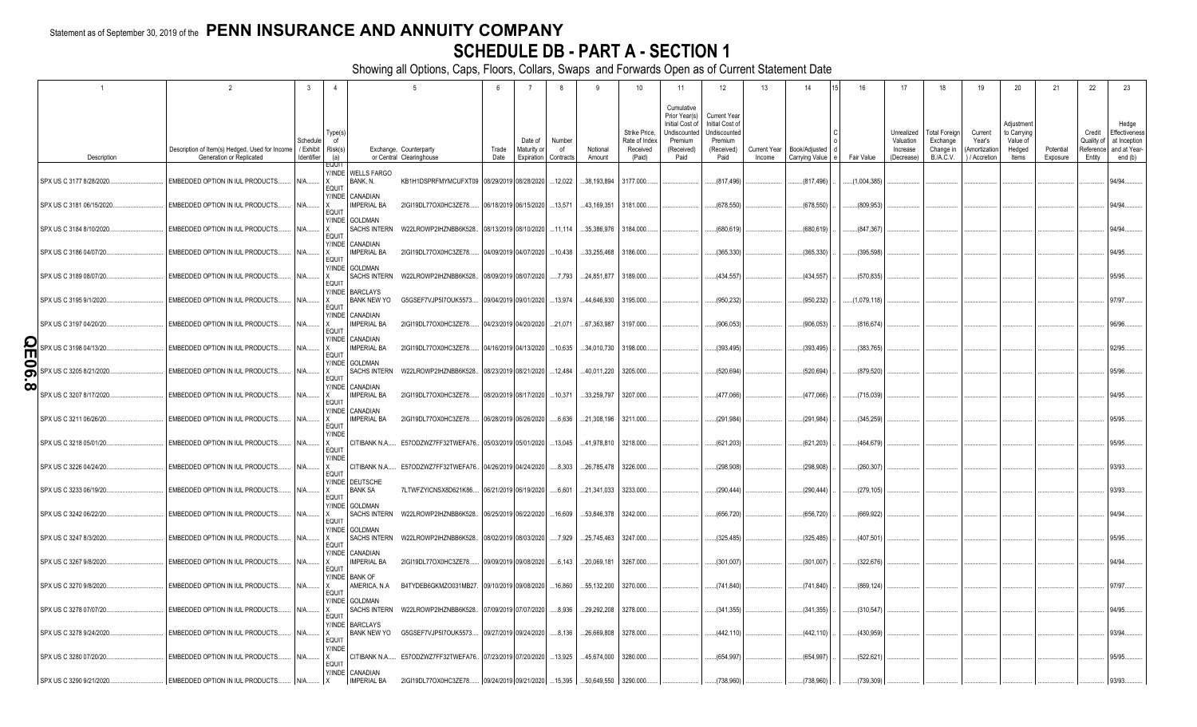Statement as of September 30, 2019 of the **PENN INSURANCE AND ANNUITY COMPANY**

# SCHEDULE DB - PART A - SECTION 1

Showing all Options, Caps, Floors, Collars, Swaps and Forwards Open as of Current Statement Date

| 1 | 2 | 3 | 4 | 5 | | 6 | 7 | 8 | 9 | 10 | 11 | 12 | 13 | 14 | 15 | 16 | 17 | 18 | 19 | 20 | 21 | 22 | 23 |
|---|---|---|---|---|---|---|---|---|---|---|---|---|---|---|---|---|---|---|---|---|---|---|---|
| Description | Description of Item(s) Hedged, Used for Income Generation or Replicated | Schedule / Exhibit Identifier | Type(s) of Risk(s) (a) | Exchange, Counterparty or Central Clearinghouse | | Trade Date | Date of Maturity or Expiration | Number of Contracts | Notional Amount | Strike Price, Rate of Index Received (Paid) | Cumulative Prior Year(s) Initial Cost of Undiscounted Premium (Received) Paid | Current Year Initial Cost of Undiscounted Premium (Received) Paid | Current Year Income | Book/Adjusted Carrying Value | Code | Fair Value | Unrealized Valuation Increase (Decrease) | Total Foreign Exchange Change in B./A.C.V. | Current Year's (Amortization) / Accretion | Adjustment to Carrying Value of Hedged Items | Potential Exposure | Credit Quality of Reference Entity | Hedge Effectiveness at Inception and at Year-end (b) |
| SPX US C 3177 8/28/2020 | EMBEDDED OPTION IN IUL PRODUCTS | N/A | EQUIT Y/INDE X | WELLS FARGO BANK, N. | KB1H1DSPRFMYMCUFXT09 | 08/29/2019 | 08/28/2020 | 12,022 | 38,193,894 | 3177.000 | | (817,496) | | (817,496) | | (1,004,385) | | | | | | | 94/94 |
| SPX US C 3181 06/15/2020 | EMBEDDED OPTION IN IUL PRODUCTS | N/A | EQUIT Y/INDE X | CANADIAN IMPERIAL BA | 2IGI19DL77OX0HC3ZE78 | 06/18/2019 | 06/15/2020 | 13,571 | 43,169,351 | 3181.000 | | (678,550) | | (678,550) | | (809,953) | | | | | | | 94/94 |
| SPX US C 3184 8/10/2020 | EMBEDDED OPTION IN IUL PRODUCTS | N/A | EQUIT Y/INDE X | GOLDMAN SACHS INTERN | W22LROWP2IHZNBB6K528 | 08/13/2019 | 08/10/2020 | 11,114 | 35,386,976 | 3184.000 | | (680,619) | | (680,619) | | (847,367) | | | | | | | 94/94 |
| SPX US C 3186 04/07/20 | EMBEDDED OPTION IN IUL PRODUCTS | N/A | EQUIT Y/INDE X | CANADIAN IMPERIAL BA | 2IGI19DL77OX0HC3ZE78 | 04/09/2019 | 04/07/2020 | 10,438 | 33,255,468 | 3186.000 | | (365,330) | | (365,330) | | (395,598) | | | | | | | 94/95 |
| SPX US C 3189 08/07/20 | EMBEDDED OPTION IN IUL PRODUCTS | N/A | EQUIT Y/INDE X | GOLDMAN SACHS INTERN | W22LROWP2IHZNBB6K528 | 08/09/2019 | 08/07/2020 | 7,793 | 24,851,877 | 3189.000 | | (434,557) | | (434,557) | | (570,835) | | | | | | | 95/95 |
| SPX US C 3195 9/1/2020 | EMBEDDED OPTION IN IUL PRODUCTS | N/A | EQUIT Y/INDE X | BARCLAYS BANK NEW YO | G5GSEF7VJP5I7OUK5573 | 09/04/2019 | 09/01/2020 | 13,974 | 44,646,930 | 3195.000 | | (950,232) | | (950,232) | | (1,079,118) | | | | | | | 97/97 |
| SPX US C 3197 04/20/20 | EMBEDDED OPTION IN IUL PRODUCTS | N/A | EQUIT Y/INDE X | CANADIAN IMPERIAL BA | 2IGI19DL77OX0HC3ZE78 | 04/23/2019 | 04/20/2020 | 21,071 | 67,363,987 | 3197.000 | | (906,053) | | (906,053) | | (816,674) | | | | | | | 96/96 |
| SPX US C 3198 04/13/20 | EMBEDDED OPTION IN IUL PRODUCTS | N/A | EQUIT Y/INDE X | CANADIAN IMPERIAL BA | 2IGI19DL77OX0HC3ZE78 | 04/16/2019 | 04/13/2020 | 10,635 | 34,010,730 | 3198.000 | | (393,495) | | (393,495) | | (383,765) | | | | | | | 92/95 |
| SPX US C 3205 8/21/2020 | EMBEDDED OPTION IN IUL PRODUCTS | N/A | EQUIT Y/INDE X | GOLDMAN SACHS INTERN | W22LROWP2IHZNBB6K528 | 08/23/2019 | 08/21/2020 | 12,484 | 40,011,220 | 3205.000 | | (520,694) | | (520,694) | | (879,520) | | | | | | | 95/96 |
| SPX US C 3207 8/17/2020 | EMBEDDED OPTION IN IUL PRODUCTS | N/A | EQUIT Y/INDE X | CANADIAN IMPERIAL BA | 2IGI19DL77OX0HC3ZE78 | 08/20/2019 | 08/17/2020 | 10,371 | 33,259,797 | 3207.000 | | (477,066) | | (477,066) | | (715,039) | | | | | | | 94/95 |
| SPX US C 3211 06/26/20 | EMBEDDED OPTION IN IUL PRODUCTS | N/A | EQUIT Y/INDE X | CANADIAN IMPERIAL BA | 2IGI19DL77OX0HC3ZE78 | 06/28/2019 | 06/26/2020 | 6,636 | 21,308,196 | 3211.000 | | (291,984) | | (291,984) | | (345,259) | | | | | | | 95/95 |
| SPX US C 3218 05/01/20 | EMBEDDED OPTION IN IUL PRODUCTS | N/A | EQUIT Y/INDE X | CITIBANK N.A. | E57ODZWZ7FF32TWEFA76 | 05/03/2019 | 05/01/2020 | 13,045 | 41,978,810 | 3218.000 | | (621,203) | | (621,203) | | (464,679) | | | | | | | 95/95 |
| SPX US C 3226 04/24/20 | EMBEDDED OPTION IN IUL PRODUCTS | N/A | EQUIT Y/INDE X | CITIBANK N.A. | E57ODZWZ7FF32TWEFA76 | 04/26/2019 | 04/24/2020 | 8,303 | 26,785,478 | 3226.000 | | (298,908) | | (298,908) | | (260,307) | | | | | | | 93/93 |
| SPX US C 3233 06/19/20 | EMBEDDED OPTION IN IUL PRODUCTS | N/A | EQUIT Y/INDE X | DEUTSCHE BANK SA | 7LTWFZYICNSX8D621K86 | 06/21/2019 | 06/19/2020 | 6,601 | 21,341,033 | 3233.000 | | (290,444) | | (290,444) | | (279,105) | | | | | | | 93/93 |
| SPX US C 3242 06/22/20 | EMBEDDED OPTION IN IUL PRODUCTS | N/A | EQUIT Y/INDE X | GOLDMAN SACHS INTERN | W22LROWP2IHZNBB6K528 | 06/25/2019 | 06/22/2020 | 16,609 | 53,846,378 | 3242.000 | | (656,720) | | (656,720) | | (669,922) | | | | | | | 94/94 |
| SPX US C 3247 8/3/2020 | EMBEDDED OPTION IN IUL PRODUCTS | N/A | EQUIT Y/INDE X | GOLDMAN SACHS INTERN | W22LROWP2IHZNBB6K528 | 08/02/2019 | 08/03/2020 | 7,929 | 25,745,463 | 3247.000 | | (325,485) | | (325,485) | | (407,501) | | | | | | | 95/95 |
| SPX US C 3267 9/8/2020 | EMBEDDED OPTION IN IUL PRODUCTS | N/A | EQUIT Y/INDE X | CANADIAN IMPERIAL BA | 2IGI19DL77OX0HC3ZE78 | 09/09/2019 | 09/08/2020 | 6,143 | 20,069,181 | 3267.000 | | (301,007) | | (301,007) | | (322,676) | | | | | | | 94/94 |
| SPX US C 3270 9/8/2020 | EMBEDDED OPTION IN IUL PRODUCTS | N/A | EQUIT Y/INDE X | BANK OF AMERICA, N.A | B4TYDEB6GKMZO031MB27 | 09/10/2019 | 09/08/2020 | 16,860 | 55,132,200 | 3270.000 | | (741,840) | | (741,840) | | (869,124) | | | | | | | 97/97 |
| SPX US C 3278 07/07/20 | EMBEDDED OPTION IN IUL PRODUCTS | N/A | EQUIT Y/INDE X | GOLDMAN SACHS INTERN | W22LROWP2IHZNBB6K528 | 07/09/2019 | 07/07/2020 | 8,936 | 29,292,208 | 3278.000 | | (341,355) | | (341,355) | | (310,547) | | | | | | | 94/95 |
| SPX US C 3278 9/24/2020 | EMBEDDED OPTION IN IUL PRODUCTS | N/A | EQUIT Y/INDE X | BARCLAYS BANK NEW YO | G5GSEF7VJP5I7OUK5573 | 09/27/2019 | 09/24/2020 | 8,136 | 26,669,808 | 3278.000 | | (442,110) | | (442,110) | | (430,959) | | | | | | | 93/94 |
| SPX US C 3280 07/20/20 | EMBEDDED OPTION IN IUL PRODUCTS | N/A | EQUIT Y/INDE X | CITIBANK N.A. | E57ODZWZ7FF32TWEFA76 | 07/23/2019 | 07/20/2020 | 13,925 | 45,674,000 | 3280.000 | | (654,997) | | (654,997) | | (522,621) | | | | | | | 95/95 |
| SPX US C 3290 9/21/2020 | EMBEDDED OPTION IN IUL PRODUCTS | N/A | EQUIT Y/INDE X | CANADIAN IMPERIAL BA | 2IGI19DL77OX0HC3ZE78 | 09/24/2019 | 09/21/2020 | 15,395 | 50,649,550 | 3290.000 | | (738,960) | | (738,960) | | (739,309) | | | | | | | 93/93 |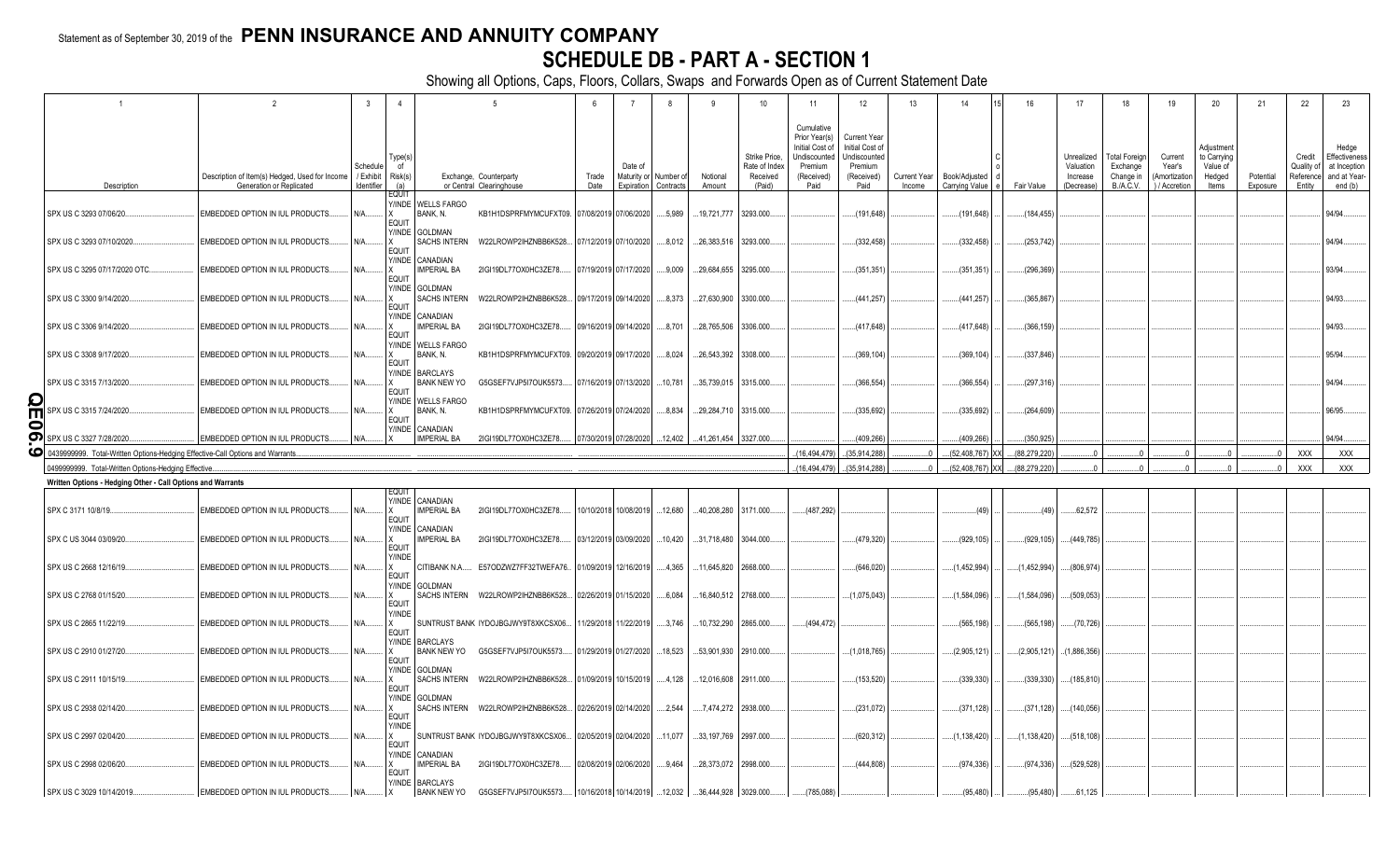Statement as of September 30, 2019 of the **PENN INSURANCE AND ANNUITY COMPANY**

# SCHEDULE DB - PART A - SECTION 1

Showing all Options, Caps, Floors, Collars, Swaps and Forwards Open as of Current Statement Date

| 1 Description | 2 Description of Item(s) Hedged, Used for Income Generation or Replicated | 3 Schedule / Exhibit Identifier | 4 Type(s) of Risk(s) (a) | 5 Exchange, Counterparty or Central Clearinghouse | | 6 Trade Date | 7 Date of Maturity or Expiration | 8 Number of Contracts | 9 Notional Amount | 10 Strike Price, Rate of Index Received (Paid) | 11 Cumulative Prior Year(s) Initial Cost of Undiscounted Premium (Received) Paid | 12 Current Year Initial Cost of Undiscounted Premium (Received) Paid | 13 Current Year Income | 14 Book/Adjusted Carrying Value | 15 Code | 16 Fair Value | 17 Unrealized Valuation Increase (Decrease) | 18 Total Foreign Exchange Change in B./A.C.V. | 19 Current Year's (Amortization) / Accretion | 20 Adjustment to Carrying Value of Hedged Items | 21 Potential Exposure | 22 Credit Quality of Reference Entity | 23 Hedge Effectiveness at Inception and at Year-end (b) |
|---|---|---|---|---|---|---|---|---|---|---|---|---|---|---|---|---|---|---|---|---|---|---|---|
| SPX US C 3293 07/06/20 | EMBEDDED OPTION IN IUL PRODUCTS | N/A | EQUITY/INDEX | WELLS FARGO BANK, N. | KB1H1DSPRFMYMCUFXT09 | 07/08/2019 | 07/06/2020 | 5,989 | 19,721,777 | 3293.000 | | (191,648) | | (191,648) | | (184,455) | | | | | | | 94/94 |
| SPX US C 3293 07/10/2020 | EMBEDDED OPTION IN IUL PRODUCTS | N/A | EQUITY/INDEX | GOLDMAN SACHS INTERN | W22LROWP2IHZNBB6K528 | 07/12/2019 | 07/10/2020 | 8,012 | 26,383,516 | 3293.000 | | (332,458) | | (332,458) | | (253,742) | | | | | | | 94/94 |
| SPX US C 3295 07/17/2020 OTC | EMBEDDED OPTION IN IUL PRODUCTS | N/A | EQUITY/INDEX | CANADIAN IMPERIAL BA | 2IGI19DL77OX0HC3ZE78 | 07/19/2019 | 07/17/2020 | 9,009 | 29,684,655 | 3295.000 | | (351,351) | | (351,351) | | (296,369) | | | | | | | 93/94 |
| SPX US C 3300 9/14/2020 | EMBEDDED OPTION IN IUL PRODUCTS | N/A | EQUITY/INDEX | GOLDMAN SACHS INTERN | W22LROWP2IHZNBB6K528 | 09/17/2019 | 09/14/2020 | 8,373 | 27,630,900 | 3300.000 | | (441,257) | | (441,257) | | (365,867) | | | | | | | 94/93 |
| SPX US C 3306 9/14/2020 | EMBEDDED OPTION IN IUL PRODUCTS | N/A | EQUITY/INDEX | CANADIAN IMPERIAL BA | 2IGI19DL77OX0HC3ZE78 | 09/16/2019 | 09/14/2020 | 8,701 | 28,765,506 | 3306.000 | | (417,648) | | (417,648) | | (366,159) | | | | | | | 94/93 |
| SPX US C 3308 9/17/2020 | EMBEDDED OPTION IN IUL PRODUCTS | N/A | EQUITY/INDEX | WELLS FARGO BANK, N. | KB1H1DSPRFMYMCUFXT09 | 09/20/2019 | 09/17/2020 | 8,024 | 26,543,392 | 3308.000 | | (369,104) | | (369,104) | | (337,846) | | | | | | | 95/94 |
| SPX US C 3315 7/13/2020 | EMBEDDED OPTION IN IUL PRODUCTS | N/A | EQUITY/INDEX | BARCLAYS BANK NEW YO | G5GSEF7VJP5I7OUK5573 | 07/16/2019 | 07/13/2020 | 10,781 | 35,739,015 | 3315.000 | | (366,554) | | (366,554) | | (297,316) | | | | | | | 94/94 |
| SPX US C 3315 7/24/2020 | EMBEDDED OPTION IN IUL PRODUCTS | N/A | EQUITY/INDEX | WELLS FARGO BANK, N. | KB1H1DSPRFMYMCUFXT09 | 07/26/2019 | 07/24/2020 | 8,834 | 29,284,710 | 3315.000 | | (335,692) | | (335,692) | | (264,609) | | | | | | | 96/95 |
| SPX US C 3327 7/28/2020 | EMBEDDED OPTION IN IUL PRODUCTS | N/A | EQUITY/INDEX | CANADIAN IMPERIAL BA | 2IGI19DL77OX0HC3ZE78 | 07/30/2019 | 07/28/2020 | 12,402 | 41,261,454 | 3327.000 | | (409,266) | | (409,266) | | (350,925) | | | | | | | 94/94 |
| 0439999999. Total-Written Options-Hedging Effective-Call Options and Warrants | | | | | | | | | | | (16,494,479) | (35,914,288) | 0 | (52,408,767) | XX | (88,279,220) | 0 | 0 | 0 | 0 | 0 | XXX | XXX |
| 0499999999. Total-Written Options-Hedging Effective | | | | | | | | | | | (16,494,479) | (35,914,288) | 0 | (52,408,767) | XX | (88,279,220) | 0 | 0 | 0 | 0 | 0 | XXX | XXX |
| **Written Options - Hedging Other - Call Options and Warrants** | | | | | | | | | | | | | | | | | | | | | | | |
| SPX C 3171 10/8/19 | EMBEDDED OPTION IN IUL PRODUCTS | N/A | EQUITY/INDEX | CANADIAN IMPERIAL BA | 2IGI19DL77OX0HC3ZE78 | 10/10/2018 | 10/08/2019 | 12,680 | 40,208,280 | 3171.000 | (487,292) | | | (49) | | (49) | 62,572 | | | | | | |
| SPX C US 3044 03/09/20 | EMBEDDED OPTION IN IUL PRODUCTS | N/A | EQUITY/INDEX | CANADIAN IMPERIAL BA | 2IGI19DL77OX0HC3ZE78 | 03/12/2019 | 03/09/2020 | 10,420 | 31,718,480 | 3044.000 | | (479,320) | | (929,105) | | (929,105) | (449,785) | | | | | | |
| SPX US C 2668 12/16/19 | EMBEDDED OPTION IN IUL PRODUCTS | N/A | EQUITY/INDEX | CITIBANK N.A. | E57ODZWZ7FF32TWEFA76 | 01/09/2019 | 12/16/2019 | 4,365 | 11,645,820 | 2668.000 | | (646,020) | | (1,452,994) | | (1,452,994) | (806,974) | | | | | | |
| SPX US C 2768 01/15/20 | EMBEDDED OPTION IN IUL PRODUCTS | N/A | EQUITY/INDEX | GOLDMAN SACHS INTERN | W22LROWP2IHZNBB6K528 | 02/26/2019 | 01/15/2020 | 6,084 | 16,840,512 | 2768.000 | | (1,075,043) | | (1,584,096) | | (1,584,096) | (509,053) | | | | | | |
| SPX US C 2865 11/22/19 | EMBEDDED OPTION IN IUL PRODUCTS | N/A | EQUITY/INDEX | SUNTRUST BANK | IYDOJBGJWY9T8XKCSX06 | 11/29/2018 | 11/22/2019 | 3,746 | 10,732,290 | 2865.000 | (494,472) | | | (565,198) | | (565,198) | (70,726) | | | | | | |
| SPX US C 2910 01/27/20 | EMBEDDED OPTION IN IUL PRODUCTS | N/A | EQUITY/INDEX | BARCLAYS BANK NEW YO | G5GSEF7VJP5I7OUK5573 | 01/29/2019 | 01/27/2020 | 18,523 | 53,901,930 | 2910.000 | | (1,018,765) | | (2,905,121) | | (2,905,121) | (1,886,356) | | | | | | |
| SPX US C 2911 10/15/19 | EMBEDDED OPTION IN IUL PRODUCTS | N/A | EQUITY/INDEX | GOLDMAN SACHS INTERN | W22LROWP2IHZNBB6K528 | 01/09/2019 | 10/15/2019 | 4,128 | 12,016,608 | 2911.000 | | (153,520) | | (339,330) | | (339,330) | (185,810) | | | | | | |
| SPX US C 2938 02/14/20 | EMBEDDED OPTION IN IUL PRODUCTS | N/A | EQUITY/INDEX | GOLDMAN SACHS INTERN | W22LROWP2IHZNBB6K528 | 02/26/2019 | 02/14/2020 | 2,544 | 7,474,272 | 2938.000 | | (231,072) | | (371,128) | | (371,128) | (140,056) | | | | | | |
| SPX US C 2997 02/04/20 | EMBEDDED OPTION IN IUL PRODUCTS | N/A | EQUITY/INDEX | SUNTRUST BANK | IYDOJBGJWY9T8XKCSX06 | 02/05/2019 | 02/04/2020 | 11,077 | 33,197,769 | 2997.000 | | (620,312) | | (1,138,420) | | (1,138,420) | (518,108) | | | | | | |
| SPX US C 2998 02/06/20 | EMBEDDED OPTION IN IUL PRODUCTS | N/A | EQUITY/INDEX | CANADIAN IMPERIAL BA | 2IGI19DL77OX0HC3ZE78 | 02/08/2019 | 02/06/2020 | 9,464 | 28,373,072 | 2998.000 | | (444,808) | | (974,336) | | (974,336) | (529,528) | | | | | | |
| SPX US C 3029 10/14/2019 | EMBEDDED OPTION IN IUL PRODUCTS | N/A | EQUITY/INDEX | BARCLAYS BANK NEW YO | G5GSEF7VJP5I7OUK5573 | 10/16/2018 | 10/14/2019 | 12,032 | 36,444,928 | 3029.000 | (785,088) | | | (95,480) | | (95,480) | 61,125 | | | | | | |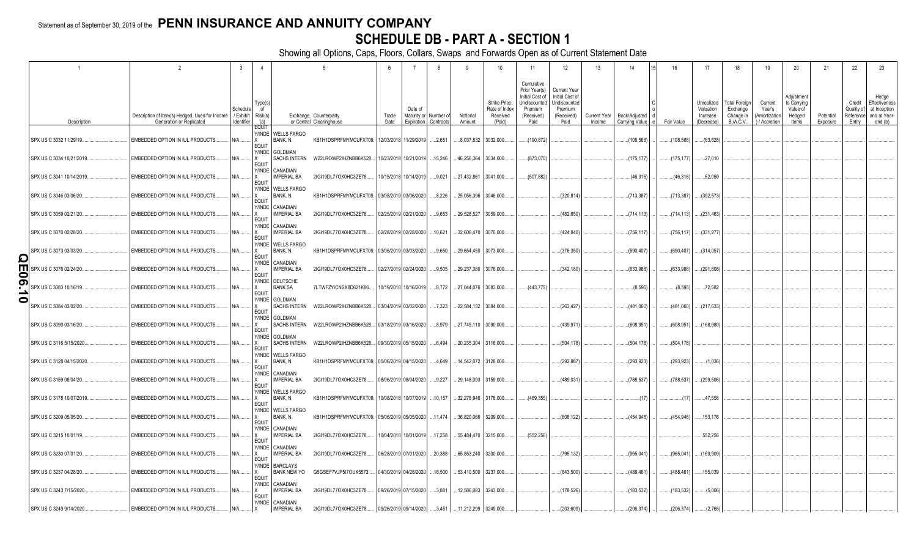Statement as of September 30, 2019 of the **PENN INSURANCE AND ANNUITY COMPANY**

# SCHEDULE DB - PART A - SECTION 1

Showing all Options, Caps, Floors, Collars, Swaps and Forwards Open as of Current Statement Date

| 1 Description | 2 Description of Item(s) Hedged, Used for Income Generation or Replicated | 3 Schedule / Exhibit Identifier | 4 Type(s) of Risk(s) (a) | 5 Exchange, Counterparty or Central Clearinghouse | | 6 Trade Date | 7 Date of Maturity or Expiration | 8 Number of Contracts | 9 Notional Amount | 10 Strike Price, Rate of Index Received (Paid) | 11 Cumulative Prior Year(s) Initial Cost of Undiscounted Premium (Received) Paid | 12 Current Year Initial Cost of Undiscounted Premium (Received) Paid | 13 Current Year Income | 14 Book/Adjusted Carrying Value | 15 Code | 16 Fair Value | 17 Unrealized Valuation Increase (Decrease) | 18 Total Foreign Exchange Change in B./A.C.V. | 19 Current Year's (Amortization) / Accretion | 20 Adjustment to Carrying Value of Hedged Items | 21 Potential Exposure | 22 Credit Quality of Reference Entity | 23 Hedge Effectiveness at Inception and at Year-end (b) |
|---|---|---|---|---|---|---|---|---|---|---|---|---|---|---|---|---|---|---|---|---|---|---|---|
| SPX US C 3032 11/29/19 | EMBEDDED OPTION IN IUL PRODUCTS | N/A | EQUITY/INDEX | WELLS FARGO BANK, N. | KB1H1DSPRFMYMCUFXT09 | 12/03/2018 | 11/29/2019 | 2,651 | 8,037,832 | 3032.000 | (190,872) | | | (108,568) | | (108,568) | (63,628) | | | | | | |
| SPX US C 3034 10/21/2019 | EMBEDDED OPTION IN IUL PRODUCTS | N/A | EQUITY/INDEX | GOLDMAN SACHS INTERN | W22LROWP2IHZNBB6K528 | 10/23/2018 | 10/21/2019 | 15,246 | 46,256,364 | 3034.000 | (873,070) | | | (175,177) | | (175,177) | 27,010 | | | | | | |
| SPX US C 3041 10/14/2019 | EMBEDDED OPTION IN IUL PRODUCTS | N/A | EQUITY/INDEX | CANADIAN IMPERIAL BA | 2IGI19DL77OX0HC3ZE78 | 10/15/2018 | 10/14/2019 | 9,021 | 27,432,861 | 3041.000 | (507,882) | | | (46,316) | | (46,316) | 62,059 | | | | | | |
| SPX US C 3046 03/06/20 | EMBEDDED OPTION IN IUL PRODUCTS | N/A | EQUITY/INDEX | WELLS FARGO BANK, N. | KB1H1DSPRFMYMCUFXT09 | 03/08/2019 | 03/06/2020 | 8,226 | 25,056,396 | 3046.000 | | (320,814) | | (713,387) | | (713,387) | (392,573) | | | | | | |
| SPX US C 3059 02/21/20 | EMBEDDED OPTION IN IUL PRODUCTS | N/A | EQUITY/INDEX | CANADIAN IMPERIAL BA | 2IGI19DL77OX0HC3ZE78 | 02/25/2019 | 02/21/2020 | 9,653 | 29,528,527 | 3059.000 | | (482,650) | | (714,113) | | (714,113) | (231,463) | | | | | | |
| SPX US C 3070 02/28/20 | EMBEDDED OPTION IN IUL PRODUCTS | N/A | EQUITY/INDEX | CANADIAN IMPERIAL BA | 2IGI19DL77OX0HC3ZE78 | 02/28/2019 | 02/28/2020 | 10,621 | 32,606,470 | 3070.000 | | (424,840) | | (756,117) | | (756,117) | (331,277) | | | | | | |
| SPX US C 3073 03/03/20 | EMBEDDED OPTION IN IUL PRODUCTS | N/A | EQUITY/INDEX | WELLS FARGO BANK, N. | KB1H1DSPRFMYMCUFXT09 | 03/05/2019 | 03/03/2020 | 9,650 | 29,654,450 | 3073.000 | | (376,350) | | (690,407) | | (690,407) | (314,057) | | | | | | |
| SPX US C 3076 02/24/20 | EMBEDDED OPTION IN IUL PRODUCTS | N/A | EQUITY/INDEX | CANADIAN IMPERIAL BA | 2IGI19DL77OX0HC3ZE78 | 02/27/2019 | 02/24/2020 | 9,505 | 29,237,380 | 3076.000 | | (342,180) | | (633,988) | | (633,988) | (291,808) | | | | | | |
| SPX US C 3083 10/16/19 | EMBEDDED OPTION IN IUL PRODUCTS | N/A | EQUITY/INDEX | DEUTSCHE BANK SA | 7LTWFZYICNSX8D621K86 | 10/19/2018 | 10/16/2019 | 8,772 | 27,044,076 | 3083.000 | (443,775) | | | (8,595) | | (8,595) | 72,582 | | | | | | |
| SPX US C 3084 03/02/20 | EMBEDDED OPTION IN IUL PRODUCTS | N/A | EQUITY/INDEX | GOLDMAN SACHS INTERN | W22LROWP2IHZNBB6K528 | 03/04/2019 | 03/02/2020 | 7,323 | 22,584,132 | 3084.000 | | (263,427) | | (481,060) | | (481,060) | (217,633) | | | | | | |
| SPX US C 3090 03/16/20 | EMBEDDED OPTION IN IUL PRODUCTS | N/A | EQUITY/INDEX | GOLDMAN SACHS INTERN | W22LROWP2IHZNBB6K528 | 03/18/2019 | 03/16/2020 | 8,979 | 27,745,110 | 3090.000 | | (439,971) | | (608,951) | | (608,951) | (168,980) | | | | | | |
| SPX US C 3116 5/15/2020 | EMBEDDED OPTION IN IUL PRODUCTS | N/A | EQUITY/INDEX | GOLDMAN SACHS INTERN | W22LROWP2IHZNBB6K528 | 09/30/2019 | 05/15/2020 | 6,494 | 20,235,304 | 3116.000 | | (504,178) | | (504,178) | | (504,178) | | | | | | | |
| SPX US C 3128 04/15/2020 | EMBEDDED OPTION IN IUL PRODUCTS | N/A | EQUITY/INDEX | WELLS FARGO BANK, N. | KB1H1DSPRFMYMCUFXT09 | 05/06/2019 | 04/15/2020 | 4,649 | 14,542,072 | 3128.000 | | (292,887) | | (293,923) | | (293,923) | (1,036) | | | | | | |
| SPX US C 3159 08/04/20 | EMBEDDED OPTION IN IUL PRODUCTS | N/A | EQUITY/INDEX | CANADIAN IMPERIAL BA | 2IGI19DL77OX0HC3ZE78 | 08/06/2019 | 08/04/2020 | 9,227 | 29,148,093 | 3159.000 | | (489,031) | | (788,537) | | (788,537) | (299,506) | | | | | | |
| SPX US C 3178 10/07/2019 | EMBEDDED OPTION IN IUL PRODUCTS | N/A | EQUITY/INDEX | WELLS FARGO BANK, N. | KB1H1DSPRFMYMCUFXT09 | 10/08/2018 | 10/07/2019 | 10,157 | 32,278,946 | 3178.000 | (469,355) | | | (17) | | (17) | 47,558 | | | | | | |
| SPX US C 3209 05/05/20 | EMBEDDED OPTION IN IUL PRODUCTS | N/A | EQUITY/INDEX | WELLS FARGO BANK, N. | KB1H1DSPRFMYMCUFXT09 | 05/06/2019 | 05/05/2020 | 11,474 | 36,820,066 | 3209.000 | | (608,122) | | (454,946) | | (454,946) | 153,176 | | | | | | |
| SPX US C 3215 10/01/19 | EMBEDDED OPTION IN IUL PRODUCTS | N/A | EQUITY/INDEX | CANADIAN IMPERIAL BA | 2IGI19DL77OX0HC3ZE78 | 10/04/2018 | 10/01/2019 | 17,258 | 55,484,470 | 3215.000 | (552,256) | | | | | | 552,256 | | | | | | |
| SPX US C 3230 07/01/20 | EMBEDDED OPTION IN IUL PRODUCTS | N/A | EQUITY/INDEX | CANADIAN IMPERIAL BA | 2IGI19DL77OX0HC3ZE78 | 06/28/2019 | 07/01/2020 | 20,388 | 65,853,240 | 3230.000 | | (795,132) | | (965,041) | | (965,041) | (169,909) | | | | | | |
| SPX US C 3237 04/28/20 | EMBEDDED OPTION IN IUL PRODUCTS | N/A | EQUITY/INDEX | BARCLAYS BANK NEW YO | G5GSEF7VJP5I7OUK5573 | 04/30/2019 | 04/28/2020 | 16,500 | 53,410,500 | 3237.000 | | (643,500) | | (488,461) | | (488,461) | 155,039 | | | | | | |
| SPX US C 3243 7/15/2020 | EMBEDDED OPTION IN IUL PRODUCTS | N/A | EQUITY/INDEX | CANADIAN IMPERIAL BA | 2IGI19DL77OX0HC3ZE78 | 09/26/2019 | 07/15/2020 | 3,881 | 12,586,083 | 3243.000 | | (178,526) | | (183,532) | | (183,532) | (5,006) | | | | | | |
| SPX US C 3249 9/14/2020 | EMBEDDED OPTION IN IUL PRODUCTS | N/A | EQUITY/INDEX | CANADIAN IMPERIAL BA | 2IGI19DL77OX0HC3ZE78 | 09/26/2019 | 09/14/2020 | 3,451 | 11,212,299 | 3249.000 | | (203,609) | | (206,374) | | (206,374) | (2,765) | | | | | | |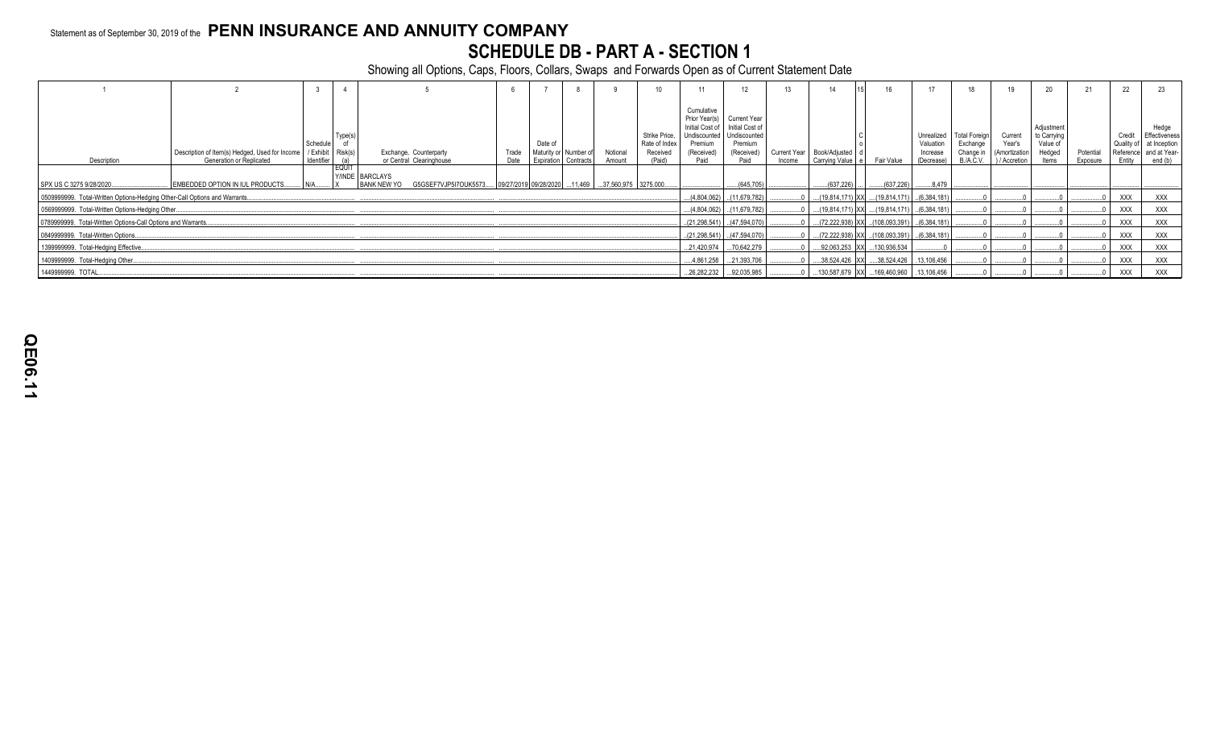Statement as of September 30, 2019 of the **PENN INSURANCE AND ANNUITY COMPANY**

# SCHEDULE DB - PART A - SECTION 1

Showing all Options, Caps, Floors, Collars, Swaps and Forwards Open as of Current Statement Date

| 1 | 2 | 3 | 4 | 5 | 6 | 7 | 8 | 9 | 10 | 11 | 12 | 13 | 14 | 15 | 16 | 17 | 18 | 19 | 20 | 21 | 22 | 23 |
|---|---|---|---|---|---|---|---|---|---|---|---|---|---|---|---|---|---|---|---|---|---|---|
| Description | Description of Item(s) Hedged, Used for Income Generation or Replicated | Schedule / Exhibit Identifier | Type(s) of Risk(s) (a) | Exchange, Counterparty or Central Clearinghouse | Trade Date | Date of Maturity or Expiration | Number of Contracts | Notional Amount | Strike Price, Rate of Index Received (Paid) | Cumulative Prior Year(s) Initial Cost of Undiscounted Premium (Received) Paid | Current Year Initial Cost of Undiscounted Premium (Received) Paid | Current Year Income | Book/Adjusted Carrying Value | Code | Fair Value | Unrealized Valuation Increase (Decrease) | Total Foreign Exchange Change in B./A.C.V. | Current Year's (Amortization) / Accretion | Adjustment to Carrying Value of Hedged Items | Potential Exposure | Credit Quality of Reference Entity | Hedge Effectiveness at Inception and at Year-end (b) |
| SPX US C 3275 9/28/2020 | EMBEDDED OPTION IN IUL PRODUCTS | N/A | EQUITY/INDEX | BARCLAYS BANK NEW YO G5GSEF7VJP5I7OUK5573 | 09/27/2019 | 09/28/2020 | 11,469 | 37,560,975 | 3275.000 | | (645,705) | | (637,226) | | (637,226) | 8,479 | | | | | | |
| 0509999999. Total-Written Options-Hedging Other-Call Options and Warrants | | | | | | | | | | (4,804,062) | (11,679,782) | 0 | (19,814,171) | XX | (19,814,171) | (6,384,181) | 0 | 0 | 0 | 0 | XXX | XXX |
| 0569999999. Total-Written Options-Hedging Other | | | | | | | | | | (4,804,062) | (11,679,782) | 0 | (19,814,171) | XX | (19,814,171) | (6,384,181) | 0 | 0 | 0 | 0 | XXX | XXX |
| 0789999999. Total-Written Options-Call Options and Warrants | | | | | | | | | | (21,298,541) | (47,594,070) | 0 | (72,222,938) | XX | (108,093,391) | (6,384,181) | 0 | 0 | 0 | 0 | XXX | XXX |
| 0849999999. Total-Written Options | | | | | | | | | | (21,298,541) | (47,594,070) | 0 | (72,222,938) | XX | (108,093,391) | (6,384,181) | 0 | 0 | 0 | 0 | XXX | XXX |
| 1399999999. Total-Hedging Effective | | | | | | | | | | 21,420,974 | 70,642,279 | 0 | 92,063,253 | XX | 130,936,534 | 0 | 0 | 0 | 0 | 0 | XXX | XXX |
| 1409999999. Total-Hedging Other | | | | | | | | | | 4,861,258 | 21,393,706 | 0 | 38,524,426 | XX | 38,524,426 | 13,106,456 | 0 | 0 | 0 | 0 | XXX | XXX |
| 1449999999. TOTAL | | | | | | | | | | 26,282,232 | 92,035,985 | 0 | 130,587,679 | XX | 169,460,960 | 13,106,456 | 0 | 0 | 0 | 0 | XXX | XXX |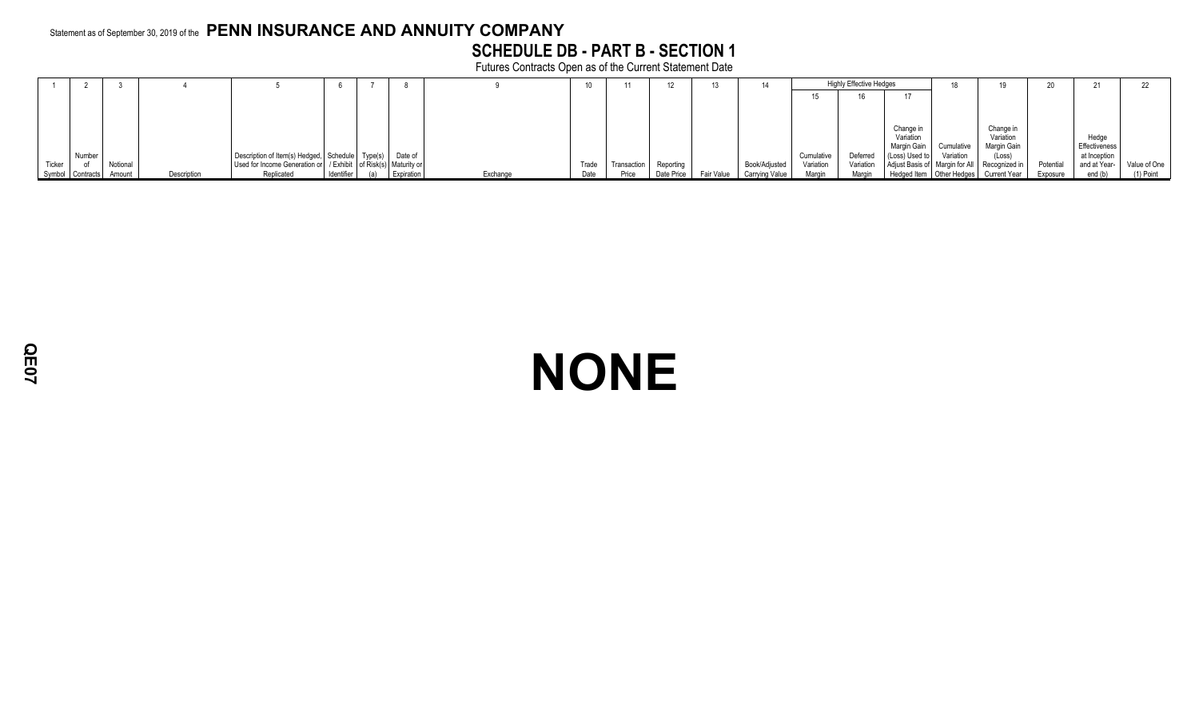Statement as of September 30, 2019 of the **PENN INSURANCE AND ANNUITY COMPANY**

## SCHEDULE DB - PART B - SECTION 1

Futures Contracts Open as of the Current Statement Date

| 1 | 2 | 3 | 4 | 5 | 6 | 7 | 8 | 9 | 10 | 11 | 12 | 13 | 14 | Highly Effective Hedges | | | 18 | 19 | 20 | 21 | 22 |
|---|---|---|---|---|---|---|---|---|---|---|---|---|---|---|---|---|---|---|---|---|---|
| | | | | | | | | | | | | | | 15 | 16 | 17 | | | | | |
| Ticker Symbol | Number of Contracts | Notional Amount | Description | Description of Item(s) Hedged, Used for Income Generation or Replicated | Schedule / Exhibit Identifier | Type(s) of Risk(s) (a) | Date of Maturity or Expiration | Exchange | Trade Date | Transaction Price | Reporting Date Price | Fair Value | Book/Adjusted Carrying Value | Cumulative Variation Margin | Deferred Variation Margin | Change in Variation Margin Gain (Loss) Used to Adjust Basis of Hedged Item | Cumulative Variation Margin for All Other Hedges | Change in Variation Margin Gain (Loss) Recognized in Current Year | Potential Exposure | Hedge Effectiveness at Inception and at Year-end (b) | Value of One (1) Point |

# NONE

QE07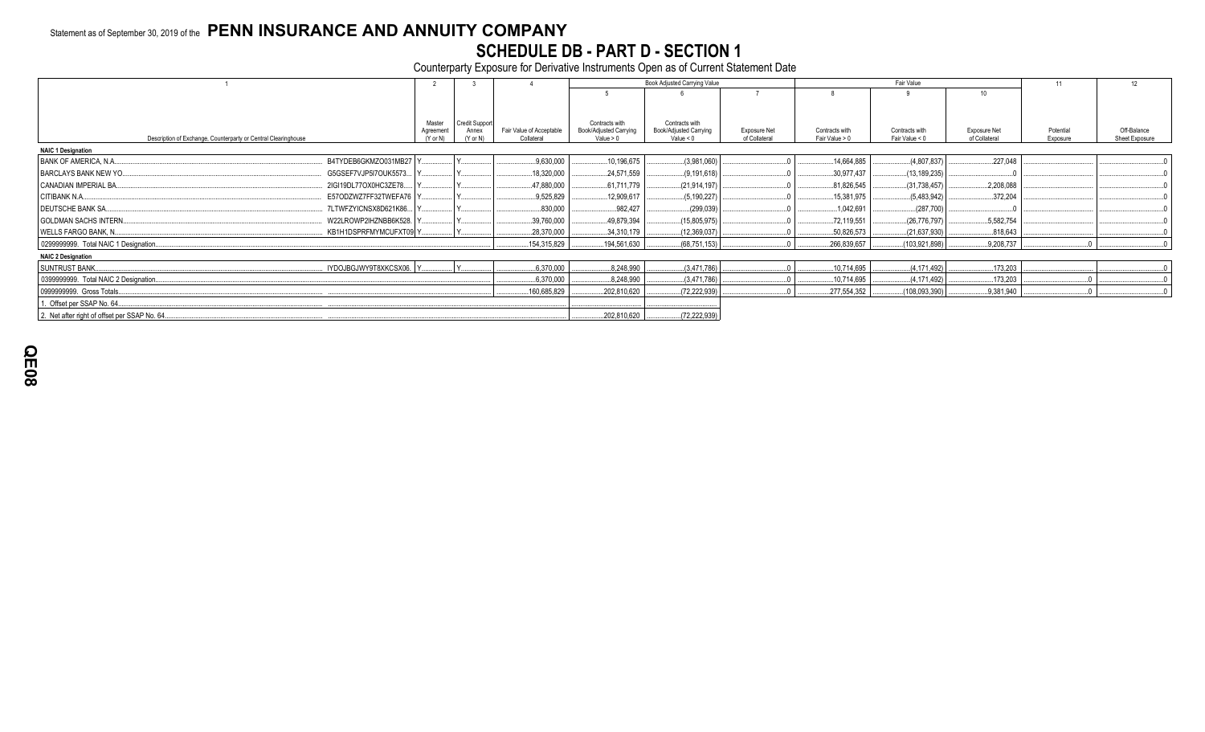Statement as of September 30, 2019 of the **PENN INSURANCE AND ANNUITY COMPANY**

# SCHEDULE DB - PART D - SECTION 1

Counterparty Exposure for Derivative Instruments Open as of Current Statement Date

| 1 | | 2 | 3 | 4 | Book Adjusted Carrying Value | | | Fair Value | | | 11 | 12 |
|---|---|---|---|---|---|---|---|---|---|---|---|---|
| | | | | | 5 | 6 | 7 | 8 | 9 | 10 | | |
| Description of Exchange, Counterparty or Central Clearinghouse | | Master Agreement (Y or N) | Credit Support Annex (Y or N) | Fair Value of Acceptable Collateral | Contracts with Book/Adjusted Carrying Value > 0 | Contracts with Book/Adjusted Carrying Value < 0 | Exposure Net of Collateral | Contracts with Fair Value > 0 | Contracts with Fair Value < 0 | Exposure Net of Collateral | Potential Exposure | Off-Balance Sheet Exposure |
| **NAIC 1 Designation** | | | | | | | | | | | | |
| BANK OF AMERICA, N.A. | B4TYDEB6GKMZO031MB27 | Y | Y | 9,630,000 | 10,196,675 | (3,981,060) | 0 | 14,664,885 | (4,807,837) | 227,048 | | 0 |
| BARCLAYS BANK NEW YO | G5GSEF7VJP5I7OUK5573 | Y | Y | 18,320,000 | 24,571,559 | (9,191,618) | 0 | 30,977,437 | (13,189,235) | 0 | | 0 |
| CANADIAN IMPERIAL BA | 2IGI19DL77OX0HC3ZE78 | Y | Y | 47,880,000 | 61,711,779 | (21,914,197) | 0 | 81,826,545 | (31,738,457) | 2,208,088 | | 0 |
| CITIBANK N.A. | E57ODZWZ7FF32TWEFA76 | Y | Y | 9,525,829 | 12,909,617 | (5,190,227) | 0 | 15,381,975 | (5,483,942) | 372,204 | | 0 |
| DEUTSCHE BANK SA | 7LTWFZYICNSX8D621K86 | Y | Y | 830,000 | 982,427 | (299,039) | 0 | 1,042,691 | (287,700) | 0 | | 0 |
| GOLDMAN SACHS INTERN | W22LROWP2IHZNBB6K528 | Y | Y | 39,760,000 | 49,879,394 | (15,805,975) | 0 | 72,119,551 | (26,776,797) | 5,582,754 | | 0 |
| WELLS FARGO BANK, N. | KB1H1DSPRFMYMCUFXT09 | Y | Y | 28,370,000 | 34,310,179 | (12,369,037) | 0 | 50,826,573 | (21,637,930) | 818,643 | | 0 |
| 0299999999. Total NAIC 1 Designation | | | | 154,315,829 | 194,561,630 | (68,751,153) | 0 | 266,839,657 | (103,921,898) | 9,208,737 | 0 | 0 |
| **NAIC 2 Designation** | | | | | | | | | | | | |
| SUNTRUST BANK | IYDOJBGJWY9T8XKCSX06 | Y | Y | 6,370,000 | 8,248,990 | (3,471,786) | 0 | 10,714,695 | (4,171,492) | 173,203 | | 0 |
| 0399999999. Total NAIC 2 Designation | | | | 6,370,000 | 8,248,990 | (3,471,786) | 0 | 10,714,695 | (4,171,492) | 173,203 | 0 | 0 |
| 0999999999. Gross Totals | | | | 160,685,829 | 202,810,620 | (72,222,939) | 0 | 277,554,352 | (108,093,390) | 9,381,940 | 0 | 0 |
| 1. Offset per SSAP No. 64 | | | | | | | | | | | | |
| 2. Net after right of offset per SSAP No. 64 | | | | | 202,810,620 | (72,222,939) | | | | | | |

QE08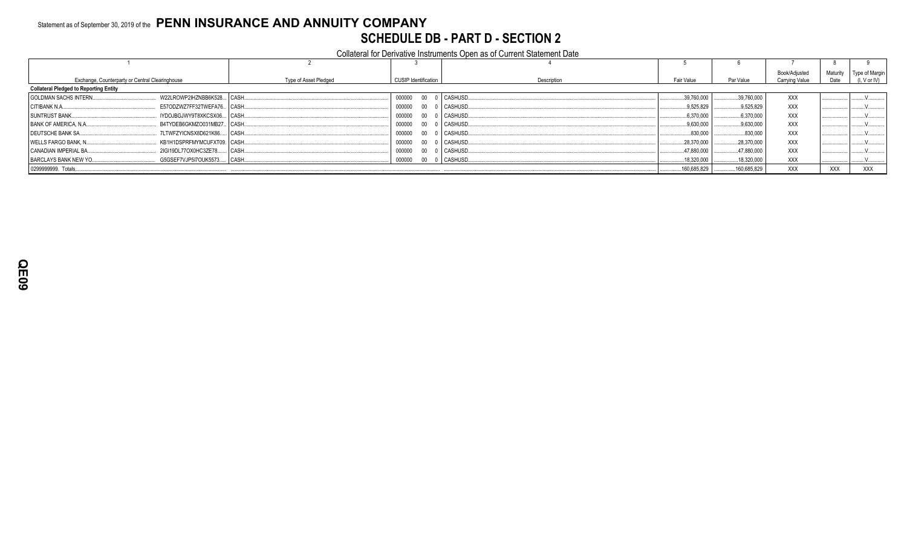Statement as of September 30, 2019 of the **PENN INSURANCE AND ANNUITY COMPANY**

# SCHEDULE DB - PART D - SECTION 2

Collateral for Derivative Instruments Open as of Current Statement Date

| 1 | | 2 | 3 | 4 | 5 | 6 | 7 | 8 | 9 |
|---|---|---|---|---|---|---|---|---|---|
| Exchange, Counterparty or Central Clearinghouse | | Type of Asset Pledged | CUSIP Identification | Description | Fair Value | Par Value | Book/Adjusted Carrying Value | Maturity Date | Type of Margin (I, V or IV) |
| **Collateral Pledged to Reporting Entity** | | | | | | | | | |
| GOLDMAN SACHS INTERN. | W22LROWP2IHZNBB6K528 | CASH | 000000 00 0 | CASHUSD | 39,760,000 | 39,760,000 | XXX | | V |
| CITIBANK N.A. | E57ODZWZ7FF32TWEFA76 | CASH | 000000 00 0 | CASHUSD | 9,525,829 | 9,525,829 | XXX | | V |
| SUNTRUST BANK | IYDOJBGJWY9T8XKCSX06 | CASH | 000000 00 0 | CASHUSD | 6,370,000 | 6,370,000 | XXX | | V |
| BANK OF AMERICA, N.A. | B4TYDEB6GKMZO031MB27 | CASH | 000000 00 0 | CASHUSD | 9,630,000 | 9,630,000 | XXX | | V |
| DEUTSCHE BANK SA | 7LTWFZYICNSX8D621K86 | CASH | 000000 00 0 | CASHUSD | 830,000 | 830,000 | XXX | | V |
| WELLS FARGO BANK, N. | KB1H1DSPRFMYMCUFXT09 | CASH | 000000 00 0 | CASHUSD | 28,370,000 | 28,370,000 | XXX | | V |
| CANADIAN IMPERIAL BA | 2IGI19DL77OX0HC3ZE78 | CASH | 000000 00 0 | CASHUSD | 47,880,000 | 47,880,000 | XXX | | V |
| BARCLAYS BANK NEW YO | G5GSEF7VJP5I7OUK5573 | CASH | 000000 00 0 | CASHUSD | 18,320,000 | 18,320,000 | XXX | | V |
| 0299999999. Totals | | | | | 160,685,829 | 160,685,829 | XXX | XXX | XXX |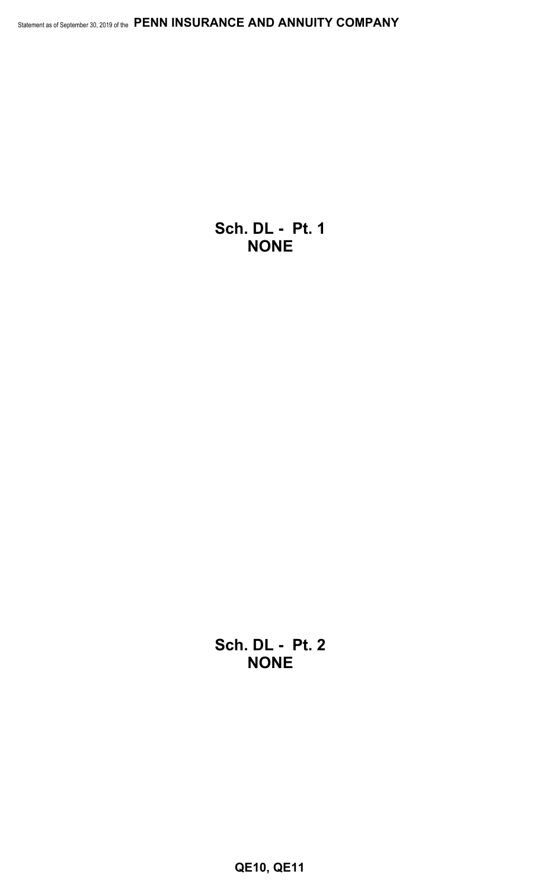## Sch. DL - Pt. 1
## NONE

## Sch. DL - Pt. 2
## NONE

**QE10, QE11**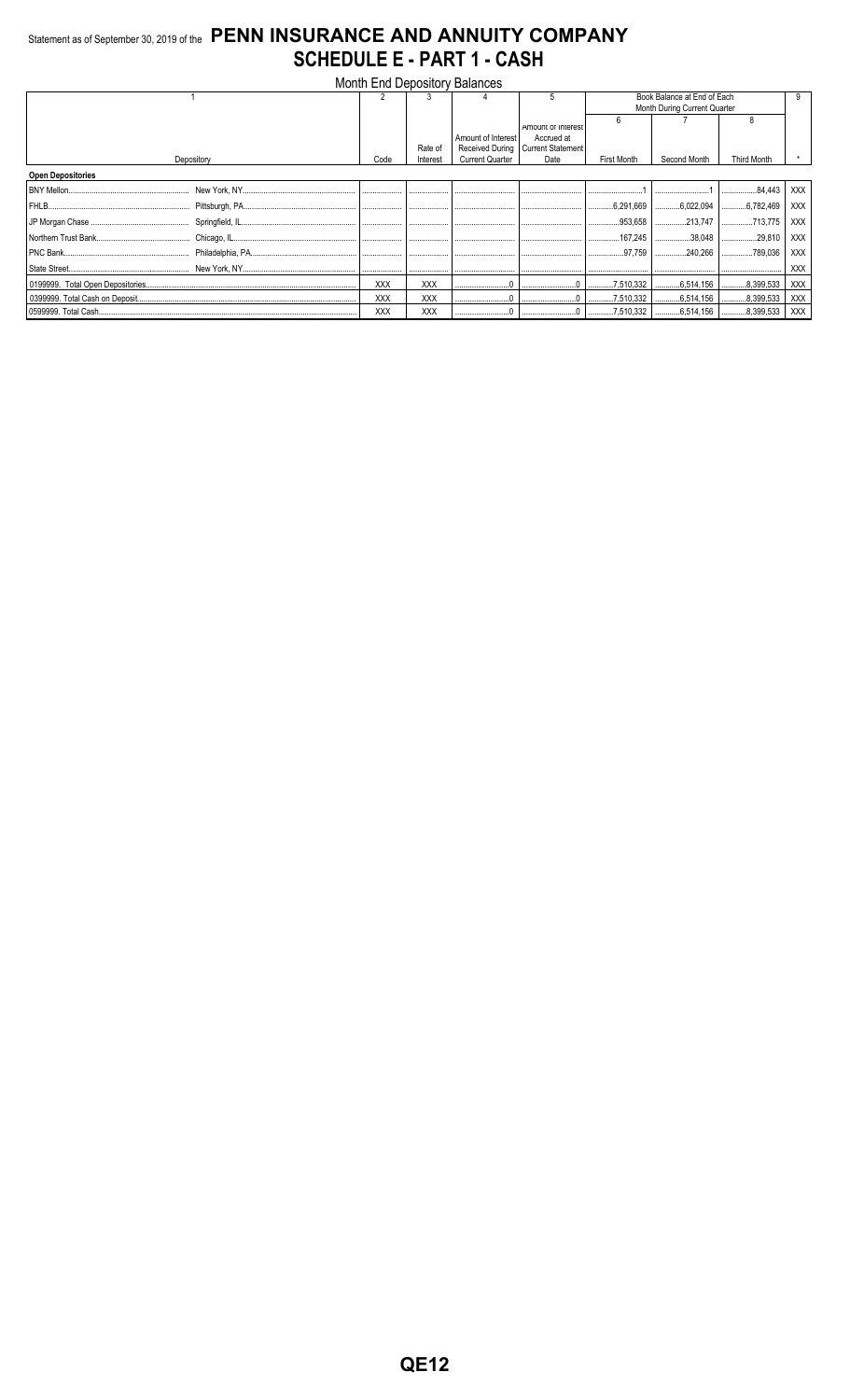Statement as of September 30, 2019 of the **PENN INSURANCE AND ANNUITY COMPANY**

# SCHEDULE E - PART 1 - CASH

Month End Depository Balances

| 1 | | 2 | 3 | 4 | 5 | Book Balance at End of Each Month During Current Quarter | | | 9 |
|---|---|---|---|---|---|---|---|---|---|
| | | | | | | 6 | 7 | 8 | |
| Depository | | Code | Rate of Interest | Amount of Interest Received During Current Quarter | Amount of Interest Accrued at Current Statement Date | First Month | Second Month | Third Month | * |
| **Open Depositories** | | | | | | | | | |
| BNY Mellon | New York, NY | | | | | 1 | 1 | 84,443 | XXX |
| FHLB | Pittsburgh, PA | | | | | 6,291,669 | 6,022,094 | 6,782,469 | XXX |
| JP Morgan Chase | Springfield, IL | | | | | 953,658 | 213,747 | 713,775 | XXX |
| Northern Trust Bank | Chicago, IL | | | | | 167,245 | 38,048 | 29,810 | XXX |
| PNC Bank | Philadelphia, PA | | | | | 97,759 | 240,266 | 789,036 | XXX |
| State Street | New York, NY | | | | | | | | XXX |
| 0199999. Total Open Depositories | | XXX | XXX | 0 | 0 | 7,510,332 | 6,514,156 | 8,399,533 | XXX |
| 0399999. Total Cash on Deposit | | XXX | XXX | 0 | 0 | 7,510,332 | 6,514,156 | 8,399,533 | XXX |
| 0599999. Total Cash | | XXX | XXX | 0 | 0 | 7,510,332 | 6,514,156 | 8,399,533 | XXX |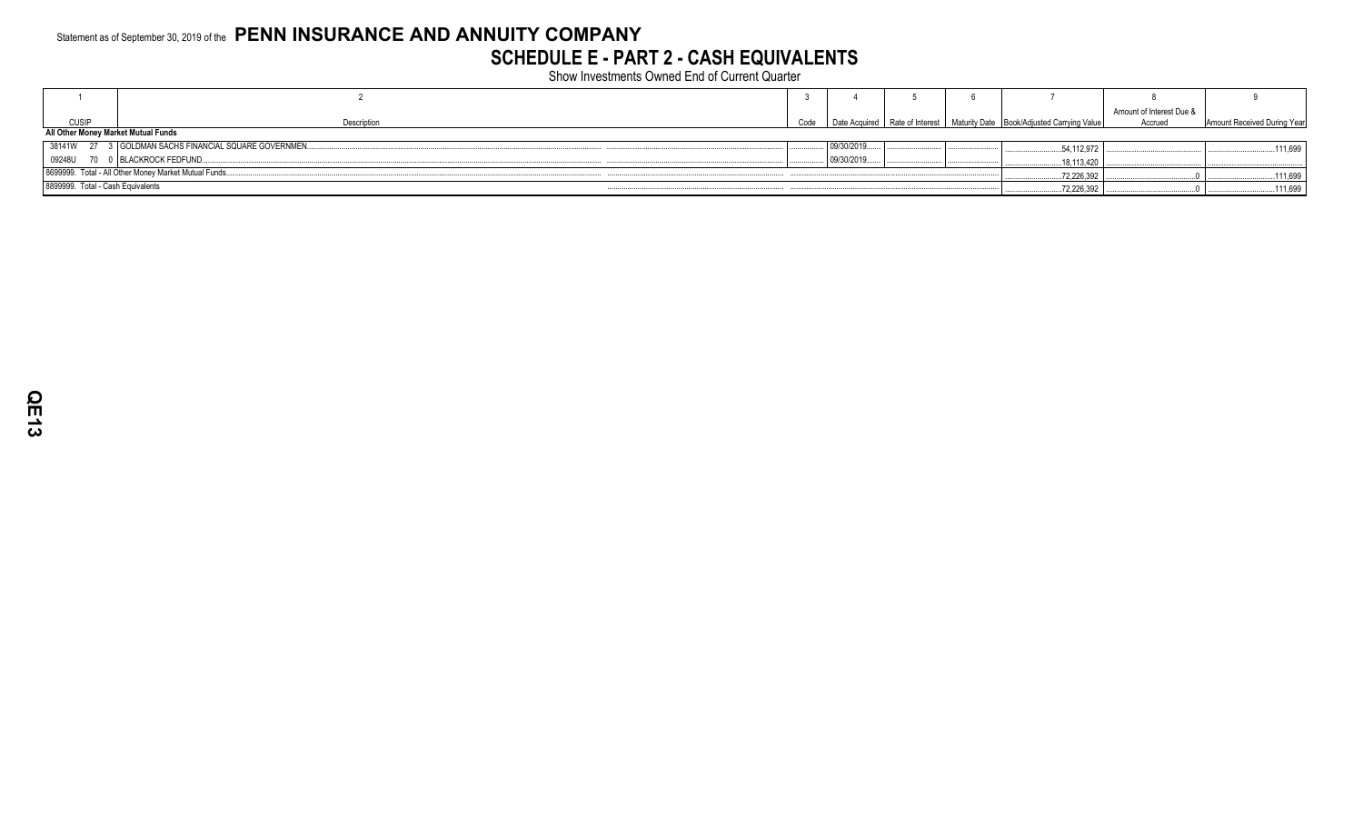Statement as of September 30, 2019 of the **PENN INSURANCE AND ANNUITY COMPANY**

# SCHEDULE E - PART 2 - CASH EQUIVALENTS

Show Investments Owned End of Current Quarter

| 1 | 2 | 3 | 4 | 5 | 6 | 7 | 8 | 9 |
|---|---|---|---|---|---|---|---|---|
| CUSIP | Description | Code | Date Acquired | Rate of Interest | Maturity Date | Book/Adjusted Carrying Value | Amount of Interest Due & Accrued | Amount Received During Year |
| **All Other Money Market Mutual Funds** | | | | | | | | |
| 38141W 27 3 | GOLDMAN SACHS FINANCIAL SQUARE GOVERNMEN | | 09/30/2019 | | | 54,112,972 | | 111,699 |
| 09248U 70 0 | BLACKROCK FEDFUND | | 09/30/2019 | | | 18,113,420 | | |
| 8699999. Total - All Other Money Market Mutual Funds | | | | | | 72,226,392 | 0 | 111,699 |
| 8899999. Total - Cash Equivalents | | | | | | 72,226,392 | 0 | 111,699 |